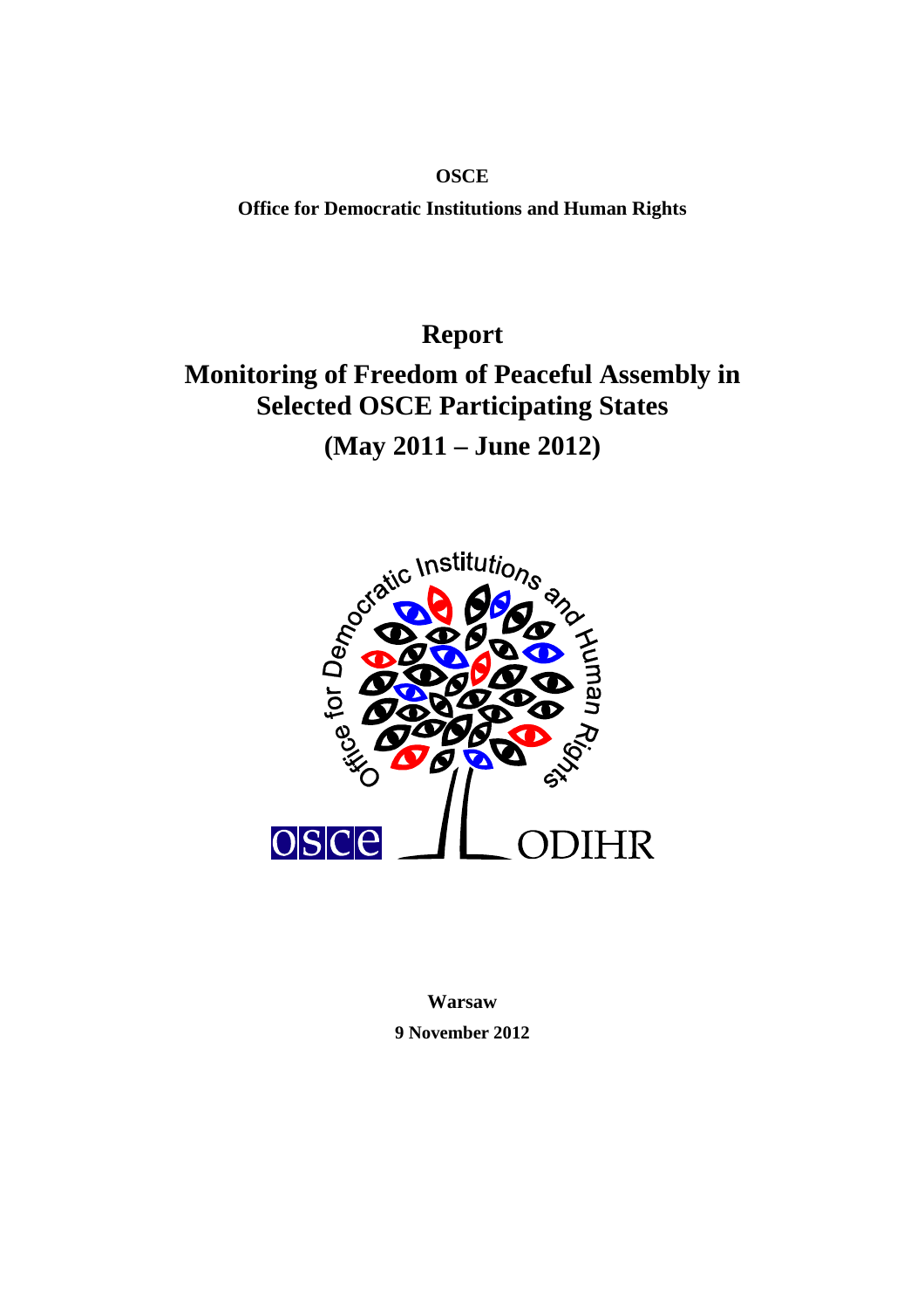**OSCE**

**Office for Democratic Institutions and Human Rights**

# Report

# Monitoring of Freedom of Peaceful Assembly in Selected OSCE Participating States

# (May 2011 – June 2012)

**Warsaw**

**9 November 2012**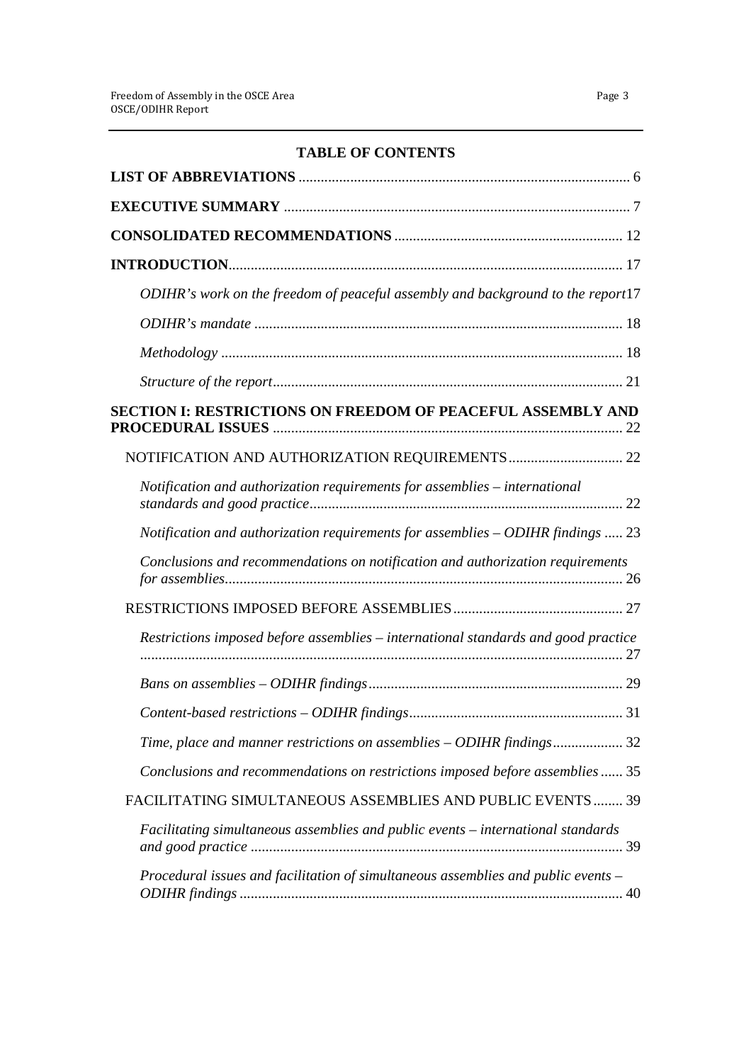**TABLE OF CONTENTS**

**LIST OF ABBREVIATIONS** ........................................................................................ 6

**EXECUTIVE SUMMARY** ............................................................................................ 7

**CONSOLIDATED RECOMMENDATIONS** ............................................................ 12

**INTRODUCTION**......................................................................................................... 17

*ODIHR's work on the freedom of peaceful assembly and background to the report*17

*ODIHR's mandate* .................................................................................................. 18

*Methodology* ........................................................................................................... 18

*Structure of the report*............................................................................................. 21

**SECTION I: RESTRICTIONS ON FREEDOM OF PEACEFUL ASSEMBLY AND PROCEDURAL ISSUES** ............................................................................................. 22

NOTIFICATION AND AUTHORIZATION REQUIREMENTS............................... 22

*Notification and authorization requirements for assemblies – international standards and good practice*.................................................................................... 22

*Notification and authorization requirements for assemblies – ODIHR findings* ..... 23

*Conclusions and recommendations on notification and authorization requirements for assemblies*........................................................................................................... 26

RESTRICTIONS IMPOSED BEFORE ASSEMBLIES.............................................. 27

*Restrictions imposed before assemblies – international standards and good practice* ................................................................................................................................. 27

*Bans on assemblies – ODIHR findings*.................................................................... 29

*Content-based restrictions – ODIHR findings*.......................................................... 31

*Time, place and manner restrictions on assemblies – ODIHR findings*.................. 32

*Conclusions and recommendations on restrictions imposed before assemblies* ...... 35

FACILITATING SIMULTANEOUS ASSEMBLIES AND PUBLIC EVENTS........ 39

*Facilitating simultaneous assemblies and public events – international standards and good practice* ................................................................................................... 39

*Procedural issues and facilitation of simultaneous assemblies and public events – ODIHR findings* ...................................................................................................... 40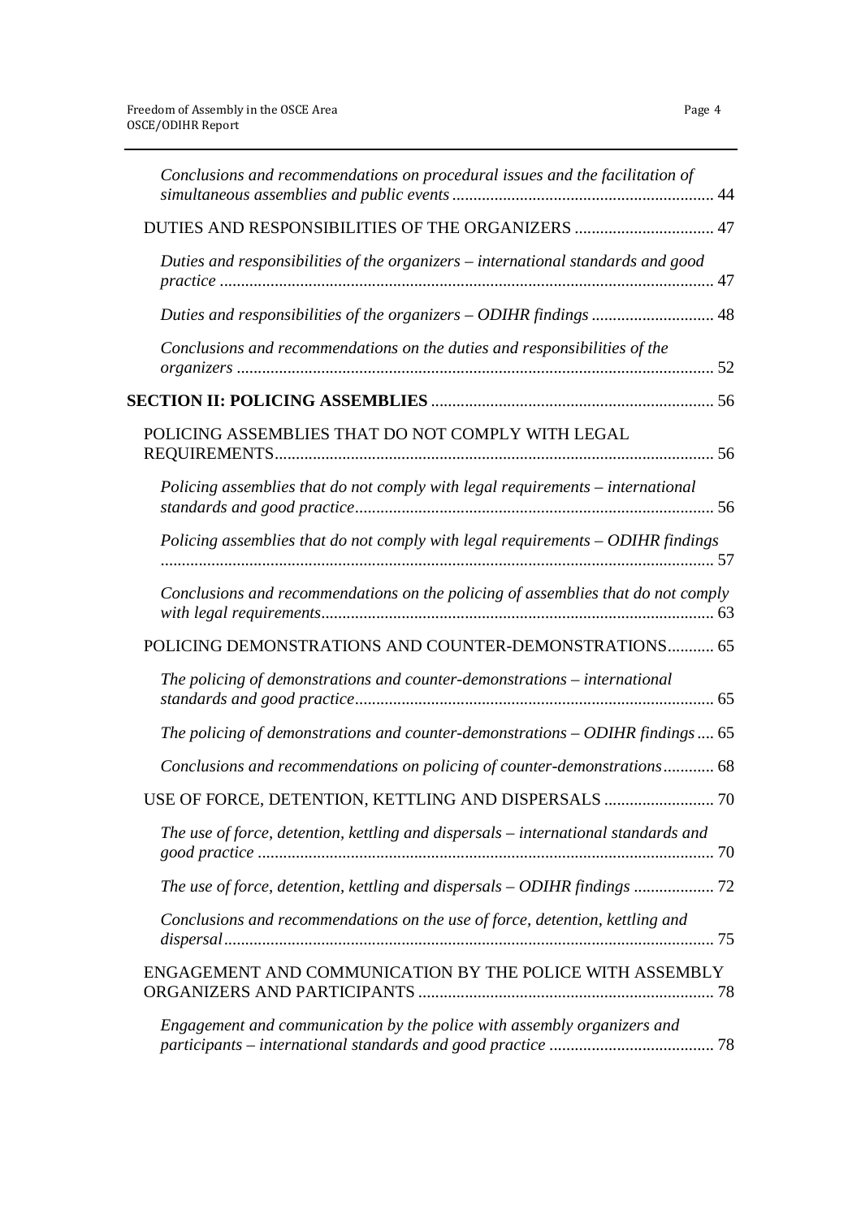*Conclusions and recommendations on procedural issues and the facilitation of simultaneous assemblies and public events* ............................................................. 44

DUTIES AND RESPONSIBILITIES OF THE ORGANIZERS ................................. 47

*Duties and responsibilities of the organizers – international standards and good practice* .................................................................................................................... 47

*Duties and responsibilities of the organizers – ODIHR findings* ............................. 48

*Conclusions and recommendations on the duties and responsibilities of the organizers* ................................................................................................................ 52

**SECTION II: POLICING ASSEMBLIES** .................................................................. 56

POLICING ASSEMBLIES THAT DO NOT COMPLY WITH LEGAL REQUIREMENTS........................................................................................................ 56

*Policing assemblies that do not comply with legal requirements – international standards and good practice*..................................................................................... 56

*Policing assemblies that do not comply with legal requirements – ODIHR findings* .................................................................................................................................. 57

*Conclusions and recommendations on the policing of assemblies that do not comply with legal requirements*............................................................................................ 63

POLICING DEMONSTRATIONS AND COUNTER-DEMONSTRATIONS........... 65

*The policing of demonstrations and counter-demonstrations – international standards and good practice*..................................................................................... 65

*The policing of demonstrations and counter-demonstrations – ODIHR findings* .... 65

*Conclusions and recommendations on policing of counter-demonstrations*............ 68

USE OF FORCE, DETENTION, KETTLING AND DISPERSALS .......................... 70

*The use of force, detention, kettling and dispersals – international standards and good practice* ........................................................................................................... 70

*The use of force, detention, kettling and dispersals – ODIHR findings* ................... 72

*Conclusions and recommendations on the use of force, detention, kettling and dispersal*................................................................................................................... 75

ENGAGEMENT AND COMMUNICATION BY THE POLICE WITH ASSEMBLY ORGANIZERS AND PARTICIPANTS ..................................................................... 78

*Engagement and communication by the police with assembly organizers and participants – international standards and good practice* ....................................... 78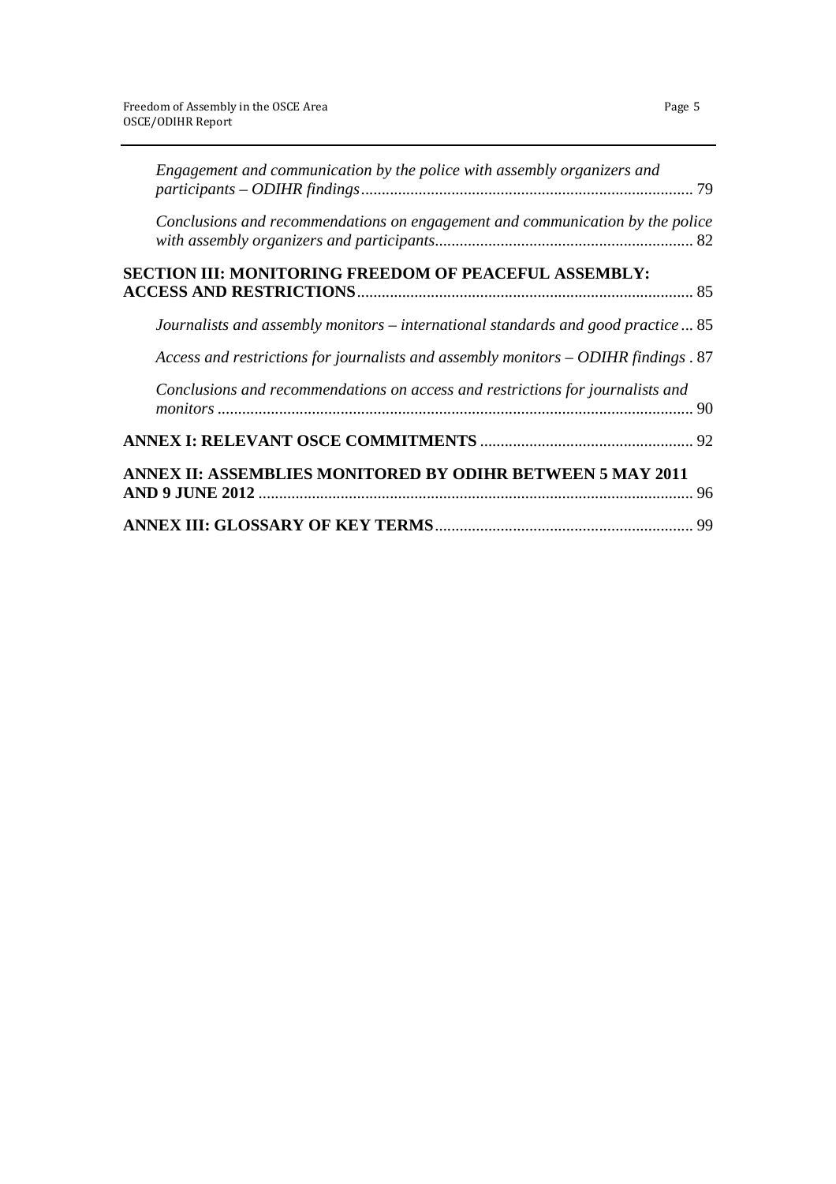*Engagement and communication by the police with assembly organizers and participants – ODIHR findings* ................................................................................ 79

*Conclusions and recommendations on engagement and communication by the police with assembly organizers and participants* .............................................................. 82

**SECTION III: MONITORING FREEDOM OF PEACEFUL ASSEMBLY: ACCESS AND RESTRICTIONS** ................................................................................. 85

*Journalists and assembly monitors – international standards and good practice* ... 85

*Access and restrictions for journalists and assembly monitors – ODIHR findings* . 87

*Conclusions and recommendations on access and restrictions for journalists and monitors* .................................................................................................................. 90

**ANNEX I: RELEVANT OSCE COMMITMENTS** .................................................... 92

**ANNEX II: ASSEMBLIES MONITORED BY ODIHR BETWEEN 5 MAY 2011 AND 9 JUNE 2012** ......................................................................................................... 96

**ANNEX III: GLOSSARY OF KEY TERMS** ............................................................... 99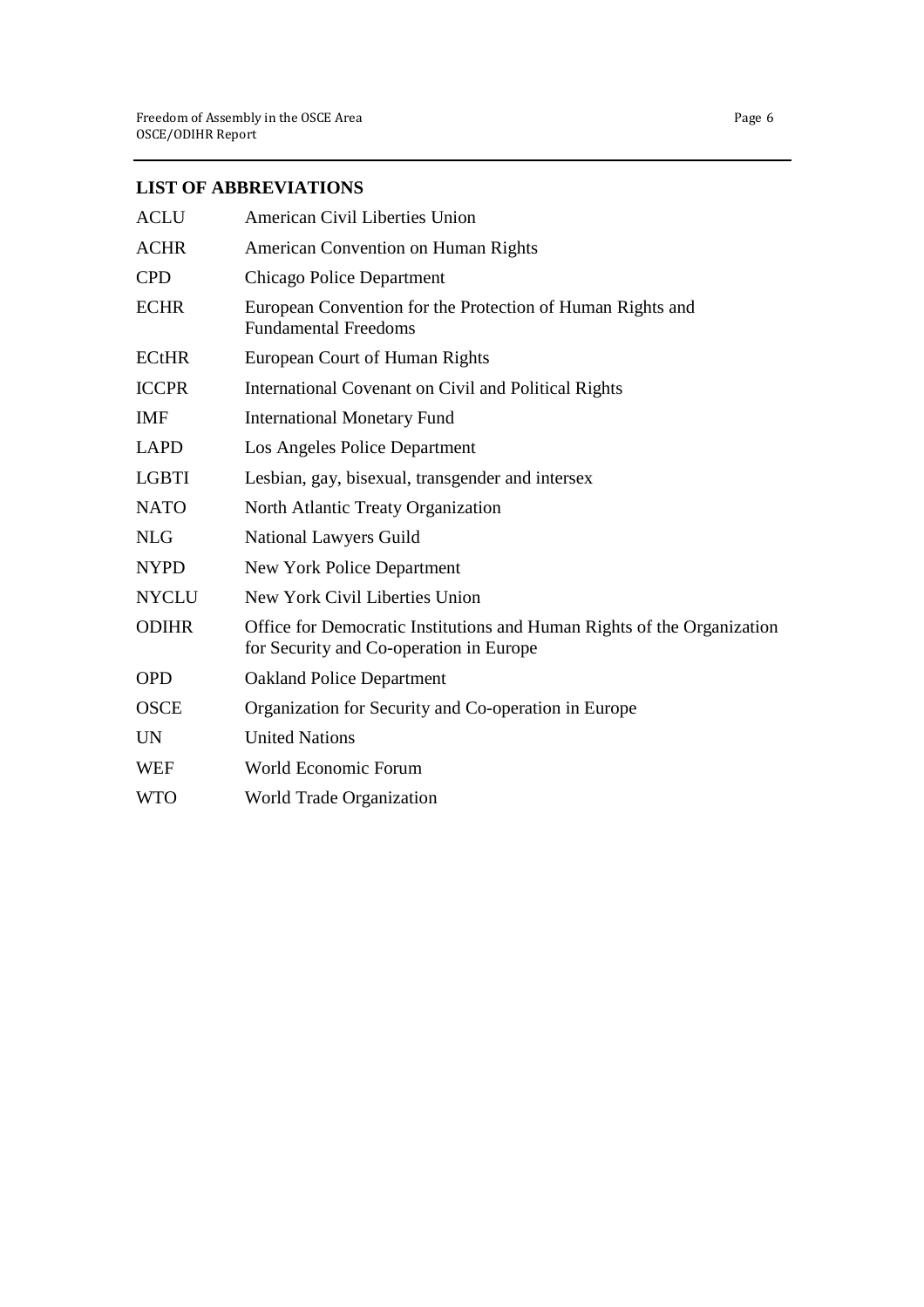## LIST OF ABBREVIATIONS

| | |
|---|---|
| ACLU | American Civil Liberties Union |
| ACHR | American Convention on Human Rights |
| CPD | Chicago Police Department |
| ECHR | European Convention for the Protection of Human Rights and Fundamental Freedoms |
| ECtHR | European Court of Human Rights |
| ICCPR | International Covenant on Civil and Political Rights |
| IMF | International Monetary Fund |
| LAPD | Los Angeles Police Department |
| LGBTI | Lesbian, gay, bisexual, transgender and intersex |
| NATO | North Atlantic Treaty Organization |
| NLG | National Lawyers Guild |
| NYPD | New York Police Department |
| NYCLU | New York Civil Liberties Union |
| ODIHR | Office for Democratic Institutions and Human Rights of the Organization for Security and Co-operation in Europe |
| OPD | Oakland Police Department |
| OSCE | Organization for Security and Co-operation in Europe |
| UN | United Nations |
| WEF | World Economic Forum |
| WTO | World Trade Organization |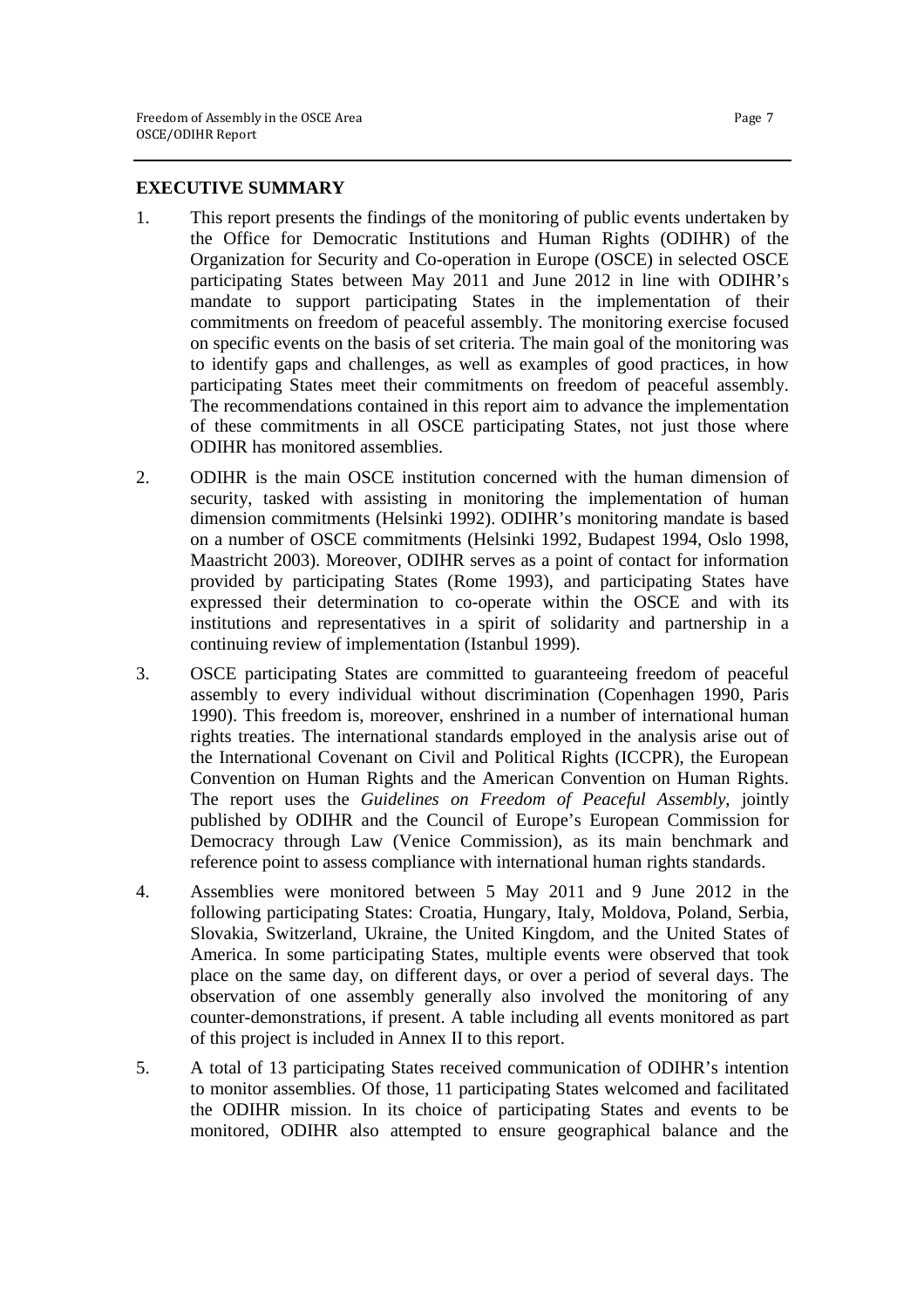## EXECUTIVE SUMMARY

1. This report presents the findings of the monitoring of public events undertaken by the Office for Democratic Institutions and Human Rights (ODIHR) of the Organization for Security and Co-operation in Europe (OSCE) in selected OSCE participating States between May 2011 and June 2012 in line with ODIHR's mandate to support participating States in the implementation of their commitments on freedom of peaceful assembly. The monitoring exercise focused on specific events on the basis of set criteria. The main goal of the monitoring was to identify gaps and challenges, as well as examples of good practices, in how participating States meet their commitments on freedom of peaceful assembly. The recommendations contained in this report aim to advance the implementation of these commitments in all OSCE participating States, not just those where ODIHR has monitored assemblies.

2. ODIHR is the main OSCE institution concerned with the human dimension of security, tasked with assisting in monitoring the implementation of human dimension commitments (Helsinki 1992). ODIHR's monitoring mandate is based on a number of OSCE commitments (Helsinki 1992, Budapest 1994, Oslo 1998, Maastricht 2003). Moreover, ODIHR serves as a point of contact for information provided by participating States (Rome 1993), and participating States have expressed their determination to co-operate within the OSCE and with its institutions and representatives in a spirit of solidarity and partnership in a continuing review of implementation (Istanbul 1999).

3. OSCE participating States are committed to guaranteeing freedom of peaceful assembly to every individual without discrimination (Copenhagen 1990, Paris 1990). This freedom is, moreover, enshrined in a number of international human rights treaties. The international standards employed in the analysis arise out of the International Covenant on Civil and Political Rights (ICCPR), the European Convention on Human Rights and the American Convention on Human Rights. The report uses the *Guidelines on Freedom of Peaceful Assembly*, jointly published by ODIHR and the Council of Europe's European Commission for Democracy through Law (Venice Commission), as its main benchmark and reference point to assess compliance with international human rights standards.

4. Assemblies were monitored between 5 May 2011 and 9 June 2012 in the following participating States: Croatia, Hungary, Italy, Moldova, Poland, Serbia, Slovakia, Switzerland, Ukraine, the United Kingdom, and the United States of America. In some participating States, multiple events were observed that took place on the same day, on different days, or over a period of several days. The observation of one assembly generally also involved the monitoring of any counter-demonstrations, if present. A table including all events monitored as part of this project is included in Annex II to this report.

5. A total of 13 participating States received communication of ODIHR's intention to monitor assemblies. Of those, 11 participating States welcomed and facilitated the ODIHR mission. In its choice of participating States and events to be monitored, ODIHR also attempted to ensure geographical balance and the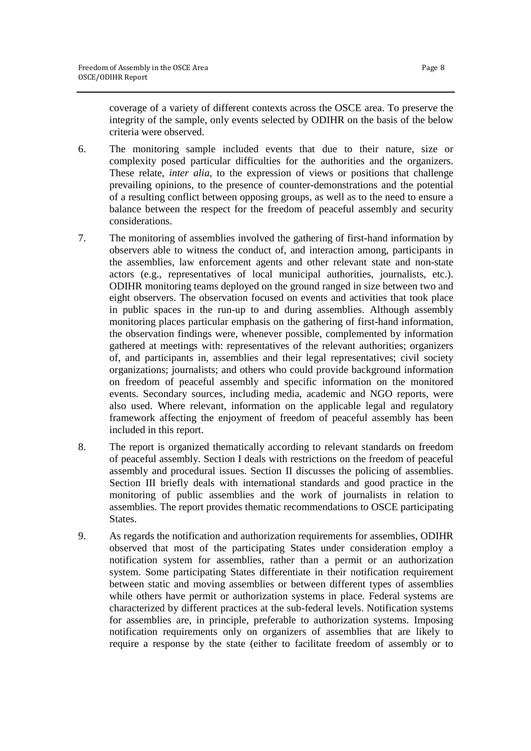coverage of a variety of different contexts across the OSCE area. To preserve the integrity of the sample, only events selected by ODIHR on the basis of the below criteria were observed.

6. The monitoring sample included events that due to their nature, size or complexity posed particular difficulties for the authorities and the organizers. These relate, *inter alia*, to the expression of views or positions that challenge prevailing opinions, to the presence of counter-demonstrations and the potential of a resulting conflict between opposing groups, as well as to the need to ensure a balance between the respect for the freedom of peaceful assembly and security considerations.

7. The monitoring of assemblies involved the gathering of first-hand information by observers able to witness the conduct of, and interaction among, participants in the assemblies, law enforcement agents and other relevant state and non-state actors (e.g., representatives of local municipal authorities, journalists, etc.). ODIHR monitoring teams deployed on the ground ranged in size between two and eight observers. The observation focused on events and activities that took place in public spaces in the run-up to and during assemblies. Although assembly monitoring places particular emphasis on the gathering of first-hand information, the observation findings were, whenever possible, complemented by information gathered at meetings with: representatives of the relevant authorities; organizers of, and participants in, assemblies and their legal representatives; civil society organizations; journalists; and others who could provide background information on freedom of peaceful assembly and specific information on the monitored events. Secondary sources, including media, academic and NGO reports, were also used. Where relevant, information on the applicable legal and regulatory framework affecting the enjoyment of freedom of peaceful assembly has been included in this report.

8. The report is organized thematically according to relevant standards on freedom of peaceful assembly. Section I deals with restrictions on the freedom of peaceful assembly and procedural issues. Section II discusses the policing of assemblies. Section III briefly deals with international standards and good practice in the monitoring of public assemblies and the work of journalists in relation to assemblies. The report provides thematic recommendations to OSCE participating States.

9. As regards the notification and authorization requirements for assemblies, ODIHR observed that most of the participating States under consideration employ a notification system for assemblies, rather than a permit or an authorization system. Some participating States differentiate in their notification requirement between static and moving assemblies or between different types of assemblies while others have permit or authorization systems in place. Federal systems are characterized by different practices at the sub-federal levels. Notification systems for assemblies are, in principle, preferable to authorization systems. Imposing notification requirements only on organizers of assemblies that are likely to require a response by the state (either to facilitate freedom of assembly or to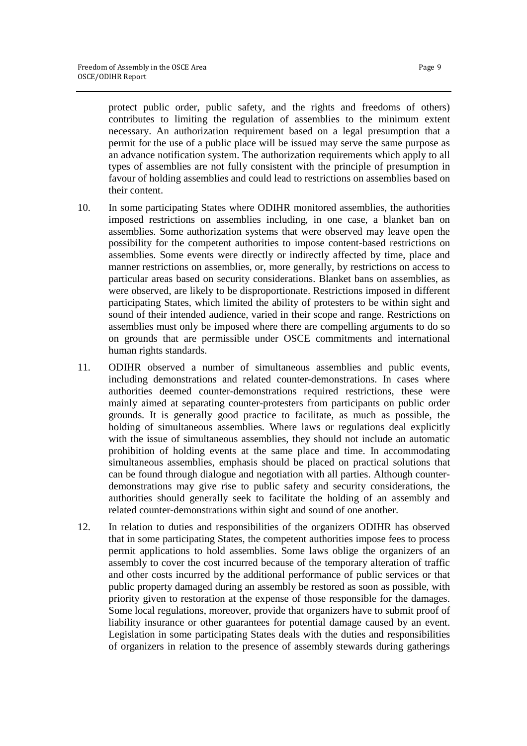protect public order, public safety, and the rights and freedoms of others) contributes to limiting the regulation of assemblies to the minimum extent necessary. An authorization requirement based on a legal presumption that a permit for the use of a public place will be issued may serve the same purpose as an advance notification system. The authorization requirements which apply to all types of assemblies are not fully consistent with the principle of presumption in favour of holding assemblies and could lead to restrictions on assemblies based on their content.

10. In some participating States where ODIHR monitored assemblies, the authorities imposed restrictions on assemblies including, in one case, a blanket ban on assemblies. Some authorization systems that were observed may leave open the possibility for the competent authorities to impose content-based restrictions on assemblies. Some events were directly or indirectly affected by time, place and manner restrictions on assemblies, or, more generally, by restrictions on access to particular areas based on security considerations. Blanket bans on assemblies, as were observed, are likely to be disproportionate. Restrictions imposed in different participating States, which limited the ability of protesters to be within sight and sound of their intended audience, varied in their scope and range. Restrictions on assemblies must only be imposed where there are compelling arguments to do so on grounds that are permissible under OSCE commitments and international human rights standards.

11. ODIHR observed a number of simultaneous assemblies and public events, including demonstrations and related counter-demonstrations. In cases where authorities deemed counter-demonstrations required restrictions, these were mainly aimed at separating counter-protesters from participants on public order grounds. It is generally good practice to facilitate, as much as possible, the holding of simultaneous assemblies. Where laws or regulations deal explicitly with the issue of simultaneous assemblies, they should not include an automatic prohibition of holding events at the same place and time. In accommodating simultaneous assemblies, emphasis should be placed on practical solutions that can be found through dialogue and negotiation with all parties. Although counter-demonstrations may give rise to public safety and security considerations, the authorities should generally seek to facilitate the holding of an assembly and related counter-demonstrations within sight and sound of one another.

12. In relation to duties and responsibilities of the organizers ODIHR has observed that in some participating States, the competent authorities impose fees to process permit applications to hold assemblies. Some laws oblige the organizers of an assembly to cover the cost incurred because of the temporary alteration of traffic and other costs incurred by the additional performance of public services or that public property damaged during an assembly be restored as soon as possible, with priority given to restoration at the expense of those responsible for the damages. Some local regulations, moreover, provide that organizers have to submit proof of liability insurance or other guarantees for potential damage caused by an event. Legislation in some participating States deals with the duties and responsibilities of organizers in relation to the presence of assembly stewards during gatherings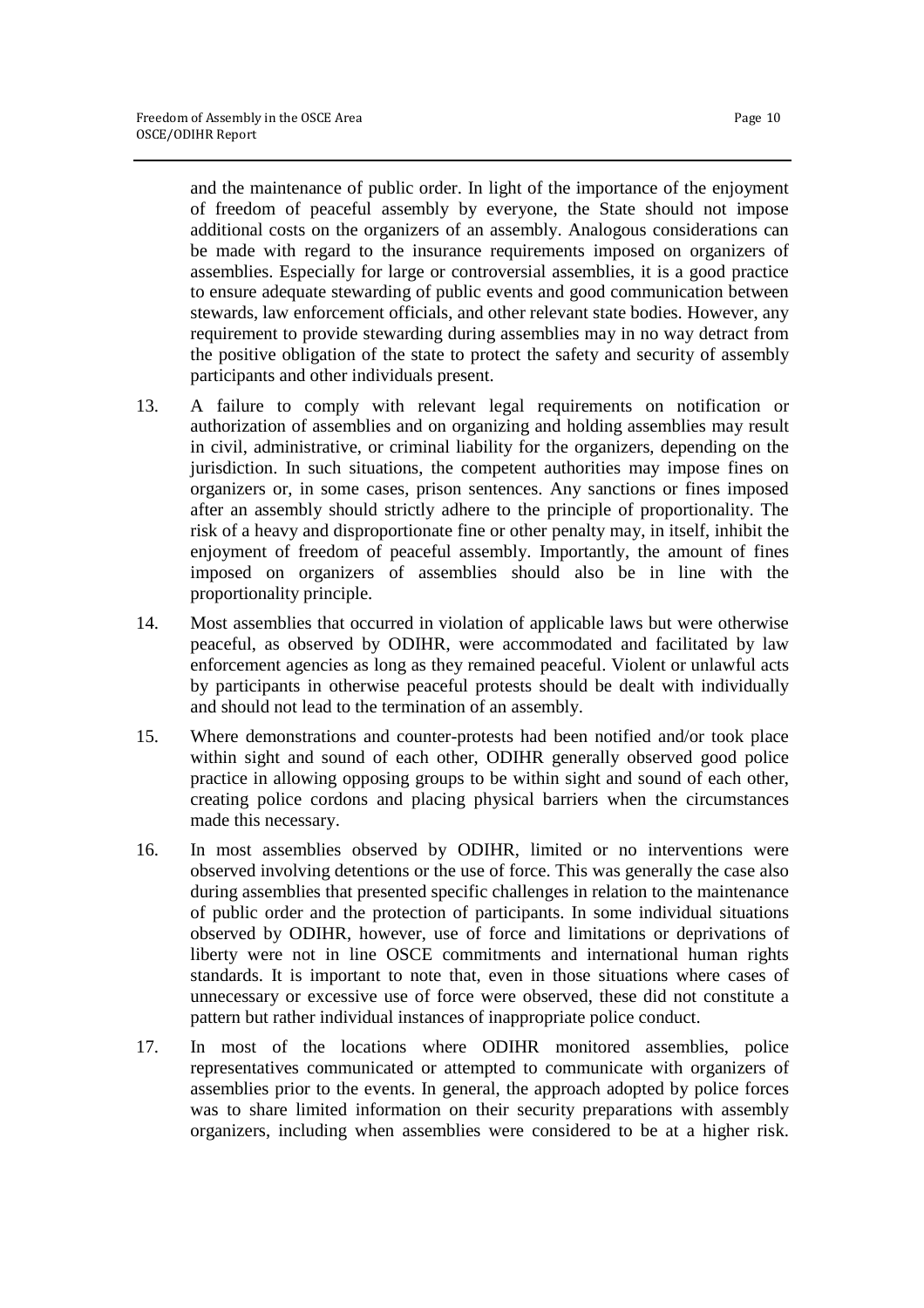and the maintenance of public order. In light of the importance of the enjoyment of freedom of peaceful assembly by everyone, the State should not impose additional costs on the organizers of an assembly. Analogous considerations can be made with regard to the insurance requirements imposed on organizers of assemblies. Especially for large or controversial assemblies, it is a good practice to ensure adequate stewarding of public events and good communication between stewards, law enforcement officials, and other relevant state bodies. However, any requirement to provide stewarding during assemblies may in no way detract from the positive obligation of the state to protect the safety and security of assembly participants and other individuals present.

13. A failure to comply with relevant legal requirements on notification or authorization of assemblies and on organizing and holding assemblies may result in civil, administrative, or criminal liability for the organizers, depending on the jurisdiction. In such situations, the competent authorities may impose fines on organizers or, in some cases, prison sentences. Any sanctions or fines imposed after an assembly should strictly adhere to the principle of proportionality. The risk of a heavy and disproportionate fine or other penalty may, in itself, inhibit the enjoyment of freedom of peaceful assembly. Importantly, the amount of fines imposed on organizers of assemblies should also be in line with the proportionality principle.

14. Most assemblies that occurred in violation of applicable laws but were otherwise peaceful, as observed by ODIHR, were accommodated and facilitated by law enforcement agencies as long as they remained peaceful. Violent or unlawful acts by participants in otherwise peaceful protests should be dealt with individually and should not lead to the termination of an assembly.

15. Where demonstrations and counter-protests had been notified and/or took place within sight and sound of each other, ODIHR generally observed good police practice in allowing opposing groups to be within sight and sound of each other, creating police cordons and placing physical barriers when the circumstances made this necessary.

16. In most assemblies observed by ODIHR, limited or no interventions were observed involving detentions or the use of force. This was generally the case also during assemblies that presented specific challenges in relation to the maintenance of public order and the protection of participants. In some individual situations observed by ODIHR, however, use of force and limitations or deprivations of liberty were not in line OSCE commitments and international human rights standards. It is important to note that, even in those situations where cases of unnecessary or excessive use of force were observed, these did not constitute a pattern but rather individual instances of inappropriate police conduct.

17. In most of the locations where ODIHR monitored assemblies, police representatives communicated or attempted to communicate with organizers of assemblies prior to the events. In general, the approach adopted by police forces was to share limited information on their security preparations with assembly organizers, including when assemblies were considered to be at a higher risk.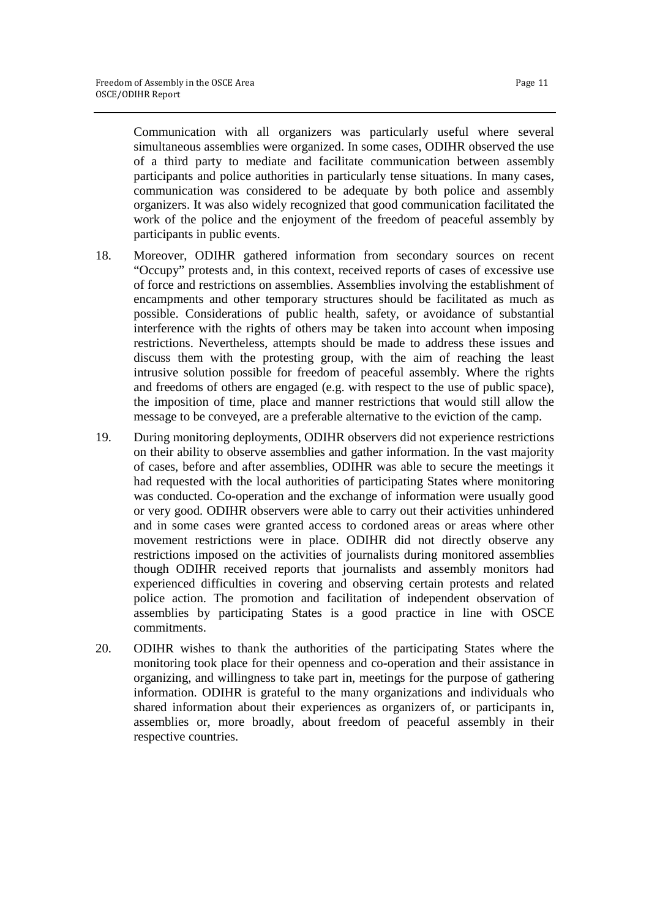Communication with all organizers was particularly useful where several simultaneous assemblies were organized. In some cases, ODIHR observed the use of a third party to mediate and facilitate communication between assembly participants and police authorities in particularly tense situations. In many cases, communication was considered to be adequate by both police and assembly organizers. It was also widely recognized that good communication facilitated the work of the police and the enjoyment of the freedom of peaceful assembly by participants in public events.

18. Moreover, ODIHR gathered information from secondary sources on recent "Occupy" protests and, in this context, received reports of cases of excessive use of force and restrictions on assemblies. Assemblies involving the establishment of encampments and other temporary structures should be facilitated as much as possible. Considerations of public health, safety, or avoidance of substantial interference with the rights of others may be taken into account when imposing restrictions. Nevertheless, attempts should be made to address these issues and discuss them with the protesting group, with the aim of reaching the least intrusive solution possible for freedom of peaceful assembly. Where the rights and freedoms of others are engaged (e.g. with respect to the use of public space), the imposition of time, place and manner restrictions that would still allow the message to be conveyed, are a preferable alternative to the eviction of the camp.

19. During monitoring deployments, ODIHR observers did not experience restrictions on their ability to observe assemblies and gather information. In the vast majority of cases, before and after assemblies, ODIHR was able to secure the meetings it had requested with the local authorities of participating States where monitoring was conducted. Co-operation and the exchange of information were usually good or very good. ODIHR observers were able to carry out their activities unhindered and in some cases were granted access to cordoned areas or areas where other movement restrictions were in place. ODIHR did not directly observe any restrictions imposed on the activities of journalists during monitored assemblies though ODIHR received reports that journalists and assembly monitors had experienced difficulties in covering and observing certain protests and related police action. The promotion and facilitation of independent observation of assemblies by participating States is a good practice in line with OSCE commitments.

20. ODIHR wishes to thank the authorities of the participating States where the monitoring took place for their openness and co-operation and their assistance in organizing, and willingness to take part in, meetings for the purpose of gathering information. ODIHR is grateful to the many organizations and individuals who shared information about their experiences as organizers of, or participants in, assemblies or, more broadly, about freedom of peaceful assembly in their respective countries.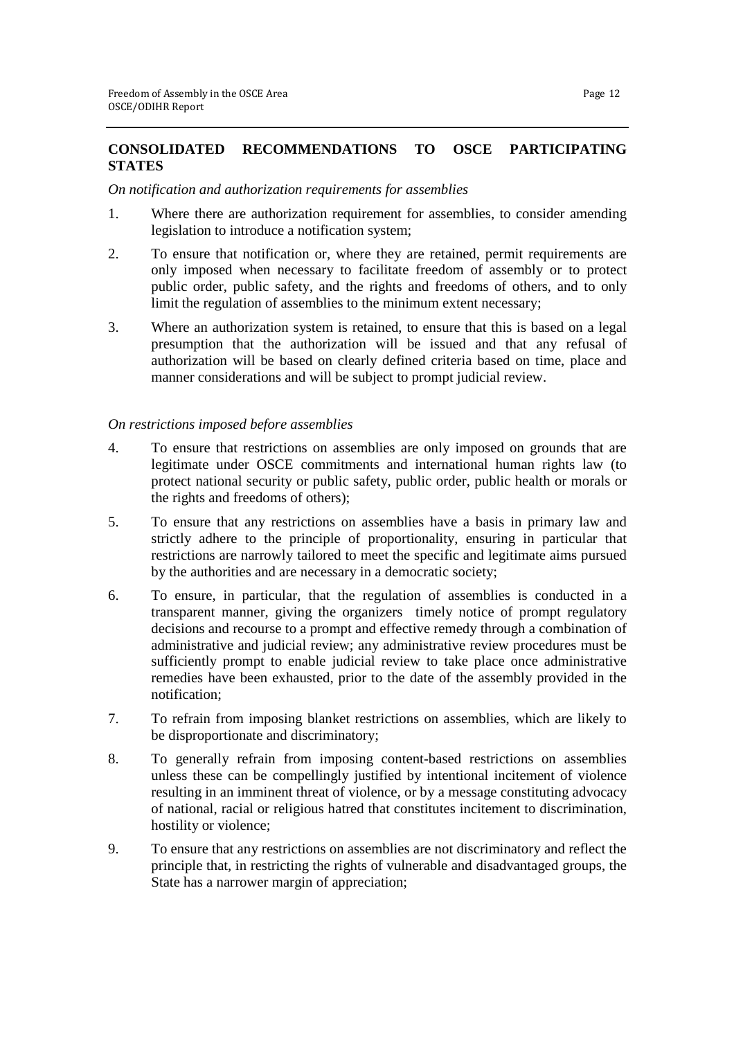## CONSOLIDATED RECOMMENDATIONS TO OSCE PARTICIPATING STATES

*On notification and authorization requirements for assemblies*

1. Where there are authorization requirement for assemblies, to consider amending legislation to introduce a notification system;
2. To ensure that notification or, where they are retained, permit requirements are only imposed when necessary to facilitate freedom of assembly or to protect public order, public safety, and the rights and freedoms of others, and to only limit the regulation of assemblies to the minimum extent necessary;
3. Where an authorization system is retained, to ensure that this is based on a legal presumption that the authorization will be issued and that any refusal of authorization will be based on clearly defined criteria based on time, place and manner considerations and will be subject to prompt judicial review.

*On restrictions imposed before assemblies*

4. To ensure that restrictions on assemblies are only imposed on grounds that are legitimate under OSCE commitments and international human rights law (to protect national security or public safety, public order, public health or morals or the rights and freedoms of others);
5. To ensure that any restrictions on assemblies have a basis in primary law and strictly adhere to the principle of proportionality, ensuring in particular that restrictions are narrowly tailored to meet the specific and legitimate aims pursued by the authorities and are necessary in a democratic society;
6. To ensure, in particular, that the regulation of assemblies is conducted in a transparent manner, giving the organizers timely notice of prompt regulatory decisions and recourse to a prompt and effective remedy through a combination of administrative and judicial review; any administrative review procedures must be sufficiently prompt to enable judicial review to take place once administrative remedies have been exhausted, prior to the date of the assembly provided in the notification;
7. To refrain from imposing blanket restrictions on assemblies, which are likely to be disproportionate and discriminatory;
8. To generally refrain from imposing content-based restrictions on assemblies unless these can be compellingly justified by intentional incitement of violence resulting in an imminent threat of violence, or by a message constituting advocacy of national, racial or religious hatred that constitutes incitement to discrimination, hostility or violence;
9. To ensure that any restrictions on assemblies are not discriminatory and reflect the principle that, in restricting the rights of vulnerable and disadvantaged groups, the State has a narrower margin of appreciation;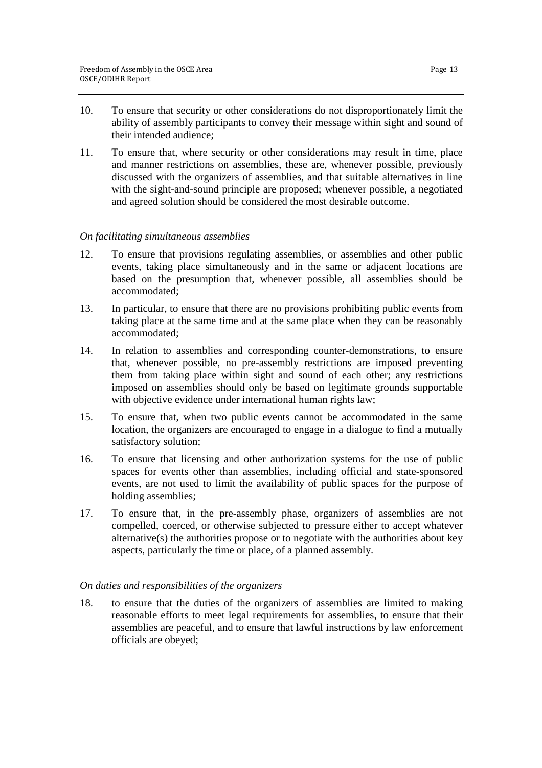10. To ensure that security or other considerations do not disproportionately limit the ability of assembly participants to convey their message within sight and sound of their intended audience;

11. To ensure that, where security or other considerations may result in time, place and manner restrictions on assemblies, these are, whenever possible, previously discussed with the organizers of assemblies, and that suitable alternatives in line with the sight-and-sound principle are proposed; whenever possible, a negotiated and agreed solution should be considered the most desirable outcome.

*On facilitating simultaneous assemblies*

12. To ensure that provisions regulating assemblies, or assemblies and other public events, taking place simultaneously and in the same or adjacent locations are based on the presumption that, whenever possible, all assemblies should be accommodated;

13. In particular, to ensure that there are no provisions prohibiting public events from taking place at the same time and at the same place when they can be reasonably accommodated;

14. In relation to assemblies and corresponding counter-demonstrations, to ensure that, whenever possible, no pre-assembly restrictions are imposed preventing them from taking place within sight and sound of each other; any restrictions imposed on assemblies should only be based on legitimate grounds supportable with objective evidence under international human rights law;

15. To ensure that, when two public events cannot be accommodated in the same location, the organizers are encouraged to engage in a dialogue to find a mutually satisfactory solution;

16. To ensure that licensing and other authorization systems for the use of public spaces for events other than assemblies, including official and state-sponsored events, are not used to limit the availability of public spaces for the purpose of holding assemblies;

17. To ensure that, in the pre-assembly phase, organizers of assemblies are not compelled, coerced, or otherwise subjected to pressure either to accept whatever alternative(s) the authorities propose or to negotiate with the authorities about key aspects, particularly the time or place, of a planned assembly.

*On duties and responsibilities of the organizers*

18. to ensure that the duties of the organizers of assemblies are limited to making reasonable efforts to meet legal requirements for assemblies, to ensure that their assemblies are peaceful, and to ensure that lawful instructions by law enforcement officials are obeyed;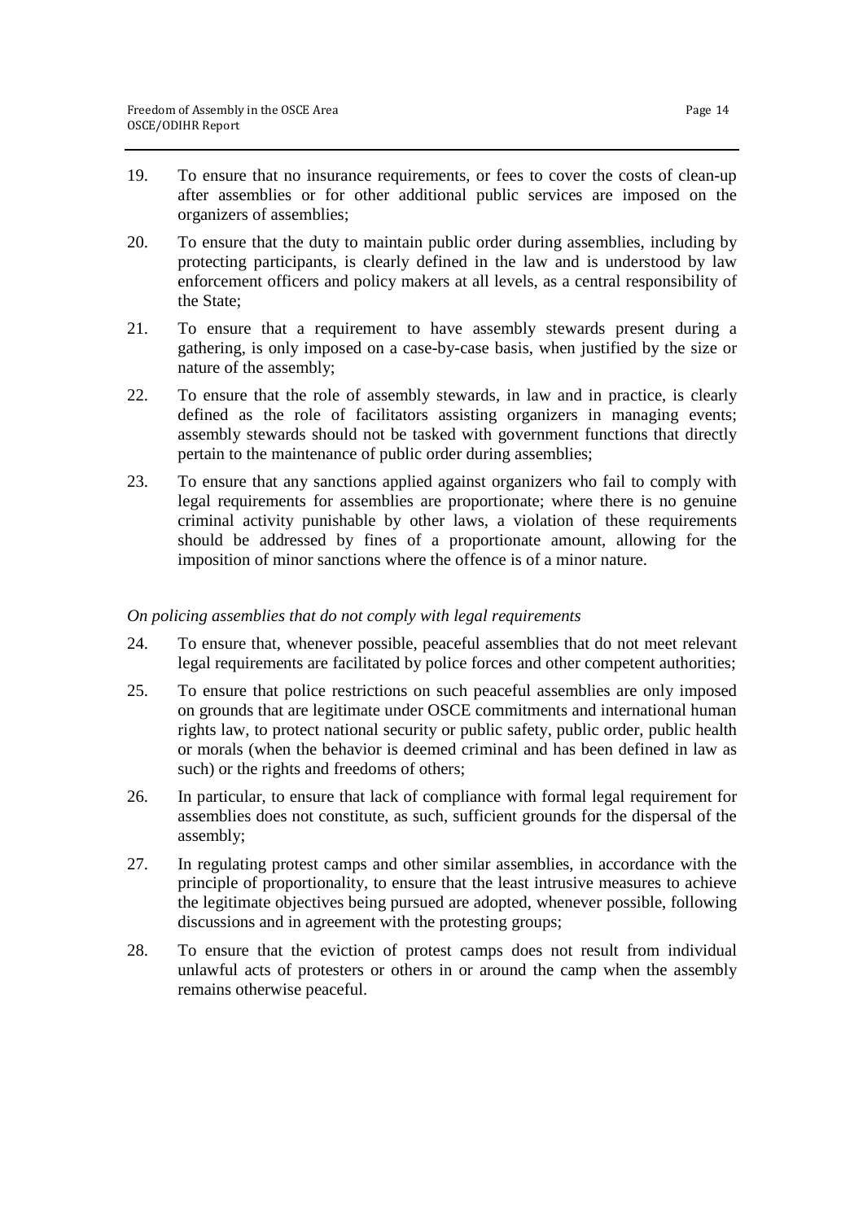19. To ensure that no insurance requirements, or fees to cover the costs of clean-up after assemblies or for other additional public services are imposed on the organizers of assemblies;

20. To ensure that the duty to maintain public order during assemblies, including by protecting participants, is clearly defined in the law and is understood by law enforcement officers and policy makers at all levels, as a central responsibility of the State;

21. To ensure that a requirement to have assembly stewards present during a gathering, is only imposed on a case-by-case basis, when justified by the size or nature of the assembly;

22. To ensure that the role of assembly stewards, in law and in practice, is clearly defined as the role of facilitators assisting organizers in managing events; assembly stewards should not be tasked with government functions that directly pertain to the maintenance of public order during assemblies;

23. To ensure that any sanctions applied against organizers who fail to comply with legal requirements for assemblies are proportionate; where there is no genuine criminal activity punishable by other laws, a violation of these requirements should be addressed by fines of a proportionate amount, allowing for the imposition of minor sanctions where the offence is of a minor nature.

*On policing assemblies that do not comply with legal requirements*

24. To ensure that, whenever possible, peaceful assemblies that do not meet relevant legal requirements are facilitated by police forces and other competent authorities;

25. To ensure that police restrictions on such peaceful assemblies are only imposed on grounds that are legitimate under OSCE commitments and international human rights law, to protect national security or public safety, public order, public health or morals (when the behavior is deemed criminal and has been defined in law as such) or the rights and freedoms of others;

26. In particular, to ensure that lack of compliance with formal legal requirement for assemblies does not constitute, as such, sufficient grounds for the dispersal of the assembly;

27. In regulating protest camps and other similar assemblies, in accordance with the principle of proportionality, to ensure that the least intrusive measures to achieve the legitimate objectives being pursued are adopted, whenever possible, following discussions and in agreement with the protesting groups;

28. To ensure that the eviction of protest camps does not result from individual unlawful acts of protesters or others in or around the camp when the assembly remains otherwise peaceful.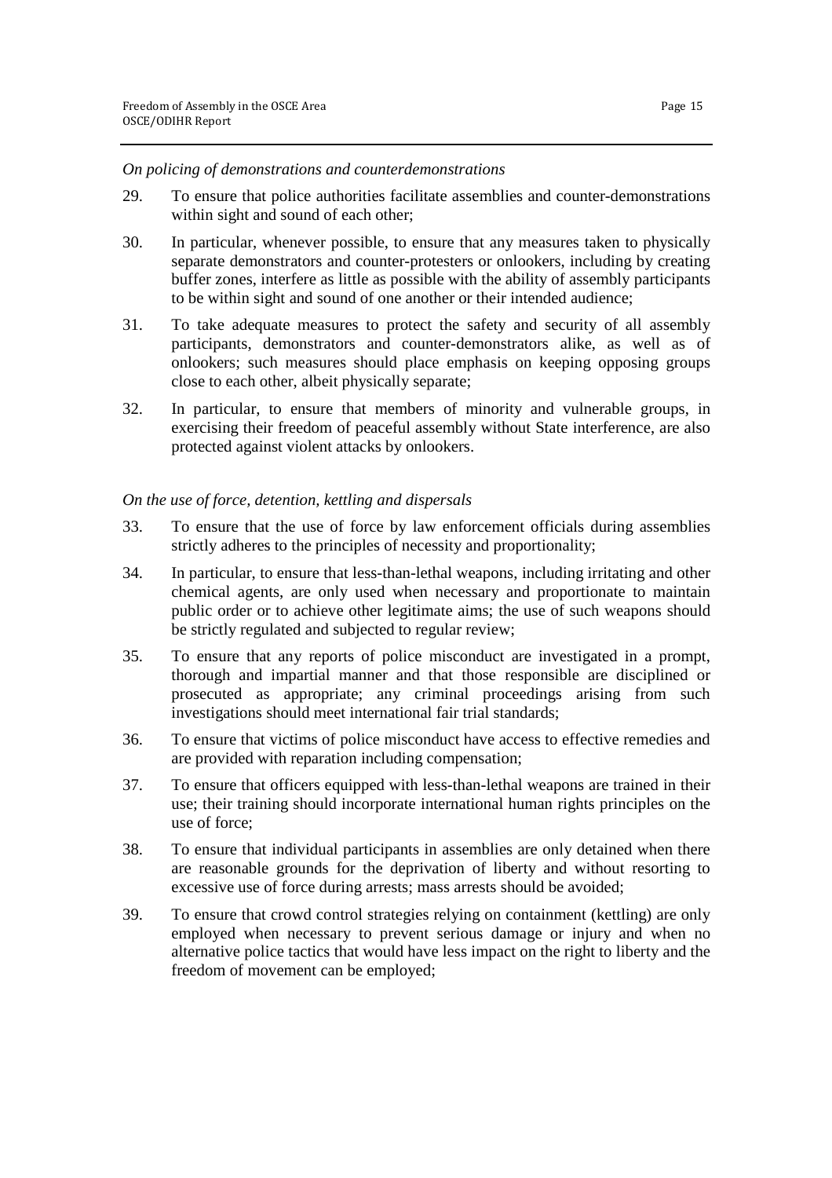*On policing of demonstrations and counterdemonstrations*

29. To ensure that police authorities facilitate assemblies and counter-demonstrations within sight and sound of each other;

30. In particular, whenever possible, to ensure that any measures taken to physically separate demonstrators and counter-protesters or onlookers, including by creating buffer zones, interfere as little as possible with the ability of assembly participants to be within sight and sound of one another or their intended audience;

31. To take adequate measures to protect the safety and security of all assembly participants, demonstrators and counter-demonstrators alike, as well as of onlookers; such measures should place emphasis on keeping opposing groups close to each other, albeit physically separate;

32. In particular, to ensure that members of minority and vulnerable groups, in exercising their freedom of peaceful assembly without State interference, are also protected against violent attacks by onlookers.

*On the use of force, detention, kettling and dispersals*

33. To ensure that the use of force by law enforcement officials during assemblies strictly adheres to the principles of necessity and proportionality;

34. In particular, to ensure that less-than-lethal weapons, including irritating and other chemical agents, are only used when necessary and proportionate to maintain public order or to achieve other legitimate aims; the use of such weapons should be strictly regulated and subjected to regular review;

35. To ensure that any reports of police misconduct are investigated in a prompt, thorough and impartial manner and that those responsible are disciplined or prosecuted as appropriate; any criminal proceedings arising from such investigations should meet international fair trial standards;

36. To ensure that victims of police misconduct have access to effective remedies and are provided with reparation including compensation;

37. To ensure that officers equipped with less-than-lethal weapons are trained in their use; their training should incorporate international human rights principles on the use of force;

38. To ensure that individual participants in assemblies are only detained when there are reasonable grounds for the deprivation of liberty and without resorting to excessive use of force during arrests; mass arrests should be avoided;

39. To ensure that crowd control strategies relying on containment (kettling) are only employed when necessary to prevent serious damage or injury and when no alternative police tactics that would have less impact on the right to liberty and the freedom of movement can be employed;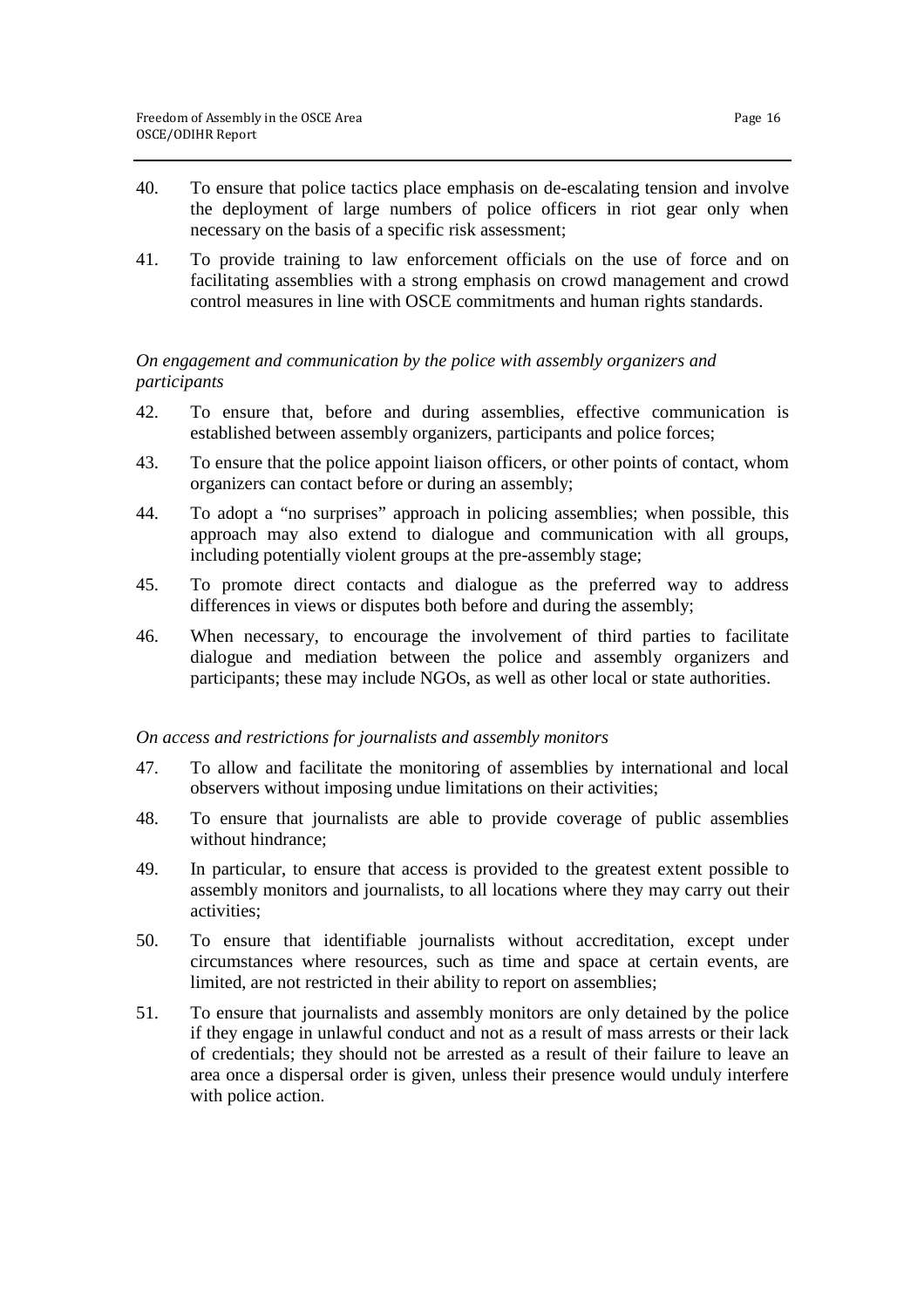40. To ensure that police tactics place emphasis on de-escalating tension and involve the deployment of large numbers of police officers in riot gear only when necessary on the basis of a specific risk assessment;

41. To provide training to law enforcement officials on the use of force and on facilitating assemblies with a strong emphasis on crowd management and crowd control measures in line with OSCE commitments and human rights standards.

*On engagement and communication by the police with assembly organizers and participants*

42. To ensure that, before and during assemblies, effective communication is established between assembly organizers, participants and police forces;

43. To ensure that the police appoint liaison officers, or other points of contact, whom organizers can contact before or during an assembly;

44. To adopt a "no surprises" approach in policing assemblies; when possible, this approach may also extend to dialogue and communication with all groups, including potentially violent groups at the pre-assembly stage;

45. To promote direct contacts and dialogue as the preferred way to address differences in views or disputes both before and during the assembly;

46. When necessary, to encourage the involvement of third parties to facilitate dialogue and mediation between the police and assembly organizers and participants; these may include NGOs, as well as other local or state authorities.

*On access and restrictions for journalists and assembly monitors*

47. To allow and facilitate the monitoring of assemblies by international and local observers without imposing undue limitations on their activities;

48. To ensure that journalists are able to provide coverage of public assemblies without hindrance;

49. In particular, to ensure that access is provided to the greatest extent possible to assembly monitors and journalists, to all locations where they may carry out their activities;

50. To ensure that identifiable journalists without accreditation, except under circumstances where resources, such as time and space at certain events, are limited, are not restricted in their ability to report on assemblies;

51. To ensure that journalists and assembly monitors are only detained by the police if they engage in unlawful conduct and not as a result of mass arrests or their lack of credentials; they should not be arrested as a result of their failure to leave an area once a dispersal order is given, unless their presence would unduly interfere with police action.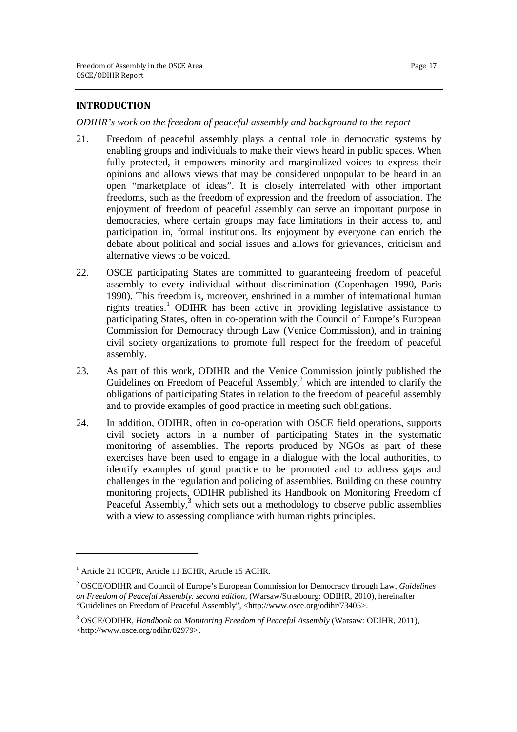## INTRODUCTION

*ODIHR's work on the freedom of peaceful assembly and background to the report*

21. Freedom of peaceful assembly plays a central role in democratic systems by enabling groups and individuals to make their views heard in public spaces. When fully protected, it empowers minority and marginalized voices to express their opinions and allows views that may be considered unpopular to be heard in an open "marketplace of ideas". It is closely interrelated with other important freedoms, such as the freedom of expression and the freedom of association. The enjoyment of freedom of peaceful assembly can serve an important purpose in democracies, where certain groups may face limitations in their access to, and participation in, formal institutions. Its enjoyment by everyone can enrich the debate about political and social issues and allows for grievances, criticism and alternative views to be voiced.

22. OSCE participating States are committed to guaranteeing freedom of peaceful assembly to every individual without discrimination (Copenhagen 1990, Paris 1990). This freedom is, moreover, enshrined in a number of international human rights treaties.[1] ODIHR has been active in providing legislative assistance to participating States, often in co-operation with the Council of Europe's European Commission for Democracy through Law (Venice Commission), and in training civil society organizations to promote full respect for the freedom of peaceful assembly.

23. As part of this work, ODIHR and the Venice Commission jointly published the Guidelines on Freedom of Peaceful Assembly,[2] which are intended to clarify the obligations of participating States in relation to the freedom of peaceful assembly and to provide examples of good practice in meeting such obligations.

24. In addition, ODIHR, often in co-operation with OSCE field operations, supports civil society actors in a number of participating States in the systematic monitoring of assemblies. The reports produced by NGOs as part of these exercises have been used to engage in a dialogue with the local authorities, to identify examples of good practice to be promoted and to address gaps and challenges in the regulation and policing of assemblies. Building on these country monitoring projects, ODIHR published its Handbook on Monitoring Freedom of Peaceful Assembly,[3] which sets out a methodology to observe public assemblies with a view to assessing compliance with human rights principles.

---

[1] Article 21 ICCPR, Article 11 ECHR, Article 15 ACHR.

[2] OSCE/ODIHR and Council of Europe's European Commission for Democracy through Law, *Guidelines on Freedom of Peaceful Assembly. second edition*, (Warsaw/Strasbourg: ODIHR, 2010), hereinafter "Guidelines on Freedom of Peaceful Assembly", <http://www.osce.org/odihr/73405>.

[3] OSCE/ODIHR, *Handbook on Monitoring Freedom of Peaceful Assembly* (Warsaw: ODIHR, 2011), <http://www.osce.org/odihr/82979>.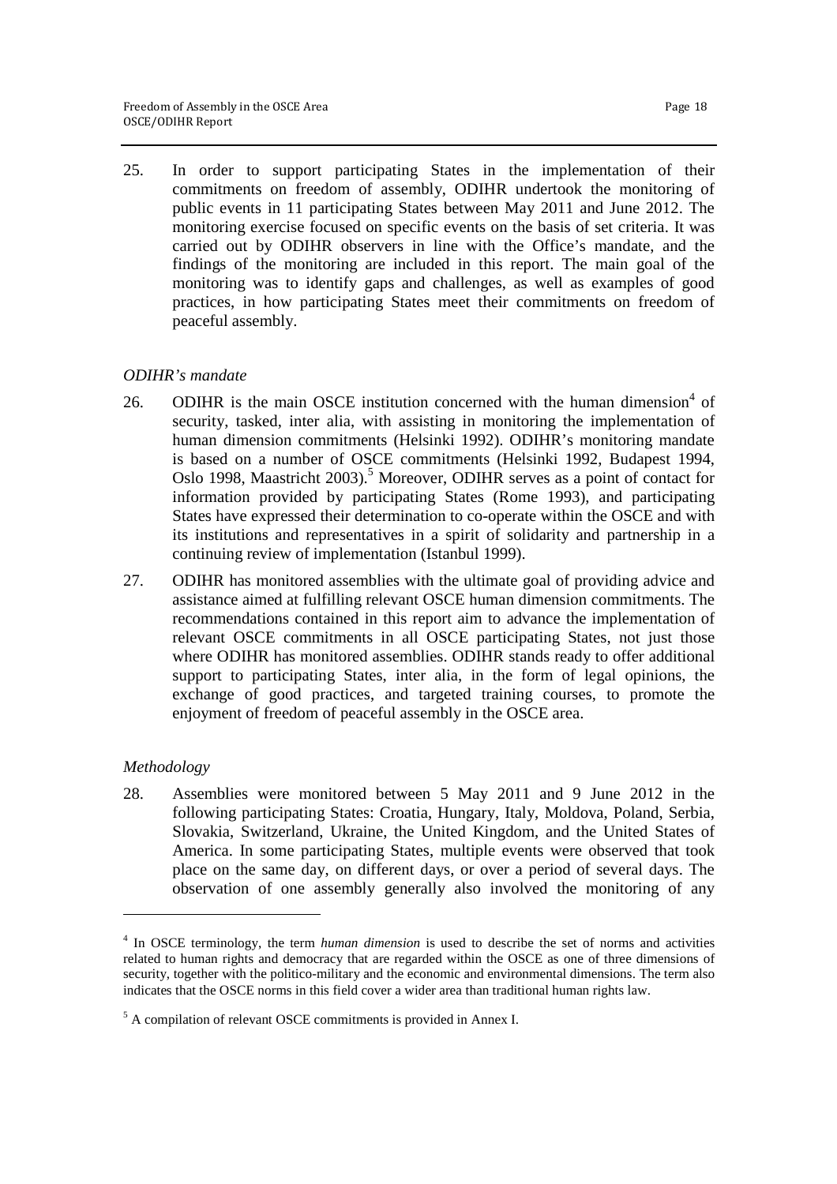25. In order to support participating States in the implementation of their commitments on freedom of assembly, ODIHR undertook the monitoring of public events in 11 participating States between May 2011 and June 2012. The monitoring exercise focused on specific events on the basis of set criteria. It was carried out by ODIHR observers in line with the Office's mandate, and the findings of the monitoring are included in this report. The main goal of the monitoring was to identify gaps and challenges, as well as examples of good practices, in how participating States meet their commitments on freedom of peaceful assembly.

*ODIHR's mandate*

26. ODIHR is the main OSCE institution concerned with the human dimension[4] of security, tasked, inter alia, with assisting in monitoring the implementation of human dimension commitments (Helsinki 1992). ODIHR's monitoring mandate is based on a number of OSCE commitments (Helsinki 1992, Budapest 1994, Oslo 1998, Maastricht 2003).[5] Moreover, ODIHR serves as a point of contact for information provided by participating States (Rome 1993), and participating States have expressed their determination to co-operate within the OSCE and with its institutions and representatives in a spirit of solidarity and partnership in a continuing review of implementation (Istanbul 1999).

27. ODIHR has monitored assemblies with the ultimate goal of providing advice and assistance aimed at fulfilling relevant OSCE human dimension commitments. The recommendations contained in this report aim to advance the implementation of relevant OSCE commitments in all OSCE participating States, not just those where ODIHR has monitored assemblies. ODIHR stands ready to offer additional support to participating States, inter alia, in the form of legal opinions, the exchange of good practices, and targeted training courses, to promote the enjoyment of freedom of peaceful assembly in the OSCE area.

*Methodology*

28. Assemblies were monitored between 5 May 2011 and 9 June 2012 in the following participating States: Croatia, Hungary, Italy, Moldova, Poland, Serbia, Slovakia, Switzerland, Ukraine, the United Kingdom, and the United States of America. In some participating States, multiple events were observed that took place on the same day, on different days, or over a period of several days. The observation of one assembly generally also involved the monitoring of any

---

[4] In OSCE terminology, the term *human dimension* is used to describe the set of norms and activities related to human rights and democracy that are regarded within the OSCE as one of three dimensions of security, together with the politico-military and the economic and environmental dimensions. The term also indicates that the OSCE norms in this field cover a wider area than traditional human rights law.

[5] A compilation of relevant OSCE commitments is provided in Annex I.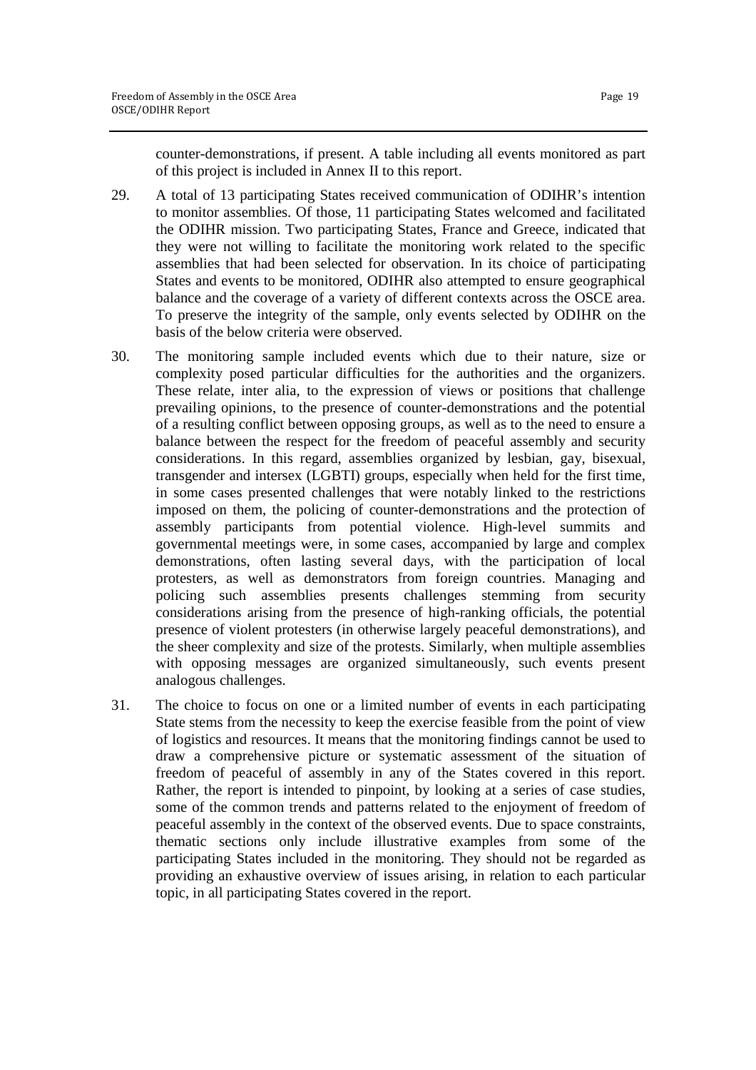counter-demonstrations, if present. A table including all events monitored as part of this project is included in Annex II to this report.

29. A total of 13 participating States received communication of ODIHR's intention to monitor assemblies. Of those, 11 participating States welcomed and facilitated the ODIHR mission. Two participating States, France and Greece, indicated that they were not willing to facilitate the monitoring work related to the specific assemblies that had been selected for observation. In its choice of participating States and events to be monitored, ODIHR also attempted to ensure geographical balance and the coverage of a variety of different contexts across the OSCE area. To preserve the integrity of the sample, only events selected by ODIHR on the basis of the below criteria were observed.

30. The monitoring sample included events which due to their nature, size or complexity posed particular difficulties for the authorities and the organizers. These relate, inter alia, to the expression of views or positions that challenge prevailing opinions, to the presence of counter-demonstrations and the potential of a resulting conflict between opposing groups, as well as to the need to ensure a balance between the respect for the freedom of peaceful assembly and security considerations. In this regard, assemblies organized by lesbian, gay, bisexual, transgender and intersex (LGBTI) groups, especially when held for the first time, in some cases presented challenges that were notably linked to the restrictions imposed on them, the policing of counter-demonstrations and the protection of assembly participants from potential violence. High-level summits and governmental meetings were, in some cases, accompanied by large and complex demonstrations, often lasting several days, with the participation of local protesters, as well as demonstrators from foreign countries. Managing and policing such assemblies presents challenges stemming from security considerations arising from the presence of high-ranking officials, the potential presence of violent protesters (in otherwise largely peaceful demonstrations), and the sheer complexity and size of the protests. Similarly, when multiple assemblies with opposing messages are organized simultaneously, such events present analogous challenges.

31. The choice to focus on one or a limited number of events in each participating State stems from the necessity to keep the exercise feasible from the point of view of logistics and resources. It means that the monitoring findings cannot be used to draw a comprehensive picture or systematic assessment of the situation of freedom of peaceful of assembly in any of the States covered in this report. Rather, the report is intended to pinpoint, by looking at a series of case studies, some of the common trends and patterns related to the enjoyment of freedom of peaceful assembly in the context of the observed events. Due to space constraints, thematic sections only include illustrative examples from some of the participating States included in the monitoring. They should not be regarded as providing an exhaustive overview of issues arising, in relation to each particular topic, in all participating States covered in the report.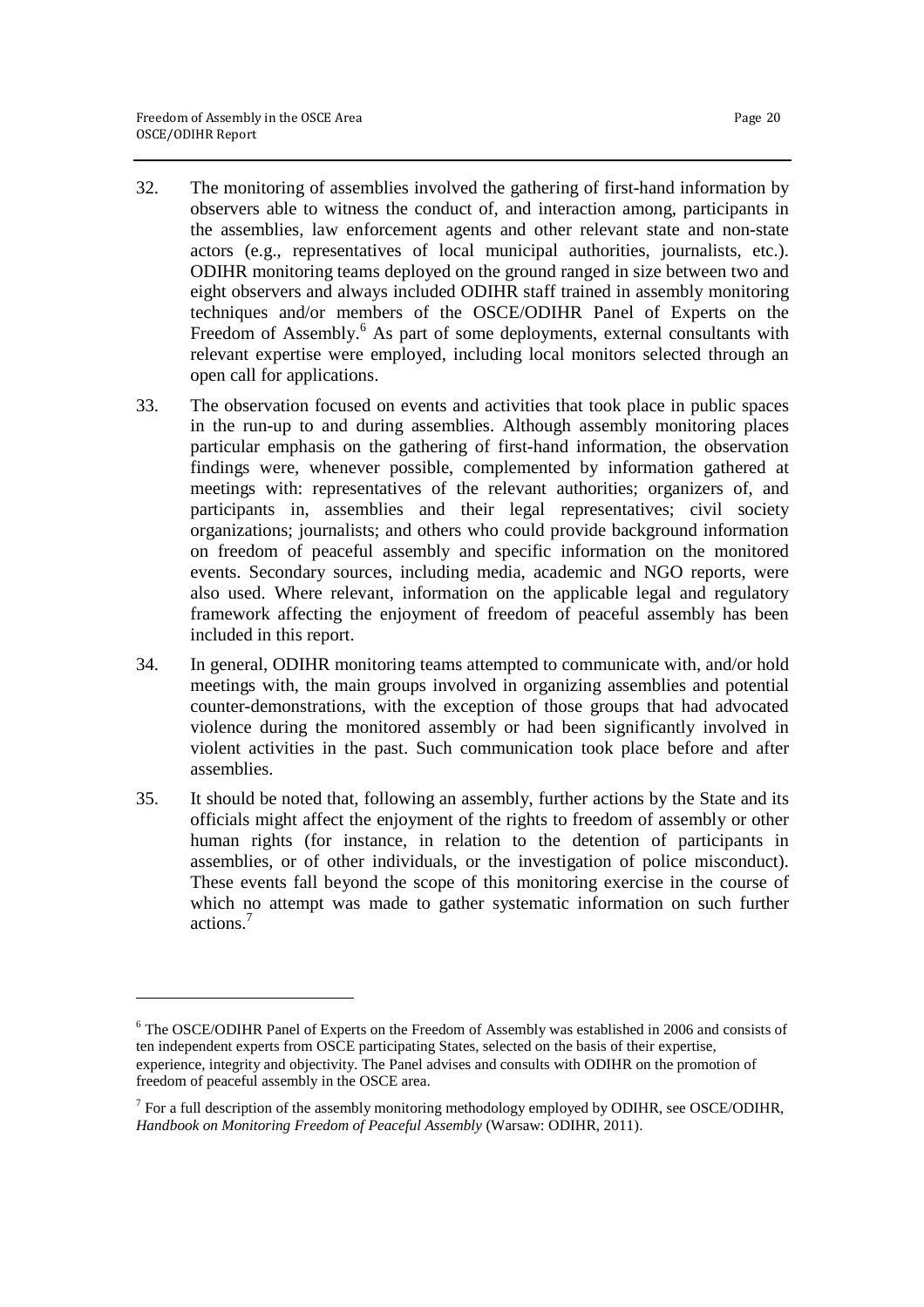32. The monitoring of assemblies involved the gathering of first-hand information by observers able to witness the conduct of, and interaction among, participants in the assemblies, law enforcement agents and other relevant state and non-state actors (e.g., representatives of local municipal authorities, journalists, etc.). ODIHR monitoring teams deployed on the ground ranged in size between two and eight observers and always included ODIHR staff trained in assembly monitoring techniques and/or members of the OSCE/ODIHR Panel of Experts on the Freedom of Assembly.[6] As part of some deployments, external consultants with relevant expertise were employed, including local monitors selected through an open call for applications.

33. The observation focused on events and activities that took place in public spaces in the run-up to and during assemblies. Although assembly monitoring places particular emphasis on the gathering of first-hand information, the observation findings were, whenever possible, complemented by information gathered at meetings with: representatives of the relevant authorities; organizers of, and participants in, assemblies and their legal representatives; civil society organizations; journalists; and others who could provide background information on freedom of peaceful assembly and specific information on the monitored events. Secondary sources, including media, academic and NGO reports, were also used. Where relevant, information on the applicable legal and regulatory framework affecting the enjoyment of freedom of peaceful assembly has been included in this report.

34. In general, ODIHR monitoring teams attempted to communicate with, and/or hold meetings with, the main groups involved in organizing assemblies and potential counter-demonstrations, with the exception of those groups that had advocated violence during the monitored assembly or had been significantly involved in violent activities in the past. Such communication took place before and after assemblies.

35. It should be noted that, following an assembly, further actions by the State and its officials might affect the enjoyment of the rights to freedom of assembly or other human rights (for instance, in relation to the detention of participants in assemblies, or of other individuals, or the investigation of police misconduct). These events fall beyond the scope of this monitoring exercise in the course of which no attempt was made to gather systematic information on such further actions.[7]

---

[6] The OSCE/ODIHR Panel of Experts on the Freedom of Assembly was established in 2006 and consists of ten independent experts from OSCE participating States, selected on the basis of their expertise, experience, integrity and objectivity. The Panel advises and consults with ODIHR on the promotion of freedom of peaceful assembly in the OSCE area.

[7] For a full description of the assembly monitoring methodology employed by ODIHR, see OSCE/ODIHR, *Handbook on Monitoring Freedom of Peaceful Assembly* (Warsaw: ODIHR, 2011).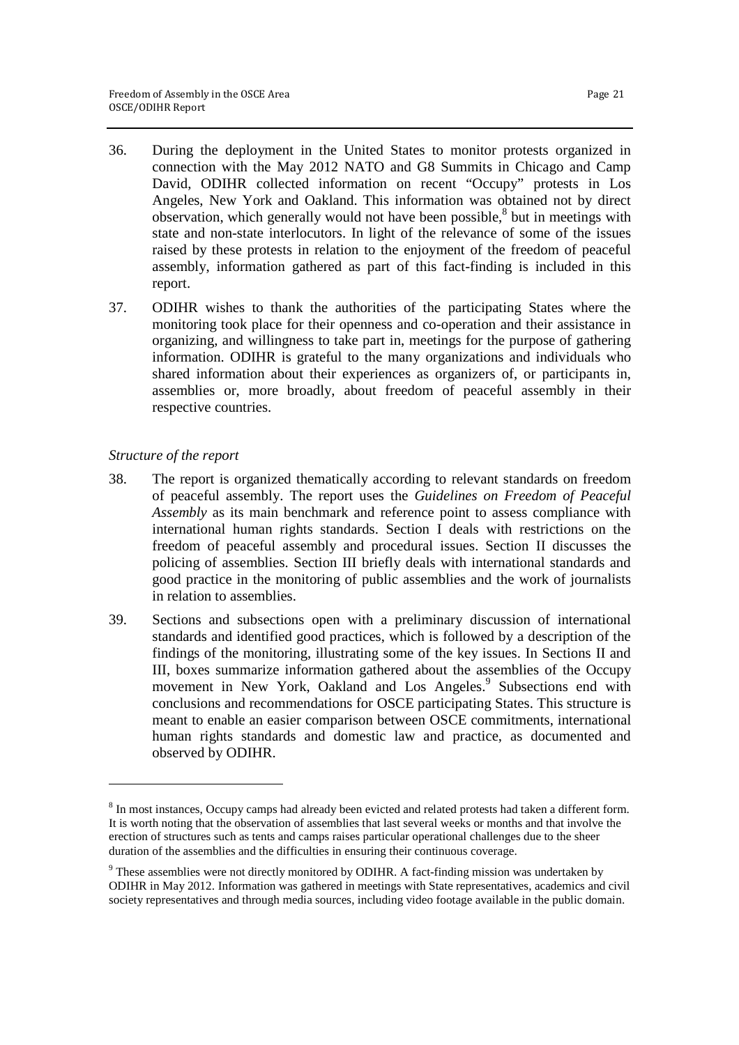36. During the deployment in the United States to monitor protests organized in connection with the May 2012 NATO and G8 Summits in Chicago and Camp David, ODIHR collected information on recent "Occupy" protests in Los Angeles, New York and Oakland. This information was obtained not by direct observation, which generally would not have been possible,[8] but in meetings with state and non-state interlocutors. In light of the relevance of some of the issues raised by these protests in relation to the enjoyment of the freedom of peaceful assembly, information gathered as part of this fact-finding is included in this report.

37. ODIHR wishes to thank the authorities of the participating States where the monitoring took place for their openness and co-operation and their assistance in organizing, and willingness to take part in, meetings for the purpose of gathering information. ODIHR is grateful to the many organizations and individuals who shared information about their experiences as organizers of, or participants in, assemblies or, more broadly, about freedom of peaceful assembly in their respective countries.

*Structure of the report*

38. The report is organized thematically according to relevant standards on freedom of peaceful assembly. The report uses the *Guidelines on Freedom of Peaceful Assembly* as its main benchmark and reference point to assess compliance with international human rights standards. Section I deals with restrictions on the freedom of peaceful assembly and procedural issues. Section II discusses the policing of assemblies. Section III briefly deals with international standards and good practice in the monitoring of public assemblies and the work of journalists in relation to assemblies.

39. Sections and subsections open with a preliminary discussion of international standards and identified good practices, which is followed by a description of the findings of the monitoring, illustrating some of the key issues. In Sections II and III, boxes summarize information gathered about the assemblies of the Occupy movement in New York, Oakland and Los Angeles.[9] Subsections end with conclusions and recommendations for OSCE participating States. This structure is meant to enable an easier comparison between OSCE commitments, international human rights standards and domestic law and practice, as documented and observed by ODIHR.

---

[8] In most instances, Occupy camps had already been evicted and related protests had taken a different form. It is worth noting that the observation of assemblies that last several weeks or months and that involve the erection of structures such as tents and camps raises particular operational challenges due to the sheer duration of the assemblies and the difficulties in ensuring their continuous coverage.

[9] These assemblies were not directly monitored by ODIHR. A fact-finding mission was undertaken by ODIHR in May 2012. Information was gathered in meetings with State representatives, academics and civil society representatives and through media sources, including video footage available in the public domain.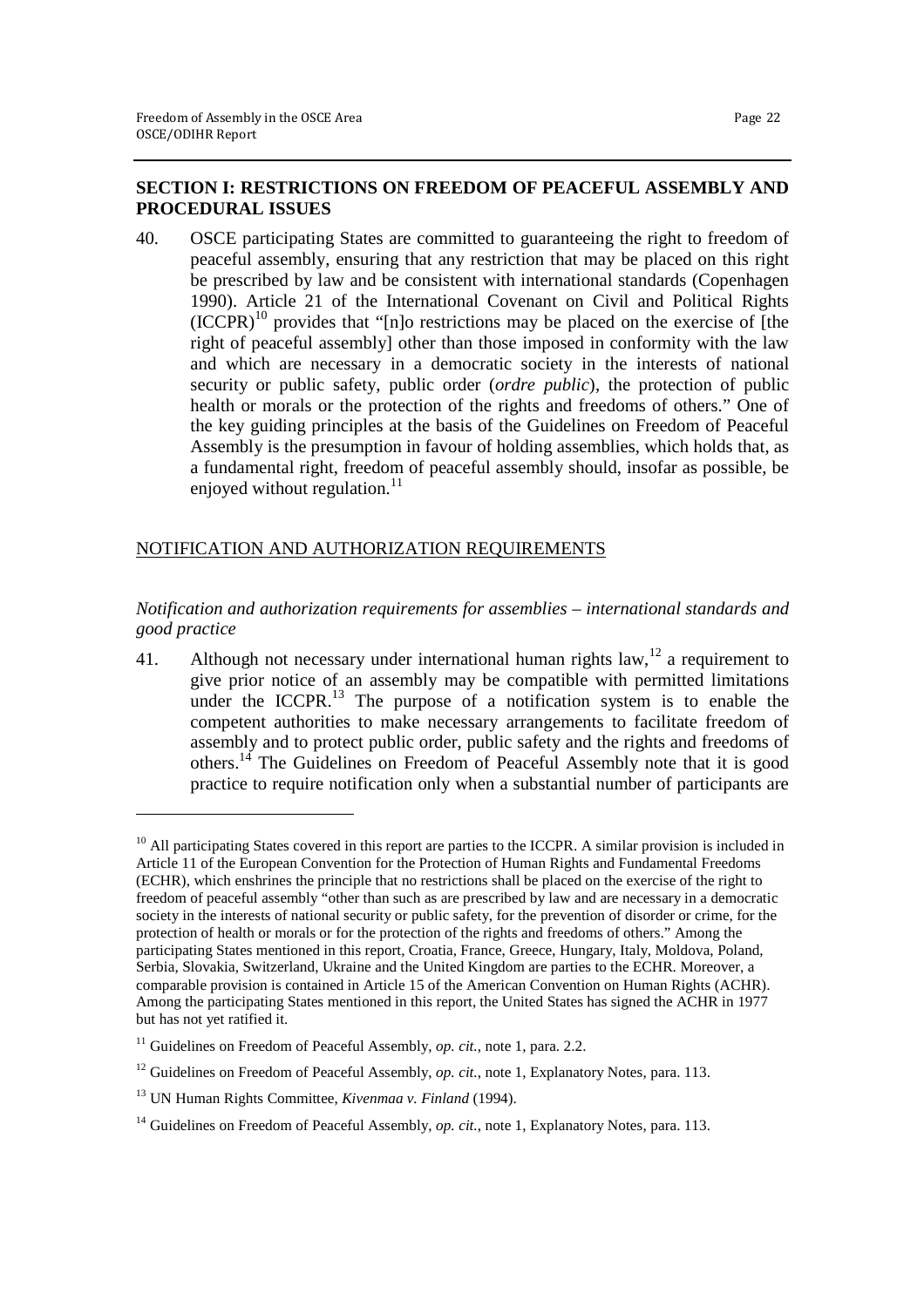## SECTION I: RESTRICTIONS ON FREEDOM OF PEACEFUL ASSEMBLY AND PROCEDURAL ISSUES

40. OSCE participating States are committed to guaranteeing the right to freedom of peaceful assembly, ensuring that any restriction that may be placed on this right be prescribed by law and be consistent with international standards (Copenhagen 1990). Article 21 of the International Covenant on Civil and Political Rights (ICCPR)[10] provides that "[n]o restrictions may be placed on the exercise of [the right of peaceful assembly] other than those imposed in conformity with the law and which are necessary in a democratic society in the interests of national security or public safety, public order (*ordre public*), the protection of public health or morals or the protection of the rights and freedoms of others." One of the key guiding principles at the basis of the Guidelines on Freedom of Peaceful Assembly is the presumption in favour of holding assemblies, which holds that, as a fundamental right, freedom of peaceful assembly should, insofar as possible, be enjoyed without regulation.[11]

### NOTIFICATION AND AUTHORIZATION REQUIREMENTS

#### *Notification and authorization requirements for assemblies – international standards and good practice*

41. Although not necessary under international human rights law,[12] a requirement to give prior notice of an assembly may be compatible with permitted limitations under the ICCPR.[13] The purpose of a notification system is to enable the competent authorities to make necessary arrangements to facilitate freedom of assembly and to protect public order, public safety and the rights and freedoms of others.[14] The Guidelines on Freedom of Peaceful Assembly note that it is good practice to require notification only when a substantial number of participants are

---

[10] All participating States covered in this report are parties to the ICCPR. A similar provision is included in Article 11 of the European Convention for the Protection of Human Rights and Fundamental Freedoms (ECHR), which enshrines the principle that no restrictions shall be placed on the exercise of the right to freedom of peaceful assembly "other than such as are prescribed by law and are necessary in a democratic society in the interests of national security or public safety, for the prevention of disorder or crime, for the protection of health or morals or for the protection of the rights and freedoms of others." Among the participating States mentioned in this report, Croatia, France, Greece, Hungary, Italy, Moldova, Poland, Serbia, Slovakia, Switzerland, Ukraine and the United Kingdom are parties to the ECHR. Moreover, a comparable provision is contained in Article 15 of the American Convention on Human Rights (ACHR). Among the participating States mentioned in this report, the United States has signed the ACHR in 1977 but has not yet ratified it.

[11] Guidelines on Freedom of Peaceful Assembly, *op. cit.*, note 1, para. 2.2.

[12] Guidelines on Freedom of Peaceful Assembly, *op. cit.*, note 1, Explanatory Notes, para. 113.

[13] UN Human Rights Committee, *Kivenmaa v. Finland* (1994).

[14] Guidelines on Freedom of Peaceful Assembly, *op. cit.*, note 1, Explanatory Notes, para. 113.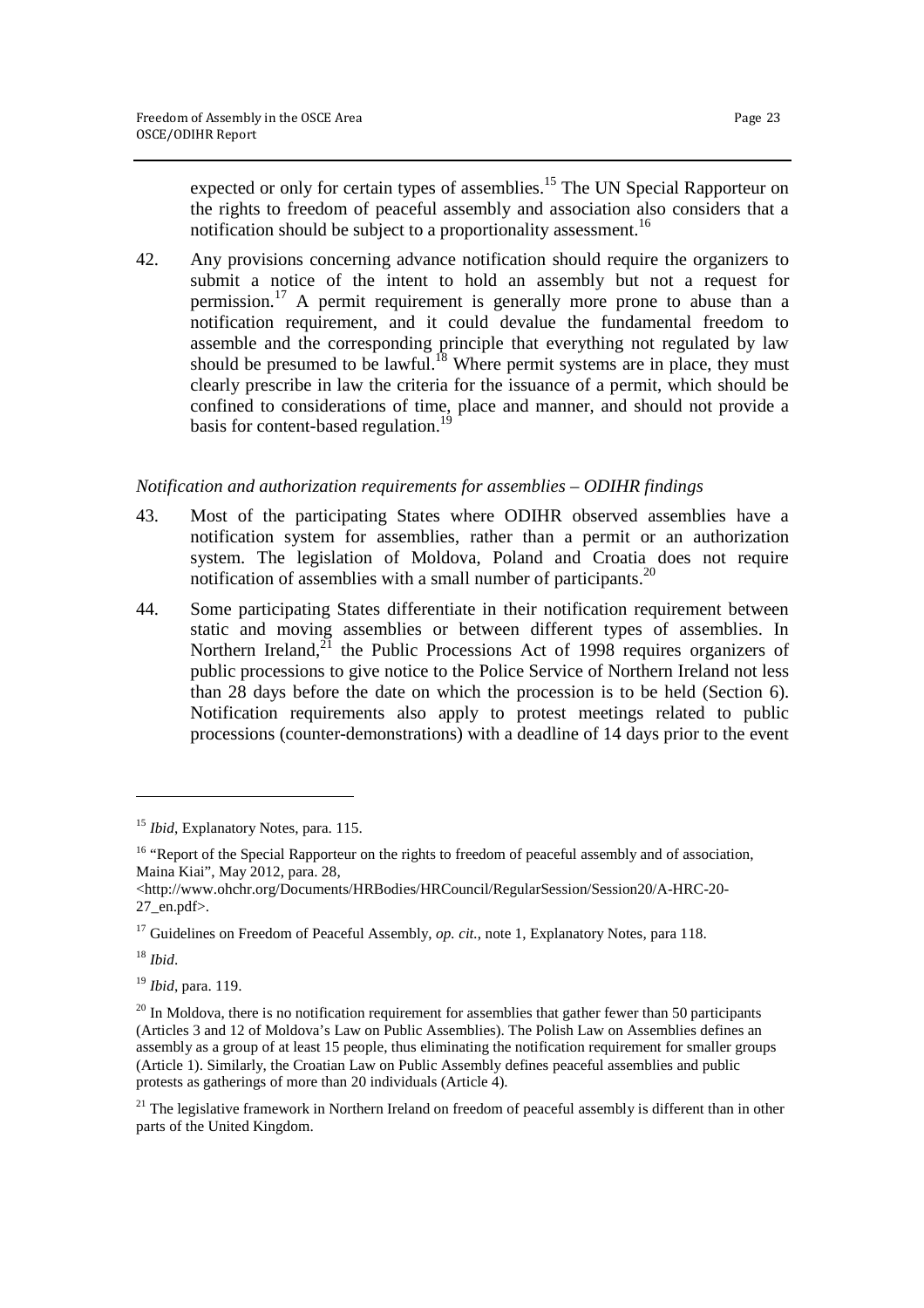expected or only for certain types of assemblies.[15] The UN Special Rapporteur on the rights to freedom of peaceful assembly and association also considers that a notification should be subject to a proportionality assessment.[16]

42. Any provisions concerning advance notification should require the organizers to submit a notice of the intent to hold an assembly but not a request for permission.[17] A permit requirement is generally more prone to abuse than a notification requirement, and it could devalue the fundamental freedom to assemble and the corresponding principle that everything not regulated by law should be presumed to be lawful.[18] Where permit systems are in place, they must clearly prescribe in law the criteria for the issuance of a permit, which should be confined to considerations of time, place and manner, and should not provide a basis for content-based regulation.[19]

*Notification and authorization requirements for assemblies – ODIHR findings*

43. Most of the participating States where ODIHR observed assemblies have a notification system for assemblies, rather than a permit or an authorization system. The legislation of Moldova, Poland and Croatia does not require notification of assemblies with a small number of participants.[20]

44. Some participating States differentiate in their notification requirement between static and moving assemblies or between different types of assemblies. In Northern Ireland,[21] the Public Processions Act of 1998 requires organizers of public processions to give notice to the Police Service of Northern Ireland not less than 28 days before the date on which the procession is to be held (Section 6). Notification requirements also apply to protest meetings related to public processions (counter-demonstrations) with a deadline of 14 days prior to the event

---

[15] *Ibid*, Explanatory Notes, para. 115.

[16] "Report of the Special Rapporteur on the rights to freedom of peaceful assembly and of association, Maina Kiai", May 2012, para. 28, <http://www.ohchr.org/Documents/HRBodies/HRCouncil/RegularSession/Session20/A-HRC-20-27_en.pdf>.

[17] Guidelines on Freedom of Peaceful Assembly, *op. cit.*, note 1, Explanatory Notes, para 118.

[18] *Ibid*.

[19] *Ibid*, para. 119.

[20] In Moldova, there is no notification requirement for assemblies that gather fewer than 50 participants (Articles 3 and 12 of Moldova's Law on Public Assemblies). The Polish Law on Assemblies defines an assembly as a group of at least 15 people, thus eliminating the notification requirement for smaller groups (Article 1). Similarly, the Croatian Law on Public Assembly defines peaceful assemblies and public protests as gatherings of more than 20 individuals (Article 4).

[21] The legislative framework in Northern Ireland on freedom of peaceful assembly is different than in other parts of the United Kingdom.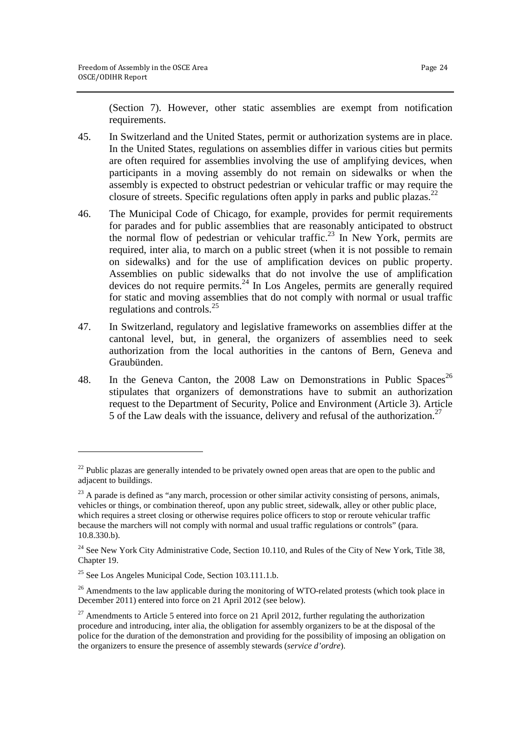(Section 7). However, other static assemblies are exempt from notification requirements.

45. In Switzerland and the United States, permit or authorization systems are in place. In the United States, regulations on assemblies differ in various cities but permits are often required for assemblies involving the use of amplifying devices, when participants in a moving assembly do not remain on sidewalks or when the assembly is expected to obstruct pedestrian or vehicular traffic or may require the closure of streets. Specific regulations often apply in parks and public plazas.[22]

46. The Municipal Code of Chicago, for example, provides for permit requirements for parades and for public assemblies that are reasonably anticipated to obstruct the normal flow of pedestrian or vehicular traffic.[23] In New York, permits are required, inter alia, to march on a public street (when it is not possible to remain on sidewalks) and for the use of amplification devices on public property. Assemblies on public sidewalks that do not involve the use of amplification devices do not require permits.[24] In Los Angeles, permits are generally required for static and moving assemblies that do not comply with normal or usual traffic regulations and controls.[25]

47. In Switzerland, regulatory and legislative frameworks on assemblies differ at the cantonal level, but, in general, the organizers of assemblies need to seek authorization from the local authorities in the cantons of Bern, Geneva and Graubünden.

48. In the Geneva Canton, the 2008 Law on Demonstrations in Public Spaces[26] stipulates that organizers of demonstrations have to submit an authorization request to the Department of Security, Police and Environment (Article 3). Article 5 of the Law deals with the issuance, delivery and refusal of the authorization.[27]

---

[22] Public plazas are generally intended to be privately owned open areas that are open to the public and adjacent to buildings.

[23] A parade is defined as "any march, procession or other similar activity consisting of persons, animals, vehicles or things, or combination thereof, upon any public street, sidewalk, alley or other public place, which requires a street closing or otherwise requires police officers to stop or reroute vehicular traffic because the marchers will not comply with normal and usual traffic regulations or controls" (para. 10.8.330.b).

[24] See New York City Administrative Code, Section 10.110, and Rules of the City of New York, Title 38, Chapter 19.

[25] See Los Angeles Municipal Code, Section 103.111.1.b.

[26] Amendments to the law applicable during the monitoring of WTO-related protests (which took place in December 2011) entered into force on 21 April 2012 (see below).

[27] Amendments to Article 5 entered into force on 21 April 2012, further regulating the authorization procedure and introducing, inter alia, the obligation for assembly organizers to be at the disposal of the police for the duration of the demonstration and providing for the possibility of imposing an obligation on the organizers to ensure the presence of assembly stewards (*service d'ordre*).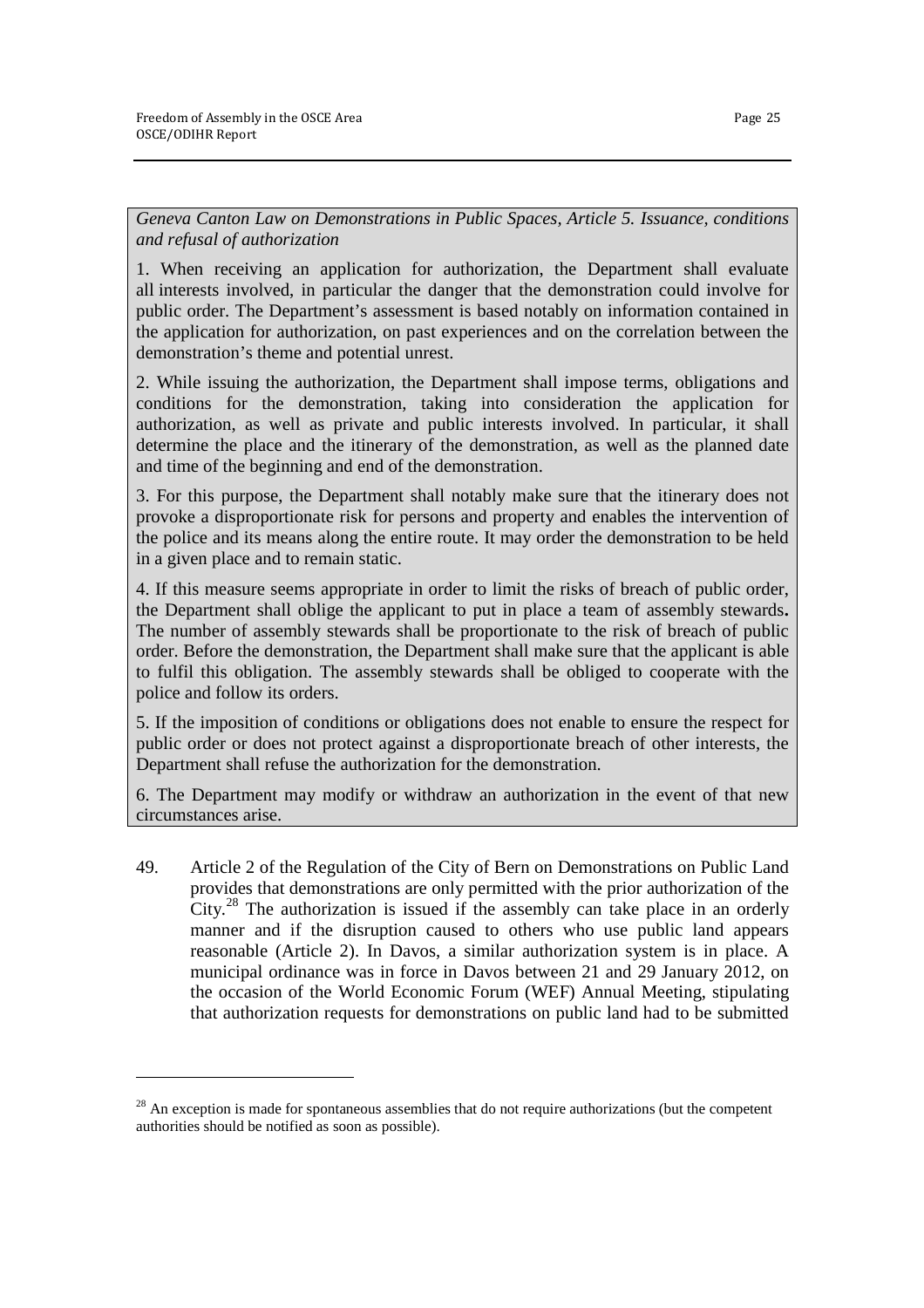*Geneva Canton Law on Demonstrations in Public Spaces, Article 5. Issuance, conditions and refusal of authorization*

1. When receiving an application for authorization, the Department shall evaluate all interests involved, in particular the danger that the demonstration could involve for public order. The Department's assessment is based notably on information contained in the application for authorization, on past experiences and on the correlation between the demonstration's theme and potential unrest.

2. While issuing the authorization, the Department shall impose terms, obligations and conditions for the demonstration, taking into consideration the application for authorization, as well as private and public interests involved. In particular, it shall determine the place and the itinerary of the demonstration, as well as the planned date and time of the beginning and end of the demonstration.

3. For this purpose, the Department shall notably make sure that the itinerary does not provoke a disproportionate risk for persons and property and enables the intervention of the police and its means along the entire route. It may order the demonstration to be held in a given place and to remain static.

4. If this measure seems appropriate in order to limit the risks of breach of public order, the Department shall oblige the applicant to put in place a team of assembly stewards**.** The number of assembly stewards shall be proportionate to the risk of breach of public order. Before the demonstration, the Department shall make sure that the applicant is able to fulfil this obligation. The assembly stewards shall be obliged to cooperate with the police and follow its orders.

5. If the imposition of conditions or obligations does not enable to ensure the respect for public order or does not protect against a disproportionate breach of other interests, the Department shall refuse the authorization for the demonstration.

6. The Department may modify or withdraw an authorization in the event of that new circumstances arise.

49. Article 2 of the Regulation of the City of Bern on Demonstrations on Public Land provides that demonstrations are only permitted with the prior authorization of the City.[28] The authorization is issued if the assembly can take place in an orderly manner and if the disruption caused to others who use public land appears reasonable (Article 2). In Davos, a similar authorization system is in place. A municipal ordinance was in force in Davos between 21 and 29 January 2012, on the occasion of the World Economic Forum (WEF) Annual Meeting, stipulating that authorization requests for demonstrations on public land had to be submitted

[28] An exception is made for spontaneous assemblies that do not require authorizations (but the competent authorities should be notified as soon as possible).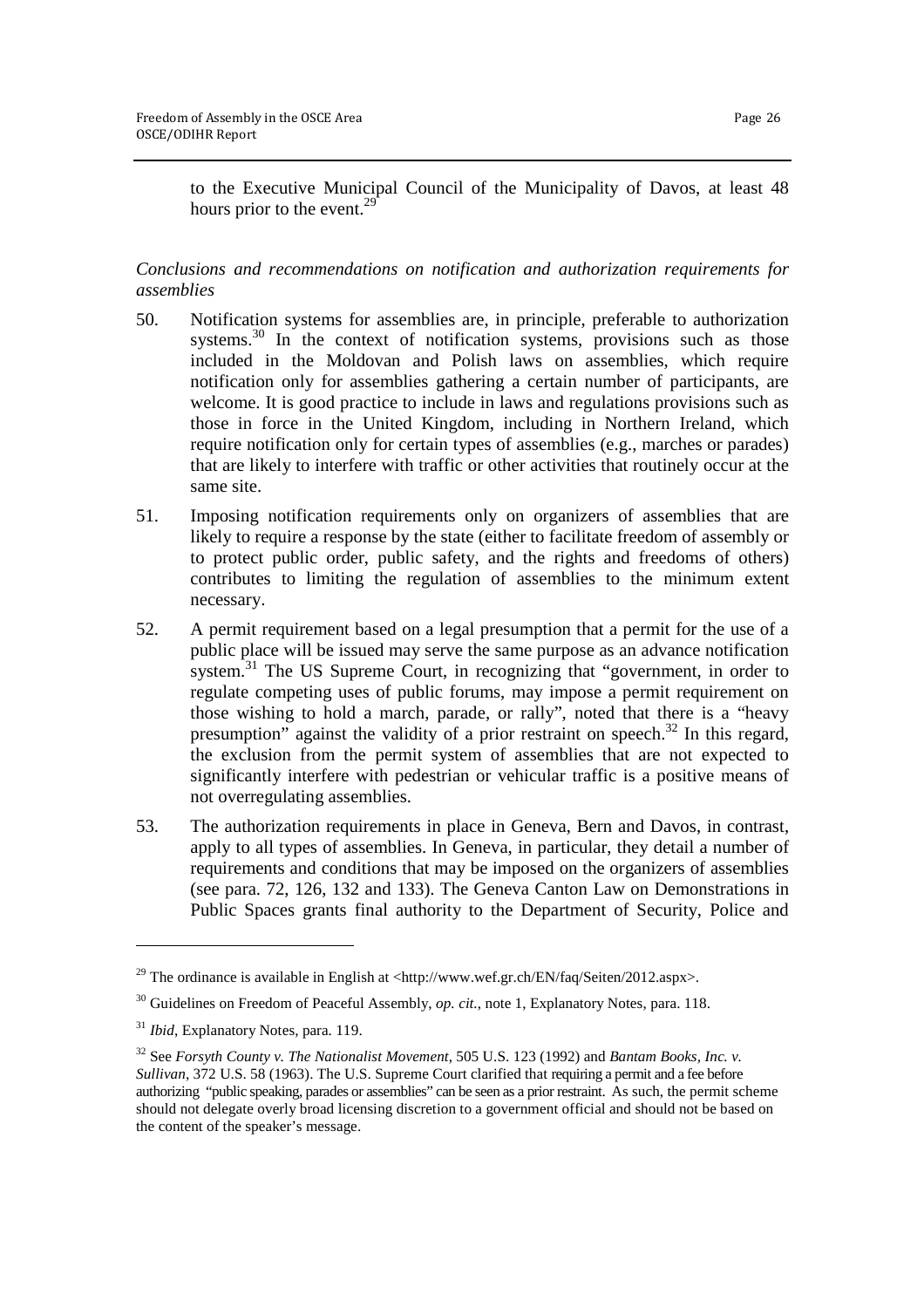to the Executive Municipal Council of the Municipality of Davos, at least 48 hours prior to the event.[29]

*Conclusions and recommendations on notification and authorization requirements for assemblies*

50. Notification systems for assemblies are, in principle, preferable to authorization systems.[30] In the context of notification systems, provisions such as those included in the Moldovan and Polish laws on assemblies, which require notification only for assemblies gathering a certain number of participants, are welcome. It is good practice to include in laws and regulations provisions such as those in force in the United Kingdom, including in Northern Ireland, which require notification only for certain types of assemblies (e.g., marches or parades) that are likely to interfere with traffic or other activities that routinely occur at the same site.

51. Imposing notification requirements only on organizers of assemblies that are likely to require a response by the state (either to facilitate freedom of assembly or to protect public order, public safety, and the rights and freedoms of others) contributes to limiting the regulation of assemblies to the minimum extent necessary.

52. A permit requirement based on a legal presumption that a permit for the use of a public place will be issued may serve the same purpose as an advance notification system.[31] The US Supreme Court, in recognizing that "government, in order to regulate competing uses of public forums, may impose a permit requirement on those wishing to hold a march, parade, or rally", noted that there is a "heavy presumption" against the validity of a prior restraint on speech.[32] In this regard, the exclusion from the permit system of assemblies that are not expected to significantly interfere with pedestrian or vehicular traffic is a positive means of not overregulating assemblies.

53. The authorization requirements in place in Geneva, Bern and Davos, in contrast, apply to all types of assemblies. In Geneva, in particular, they detail a number of requirements and conditions that may be imposed on the organizers of assemblies (see para. 72, 126, 132 and 133). The Geneva Canton Law on Demonstrations in Public Spaces grants final authority to the Department of Security, Police and

---

[29] The ordinance is available in English at <http://www.wef.gr.ch/EN/faq/Seiten/2012.aspx>.

[30] Guidelines on Freedom of Peaceful Assembly, *op. cit.*, note 1, Explanatory Notes, para. 118.

[31] *Ibid*, Explanatory Notes, para. 119.

[32] See *Forsyth County v. The Nationalist Movement*, 505 U.S. 123 (1992) and *Bantam Books, Inc. v. Sullivan*, 372 U.S. 58 (1963). The U.S. Supreme Court clarified that requiring a permit and a fee before authorizing "public speaking, parades or assemblies" can be seen as a prior restraint. As such, the permit scheme should not delegate overly broad licensing discretion to a government official and should not be based on the content of the speaker's message.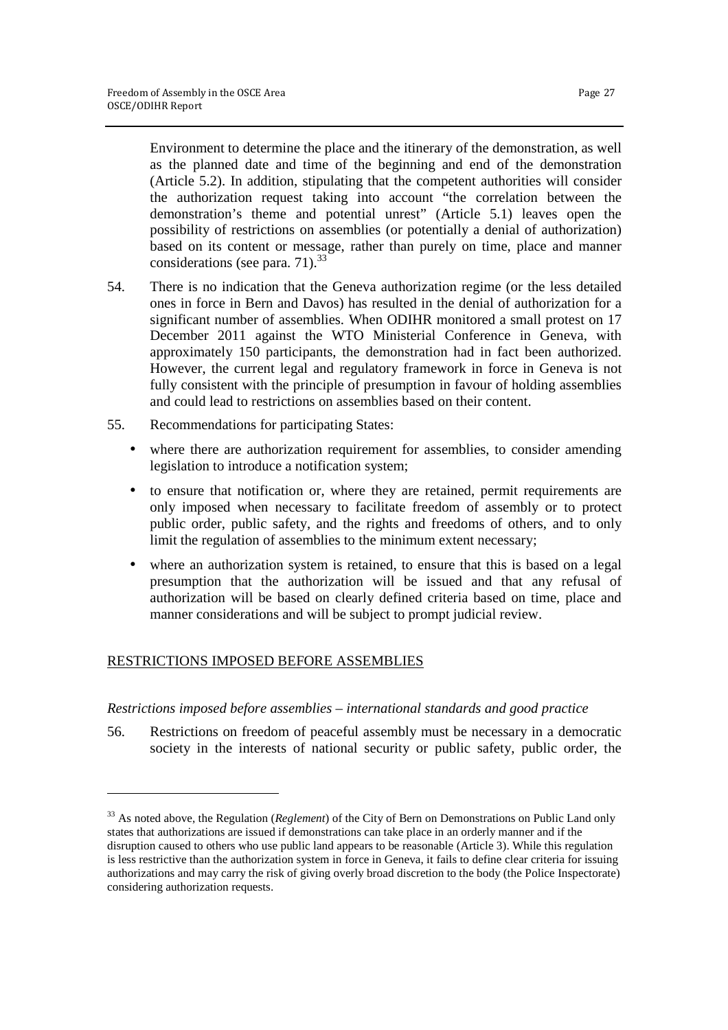Environment to determine the place and the itinerary of the demonstration, as well as the planned date and time of the beginning and end of the demonstration (Article 5.2). In addition, stipulating that the competent authorities will consider the authorization request taking into account "the correlation between the demonstration's theme and potential unrest" (Article 5.1) leaves open the possibility of restrictions on assemblies (or potentially a denial of authorization) based on its content or message, rather than purely on time, place and manner considerations (see para. 71).[33]

54. There is no indication that the Geneva authorization regime (or the less detailed ones in force in Bern and Davos) has resulted in the denial of authorization for a significant number of assemblies. When ODIHR monitored a small protest on 17 December 2011 against the WTO Ministerial Conference in Geneva, with approximately 150 participants, the demonstration had in fact been authorized. However, the current legal and regulatory framework in force in Geneva is not fully consistent with the principle of presumption in favour of holding assemblies and could lead to restrictions on assemblies based on their content.

55. Recommendations for participating States:

- where there are authorization requirement for assemblies, to consider amending legislation to introduce a notification system;
- to ensure that notification or, where they are retained, permit requirements are only imposed when necessary to facilitate freedom of assembly or to protect public order, public safety, and the rights and freedoms of others, and to only limit the regulation of assemblies to the minimum extent necessary;
- where an authorization system is retained, to ensure that this is based on a legal presumption that the authorization will be issued and that any refusal of authorization will be based on clearly defined criteria based on time, place and manner considerations and will be subject to prompt judicial review.

## RESTRICTIONS IMPOSED BEFORE ASSEMBLIES

*Restrictions imposed before assemblies – international standards and good practice*

56. Restrictions on freedom of peaceful assembly must be necessary in a democratic society in the interests of national security or public safety, public order, the

[33] As noted above, the Regulation (*Reglement*) of the City of Bern on Demonstrations on Public Land only states that authorizations are issued if demonstrations can take place in an orderly manner and if the disruption caused to others who use public land appears to be reasonable (Article 3). While this regulation is less restrictive than the authorization system in force in Geneva, it fails to define clear criteria for issuing authorizations and may carry the risk of giving overly broad discretion to the body (the Police Inspectorate) considering authorization requests.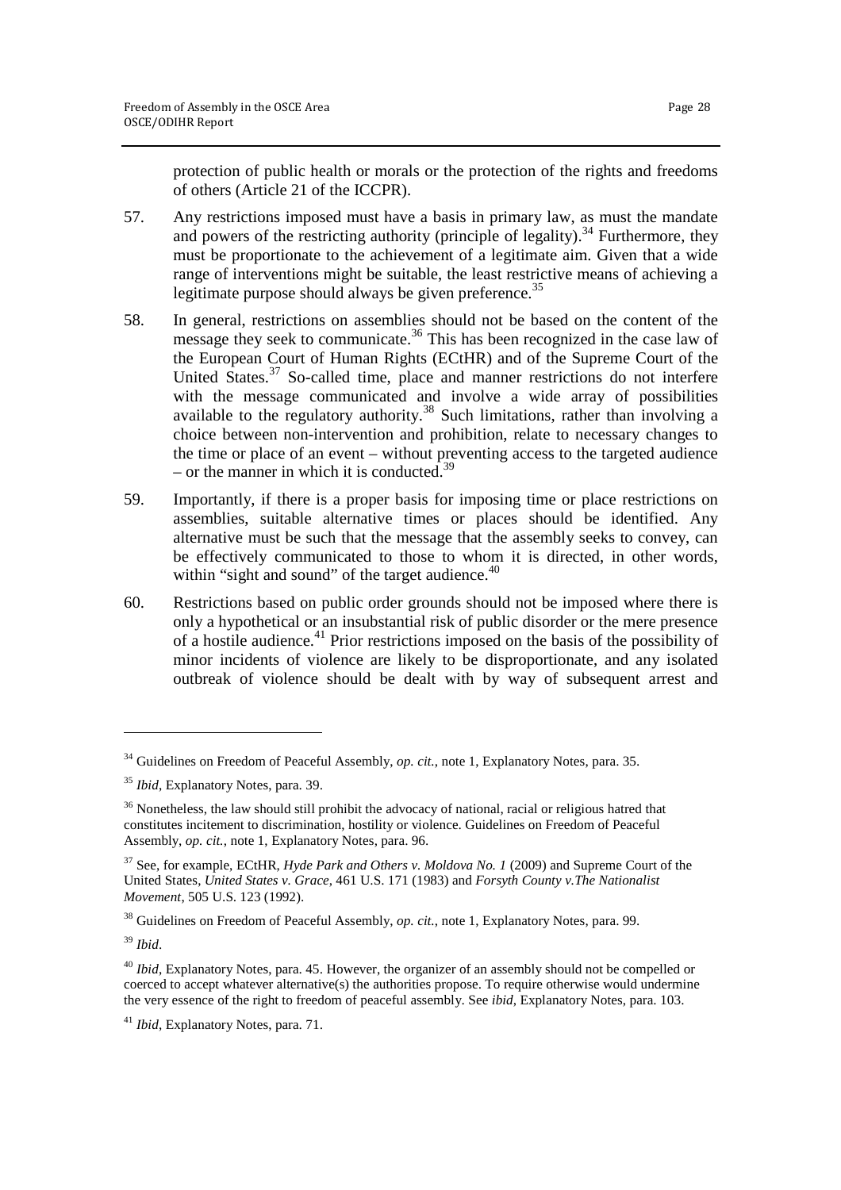protection of public health or morals or the protection of the rights and freedoms of others (Article 21 of the ICCPR).

57. Any restrictions imposed must have a basis in primary law, as must the mandate and powers of the restricting authority (principle of legality).[34] Furthermore, they must be proportionate to the achievement of a legitimate aim. Given that a wide range of interventions might be suitable, the least restrictive means of achieving a legitimate purpose should always be given preference.[35]

58. In general, restrictions on assemblies should not be based on the content of the message they seek to communicate.[36] This has been recognized in the case law of the European Court of Human Rights (ECtHR) and of the Supreme Court of the United States.[37] So-called time, place and manner restrictions do not interfere with the message communicated and involve a wide array of possibilities available to the regulatory authority.[38] Such limitations, rather than involving a choice between non-intervention and prohibition, relate to necessary changes to the time or place of an event – without preventing access to the targeted audience – or the manner in which it is conducted.[39]

59. Importantly, if there is a proper basis for imposing time or place restrictions on assemblies, suitable alternative times or places should be identified. Any alternative must be such that the message that the assembly seeks to convey, can be effectively communicated to those to whom it is directed, in other words, within "sight and sound" of the target audience.[40]

60. Restrictions based on public order grounds should not be imposed where there is only a hypothetical or an insubstantial risk of public disorder or the mere presence of a hostile audience.[41] Prior restrictions imposed on the basis of the possibility of minor incidents of violence are likely to be disproportionate, and any isolated outbreak of violence should be dealt with by way of subsequent arrest and

---

[34] Guidelines on Freedom of Peaceful Assembly, *op. cit.*, note 1, Explanatory Notes, para. 35.

[35] *Ibid*, Explanatory Notes, para. 39.

[36] Nonetheless, the law should still prohibit the advocacy of national, racial or religious hatred that constitutes incitement to discrimination, hostility or violence. Guidelines on Freedom of Peaceful Assembly, *op. cit.*, note 1, Explanatory Notes, para. 96.

[37] See, for example, ECtHR, *Hyde Park and Others v. Moldova No. 1* (2009) and Supreme Court of the United States, *United States v. Grace*, 461 U.S. 171 (1983) and *Forsyth County v.The Nationalist Movement*, 505 U.S. 123 (1992).

[38] Guidelines on Freedom of Peaceful Assembly, *op. cit.*, note 1, Explanatory Notes, para. 99.

[39] *Ibid*.

[40] *Ibid*, Explanatory Notes, para. 45. However, the organizer of an assembly should not be compelled or coerced to accept whatever alternative(s) the authorities propose. To require otherwise would undermine the very essence of the right to freedom of peaceful assembly. See *ibid*, Explanatory Notes, para. 103.

[41] *Ibid*, Explanatory Notes, para. 71.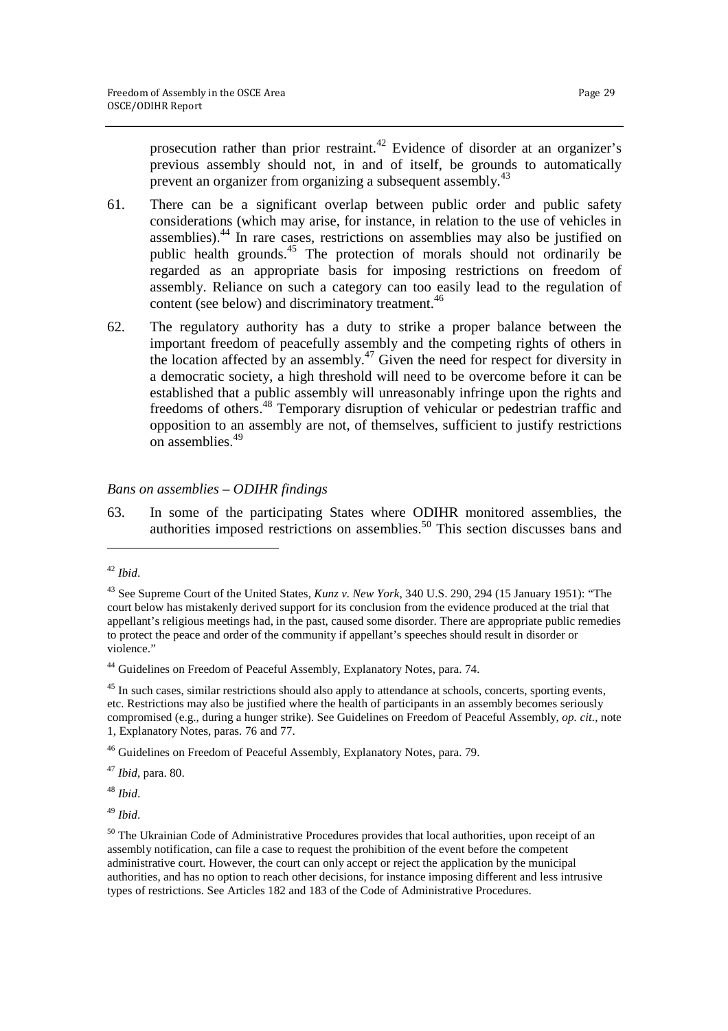prosecution rather than prior restraint.[42] Evidence of disorder at an organizer's previous assembly should not, in and of itself, be grounds to automatically prevent an organizer from organizing a subsequent assembly.[43]

61. There can be a significant overlap between public order and public safety considerations (which may arise, for instance, in relation to the use of vehicles in assemblies).[44] In rare cases, restrictions on assemblies may also be justified on public health grounds.[45] The protection of morals should not ordinarily be regarded as an appropriate basis for imposing restrictions on freedom of assembly. Reliance on such a category can too easily lead to the regulation of content (see below) and discriminatory treatment.[46]

62. The regulatory authority has a duty to strike a proper balance between the important freedom of peacefully assembly and the competing rights of others in the location affected by an assembly.[47] Given the need for respect for diversity in a democratic society, a high threshold will need to be overcome before it can be established that a public assembly will unreasonably infringe upon the rights and freedoms of others.[48] Temporary disruption of vehicular or pedestrian traffic and opposition to an assembly are not, of themselves, sufficient to justify restrictions on assemblies.[49]

### *Bans on assemblies – ODIHR findings*

63. In some of the participating States where ODIHR monitored assemblies, the authorities imposed restrictions on assemblies.[50] This section discusses bans and

---

[42] *Ibid*.

[43] See Supreme Court of the United States, *Kunz v. New York*, 340 U.S. 290, 294 (15 January 1951): "The court below has mistakenly derived support for its conclusion from the evidence produced at the trial that appellant's religious meetings had, in the past, caused some disorder. There are appropriate public remedies to protect the peace and order of the community if appellant's speeches should result in disorder or violence."

[44] Guidelines on Freedom of Peaceful Assembly, Explanatory Notes, para. 74.

[45] In such cases, similar restrictions should also apply to attendance at schools, concerts, sporting events, etc. Restrictions may also be justified where the health of participants in an assembly becomes seriously compromised (e.g., during a hunger strike). See Guidelines on Freedom of Peaceful Assembly, *op. cit.*, note 1, Explanatory Notes, paras. 76 and 77.

[46] Guidelines on Freedom of Peaceful Assembly, Explanatory Notes, para. 79.

[47] *Ibid*, para. 80.

[48] *Ibid*.

[49] *Ibid*.

[50] The Ukrainian Code of Administrative Procedures provides that local authorities, upon receipt of an assembly notification, can file a case to request the prohibition of the event before the competent administrative court. However, the court can only accept or reject the application by the municipal authorities, and has no option to reach other decisions, for instance imposing different and less intrusive types of restrictions. See Articles 182 and 183 of the Code of Administrative Procedures.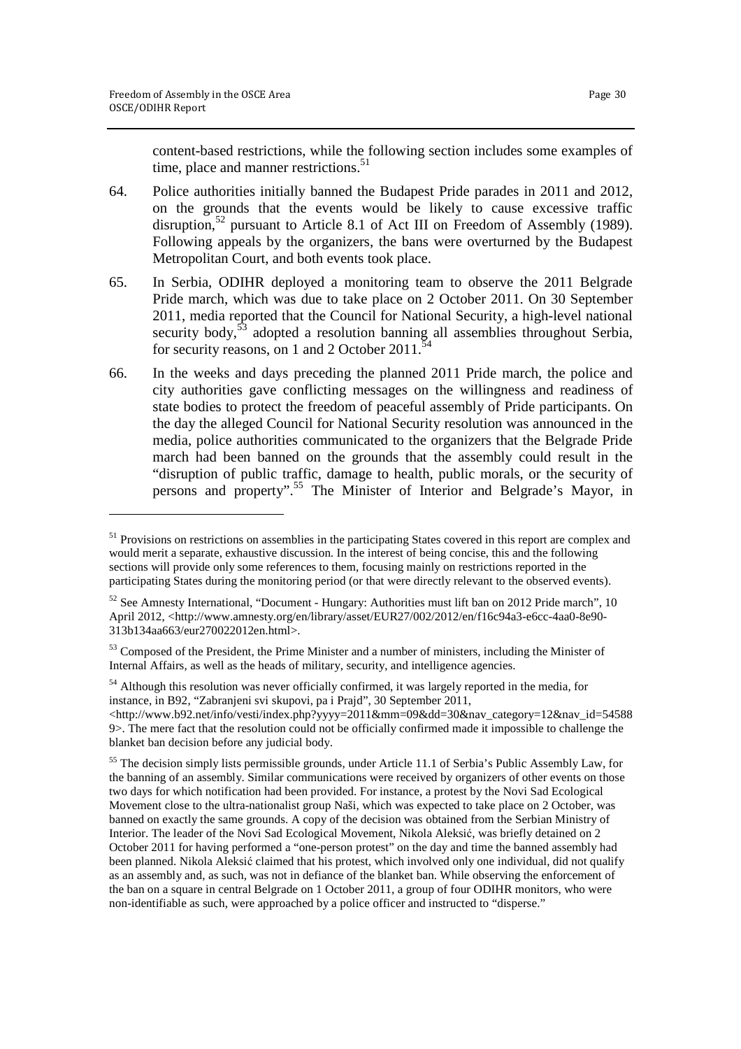content-based restrictions, while the following section includes some examples of time, place and manner restrictions.[51]

64. Police authorities initially banned the Budapest Pride parades in 2011 and 2012, on the grounds that the events would be likely to cause excessive traffic disruption,[52] pursuant to Article 8.1 of Act III on Freedom of Assembly (1989). Following appeals by the organizers, the bans were overturned by the Budapest Metropolitan Court, and both events took place.

65. In Serbia, ODIHR deployed a monitoring team to observe the 2011 Belgrade Pride march, which was due to take place on 2 October 2011. On 30 September 2011, media reported that the Council for National Security, a high-level national security body,[53] adopted a resolution banning all assemblies throughout Serbia, for security reasons, on 1 and 2 October 2011.[54]

66. In the weeks and days preceding the planned 2011 Pride march, the police and city authorities gave conflicting messages on the willingness and readiness of state bodies to protect the freedom of peaceful assembly of Pride participants. On the day the alleged Council for National Security resolution was announced in the media, police authorities communicated to the organizers that the Belgrade Pride march had been banned on the grounds that the assembly could result in the "disruption of public traffic, damage to health, public morals, or the security of persons and property".[55] The Minister of Interior and Belgrade's Mayor, in

---

[51] Provisions on restrictions on assemblies in the participating States covered in this report are complex and would merit a separate, exhaustive discussion. In the interest of being concise, this and the following sections will provide only some references to them, focusing mainly on restrictions reported in the participating States during the monitoring period (or that were directly relevant to the observed events).

[52] See Amnesty International, "Document - Hungary: Authorities must lift ban on 2012 Pride march", 10 April 2012, <http://www.amnesty.org/en/library/asset/EUR27/002/2012/en/f16c94a3-e6cc-4aa0-8e90-313b134aa663/eur270022012en.html>.

[53] Composed of the President, the Prime Minister and a number of ministers, including the Minister of Internal Affairs, as well as the heads of military, security, and intelligence agencies.

[54] Although this resolution was never officially confirmed, it was largely reported in the media, for instance, in B92, "Zabranjeni svi skupovi, pa i Prajd", 30 September 2011, <http://www.b92.net/info/vesti/index.php?yyyy=2011&mm=09&dd=30&nav_category=12&nav_id=545889>. The mere fact that the resolution could not be officially confirmed made it impossible to challenge the blanket ban decision before any judicial body.

[55] The decision simply lists permissible grounds, under Article 11.1 of Serbia's Public Assembly Law, for the banning of an assembly. Similar communications were received by organizers of other events on those two days for which notification had been provided. For instance, a protest by the Novi Sad Ecological Movement close to the ultra-nationalist group Naši, which was expected to take place on 2 October, was banned on exactly the same grounds. A copy of the decision was obtained from the Serbian Ministry of Interior. The leader of the Novi Sad Ecological Movement, Nikola Aleksić, was briefly detained on 2 October 2011 for having performed a "one-person protest" on the day and time the banned assembly had been planned. Nikola Aleksić claimed that his protest, which involved only one individual, did not qualify as an assembly and, as such, was not in defiance of the blanket ban. While observing the enforcement of the ban on a square in central Belgrade on 1 October 2011, a group of four ODIHR monitors, who were non-identifiable as such, were approached by a police officer and instructed to "disperse."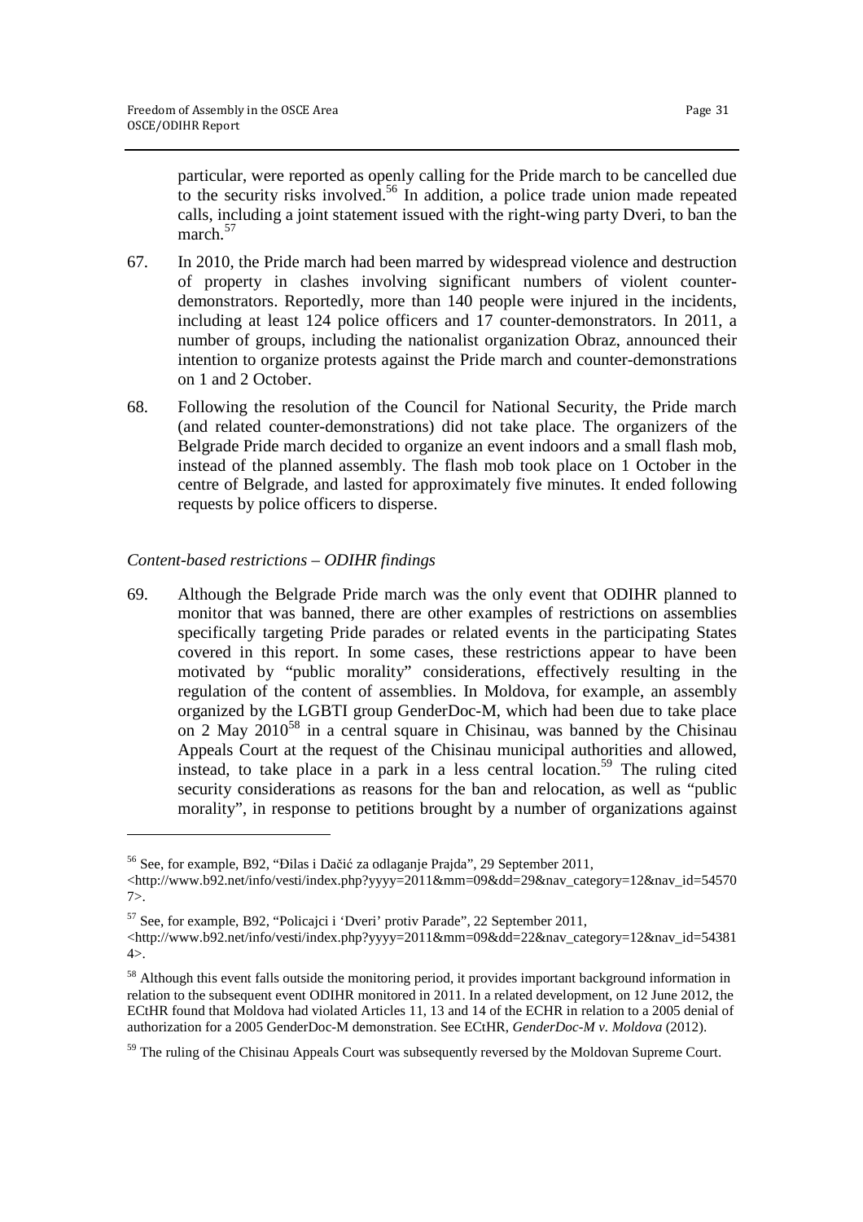particular, were reported as openly calling for the Pride march to be cancelled due to the security risks involved.[56] In addition, a police trade union made repeated calls, including a joint statement issued with the right-wing party Dveri, to ban the march.[57]

67. In 2010, the Pride march had been marred by widespread violence and destruction of property in clashes involving significant numbers of violent counter-demonstrators. Reportedly, more than 140 people were injured in the incidents, including at least 124 police officers and 17 counter-demonstrators. In 2011, a number of groups, including the nationalist organization Obraz, announced their intention to organize protests against the Pride march and counter-demonstrations on 1 and 2 October.

68. Following the resolution of the Council for National Security, the Pride march (and related counter-demonstrations) did not take place. The organizers of the Belgrade Pride march decided to organize an event indoors and a small flash mob, instead of the planned assembly. The flash mob took place on 1 October in the centre of Belgrade, and lasted for approximately five minutes. It ended following requests by police officers to disperse.

*Content-based restrictions – ODIHR findings*

69. Although the Belgrade Pride march was the only event that ODIHR planned to monitor that was banned, there are other examples of restrictions on assemblies specifically targeting Pride parades or related events in the participating States covered in this report. In some cases, these restrictions appear to have been motivated by "public morality" considerations, effectively resulting in the regulation of the content of assemblies. In Moldova, for example, an assembly organized by the LGBTI group GenderDoc-M, which had been due to take place on 2 May 2010[58] in a central square in Chisinau, was banned by the Chisinau Appeals Court at the request of the Chisinau municipal authorities and allowed, instead, to take place in a park in a less central location.[59] The ruling cited security considerations as reasons for the ban and relocation, as well as "public morality", in response to petitions brought by a number of organizations against

---

[56] See, for example, B92, "Đilas i Dačić za odlaganje Prajda", 29 September 2011, <http://www.b92.net/info/vesti/index.php?yyyy=2011&mm=09&dd=29&nav_category=12&nav_id=545707>.

[57] See, for example, B92, "Policajci i 'Dveri' protiv Parade", 22 September 2011, <http://www.b92.net/info/vesti/index.php?yyyy=2011&mm=09&dd=22&nav_category=12&nav_id=543814>.

[58] Although this event falls outside the monitoring period, it provides important background information in relation to the subsequent event ODIHR monitored in 2011. In a related development, on 12 June 2012, the ECtHR found that Moldova had violated Articles 11, 13 and 14 of the ECHR in relation to a 2005 denial of authorization for a 2005 GenderDoc-M demonstration. See ECtHR, *GenderDoc-M v. Moldova* (2012).

[59] The ruling of the Chisinau Appeals Court was subsequently reversed by the Moldovan Supreme Court.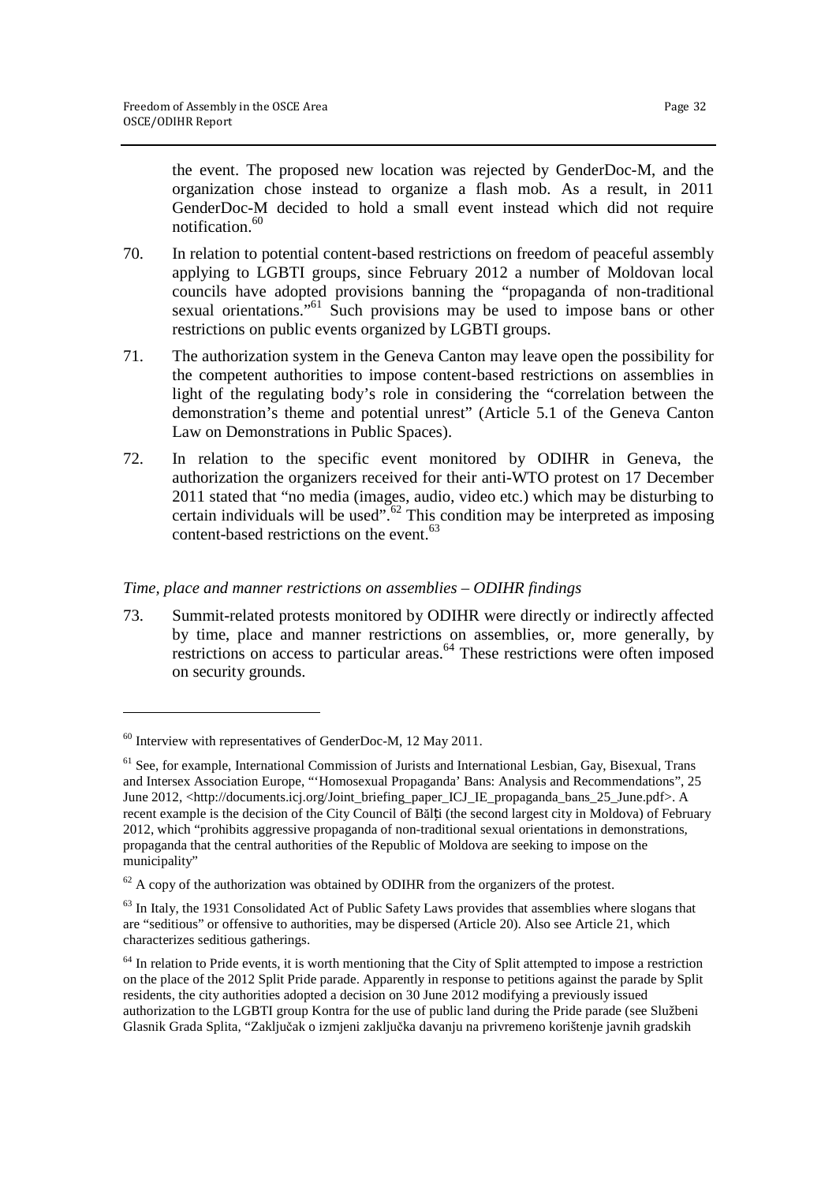the event. The proposed new location was rejected by GenderDoc-M, and the organization chose instead to organize a flash mob. As a result, in 2011 GenderDoc-M decided to hold a small event instead which did not require notification.[60]

70. In relation to potential content-based restrictions on freedom of peaceful assembly applying to LGBTI groups, since February 2012 a number of Moldovan local councils have adopted provisions banning the "propaganda of non-traditional sexual orientations."[61] Such provisions may be used to impose bans or other restrictions on public events organized by LGBTI groups.

71. The authorization system in the Geneva Canton may leave open the possibility for the competent authorities to impose content-based restrictions on assemblies in light of the regulating body's role in considering the "correlation between the demonstration's theme and potential unrest" (Article 5.1 of the Geneva Canton Law on Demonstrations in Public Spaces).

72. In relation to the specific event monitored by ODIHR in Geneva, the authorization the organizers received for their anti-WTO protest on 17 December 2011 stated that "no media (images, audio, video etc.) which may be disturbing to certain individuals will be used".[62] This condition may be interpreted as imposing content-based restrictions on the event.[63]

*Time, place and manner restrictions on assemblies – ODIHR findings*

73. Summit-related protests monitored by ODIHR were directly or indirectly affected by time, place and manner restrictions on assemblies, or, more generally, by restrictions on access to particular areas.[64] These restrictions were often imposed on security grounds.

---

[60] Interview with representatives of GenderDoc-M, 12 May 2011.

[61] See, for example, International Commission of Jurists and International Lesbian, Gay, Bisexual, Trans and Intersex Association Europe, "'Homosexual Propaganda' Bans: Analysis and Recommendations", 25 June 2012, <http://documents.icj.org/Joint_briefing_paper_ICJ_IE_propaganda_bans_25_June.pdf>. A recent example is the decision of the City Council of Bălţi (the second largest city in Moldova) of February 2012, which "prohibits aggressive propaganda of non-traditional sexual orientations in demonstrations, propaganda that the central authorities of the Republic of Moldova are seeking to impose on the municipality"

[62] A copy of the authorization was obtained by ODIHR from the organizers of the protest.

[63] In Italy, the 1931 Consolidated Act of Public Safety Laws provides that assemblies where slogans that are "seditious" or offensive to authorities, may be dispersed (Article 20). Also see Article 21, which characterizes seditious gatherings.

[64] In relation to Pride events, it is worth mentioning that the City of Split attempted to impose a restriction on the place of the 2012 Split Pride parade. Apparently in response to petitions against the parade by Split residents, the city authorities adopted a decision on 30 June 2012 modifying a previously issued authorization to the LGBTI group Kontra for the use of public land during the Pride parade (see Službeni Glasnik Grada Splita, "Zaključak o izmjeni zaključka davanju na privremeno korištenje javnih gradskih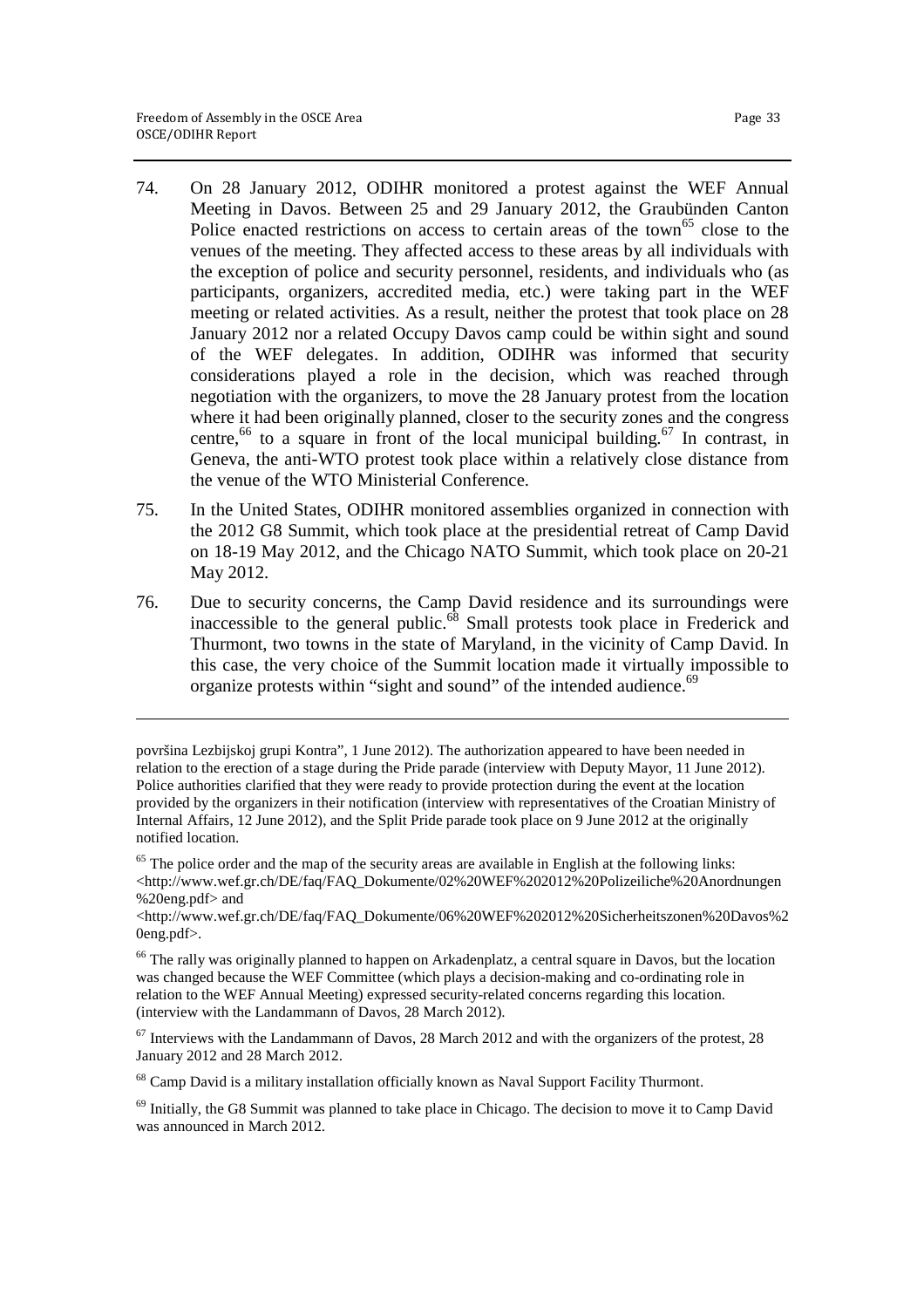74. On 28 January 2012, ODIHR monitored a protest against the WEF Annual Meeting in Davos. Between 25 and 29 January 2012, the Graubünden Canton Police enacted restrictions on access to certain areas of the town[65] close to the venues of the meeting. They affected access to these areas by all individuals with the exception of police and security personnel, residents, and individuals who (as participants, organizers, accredited media, etc.) were taking part in the WEF meeting or related activities. As a result, neither the protest that took place on 28 January 2012 nor a related Occupy Davos camp could be within sight and sound of the WEF delegates. In addition, ODIHR was informed that security considerations played a role in the decision, which was reached through negotiation with the organizers, to move the 28 January protest from the location where it had been originally planned, closer to the security zones and the congress centre,[66] to a square in front of the local municipal building.[67] In contrast, in Geneva, the anti-WTO protest took place within a relatively close distance from the venue of the WTO Ministerial Conference.

75. In the United States, ODIHR monitored assemblies organized in connection with the 2012 G8 Summit, which took place at the presidential retreat of Camp David on 18-19 May 2012, and the Chicago NATO Summit, which took place on 20-21 May 2012.

76. Due to security concerns, the Camp David residence and its surroundings were inaccessible to the general public.[68] Small protests took place in Frederick and Thurmont, two towns in the state of Maryland, in the vicinity of Camp David. In this case, the very choice of the Summit location made it virtually impossible to organize protests within "sight and sound" of the intended audience.[69]

---

površina Lezbijskoj grupi Kontra", 1 June 2012). The authorization appeared to have been needed in relation to the erection of a stage during the Pride parade (interview with Deputy Mayor, 11 June 2012). Police authorities clarified that they were ready to provide protection during the event at the location provided by the organizers in their notification (interview with representatives of the Croatian Ministry of Internal Affairs, 12 June 2012), and the Split Pride parade took place on 9 June 2012 at the originally notified location.

[65] The police order and the map of the security areas are available in English at the following links: <http://www.wef.gr.ch/DE/faq/FAQ_Dokumente/02%20WEF%202012%20Polizeiliche%20Anordnungen%20eng.pdf> and <http://www.wef.gr.ch/DE/faq/FAQ_Dokumente/06%20WEF%202012%20Sicherheitszonen%20Davos%20eng.pdf>.

[66] The rally was originally planned to happen on Arkadenplatz, a central square in Davos, but the location was changed because the WEF Committee (which plays a decision-making and co-ordinating role in relation to the WEF Annual Meeting) expressed security-related concerns regarding this location. (interview with the Landammann of Davos, 28 March 2012).

[67] Interviews with the Landammann of Davos, 28 March 2012 and with the organizers of the protest, 28 January 2012 and 28 March 2012.

[68] Camp David is a military installation officially known as Naval Support Facility Thurmont.

[69] Initially, the G8 Summit was planned to take place in Chicago. The decision to move it to Camp David was announced in March 2012.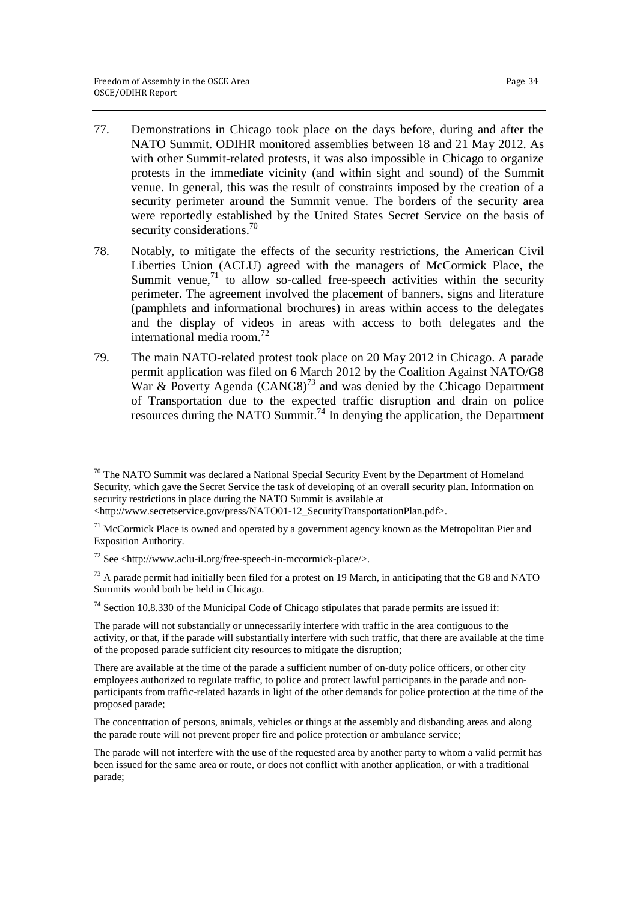77. Demonstrations in Chicago took place on the days before, during and after the NATO Summit. ODIHR monitored assemblies between 18 and 21 May 2012. As with other Summit-related protests, it was also impossible in Chicago to organize protests in the immediate vicinity (and within sight and sound) of the Summit venue. In general, this was the result of constraints imposed by the creation of a security perimeter around the Summit venue. The borders of the security area were reportedly established by the United States Secret Service on the basis of security considerations.[70]

78. Notably, to mitigate the effects of the security restrictions, the American Civil Liberties Union (ACLU) agreed with the managers of McCormick Place, the Summit venue,[71] to allow so-called free-speech activities within the security perimeter. The agreement involved the placement of banners, signs and literature (pamphlets and informational brochures) in areas within access to the delegates and the display of videos in areas with access to both delegates and the international media room.[72]

79. The main NATO-related protest took place on 20 May 2012 in Chicago. A parade permit application was filed on 6 March 2012 by the Coalition Against NATO/G8 War & Poverty Agenda (CANG8)[73] and was denied by the Chicago Department of Transportation due to the expected traffic disruption and drain on police resources during the NATO Summit.[74] In denying the application, the Department

---

[70] The NATO Summit was declared a National Special Security Event by the Department of Homeland Security, which gave the Secret Service the task of developing of an overall security plan. Information on security restrictions in place during the NATO Summit is available at <http://www.secretservice.gov/press/NATO01-12_SecurityTransportationPlan.pdf>.

[71] McCormick Place is owned and operated by a government agency known as the Metropolitan Pier and Exposition Authority.

[72] See <http://www.aclu-il.org/free-speech-in-mccormick-place/>.

[73] A parade permit had initially been filed for a protest on 19 March, in anticipating that the G8 and NATO Summits would both be held in Chicago.

[74] Section 10.8.330 of the Municipal Code of Chicago stipulates that parade permits are issued if:

The parade will not substantially or unnecessarily interfere with traffic in the area contiguous to the activity, or that, if the parade will substantially interfere with such traffic, that there are available at the time of the proposed parade sufficient city resources to mitigate the disruption;

There are available at the time of the parade a sufficient number of on-duty police officers, or other city employees authorized to regulate traffic, to police and protect lawful participants in the parade and non-participants from traffic-related hazards in light of the other demands for police protection at the time of the proposed parade;

The concentration of persons, animals, vehicles or things at the assembly and disbanding areas and along the parade route will not prevent proper fire and police protection or ambulance service;

The parade will not interfere with the use of the requested area by another party to whom a valid permit has been issued for the same area or route, or does not conflict with another application, or with a traditional parade;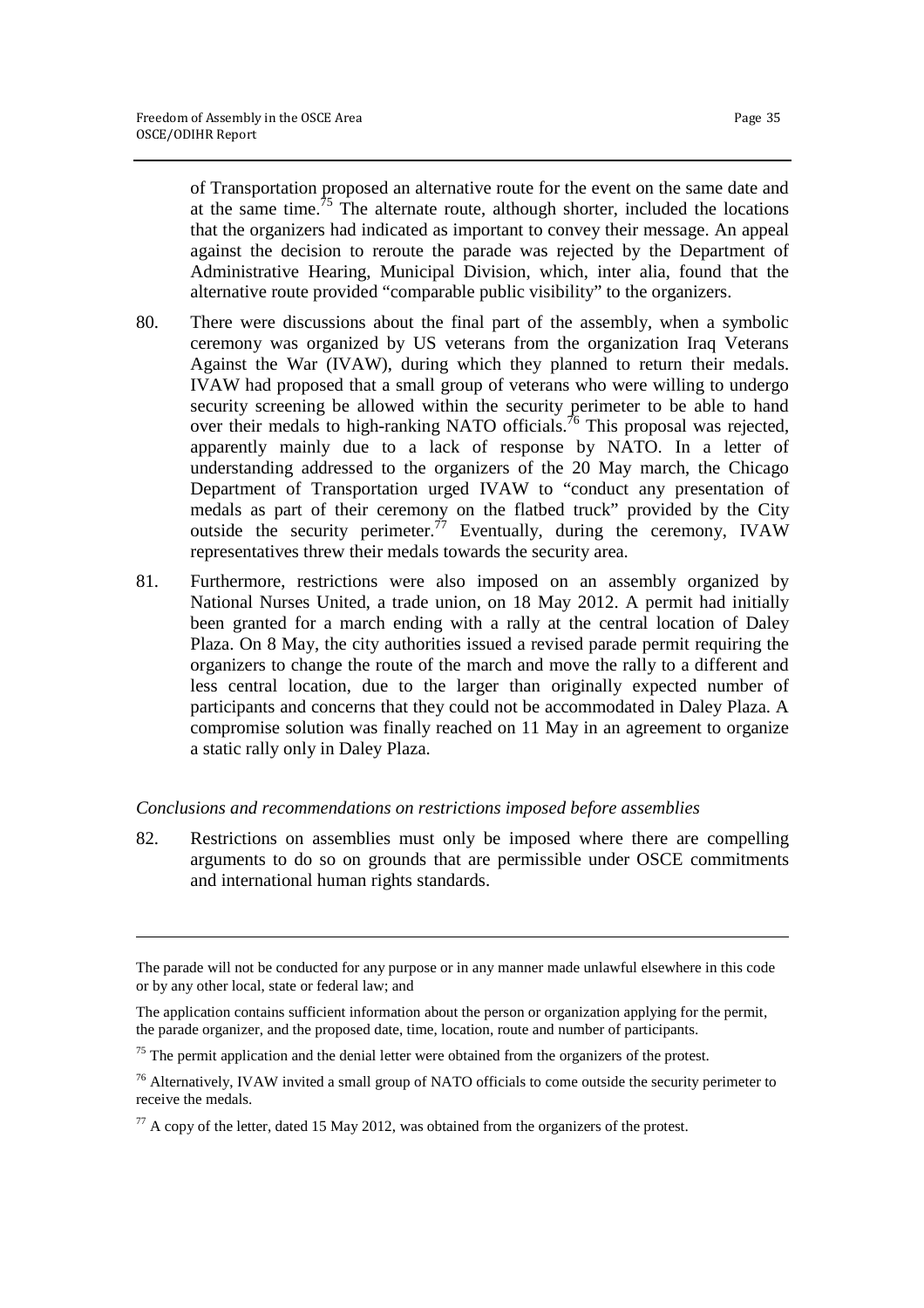of Transportation proposed an alternative route for the event on the same date and at the same time.[75] The alternate route, although shorter, included the locations that the organizers had indicated as important to convey their message. An appeal against the decision to reroute the parade was rejected by the Department of Administrative Hearing, Municipal Division, which, inter alia, found that the alternative route provided "comparable public visibility" to the organizers.

80. There were discussions about the final part of the assembly, when a symbolic ceremony was organized by US veterans from the organization Iraq Veterans Against the War (IVAW), during which they planned to return their medals. IVAW had proposed that a small group of veterans who were willing to undergo security screening be allowed within the security perimeter to be able to hand over their medals to high-ranking NATO officials.[76] This proposal was rejected, apparently mainly due to a lack of response by NATO. In a letter of understanding addressed to the organizers of the 20 May march, the Chicago Department of Transportation urged IVAW to "conduct any presentation of medals as part of their ceremony on the flatbed truck" provided by the City outside the security perimeter.[77] Eventually, during the ceremony, IVAW representatives threw their medals towards the security area.

81. Furthermore, restrictions were also imposed on an assembly organized by National Nurses United, a trade union, on 18 May 2012. A permit had initially been granted for a march ending with a rally at the central location of Daley Plaza. On 8 May, the city authorities issued a revised parade permit requiring the organizers to change the route of the march and move the rally to a different and less central location, due to the larger than originally expected number of participants and concerns that they could not be accommodated in Daley Plaza. A compromise solution was finally reached on 11 May in an agreement to organize a static rally only in Daley Plaza.

*Conclusions and recommendations on restrictions imposed before assemblies*

82. Restrictions on assemblies must only be imposed where there are compelling arguments to do so on grounds that are permissible under OSCE commitments and international human rights standards.

---

The parade will not be conducted for any purpose or in any manner made unlawful elsewhere in this code or by any other local, state or federal law; and

The application contains sufficient information about the person or organization applying for the permit, the parade organizer, and the proposed date, time, location, route and number of participants.

[75] The permit application and the denial letter were obtained from the organizers of the protest.

[76] Alternatively, IVAW invited a small group of NATO officials to come outside the security perimeter to receive the medals.

[77] A copy of the letter, dated 15 May 2012, was obtained from the organizers of the protest.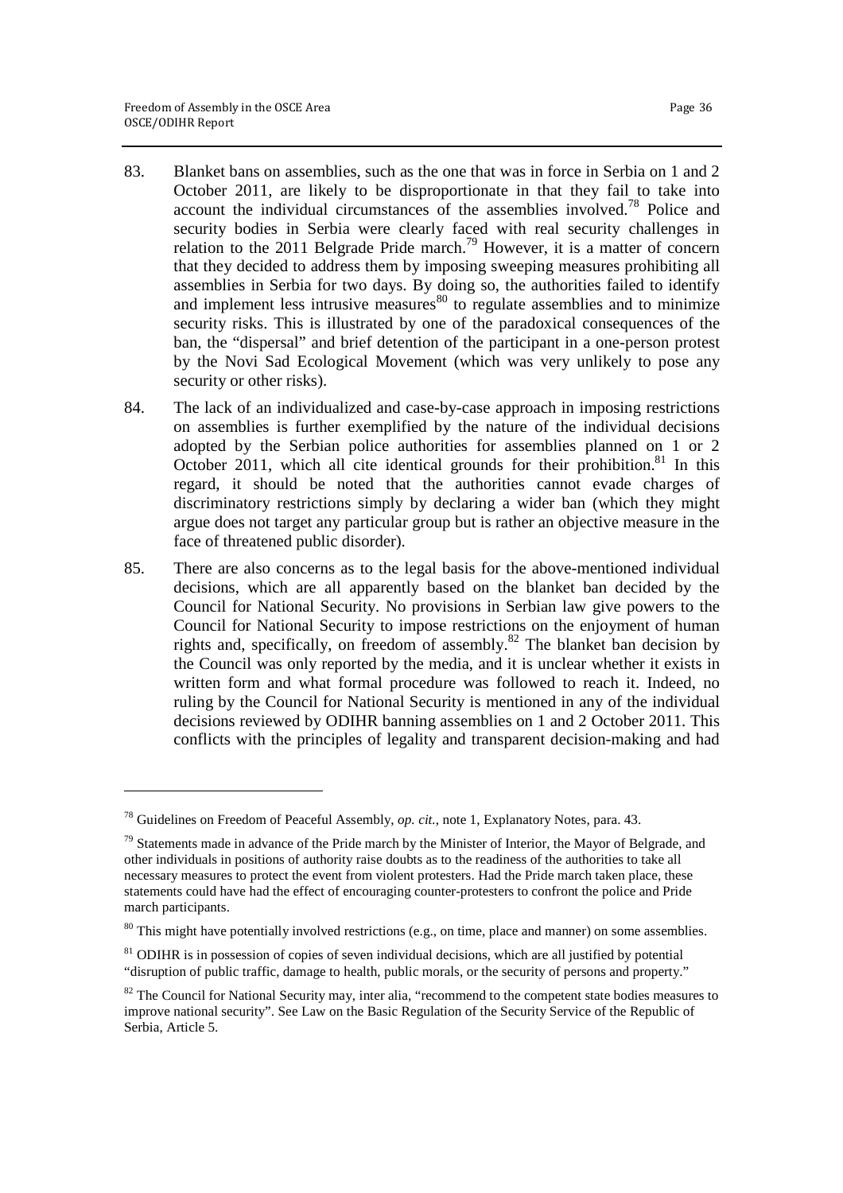83. Blanket bans on assemblies, such as the one that was in force in Serbia on 1 and 2 October 2011, are likely to be disproportionate in that they fail to take into account the individual circumstances of the assemblies involved.[78] Police and security bodies in Serbia were clearly faced with real security challenges in relation to the 2011 Belgrade Pride march.[79] However, it is a matter of concern that they decided to address them by imposing sweeping measures prohibiting all assemblies in Serbia for two days. By doing so, the authorities failed to identify and implement less intrusive measures[80] to regulate assemblies and to minimize security risks. This is illustrated by one of the paradoxical consequences of the ban, the "dispersal" and brief detention of the participant in a one-person protest by the Novi Sad Ecological Movement (which was very unlikely to pose any security or other risks).

84. The lack of an individualized and case-by-case approach in imposing restrictions on assemblies is further exemplified by the nature of the individual decisions adopted by the Serbian police authorities for assemblies planned on 1 or 2 October 2011, which all cite identical grounds for their prohibition.[81] In this regard, it should be noted that the authorities cannot evade charges of discriminatory restrictions simply by declaring a wider ban (which they might argue does not target any particular group but is rather an objective measure in the face of threatened public disorder).

85. There are also concerns as to the legal basis for the above-mentioned individual decisions, which are all apparently based on the blanket ban decided by the Council for National Security. No provisions in Serbian law give powers to the Council for National Security to impose restrictions on the enjoyment of human rights and, specifically, on freedom of assembly.[82] The blanket ban decision by the Council was only reported by the media, and it is unclear whether it exists in written form and what formal procedure was followed to reach it. Indeed, no ruling by the Council for National Security is mentioned in any of the individual decisions reviewed by ODIHR banning assemblies on 1 and 2 October 2011. This conflicts with the principles of legality and transparent decision-making and had

---

[78] Guidelines on Freedom of Peaceful Assembly, *op. cit.*, note 1, Explanatory Notes, para. 43.

[79] Statements made in advance of the Pride march by the Minister of Interior, the Mayor of Belgrade, and other individuals in positions of authority raise doubts as to the readiness of the authorities to take all necessary measures to protect the event from violent protesters. Had the Pride march taken place, these statements could have had the effect of encouraging counter-protesters to confront the police and Pride march participants.

[80] This might have potentially involved restrictions (e.g., on time, place and manner) on some assemblies.

[81] ODIHR is in possession of copies of seven individual decisions, which are all justified by potential "disruption of public traffic, damage to health, public morals, or the security of persons and property."

[82] The Council for National Security may, inter alia, "recommend to the competent state bodies measures to improve national security". See Law on the Basic Regulation of the Security Service of the Republic of Serbia, Article 5.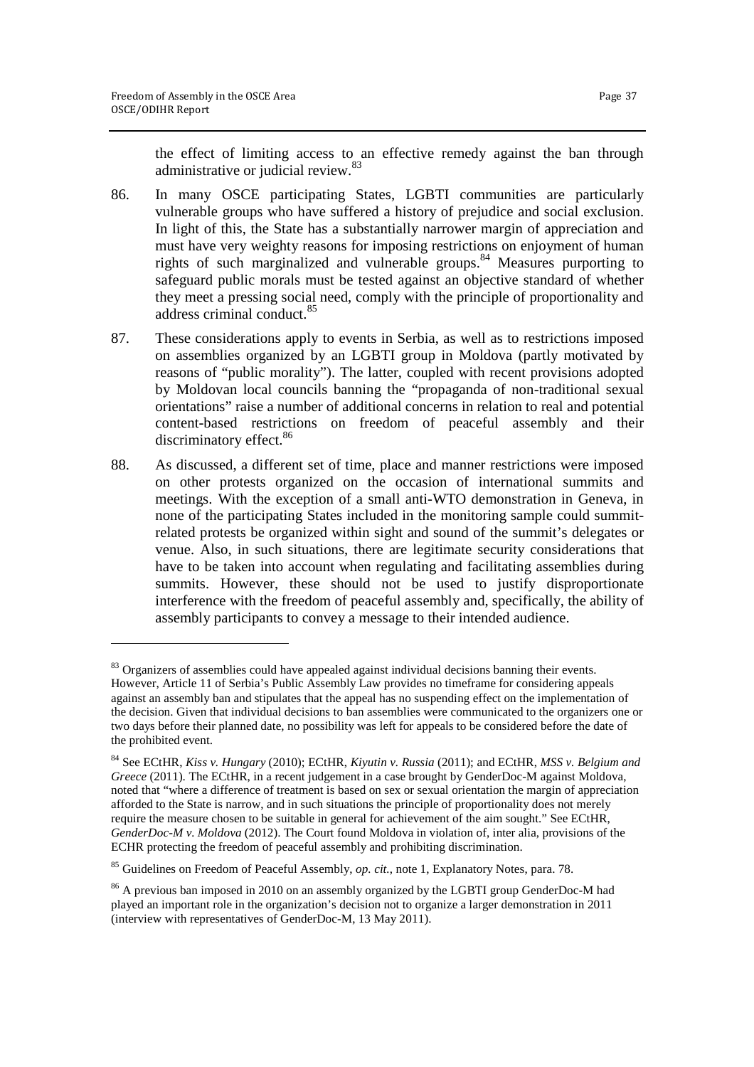the effect of limiting access to an effective remedy against the ban through administrative or judicial review.[83]

86. In many OSCE participating States, LGBTI communities are particularly vulnerable groups who have suffered a history of prejudice and social exclusion. In light of this, the State has a substantially narrower margin of appreciation and must have very weighty reasons for imposing restrictions on enjoyment of human rights of such marginalized and vulnerable groups.[84] Measures purporting to safeguard public morals must be tested against an objective standard of whether they meet a pressing social need, comply with the principle of proportionality and address criminal conduct.[85]

87. These considerations apply to events in Serbia, as well as to restrictions imposed on assemblies organized by an LGBTI group in Moldova (partly motivated by reasons of "public morality"). The latter, coupled with recent provisions adopted by Moldovan local councils banning the "propaganda of non-traditional sexual orientations" raise a number of additional concerns in relation to real and potential content-based restrictions on freedom of peaceful assembly and their discriminatory effect.[86]

88. As discussed, a different set of time, place and manner restrictions were imposed on other protests organized on the occasion of international summits and meetings. With the exception of a small anti-WTO demonstration in Geneva, in none of the participating States included in the monitoring sample could summit-related protests be organized within sight and sound of the summit's delegates or venue. Also, in such situations, there are legitimate security considerations that have to be taken into account when regulating and facilitating assemblies during summits. However, these should not be used to justify disproportionate interference with the freedom of peaceful assembly and, specifically, the ability of assembly participants to convey a message to their intended audience.

---

[83] Organizers of assemblies could have appealed against individual decisions banning their events. However, Article 11 of Serbia's Public Assembly Law provides no timeframe for considering appeals against an assembly ban and stipulates that the appeal has no suspending effect on the implementation of the decision. Given that individual decisions to ban assemblies were communicated to the organizers one or two days before their planned date, no possibility was left for appeals to be considered before the date of the prohibited event.

[84] See ECtHR, *Kiss v. Hungary* (2010); ECtHR, *Kiyutin v. Russia* (2011); and ECtHR, *MSS v. Belgium and Greece* (2011). The ECtHR, in a recent judgement in a case brought by GenderDoc-M against Moldova, noted that "where a difference of treatment is based on sex or sexual orientation the margin of appreciation afforded to the State is narrow, and in such situations the principle of proportionality does not merely require the measure chosen to be suitable in general for achievement of the aim sought." See ECtHR, *GenderDoc-M v. Moldova* (2012). The Court found Moldova in violation of, inter alia, provisions of the ECHR protecting the freedom of peaceful assembly and prohibiting discrimination.

[85] Guidelines on Freedom of Peaceful Assembly, *op. cit.*, note 1, Explanatory Notes, para. 78.

[86] A previous ban imposed in 2010 on an assembly organized by the LGBTI group GenderDoc-M had played an important role in the organization's decision not to organize a larger demonstration in 2011 (interview with representatives of GenderDoc-M, 13 May 2011).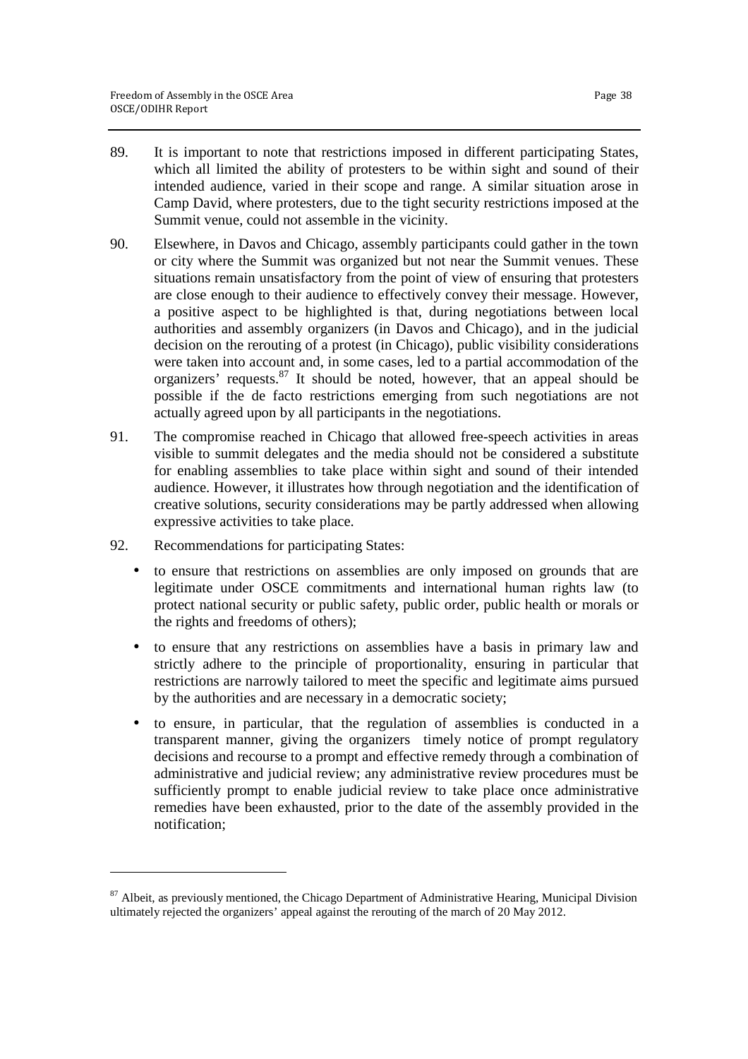89. It is important to note that restrictions imposed in different participating States, which all limited the ability of protesters to be within sight and sound of their intended audience, varied in their scope and range. A similar situation arose in Camp David, where protesters, due to the tight security restrictions imposed at the Summit venue, could not assemble in the vicinity.

90. Elsewhere, in Davos and Chicago, assembly participants could gather in the town or city where the Summit was organized but not near the Summit venues. These situations remain unsatisfactory from the point of view of ensuring that protesters are close enough to their audience to effectively convey their message. However, a positive aspect to be highlighted is that, during negotiations between local authorities and assembly organizers (in Davos and Chicago), and in the judicial decision on the rerouting of a protest (in Chicago), public visibility considerations were taken into account and, in some cases, led to a partial accommodation of the organizers' requests.[87] It should be noted, however, that an appeal should be possible if the de facto restrictions emerging from such negotiations are not actually agreed upon by all participants in the negotiations.

91. The compromise reached in Chicago that allowed free-speech activities in areas visible to summit delegates and the media should not be considered a substitute for enabling assemblies to take place within sight and sound of their intended audience. However, it illustrates how through negotiation and the identification of creative solutions, security considerations may be partly addressed when allowing expressive activities to take place.

92. Recommendations for participating States:

- to ensure that restrictions on assemblies are only imposed on grounds that are legitimate under OSCE commitments and international human rights law (to protect national security or public safety, public order, public health or morals or the rights and freedoms of others);
- to ensure that any restrictions on assemblies have a basis in primary law and strictly adhere to the principle of proportionality, ensuring in particular that restrictions are narrowly tailored to meet the specific and legitimate aims pursued by the authorities and are necessary in a democratic society;
- to ensure, in particular, that the regulation of assemblies is conducted in a transparent manner, giving the organizers timely notice of prompt regulatory decisions and recourse to a prompt and effective remedy through a combination of administrative and judicial review; any administrative review procedures must be sufficiently prompt to enable judicial review to take place once administrative remedies have been exhausted, prior to the date of the assembly provided in the notification;

---

[87] Albeit, as previously mentioned, the Chicago Department of Administrative Hearing, Municipal Division ultimately rejected the organizers' appeal against the rerouting of the march of 20 May 2012.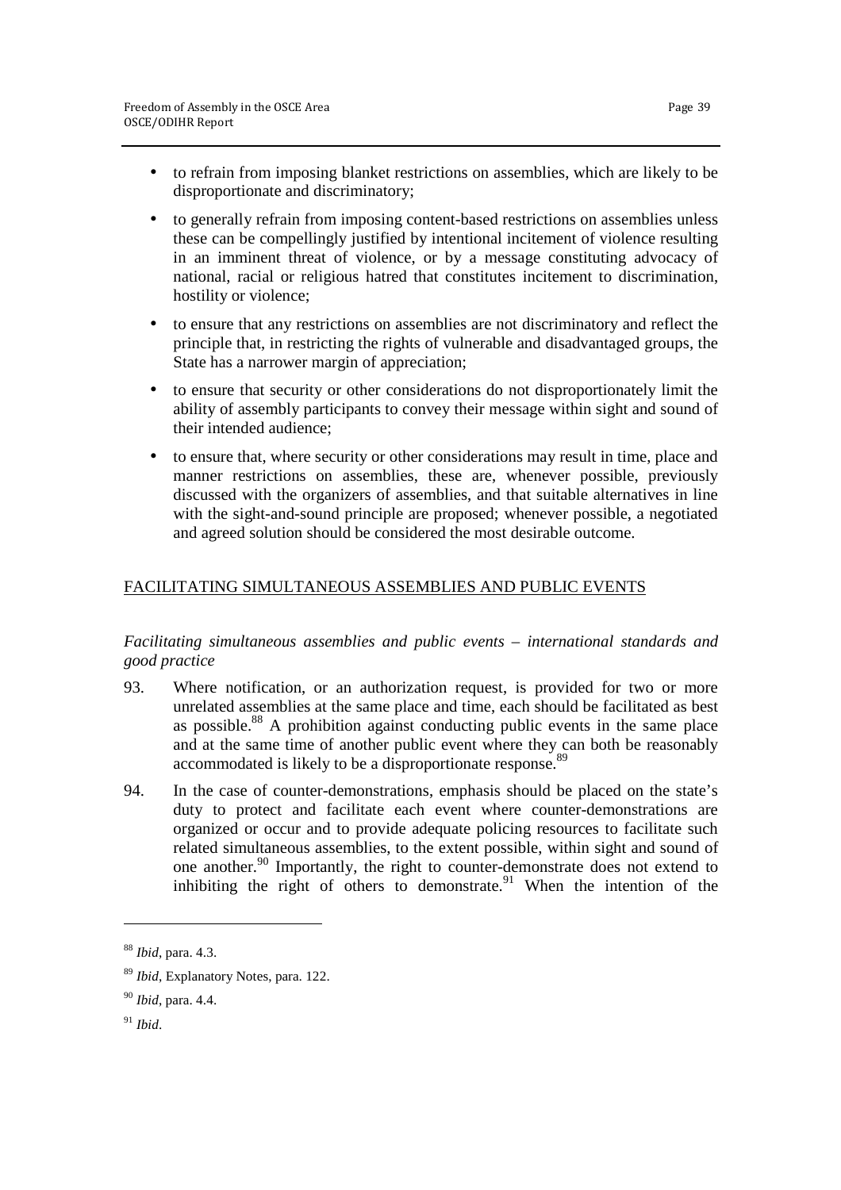- to refrain from imposing blanket restrictions on assemblies, which are likely to be disproportionate and discriminatory;
- to generally refrain from imposing content-based restrictions on assemblies unless these can be compellingly justified by intentional incitement of violence resulting in an imminent threat of violence, or by a message constituting advocacy of national, racial or religious hatred that constitutes incitement to discrimination, hostility or violence;
- to ensure that any restrictions on assemblies are not discriminatory and reflect the principle that, in restricting the rights of vulnerable and disadvantaged groups, the State has a narrower margin of appreciation;
- to ensure that security or other considerations do not disproportionately limit the ability of assembly participants to convey their message within sight and sound of their intended audience;
- to ensure that, where security or other considerations may result in time, place and manner restrictions on assemblies, these are, whenever possible, previously discussed with the organizers of assemblies, and that suitable alternatives in line with the sight-and-sound principle are proposed; whenever possible, a negotiated and agreed solution should be considered the most desirable outcome.

## FACILITATING SIMULTANEOUS ASSEMBLIES AND PUBLIC EVENTS

*Facilitating simultaneous assemblies and public events – international standards and good practice*

93. Where notification, or an authorization request, is provided for two or more unrelated assemblies at the same place and time, each should be facilitated as best as possible.[88] A prohibition against conducting public events in the same place and at the same time of another public event where they can both be reasonably accommodated is likely to be a disproportionate response.[89]

94. In the case of counter-demonstrations, emphasis should be placed on the state's duty to protect and facilitate each event where counter-demonstrations are organized or occur and to provide adequate policing resources to facilitate such related simultaneous assemblies, to the extent possible, within sight and sound of one another.[90] Importantly, the right to counter-demonstrate does not extend to inhibiting the right of others to demonstrate.[91] When the intention of the

---

[88] *Ibid*, para. 4.3.

[89] *Ibid*, Explanatory Notes, para. 122.

[90] *Ibid*, para. 4.4.

[91] *Ibid*.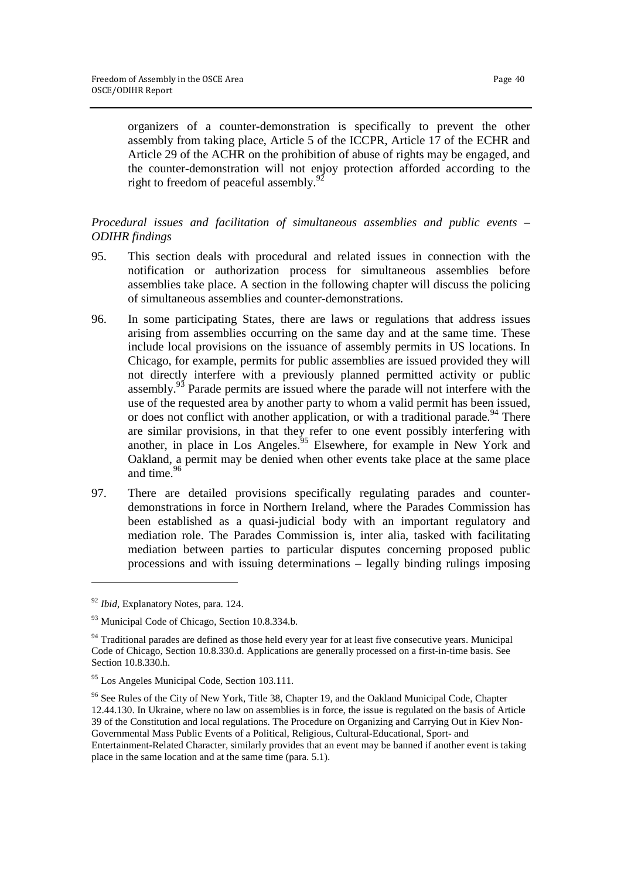organizers of a counter-demonstration is specifically to prevent the other assembly from taking place, Article 5 of the ICCPR, Article 17 of the ECHR and Article 29 of the ACHR on the prohibition of abuse of rights may be engaged, and the counter-demonstration will not enjoy protection afforded according to the right to freedom of peaceful assembly.[92]

*Procedural issues and facilitation of simultaneous assemblies and public events – ODIHR findings*

95. This section deals with procedural and related issues in connection with the notification or authorization process for simultaneous assemblies before assemblies take place. A section in the following chapter will discuss the policing of simultaneous assemblies and counter-demonstrations.

96. In some participating States, there are laws or regulations that address issues arising from assemblies occurring on the same day and at the same time. These include local provisions on the issuance of assembly permits in US locations. In Chicago, for example, permits for public assemblies are issued provided they will not directly interfere with a previously planned permitted activity or public assembly.[93] Parade permits are issued where the parade will not interfere with the use of the requested area by another party to whom a valid permit has been issued, or does not conflict with another application, or with a traditional parade.[94] There are similar provisions, in that they refer to one event possibly interfering with another, in place in Los Angeles.[95] Elsewhere, for example in New York and Oakland, a permit may be denied when other events take place at the same place and time.[96]

97. There are detailed provisions specifically regulating parades and counter-demonstrations in force in Northern Ireland, where the Parades Commission has been established as a quasi-judicial body with an important regulatory and mediation role. The Parades Commission is, inter alia, tasked with facilitating mediation between parties to particular disputes concerning proposed public processions and with issuing determinations – legally binding rulings imposing

---

[92] *Ibid*, Explanatory Notes, para. 124.

[93] Municipal Code of Chicago, Section 10.8.334.b.

[94] Traditional parades are defined as those held every year for at least five consecutive years. Municipal Code of Chicago, Section 10.8.330.d. Applications are generally processed on a first-in-time basis. See Section 10.8.330.h.

[95] Los Angeles Municipal Code, Section 103.111.

[96] See Rules of the City of New York, Title 38, Chapter 19, and the Oakland Municipal Code, Chapter 12.44.130. In Ukraine, where no law on assemblies is in force, the issue is regulated on the basis of Article 39 of the Constitution and local regulations. The Procedure on Organizing and Carrying Out in Kiev Non-Governmental Mass Public Events of a Political, Religious, Cultural-Educational, Sport- and Entertainment-Related Character, similarly provides that an event may be banned if another event is taking place in the same location and at the same time (para. 5.1).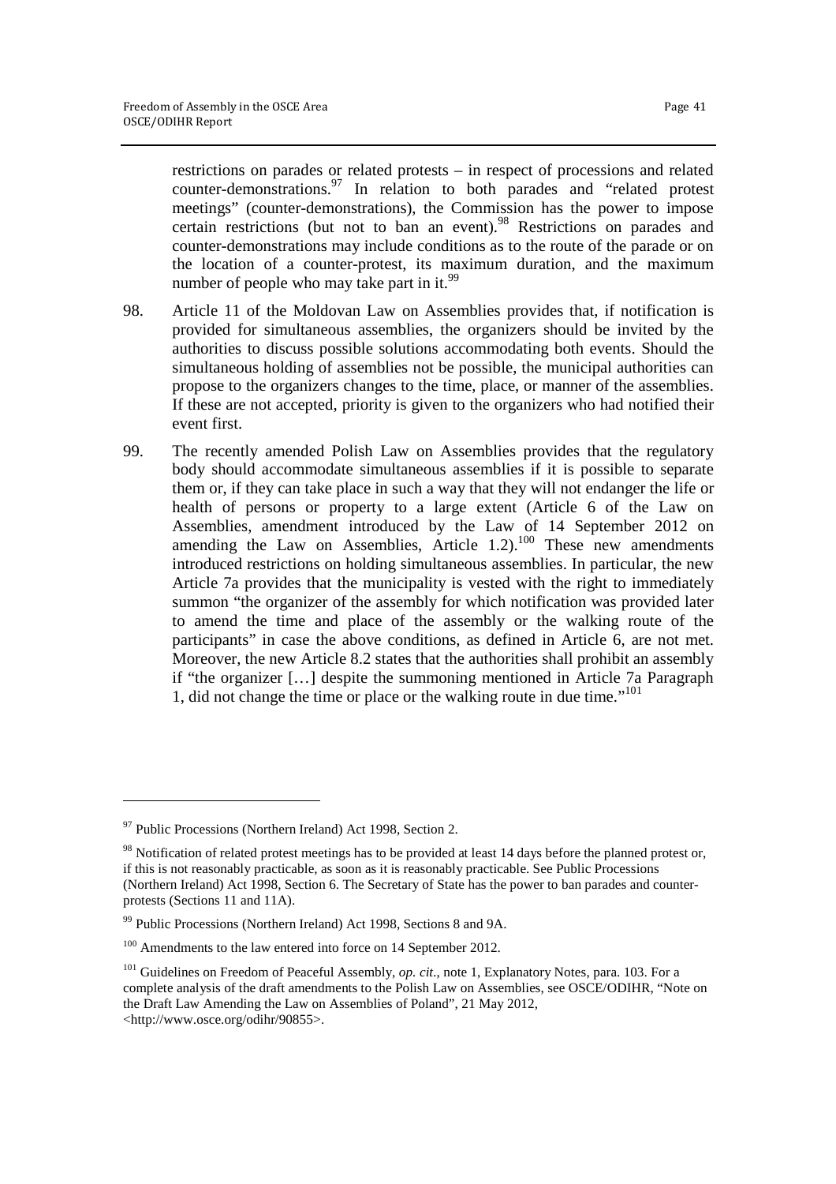restrictions on parades or related protests – in respect of processions and related counter-demonstrations.[97] In relation to both parades and "related protest meetings" (counter-demonstrations), the Commission has the power to impose certain restrictions (but not to ban an event).[98] Restrictions on parades and counter-demonstrations may include conditions as to the route of the parade or on the location of a counter-protest, its maximum duration, and the maximum number of people who may take part in it.[99]

98. Article 11 of the Moldovan Law on Assemblies provides that, if notification is provided for simultaneous assemblies, the organizers should be invited by the authorities to discuss possible solutions accommodating both events. Should the simultaneous holding of assemblies not be possible, the municipal authorities can propose to the organizers changes to the time, place, or manner of the assemblies. If these are not accepted, priority is given to the organizers who had notified their event first.

99. The recently amended Polish Law on Assemblies provides that the regulatory body should accommodate simultaneous assemblies if it is possible to separate them or, if they can take place in such a way that they will not endanger the life or health of persons or property to a large extent (Article 6 of the Law on Assemblies, amendment introduced by the Law of 14 September 2012 on amending the Law on Assemblies, Article 1.2).[100] These new amendments introduced restrictions on holding simultaneous assemblies. In particular, the new Article 7a provides that the municipality is vested with the right to immediately summon "the organizer of the assembly for which notification was provided later to amend the time and place of the assembly or the walking route of the participants" in case the above conditions, as defined in Article 6, are not met. Moreover, the new Article 8.2 states that the authorities shall prohibit an assembly if "the organizer […] despite the summoning mentioned in Article 7a Paragraph 1, did not change the time or place or the walking route in due time."[101]

---

[97] Public Processions (Northern Ireland) Act 1998, Section 2.

[98] Notification of related protest meetings has to be provided at least 14 days before the planned protest or, if this is not reasonably practicable, as soon as it is reasonably practicable. See Public Processions (Northern Ireland) Act 1998, Section 6. The Secretary of State has the power to ban parades and counter-protests (Sections 11 and 11A).

[99] Public Processions (Northern Ireland) Act 1998, Sections 8 and 9A.

[100] Amendments to the law entered into force on 14 September 2012.

[101] Guidelines on Freedom of Peaceful Assembly, *op. cit.*, note 1, Explanatory Notes, para. 103. For a complete analysis of the draft amendments to the Polish Law on Assemblies, see OSCE/ODIHR, "Note on the Draft Law Amending the Law on Assemblies of Poland", 21 May 2012, <http://www.osce.org/odihr/90855>.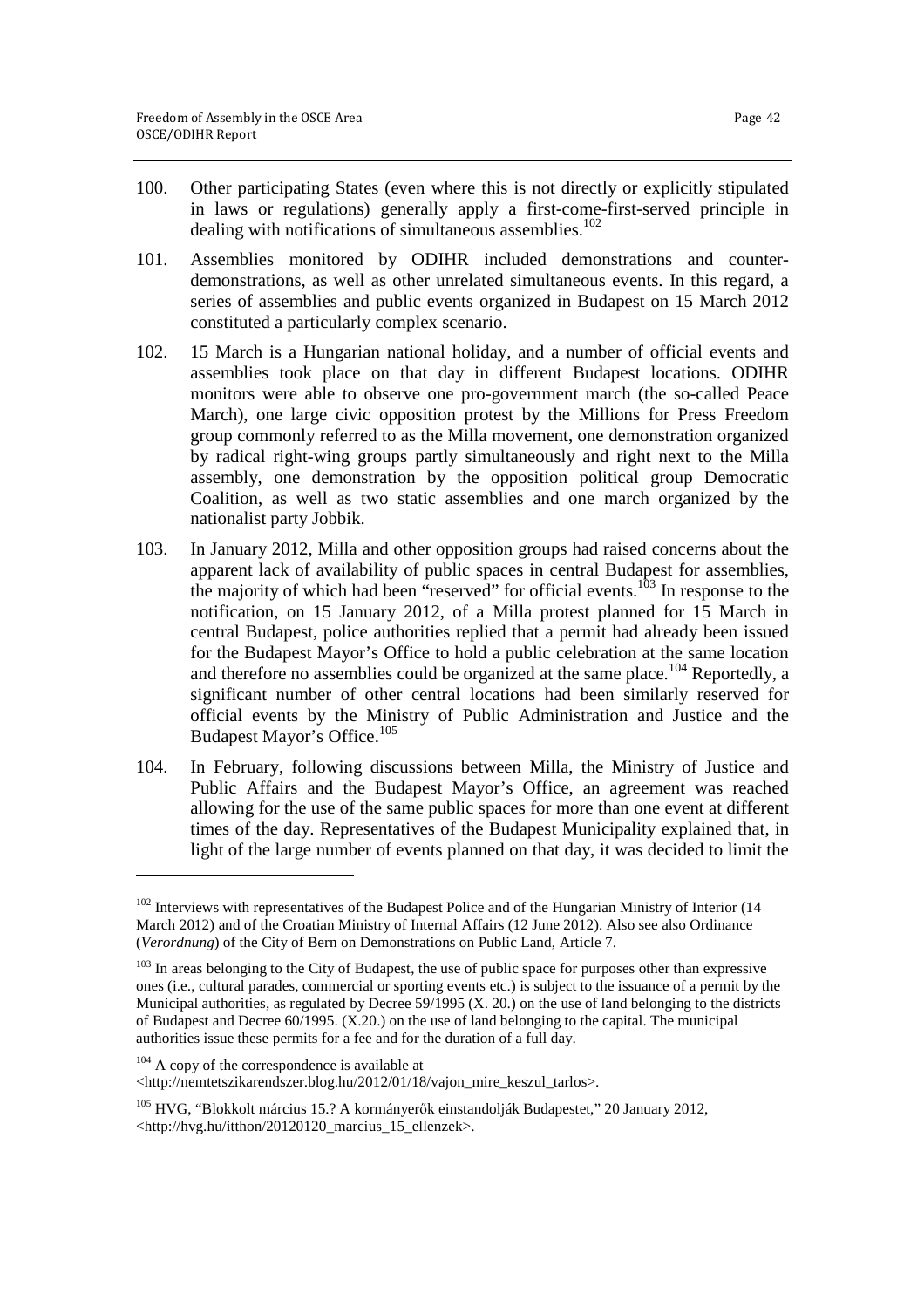100. Other participating States (even where this is not directly or explicitly stipulated in laws or regulations) generally apply a first-come-first-served principle in dealing with notifications of simultaneous assemblies.[102]

101. Assemblies monitored by ODIHR included demonstrations and counter-demonstrations, as well as other unrelated simultaneous events. In this regard, a series of assemblies and public events organized in Budapest on 15 March 2012 constituted a particularly complex scenario.

102. 15 March is a Hungarian national holiday, and a number of official events and assemblies took place on that day in different Budapest locations. ODIHR monitors were able to observe one pro-government march (the so-called Peace March), one large civic opposition protest by the Millions for Press Freedom group commonly referred to as the Milla movement, one demonstration organized by radical right-wing groups partly simultaneously and right next to the Milla assembly, one demonstration by the opposition political group Democratic Coalition, as well as two static assemblies and one march organized by the nationalist party Jobbik.

103. In January 2012, Milla and other opposition groups had raised concerns about the apparent lack of availability of public spaces in central Budapest for assemblies, the majority of which had been "reserved" for official events.[103] In response to the notification, on 15 January 2012, of a Milla protest planned for 15 March in central Budapest, police authorities replied that a permit had already been issued for the Budapest Mayor's Office to hold a public celebration at the same location and therefore no assemblies could be organized at the same place.[104] Reportedly, a significant number of other central locations had been similarly reserved for official events by the Ministry of Public Administration and Justice and the Budapest Mayor's Office.[105]

104. In February, following discussions between Milla, the Ministry of Justice and Public Affairs and the Budapest Mayor's Office, an agreement was reached allowing for the use of the same public spaces for more than one event at different times of the day. Representatives of the Budapest Municipality explained that, in light of the large number of events planned on that day, it was decided to limit the

---

[102] Interviews with representatives of the Budapest Police and of the Hungarian Ministry of Interior (14 March 2012) and of the Croatian Ministry of Internal Affairs (12 June 2012). Also see also Ordinance (*Verordnung*) of the City of Bern on Demonstrations on Public Land, Article 7.

[103] In areas belonging to the City of Budapest, the use of public space for purposes other than expressive ones (i.e., cultural parades, commercial or sporting events etc.) is subject to the issuance of a permit by the Municipal authorities, as regulated by Decree 59/1995 (X. 20.) on the use of land belonging to the districts of Budapest and Decree 60/1995. (X.20.) on the use of land belonging to the capital. The municipal authorities issue these permits for a fee and for the duration of a full day.

[104] A copy of the correspondence is available at <http://nemtetszikarendszer.blog.hu/2012/01/18/vajon_mire_keszul_tarlos>.

[105] HVG, "Blokkolt március 15.? A kormányerők einstandolják Budapestet," 20 January 2012, <http://hvg.hu/itthon/20120120_marcius_15_ellenzek>.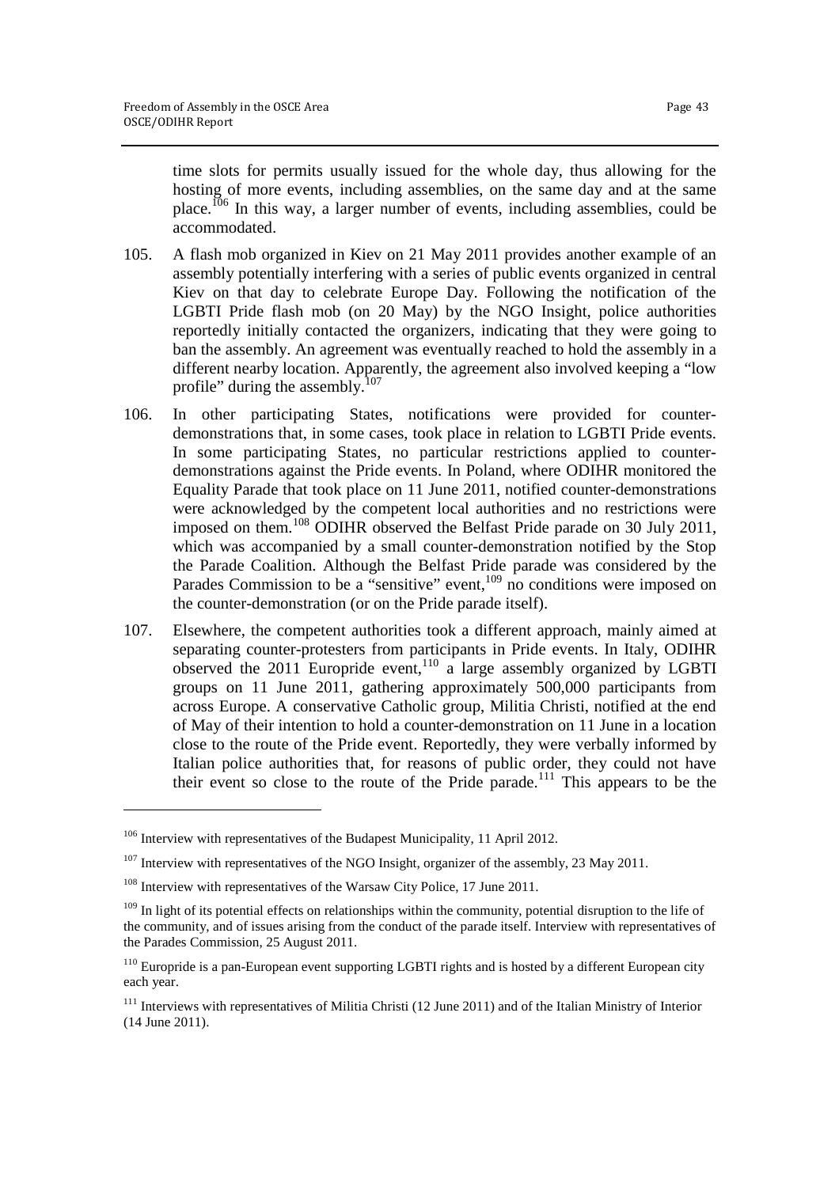time slots for permits usually issued for the whole day, thus allowing for the hosting of more events, including assemblies, on the same day and at the same place.[106] In this way, a larger number of events, including assemblies, could be accommodated.

105. A flash mob organized in Kiev on 21 May 2011 provides another example of an assembly potentially interfering with a series of public events organized in central Kiev on that day to celebrate Europe Day. Following the notification of the LGBTI Pride flash mob (on 20 May) by the NGO Insight, police authorities reportedly initially contacted the organizers, indicating that they were going to ban the assembly. An agreement was eventually reached to hold the assembly in a different nearby location. Apparently, the agreement also involved keeping a "low profile" during the assembly.[107]

106. In other participating States, notifications were provided for counter-demonstrations that, in some cases, took place in relation to LGBTI Pride events. In some participating States, no particular restrictions applied to counter-demonstrations against the Pride events. In Poland, where ODIHR monitored the Equality Parade that took place on 11 June 2011, notified counter-demonstrations were acknowledged by the competent local authorities and no restrictions were imposed on them.[108] ODIHR observed the Belfast Pride parade on 30 July 2011, which was accompanied by a small counter-demonstration notified by the Stop the Parade Coalition. Although the Belfast Pride parade was considered by the Parades Commission to be a "sensitive" event,[109] no conditions were imposed on the counter-demonstration (or on the Pride parade itself).

107. Elsewhere, the competent authorities took a different approach, mainly aimed at separating counter-protesters from participants in Pride events. In Italy, ODIHR observed the 2011 Europride event,[110] a large assembly organized by LGBTI groups on 11 June 2011, gathering approximately 500,000 participants from across Europe. A conservative Catholic group, Militia Christi, notified at the end of May of their intention to hold a counter-demonstration on 11 June in a location close to the route of the Pride event. Reportedly, they were verbally informed by Italian police authorities that, for reasons of public order, they could not have their event so close to the route of the Pride parade.[111] This appears to be the

---

[106] Interview with representatives of the Budapest Municipality, 11 April 2012.

[107] Interview with representatives of the NGO Insight, organizer of the assembly, 23 May 2011.

[108] Interview with representatives of the Warsaw City Police, 17 June 2011.

[109] In light of its potential effects on relationships within the community, potential disruption to the life of the community, and of issues arising from the conduct of the parade itself. Interview with representatives of the Parades Commission, 25 August 2011.

[110] Europride is a pan-European event supporting LGBTI rights and is hosted by a different European city each year.

[111] Interviews with representatives of Militia Christi (12 June 2011) and of the Italian Ministry of Interior (14 June 2011).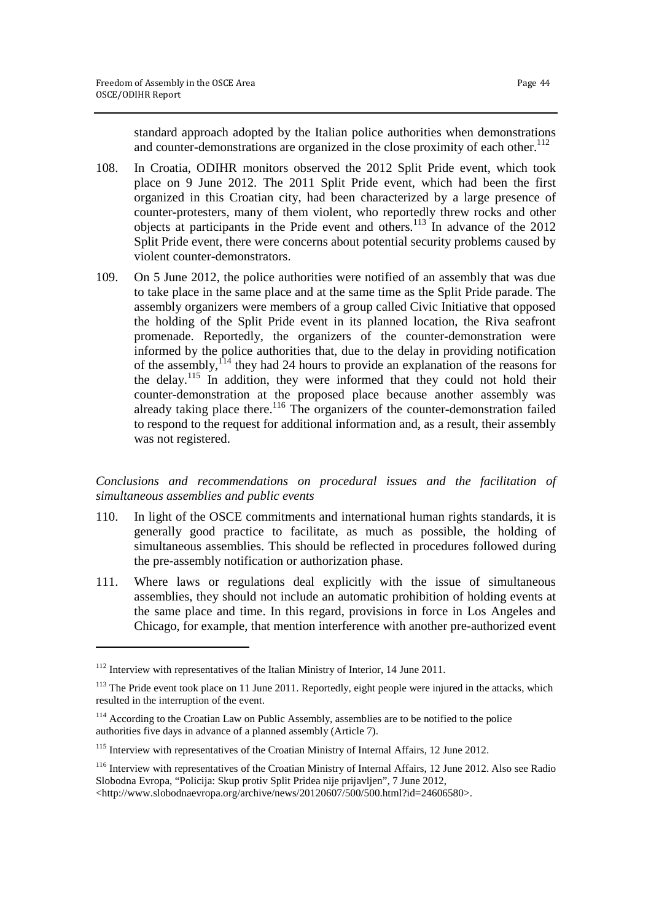standard approach adopted by the Italian police authorities when demonstrations and counter-demonstrations are organized in the close proximity of each other.[112]

108. In Croatia, ODIHR monitors observed the 2012 Split Pride event, which took place on 9 June 2012. The 2011 Split Pride event, which had been the first organized in this Croatian city, had been characterized by a large presence of counter-protesters, many of them violent, who reportedly threw rocks and other objects at participants in the Pride event and others.[113] In advance of the 2012 Split Pride event, there were concerns about potential security problems caused by violent counter-demonstrators.

109. On 5 June 2012, the police authorities were notified of an assembly that was due to take place in the same place and at the same time as the Split Pride parade. The assembly organizers were members of a group called Civic Initiative that opposed the holding of the Split Pride event in its planned location, the Riva seafront promenade. Reportedly, the organizers of the counter-demonstration were informed by the police authorities that, due to the delay in providing notification of the assembly,[114] they had 24 hours to provide an explanation of the reasons for the delay.[115] In addition, they were informed that they could not hold their counter-demonstration at the proposed place because another assembly was already taking place there.[116] The organizers of the counter-demonstration failed to respond to the request for additional information and, as a result, their assembly was not registered.

*Conclusions and recommendations on procedural issues and the facilitation of simultaneous assemblies and public events*

110. In light of the OSCE commitments and international human rights standards, it is generally good practice to facilitate, as much as possible, the holding of simultaneous assemblies. This should be reflected in procedures followed during the pre-assembly notification or authorization phase.

111. Where laws or regulations deal explicitly with the issue of simultaneous assemblies, they should not include an automatic prohibition of holding events at the same place and time. In this regard, provisions in force in Los Angeles and Chicago, for example, that mention interference with another pre-authorized event

---

[112] Interview with representatives of the Italian Ministry of Interior, 14 June 2011.

[113] The Pride event took place on 11 June 2011. Reportedly, eight people were injured in the attacks, which resulted in the interruption of the event.

[114] According to the Croatian Law on Public Assembly, assemblies are to be notified to the police authorities five days in advance of a planned assembly (Article 7).

[115] Interview with representatives of the Croatian Ministry of Internal Affairs, 12 June 2012.

[116] Interview with representatives of the Croatian Ministry of Internal Affairs, 12 June 2012. Also see Radio Slobodna Evropa, "Policija: Skup protiv Split Pridea nije prijavljen", 7 June 2012, <http://www.slobodnaevropa.org/archive/news/20120607/500/500.html?id=24606580>.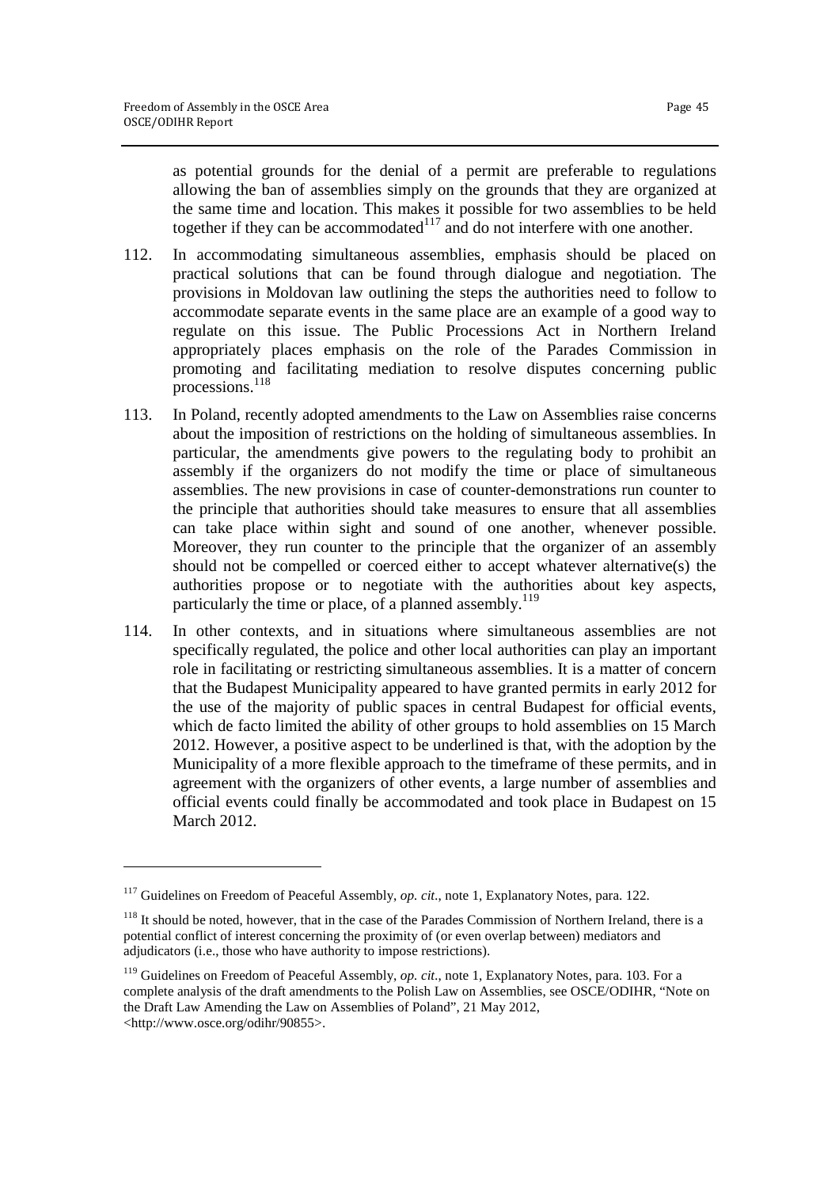as potential grounds for the denial of a permit are preferable to regulations allowing the ban of assemblies simply on the grounds that they are organized at the same time and location. This makes it possible for two assemblies to be held together if they can be accommodated[117] and do not interfere with one another.

112. In accommodating simultaneous assemblies, emphasis should be placed on practical solutions that can be found through dialogue and negotiation. The provisions in Moldovan law outlining the steps the authorities need to follow to accommodate separate events in the same place are an example of a good way to regulate on this issue. The Public Processions Act in Northern Ireland appropriately places emphasis on the role of the Parades Commission in promoting and facilitating mediation to resolve disputes concerning public processions.[118]

113. In Poland, recently adopted amendments to the Law on Assemblies raise concerns about the imposition of restrictions on the holding of simultaneous assemblies. In particular, the amendments give powers to the regulating body to prohibit an assembly if the organizers do not modify the time or place of simultaneous assemblies. The new provisions in case of counter-demonstrations run counter to the principle that authorities should take measures to ensure that all assemblies can take place within sight and sound of one another, whenever possible. Moreover, they run counter to the principle that the organizer of an assembly should not be compelled or coerced either to accept whatever alternative(s) the authorities propose or to negotiate with the authorities about key aspects, particularly the time or place, of a planned assembly.[119]

114. In other contexts, and in situations where simultaneous assemblies are not specifically regulated, the police and other local authorities can play an important role in facilitating or restricting simultaneous assemblies. It is a matter of concern that the Budapest Municipality appeared to have granted permits in early 2012 for the use of the majority of public spaces in central Budapest for official events, which de facto limited the ability of other groups to hold assemblies on 15 March 2012. However, a positive aspect to be underlined is that, with the adoption by the Municipality of a more flexible approach to the timeframe of these permits, and in agreement with the organizers of other events, a large number of assemblies and official events could finally be accommodated and took place in Budapest on 15 March 2012.

---

[117] Guidelines on Freedom of Peaceful Assembly, *op. cit.*, note 1, Explanatory Notes, para. 122.

[118] It should be noted, however, that in the case of the Parades Commission of Northern Ireland, there is a potential conflict of interest concerning the proximity of (or even overlap between) mediators and adjudicators (i.e., those who have authority to impose restrictions).

[119] Guidelines on Freedom of Peaceful Assembly, *op. cit.*, note 1, Explanatory Notes, para. 103. For a complete analysis of the draft amendments to the Polish Law on Assemblies, see OSCE/ODIHR, "Note on the Draft Law Amending the Law on Assemblies of Poland", 21 May 2012, <http://www.osce.org/odihr/90855>.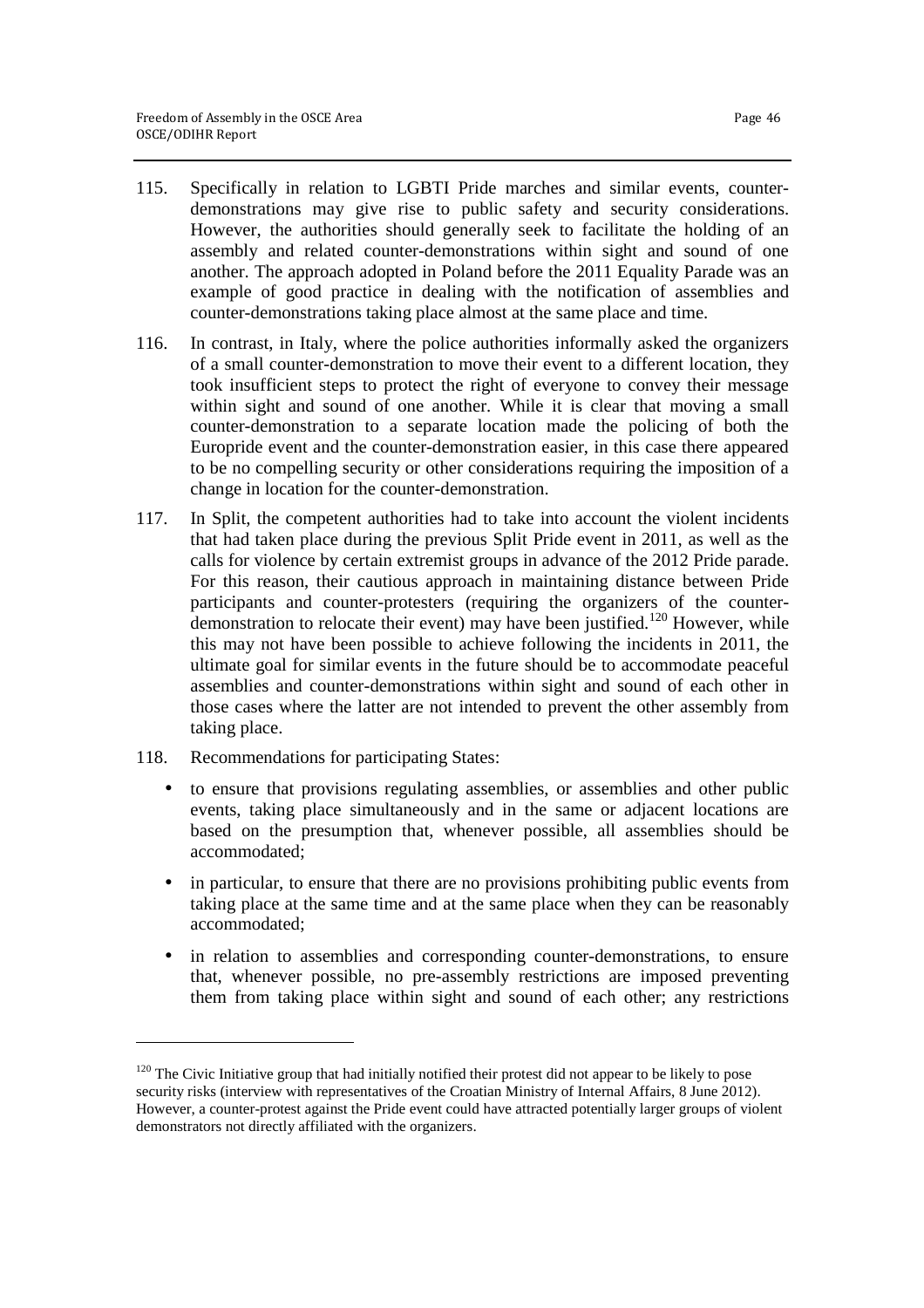115. Specifically in relation to LGBTI Pride marches and similar events, counter-demonstrations may give rise to public safety and security considerations. However, the authorities should generally seek to facilitate the holding of an assembly and related counter-demonstrations within sight and sound of one another. The approach adopted in Poland before the 2011 Equality Parade was an example of good practice in dealing with the notification of assemblies and counter-demonstrations taking place almost at the same place and time.

116. In contrast, in Italy, where the police authorities informally asked the organizers of a small counter-demonstration to move their event to a different location, they took insufficient steps to protect the right of everyone to convey their message within sight and sound of one another. While it is clear that moving a small counter-demonstration to a separate location made the policing of both the Europride event and the counter-demonstration easier, in this case there appeared to be no compelling security or other considerations requiring the imposition of a change in location for the counter-demonstration.

117. In Split, the competent authorities had to take into account the violent incidents that had taken place during the previous Split Pride event in 2011, as well as the calls for violence by certain extremist groups in advance of the 2012 Pride parade. For this reason, their cautious approach in maintaining distance between Pride participants and counter-protesters (requiring the organizers of the counter-demonstration to relocate their event) may have been justified.[120] However, while this may not have been possible to achieve following the incidents in 2011, the ultimate goal for similar events in the future should be to accommodate peaceful assemblies and counter-demonstrations within sight and sound of each other in those cases where the latter are not intended to prevent the other assembly from taking place.

118. Recommendations for participating States:

- to ensure that provisions regulating assemblies, or assemblies and other public events, taking place simultaneously and in the same or adjacent locations are based on the presumption that, whenever possible, all assemblies should be accommodated;
- in particular, to ensure that there are no provisions prohibiting public events from taking place at the same time and at the same place when they can be reasonably accommodated;
- in relation to assemblies and corresponding counter-demonstrations, to ensure that, whenever possible, no pre-assembly restrictions are imposed preventing them from taking place within sight and sound of each other; any restrictions

---

[120] The Civic Initiative group that had initially notified their protest did not appear to be likely to pose security risks (interview with representatives of the Croatian Ministry of Internal Affairs, 8 June 2012). However, a counter-protest against the Pride event could have attracted potentially larger groups of violent demonstrators not directly affiliated with the organizers.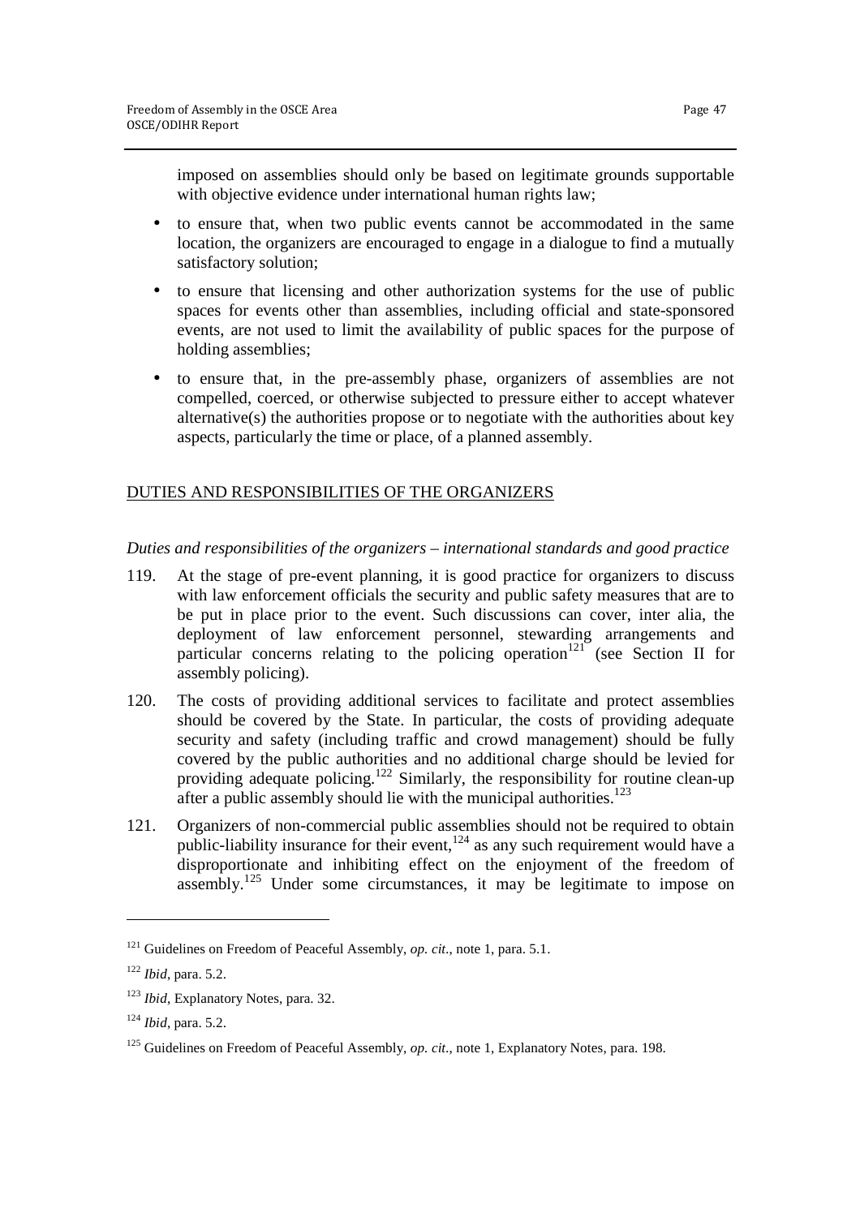imposed on assemblies should only be based on legitimate grounds supportable with objective evidence under international human rights law;

- to ensure that, when two public events cannot be accommodated in the same location, the organizers are encouraged to engage in a dialogue to find a mutually satisfactory solution;
- to ensure that licensing and other authorization systems for the use of public spaces for events other than assemblies, including official and state-sponsored events, are not used to limit the availability of public spaces for the purpose of holding assemblies;
- to ensure that, in the pre-assembly phase, organizers of assemblies are not compelled, coerced, or otherwise subjected to pressure either to accept whatever alternative(s) the authorities propose or to negotiate with the authorities about key aspects, particularly the time or place, of a planned assembly.

## DUTIES AND RESPONSIBILITIES OF THE ORGANIZERS

*Duties and responsibilities of the organizers – international standards and good practice*

119. At the stage of pre-event planning, it is good practice for organizers to discuss with law enforcement officials the security and public safety measures that are to be put in place prior to the event. Such discussions can cover, inter alia, the deployment of law enforcement personnel, stewarding arrangements and particular concerns relating to the policing operation[121] (see Section II for assembly policing).

120. The costs of providing additional services to facilitate and protect assemblies should be covered by the State. In particular, the costs of providing adequate security and safety (including traffic and crowd management) should be fully covered by the public authorities and no additional charge should be levied for providing adequate policing.[122] Similarly, the responsibility for routine clean-up after a public assembly should lie with the municipal authorities.[123]

121. Organizers of non-commercial public assemblies should not be required to obtain public-liability insurance for their event,[124] as any such requirement would have a disproportionate and inhibiting effect on the enjoyment of the freedom of assembly.[125] Under some circumstances, it may be legitimate to impose on

---

[121] Guidelines on Freedom of Peaceful Assembly, *op. cit.*, note 1, para. 5.1.

[122] *Ibid*, para. 5.2.

[123] *Ibid*, Explanatory Notes, para. 32.

[124] *Ibid*, para. 5.2.

[125] Guidelines on Freedom of Peaceful Assembly, *op. cit.*, note 1, Explanatory Notes, para. 198.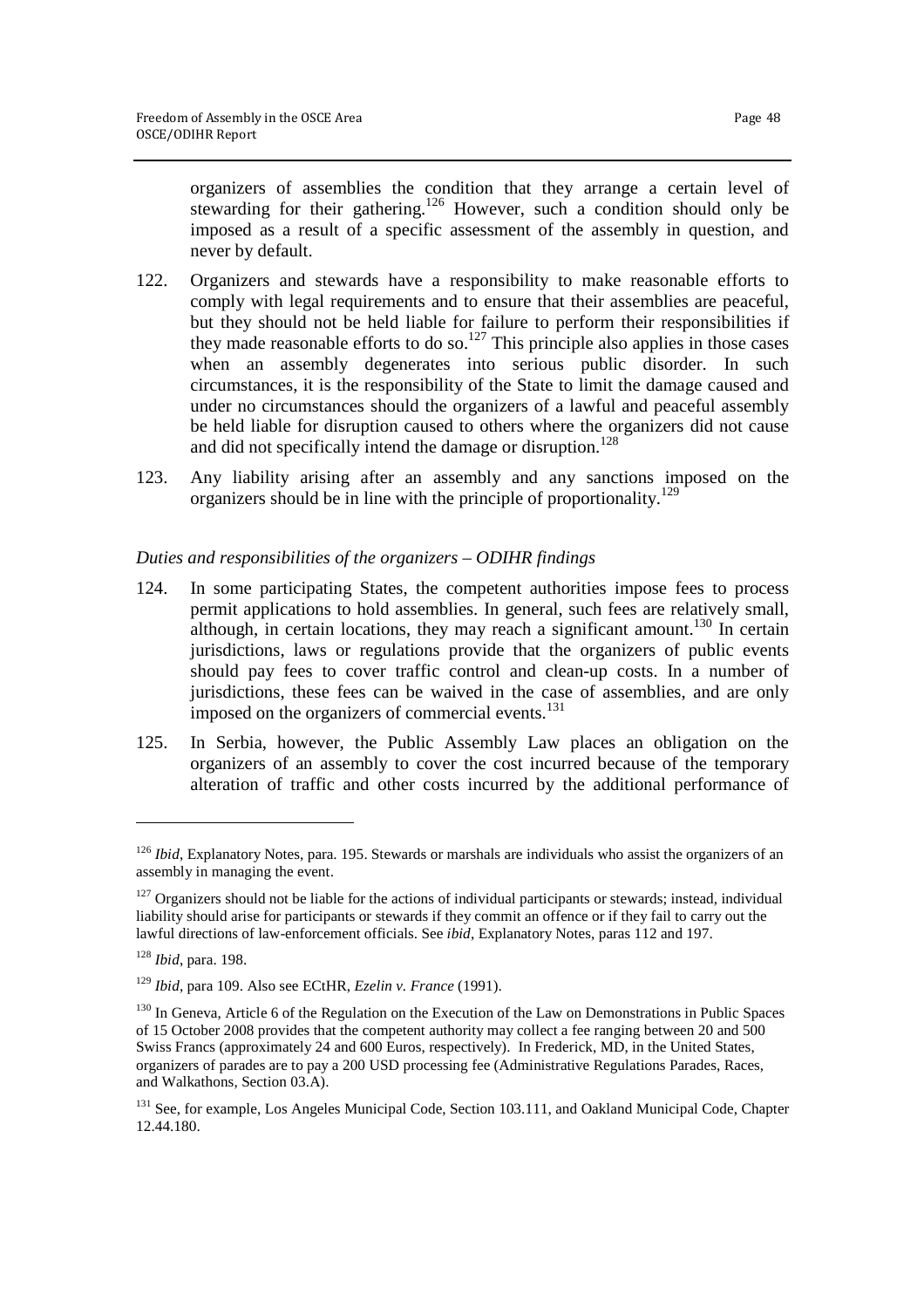organizers of assemblies the condition that they arrange a certain level of stewarding for their gathering.[126] However, such a condition should only be imposed as a result of a specific assessment of the assembly in question, and never by default.

122. Organizers and stewards have a responsibility to make reasonable efforts to comply with legal requirements and to ensure that their assemblies are peaceful, but they should not be held liable for failure to perform their responsibilities if they made reasonable efforts to do so.[127] This principle also applies in those cases when an assembly degenerates into serious public disorder. In such circumstances, it is the responsibility of the State to limit the damage caused and under no circumstances should the organizers of a lawful and peaceful assembly be held liable for disruption caused to others where the organizers did not cause and did not specifically intend the damage or disruption.[128]

123. Any liability arising after an assembly and any sanctions imposed on the organizers should be in line with the principle of proportionality.[129]

*Duties and responsibilities of the organizers – ODIHR findings*

124. In some participating States, the competent authorities impose fees to process permit applications to hold assemblies. In general, such fees are relatively small, although, in certain locations, they may reach a significant amount.[130] In certain jurisdictions, laws or regulations provide that the organizers of public events should pay fees to cover traffic control and clean-up costs. In a number of jurisdictions, these fees can be waived in the case of assemblies, and are only imposed on the organizers of commercial events.[131]

125. In Serbia, however, the Public Assembly Law places an obligation on the organizers of an assembly to cover the cost incurred because of the temporary alteration of traffic and other costs incurred by the additional performance of

---

[126] *Ibid*, Explanatory Notes, para. 195. Stewards or marshals are individuals who assist the organizers of an assembly in managing the event.

[127] Organizers should not be liable for the actions of individual participants or stewards; instead, individual liability should arise for participants or stewards if they commit an offence or if they fail to carry out the lawful directions of law-enforcement officials. See *ibid*, Explanatory Notes, paras 112 and 197.

[128] *Ibid*, para. 198.

[129] *Ibid*, para 109. Also see ECtHR, *Ezelin v. France* (1991).

[130] In Geneva, Article 6 of the Regulation on the Execution of the Law on Demonstrations in Public Spaces of 15 October 2008 provides that the competent authority may collect a fee ranging between 20 and 500 Swiss Francs (approximately 24 and 600 Euros, respectively). In Frederick, MD, in the United States, organizers of parades are to pay a 200 USD processing fee (Administrative Regulations Parades, Races, and Walkathons, Section 03.A).

[131] See, for example, Los Angeles Municipal Code, Section 103.111, and Oakland Municipal Code, Chapter 12.44.180.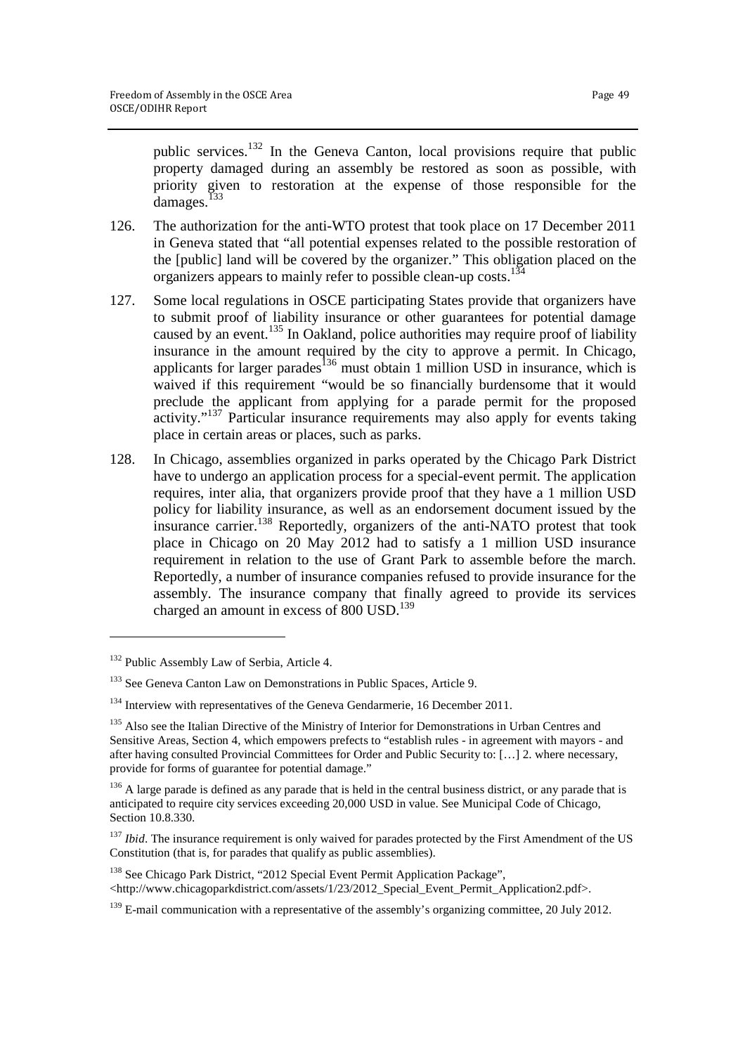public services.[132] In the Geneva Canton, local provisions require that public property damaged during an assembly be restored as soon as possible, with priority given to restoration at the expense of those responsible for the damages.[133]

126. The authorization for the anti-WTO protest that took place on 17 December 2011 in Geneva stated that "all potential expenses related to the possible restoration of the [public] land will be covered by the organizer." This obligation placed on the organizers appears to mainly refer to possible clean-up costs.[134]

127. Some local regulations in OSCE participating States provide that organizers have to submit proof of liability insurance or other guarantees for potential damage caused by an event.[135] In Oakland, police authorities may require proof of liability insurance in the amount required by the city to approve a permit. In Chicago, applicants for larger parades[136] must obtain 1 million USD in insurance, which is waived if this requirement "would be so financially burdensome that it would preclude the applicant from applying for a parade permit for the proposed activity."[137] Particular insurance requirements may also apply for events taking place in certain areas or places, such as parks.

128. In Chicago, assemblies organized in parks operated by the Chicago Park District have to undergo an application process for a special-event permit. The application requires, inter alia, that organizers provide proof that they have a 1 million USD policy for liability insurance, as well as an endorsement document issued by the insurance carrier.[138] Reportedly, organizers of the anti-NATO protest that took place in Chicago on 20 May 2012 had to satisfy a 1 million USD insurance requirement in relation to the use of Grant Park to assemble before the march. Reportedly, a number of insurance companies refused to provide insurance for the assembly. The insurance company that finally agreed to provide its services charged an amount in excess of 800 USD.[139]

---

[132] Public Assembly Law of Serbia, Article 4.

[133] See Geneva Canton Law on Demonstrations in Public Spaces, Article 9.

[134] Interview with representatives of the Geneva Gendarmerie, 16 December 2011.

[135] Also see the Italian Directive of the Ministry of Interior for Demonstrations in Urban Centres and Sensitive Areas, Section 4, which empowers prefects to "establish rules - in agreement with mayors - and after having consulted Provincial Committees for Order and Public Security to: […] 2. where necessary, provide for forms of guarantee for potential damage."

[136] A large parade is defined as any parade that is held in the central business district, or any parade that is anticipated to require city services exceeding 20,000 USD in value. See Municipal Code of Chicago, Section 10.8.330.

[137] *Ibid*. The insurance requirement is only waived for parades protected by the First Amendment of the US Constitution (that is, for parades that qualify as public assemblies).

[138] See Chicago Park District, "2012 Special Event Permit Application Package", <http://www.chicagoparkdistrict.com/assets/1/23/2012_Special_Event_Permit_Application2.pdf>.

[139] E-mail communication with a representative of the assembly's organizing committee, 20 July 2012.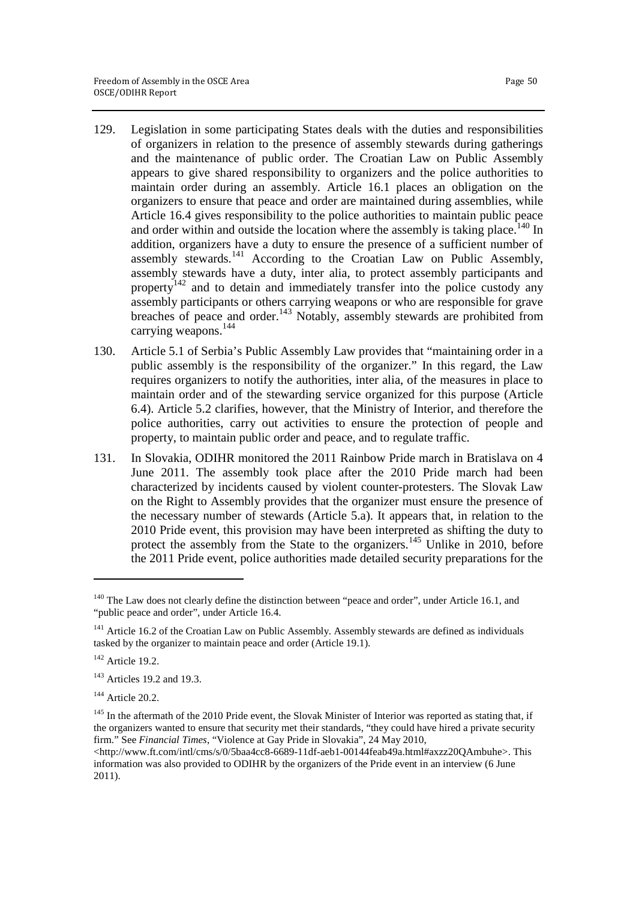129. Legislation in some participating States deals with the duties and responsibilities of organizers in relation to the presence of assembly stewards during gatherings and the maintenance of public order. The Croatian Law on Public Assembly appears to give shared responsibility to organizers and the police authorities to maintain order during an assembly. Article 16.1 places an obligation on the organizers to ensure that peace and order are maintained during assemblies, while Article 16.4 gives responsibility to the police authorities to maintain public peace and order within and outside the location where the assembly is taking place.[140] In addition, organizers have a duty to ensure the presence of a sufficient number of assembly stewards.[141] According to the Croatian Law on Public Assembly, assembly stewards have a duty, inter alia, to protect assembly participants and property[142] and to detain and immediately transfer into the police custody any assembly participants or others carrying weapons or who are responsible for grave breaches of peace and order.[143] Notably, assembly stewards are prohibited from carrying weapons.[144]

130. Article 5.1 of Serbia's Public Assembly Law provides that "maintaining order in a public assembly is the responsibility of the organizer." In this regard, the Law requires organizers to notify the authorities, inter alia, of the measures in place to maintain order and of the stewarding service organized for this purpose (Article 6.4). Article 5.2 clarifies, however, that the Ministry of Interior, and therefore the police authorities, carry out activities to ensure the protection of people and property, to maintain public order and peace, and to regulate traffic.

131. In Slovakia, ODIHR monitored the 2011 Rainbow Pride march in Bratislava on 4 June 2011. The assembly took place after the 2010 Pride march had been characterized by incidents caused by violent counter-protesters. The Slovak Law on the Right to Assembly provides that the organizer must ensure the presence of the necessary number of stewards (Article 5.a). It appears that, in relation to the 2010 Pride event, this provision may have been interpreted as shifting the duty to protect the assembly from the State to the organizers.[145] Unlike in 2010, before the 2011 Pride event, police authorities made detailed security preparations for the

---

[140] The Law does not clearly define the distinction between "peace and order", under Article 16.1, and "public peace and order", under Article 16.4.

[141] Article 16.2 of the Croatian Law on Public Assembly. Assembly stewards are defined as individuals tasked by the organizer to maintain peace and order (Article 19.1).

[142] Article 19.2.

[143] Articles 19.2 and 19.3.

[144] Article 20.2.

[145] In the aftermath of the 2010 Pride event, the Slovak Minister of Interior was reported as stating that, if the organizers wanted to ensure that security met their standards, "they could have hired a private security firm." See *Financial Times*, "Violence at Gay Pride in Slovakia", 24 May 2010, <http://www.ft.com/intl/cms/s/0/5baa4cc8-6689-11df-aeb1-00144feab49a.html#axzz20QAmbuhe>. This information was also provided to ODIHR by the organizers of the Pride event in an interview (6 June 2011).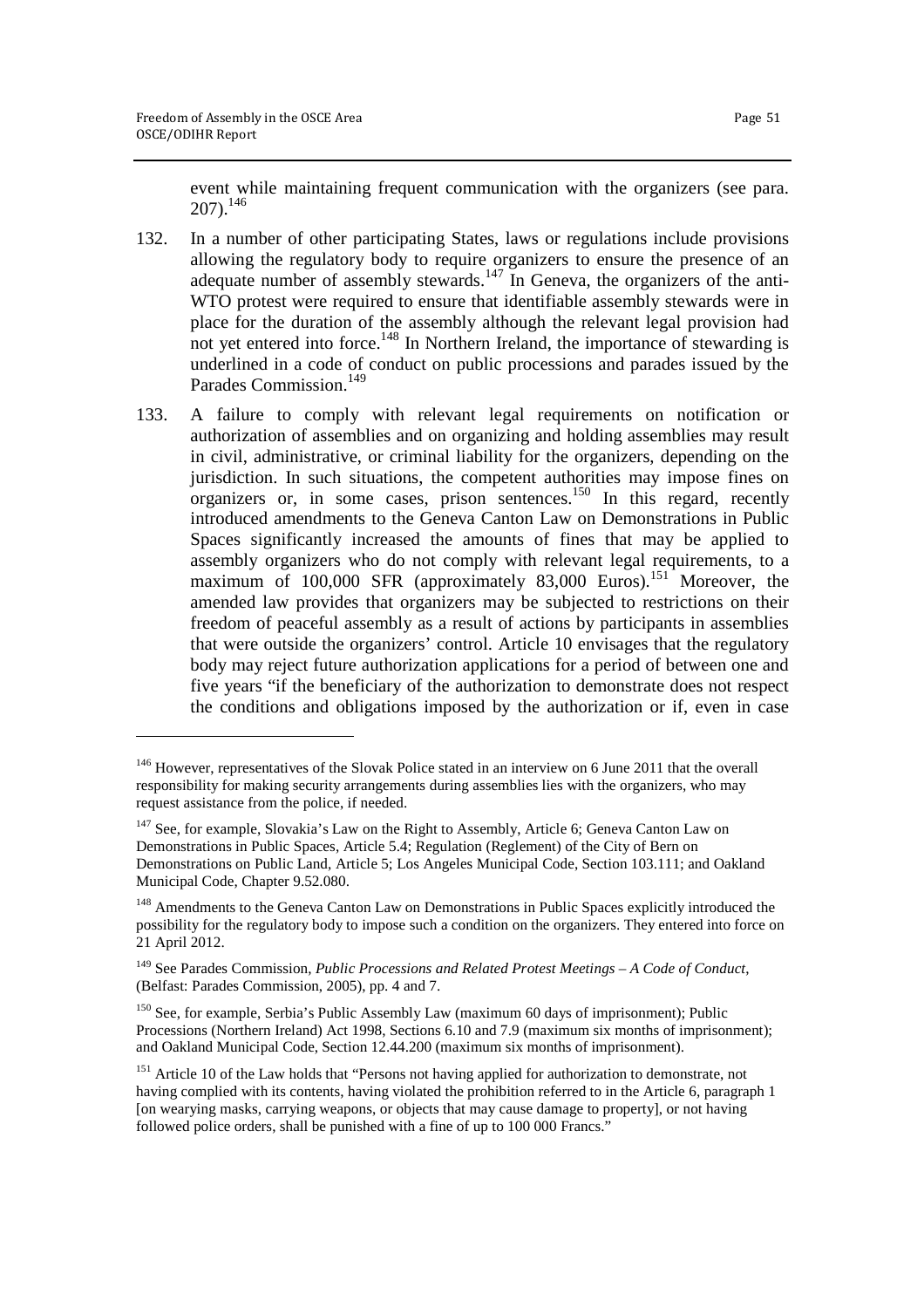event while maintaining frequent communication with the organizers (see para. 207).[146]

132. In a number of other participating States, laws or regulations include provisions allowing the regulatory body to require organizers to ensure the presence of an adequate number of assembly stewards.[147] In Geneva, the organizers of the anti-WTO protest were required to ensure that identifiable assembly stewards were in place for the duration of the assembly although the relevant legal provision had not yet entered into force.[148] In Northern Ireland, the importance of stewarding is underlined in a code of conduct on public processions and parades issued by the Parades Commission.[149]

133. A failure to comply with relevant legal requirements on notification or authorization of assemblies and on organizing and holding assemblies may result in civil, administrative, or criminal liability for the organizers, depending on the jurisdiction. In such situations, the competent authorities may impose fines on organizers or, in some cases, prison sentences.[150] In this regard, recently introduced amendments to the Geneva Canton Law on Demonstrations in Public Spaces significantly increased the amounts of fines that may be applied to assembly organizers who do not comply with relevant legal requirements, to a maximum of 100,000 SFR (approximately 83,000 Euros).[151] Moreover, the amended law provides that organizers may be subjected to restrictions on their freedom of peaceful assembly as a result of actions by participants in assemblies that were outside the organizers' control. Article 10 envisages that the regulatory body may reject future authorization applications for a period of between one and five years "if the beneficiary of the authorization to demonstrate does not respect the conditions and obligations imposed by the authorization or if, even in case

---

[146] However, representatives of the Slovak Police stated in an interview on 6 June 2011 that the overall responsibility for making security arrangements during assemblies lies with the organizers, who may request assistance from the police, if needed.

[147] See, for example, Slovakia's Law on the Right to Assembly, Article 6; Geneva Canton Law on Demonstrations in Public Spaces, Article 5.4; Regulation (Reglement) of the City of Bern on Demonstrations on Public Land, Article 5; Los Angeles Municipal Code, Section 103.111; and Oakland Municipal Code, Chapter 9.52.080.

[148] Amendments to the Geneva Canton Law on Demonstrations in Public Spaces explicitly introduced the possibility for the regulatory body to impose such a condition on the organizers. They entered into force on 21 April 2012.

[149] See Parades Commission, *Public Processions and Related Protest Meetings – A Code of Conduct*, (Belfast: Parades Commission, 2005), pp. 4 and 7.

[150] See, for example, Serbia's Public Assembly Law (maximum 60 days of imprisonment); Public Processions (Northern Ireland) Act 1998, Sections 6.10 and 7.9 (maximum six months of imprisonment); and Oakland Municipal Code, Section 12.44.200 (maximum six months of imprisonment).

[151] Article 10 of the Law holds that "Persons not having applied for authorization to demonstrate, not having complied with its contents, having violated the prohibition referred to in the Article 6, paragraph 1 [on wearying masks, carrying weapons, or objects that may cause damage to property], or not having followed police orders, shall be punished with a fine of up to 100 000 Francs."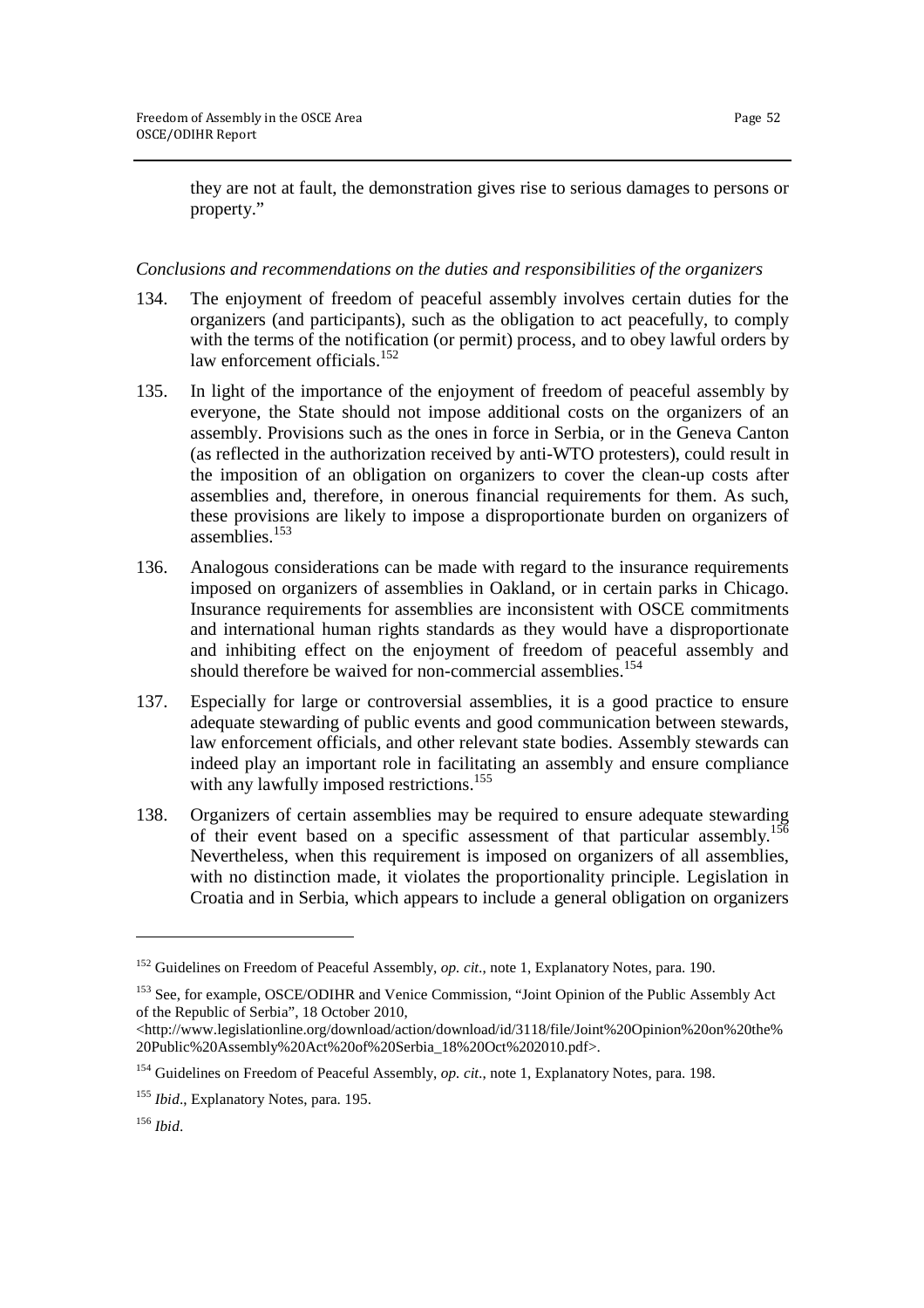they are not at fault, the demonstration gives rise to serious damages to persons or property."

*Conclusions and recommendations on the duties and responsibilities of the organizers*

134. The enjoyment of freedom of peaceful assembly involves certain duties for the organizers (and participants), such as the obligation to act peacefully, to comply with the terms of the notification (or permit) process, and to obey lawful orders by law enforcement officials.[152]

135. In light of the importance of the enjoyment of freedom of peaceful assembly by everyone, the State should not impose additional costs on the organizers of an assembly. Provisions such as the ones in force in Serbia, or in the Geneva Canton (as reflected in the authorization received by anti-WTO protesters), could result in the imposition of an obligation on organizers to cover the clean-up costs after assemblies and, therefore, in onerous financial requirements for them. As such, these provisions are likely to impose a disproportionate burden on organizers of assemblies.[153]

136. Analogous considerations can be made with regard to the insurance requirements imposed on organizers of assemblies in Oakland, or in certain parks in Chicago. Insurance requirements for assemblies are inconsistent with OSCE commitments and international human rights standards as they would have a disproportionate and inhibiting effect on the enjoyment of freedom of peaceful assembly and should therefore be waived for non-commercial assemblies.[154]

137. Especially for large or controversial assemblies, it is a good practice to ensure adequate stewarding of public events and good communication between stewards, law enforcement officials, and other relevant state bodies. Assembly stewards can indeed play an important role in facilitating an assembly and ensure compliance with any lawfully imposed restrictions.[155]

138. Organizers of certain assemblies may be required to ensure adequate stewarding of their event based on a specific assessment of that particular assembly.[156] Nevertheless, when this requirement is imposed on organizers of all assemblies, with no distinction made, it violates the proportionality principle. Legislation in Croatia and in Serbia, which appears to include a general obligation on organizers

---

[152] Guidelines on Freedom of Peaceful Assembly, *op. cit.*, note 1, Explanatory Notes, para. 190.

[153] See, for example, OSCE/ODIHR and Venice Commission, "Joint Opinion of the Public Assembly Act of the Republic of Serbia", 18 October 2010, <http://www.legislationline.org/download/action/download/id/3118/file/Joint%20Opinion%20on%20the%20Public%20Assembly%20Act%20of%20Serbia_18%20Oct%202010.pdf>.

[154] Guidelines on Freedom of Peaceful Assembly, *op. cit.*, note 1, Explanatory Notes, para. 198.

[155] *Ibid*., Explanatory Notes, para. 195.

[156] *Ibid*.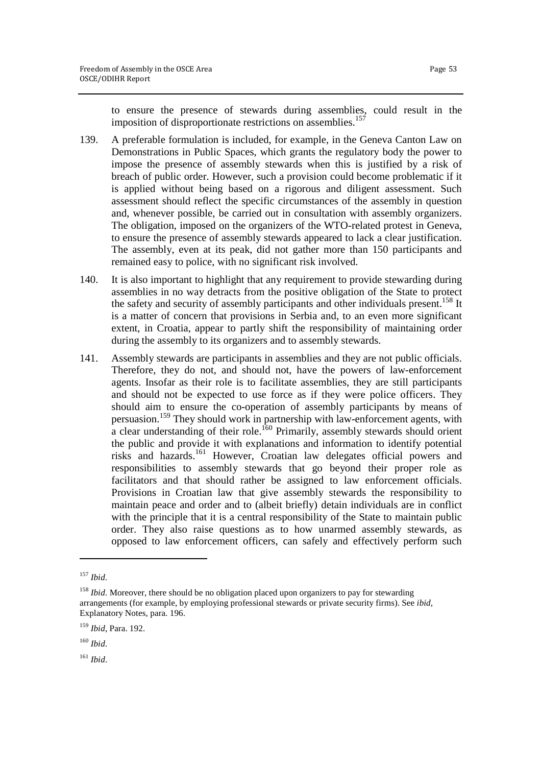to ensure the presence of stewards during assemblies, could result in the imposition of disproportionate restrictions on assemblies.[157]

139. A preferable formulation is included, for example, in the Geneva Canton Law on Demonstrations in Public Spaces, which grants the regulatory body the power to impose the presence of assembly stewards when this is justified by a risk of breach of public order. However, such a provision could become problematic if it is applied without being based on a rigorous and diligent assessment. Such assessment should reflect the specific circumstances of the assembly in question and, whenever possible, be carried out in consultation with assembly organizers. The obligation, imposed on the organizers of the WTO-related protest in Geneva, to ensure the presence of assembly stewards appeared to lack a clear justification. The assembly, even at its peak, did not gather more than 150 participants and remained easy to police, with no significant risk involved.

140. It is also important to highlight that any requirement to provide stewarding during assemblies in no way detracts from the positive obligation of the State to protect the safety and security of assembly participants and other individuals present.[158] It is a matter of concern that provisions in Serbia and, to an even more significant extent, in Croatia, appear to partly shift the responsibility of maintaining order during the assembly to its organizers and to assembly stewards.

141. Assembly stewards are participants in assemblies and they are not public officials. Therefore, they do not, and should not, have the powers of law-enforcement agents. Insofar as their role is to facilitate assemblies, they are still participants and should not be expected to use force as if they were police officers. They should aim to ensure the co-operation of assembly participants by means of persuasion.[159] They should work in partnership with law-enforcement agents, with a clear understanding of their role.[160] Primarily, assembly stewards should orient the public and provide it with explanations and information to identify potential risks and hazards.[161] However, Croatian law delegates official powers and responsibilities to assembly stewards that go beyond their proper role as facilitators and that should rather be assigned to law enforcement officials. Provisions in Croatian law that give assembly stewards the responsibility to maintain peace and order and to (albeit briefly) detain individuals are in conflict with the principle that it is a central responsibility of the State to maintain public order. They also raise questions as to how unarmed assembly stewards, as opposed to law enforcement officers, can safely and effectively perform such

---

[157] *Ibid*.

[158] *Ibid*. Moreover, there should be no obligation placed upon organizers to pay for stewarding arrangements (for example, by employing professional stewards or private security firms). See *ibid*, Explanatory Notes, para. 196.

[159] *Ibid*, Para. 192.

[160] *Ibid*.

[161] *Ibid*.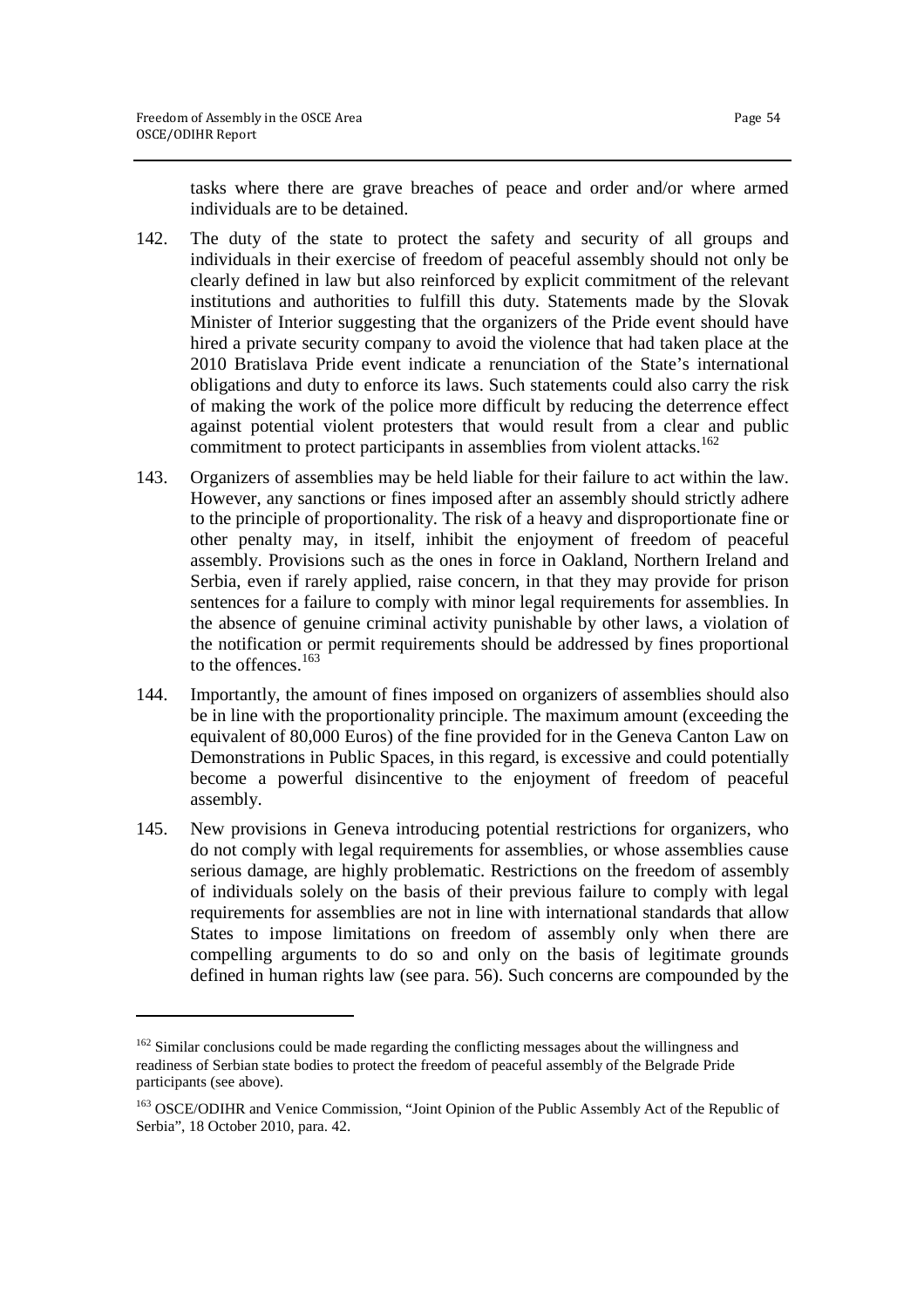tasks where there are grave breaches of peace and order and/or where armed individuals are to be detained.

142. The duty of the state to protect the safety and security of all groups and individuals in their exercise of freedom of peaceful assembly should not only be clearly defined in law but also reinforced by explicit commitment of the relevant institutions and authorities to fulfill this duty. Statements made by the Slovak Minister of Interior suggesting that the organizers of the Pride event should have hired a private security company to avoid the violence that had taken place at the 2010 Bratislava Pride event indicate a renunciation of the State's international obligations and duty to enforce its laws. Such statements could also carry the risk of making the work of the police more difficult by reducing the deterrence effect against potential violent protesters that would result from a clear and public commitment to protect participants in assemblies from violent attacks.[162]

143. Organizers of assemblies may be held liable for their failure to act within the law. However, any sanctions or fines imposed after an assembly should strictly adhere to the principle of proportionality. The risk of a heavy and disproportionate fine or other penalty may, in itself, inhibit the enjoyment of freedom of peaceful assembly. Provisions such as the ones in force in Oakland, Northern Ireland and Serbia, even if rarely applied, raise concern, in that they may provide for prison sentences for a failure to comply with minor legal requirements for assemblies. In the absence of genuine criminal activity punishable by other laws, a violation of the notification or permit requirements should be addressed by fines proportional to the offences.[163]

144. Importantly, the amount of fines imposed on organizers of assemblies should also be in line with the proportionality principle. The maximum amount (exceeding the equivalent of 80,000 Euros) of the fine provided for in the Geneva Canton Law on Demonstrations in Public Spaces, in this regard, is excessive and could potentially become a powerful disincentive to the enjoyment of freedom of peaceful assembly.

145. New provisions in Geneva introducing potential restrictions for organizers, who do not comply with legal requirements for assemblies, or whose assemblies cause serious damage, are highly problematic. Restrictions on the freedom of assembly of individuals solely on the basis of their previous failure to comply with legal requirements for assemblies are not in line with international standards that allow States to impose limitations on freedom of assembly only when there are compelling arguments to do so and only on the basis of legitimate grounds defined in human rights law (see para. 56). Such concerns are compounded by the

---

[162] Similar conclusions could be made regarding the conflicting messages about the willingness and readiness of Serbian state bodies to protect the freedom of peaceful assembly of the Belgrade Pride participants (see above).

[163] OSCE/ODIHR and Venice Commission, "Joint Opinion of the Public Assembly Act of the Republic of Serbia", 18 October 2010, para. 42.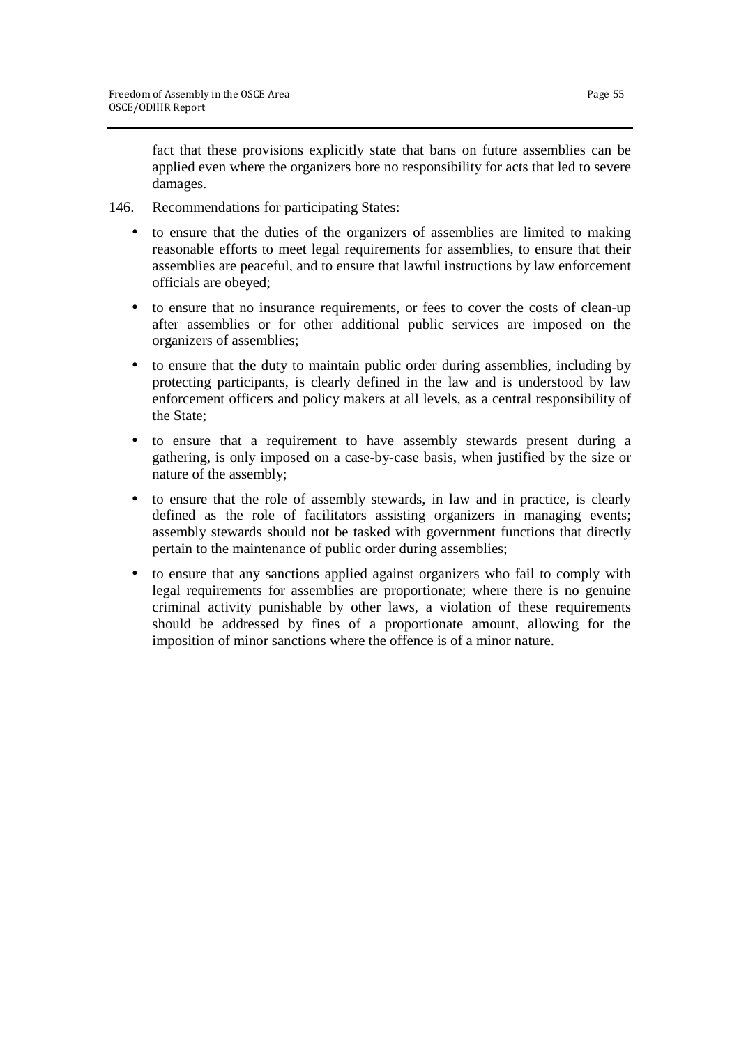fact that these provisions explicitly state that bans on future assemblies can be applied even where the organizers bore no responsibility for acts that led to severe damages.

146. Recommendations for participating States:

- to ensure that the duties of the organizers of assemblies are limited to making reasonable efforts to meet legal requirements for assemblies, to ensure that their assemblies are peaceful, and to ensure that lawful instructions by law enforcement officials are obeyed;
- to ensure that no insurance requirements, or fees to cover the costs of clean-up after assemblies or for other additional public services are imposed on the organizers of assemblies;
- to ensure that the duty to maintain public order during assemblies, including by protecting participants, is clearly defined in the law and is understood by law enforcement officers and policy makers at all levels, as a central responsibility of the State;
- to ensure that a requirement to have assembly stewards present during a gathering, is only imposed on a case-by-case basis, when justified by the size or nature of the assembly;
- to ensure that the role of assembly stewards, in law and in practice, is clearly defined as the role of facilitators assisting organizers in managing events; assembly stewards should not be tasked with government functions that directly pertain to the maintenance of public order during assemblies;
- to ensure that any sanctions applied against organizers who fail to comply with legal requirements for assemblies are proportionate; where there is no genuine criminal activity punishable by other laws, a violation of these requirements should be addressed by fines of a proportionate amount, allowing for the imposition of minor sanctions where the offence is of a minor nature.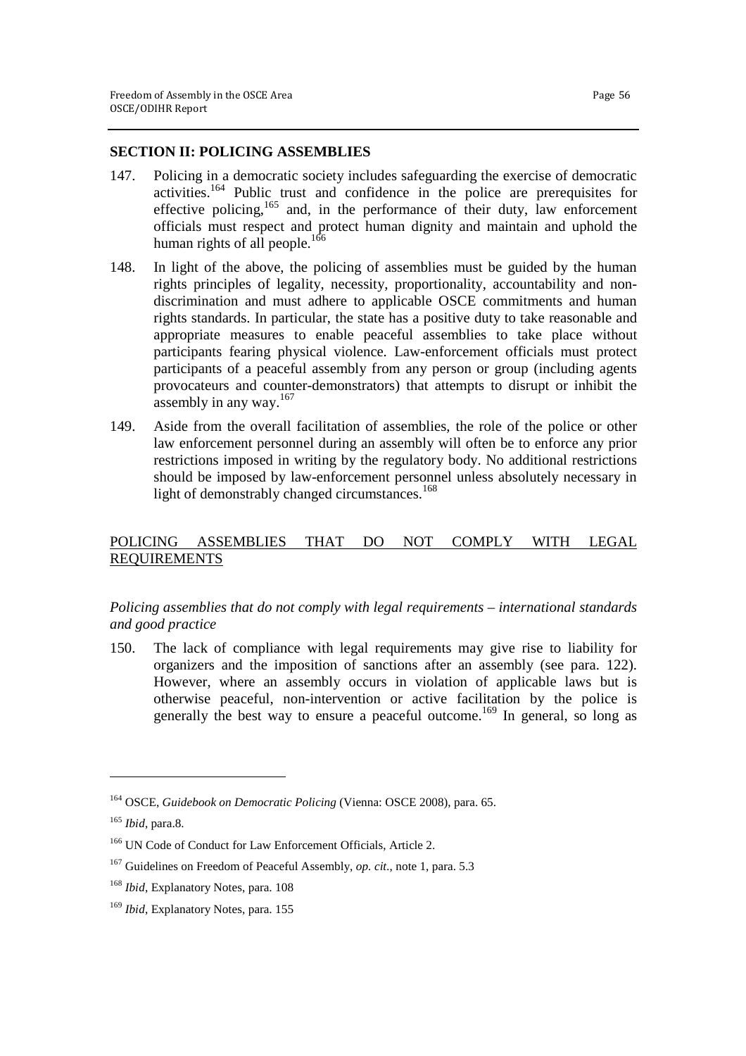## SECTION II: POLICING ASSEMBLIES

147. Policing in a democratic society includes safeguarding the exercise of democratic activities.[164] Public trust and confidence in the police are prerequisites for effective policing,[165] and, in the performance of their duty, law enforcement officials must respect and protect human dignity and maintain and uphold the human rights of all people.[166]

148. In light of the above, the policing of assemblies must be guided by the human rights principles of legality, necessity, proportionality, accountability and non-discrimination and must adhere to applicable OSCE commitments and human rights standards. In particular, the state has a positive duty to take reasonable and appropriate measures to enable peaceful assemblies to take place without participants fearing physical violence. Law-enforcement officials must protect participants of a peaceful assembly from any person or group (including agents provocateurs and counter-demonstrators) that attempts to disrupt or inhibit the assembly in any way.[167]

149. Aside from the overall facilitation of assemblies, the role of the police or other law enforcement personnel during an assembly will often be to enforce any prior restrictions imposed in writing by the regulatory body. No additional restrictions should be imposed by law-enforcement personnel unless absolutely necessary in light of demonstrably changed circumstances.[168]

### POLICING ASSEMBLIES THAT DO NOT COMPLY WITH LEGAL REQUIREMENTS

*Policing assemblies that do not comply with legal requirements – international standards and good practice*

150. The lack of compliance with legal requirements may give rise to liability for organizers and the imposition of sanctions after an assembly (see para. 122). However, where an assembly occurs in violation of applicable laws but is otherwise peaceful, non-intervention or active facilitation by the police is generally the best way to ensure a peaceful outcome.[169] In general, so long as

---

[164] OSCE, *Guidebook on Democratic Policing* (Vienna: OSCE 2008), para. 65.

[165] *Ibid*, para.8.

[166] UN Code of Conduct for Law Enforcement Officials, Article 2.

[167] Guidelines on Freedom of Peaceful Assembly, *op. cit.*, note 1, para. 5.3

[168] *Ibid*, Explanatory Notes, para. 108

[169] *Ibid*, Explanatory Notes, para. 155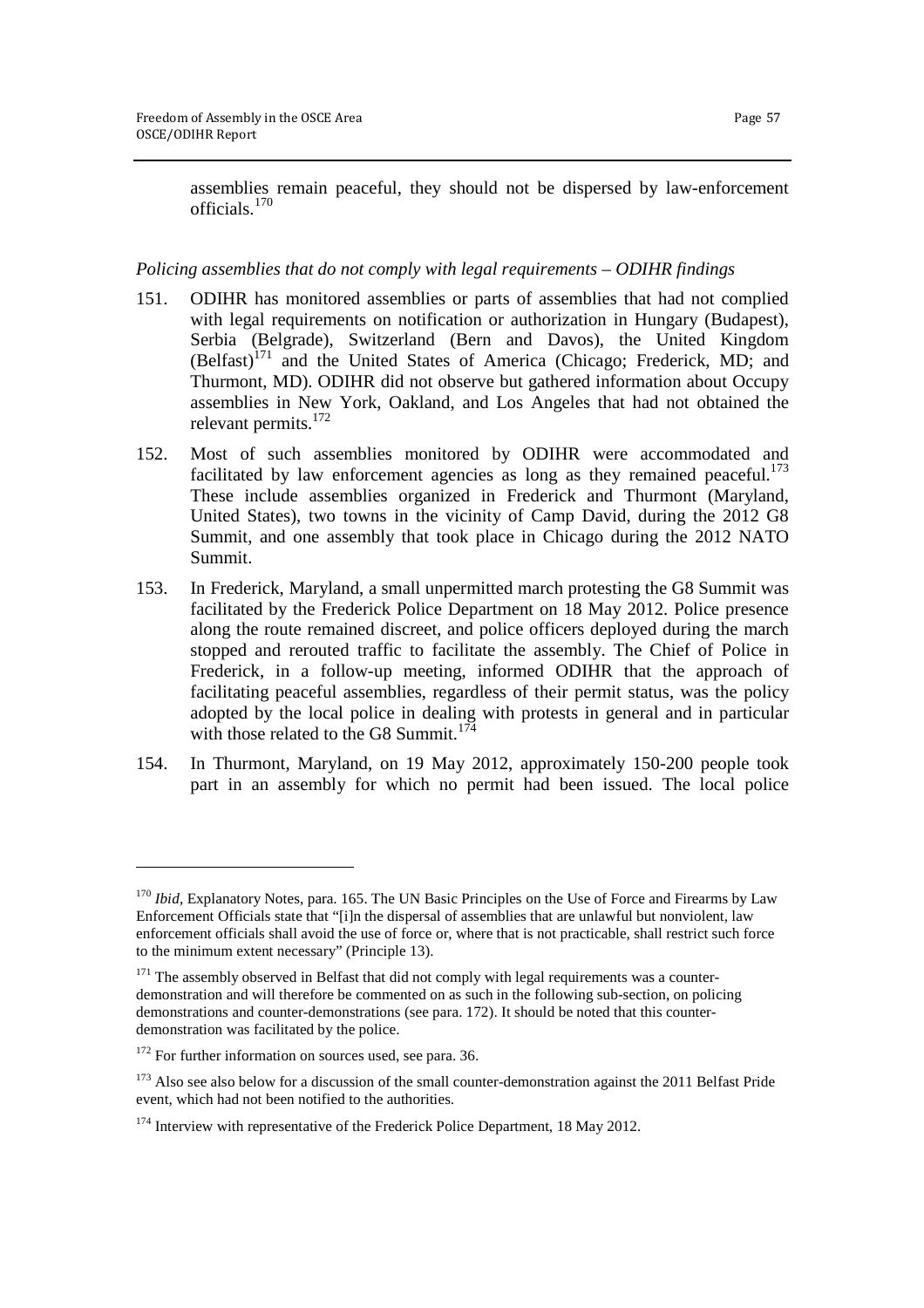assemblies remain peaceful, they should not be dispersed by law-enforcement officials.[170]

*Policing assemblies that do not comply with legal requirements – ODIHR findings*

151. ODIHR has monitored assemblies or parts of assemblies that had not complied with legal requirements on notification or authorization in Hungary (Budapest), Serbia (Belgrade), Switzerland (Bern and Davos), the United Kingdom (Belfast)[171] and the United States of America (Chicago; Frederick, MD; and Thurmont, MD). ODIHR did not observe but gathered information about Occupy assemblies in New York, Oakland, and Los Angeles that had not obtained the relevant permits.[172]

152. Most of such assemblies monitored by ODIHR were accommodated and facilitated by law enforcement agencies as long as they remained peaceful.[173] These include assemblies organized in Frederick and Thurmont (Maryland, United States), two towns in the vicinity of Camp David, during the 2012 G8 Summit, and one assembly that took place in Chicago during the 2012 NATO Summit.

153. In Frederick, Maryland, a small unpermitted march protesting the G8 Summit was facilitated by the Frederick Police Department on 18 May 2012. Police presence along the route remained discreet, and police officers deployed during the march stopped and rerouted traffic to facilitate the assembly. The Chief of Police in Frederick, in a follow-up meeting, informed ODIHR that the approach of facilitating peaceful assemblies, regardless of their permit status, was the policy adopted by the local police in dealing with protests in general and in particular with those related to the G8 Summit.[174]

154. In Thurmont, Maryland, on 19 May 2012, approximately 150-200 people took part in an assembly for which no permit had been issued. The local police

---

[170] *Ibid*, Explanatory Notes, para. 165. The UN Basic Principles on the Use of Force and Firearms by Law Enforcement Officials state that "[i]n the dispersal of assemblies that are unlawful but nonviolent, law enforcement officials shall avoid the use of force or, where that is not practicable, shall restrict such force to the minimum extent necessary" (Principle 13).

[171] The assembly observed in Belfast that did not comply with legal requirements was a counter-demonstration and will therefore be commented on as such in the following sub-section, on policing demonstrations and counter-demonstrations (see para. 172). It should be noted that this counter-demonstration was facilitated by the police.

[172] For further information on sources used, see para. 36.

[173] Also see also below for a discussion of the small counter-demonstration against the 2011 Belfast Pride event, which had not been notified to the authorities.

[174] Interview with representative of the Frederick Police Department, 18 May 2012.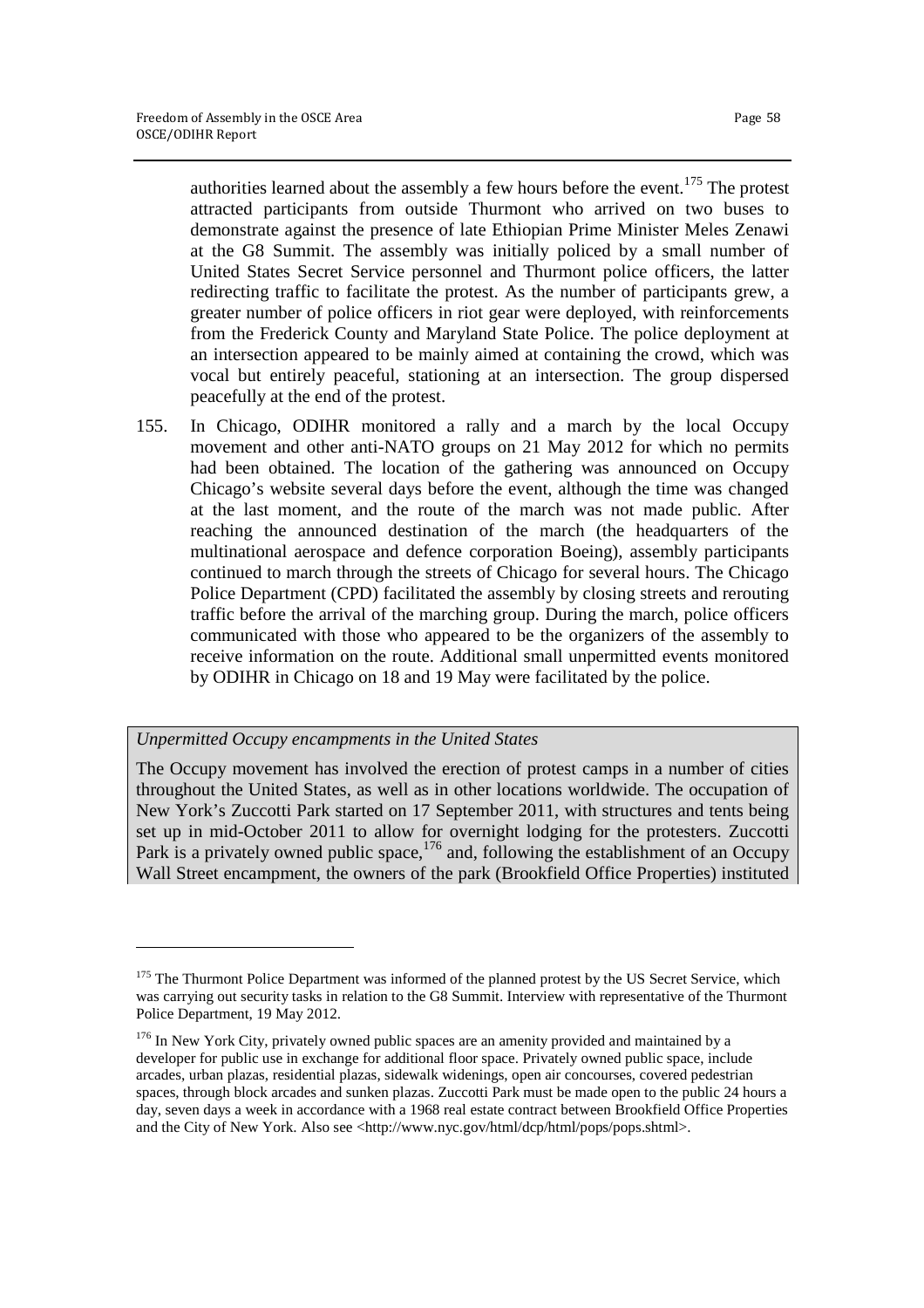authorities learned about the assembly a few hours before the event.[175] The protest attracted participants from outside Thurmont who arrived on two buses to demonstrate against the presence of late Ethiopian Prime Minister Meles Zenawi at the G8 Summit. The assembly was initially policed by a small number of United States Secret Service personnel and Thurmont police officers, the latter redirecting traffic to facilitate the protest. As the number of participants grew, a greater number of police officers in riot gear were deployed, with reinforcements from the Frederick County and Maryland State Police. The police deployment at an intersection appeared to be mainly aimed at containing the crowd, which was vocal but entirely peaceful, stationing at an intersection. The group dispersed peacefully at the end of the protest.

155. In Chicago, ODIHR monitored a rally and a march by the local Occupy movement and other anti-NATO groups on 21 May 2012 for which no permits had been obtained. The location of the gathering was announced on Occupy Chicago's website several days before the event, although the time was changed at the last moment, and the route of the march was not made public. After reaching the announced destination of the march (the headquarters of the multinational aerospace and defence corporation Boeing), assembly participants continued to march through the streets of Chicago for several hours. The Chicago Police Department (CPD) facilitated the assembly by closing streets and rerouting traffic before the arrival of the marching group. During the march, police officers communicated with those who appeared to be the organizers of the assembly to receive information on the route. Additional small unpermitted events monitored by ODIHR in Chicago on 18 and 19 May were facilitated by the police.

*Unpermitted Occupy encampments in the United States*

The Occupy movement has involved the erection of protest camps in a number of cities throughout the United States, as well as in other locations worldwide. The occupation of New York's Zuccotti Park started on 17 September 2011, with structures and tents being set up in mid-October 2011 to allow for overnight lodging for the protesters. Zuccotti Park is a privately owned public space,[176] and, following the establishment of an Occupy Wall Street encampment, the owners of the park (Brookfield Office Properties) instituted

---

[175] The Thurmont Police Department was informed of the planned protest by the US Secret Service, which was carrying out security tasks in relation to the G8 Summit. Interview with representative of the Thurmont Police Department, 19 May 2012.

[176] In New York City, privately owned public spaces are an amenity provided and maintained by a developer for public use in exchange for additional floor space. Privately owned public space, include arcades, urban plazas, residential plazas, sidewalk widenings, open air concourses, covered pedestrian spaces, through block arcades and sunken plazas. Zuccotti Park must be made open to the public 24 hours a day, seven days a week in accordance with a 1968 real estate contract between Brookfield Office Properties and the City of New York. Also see <http://www.nyc.gov/html/dcp/html/pops/pops.shtml>.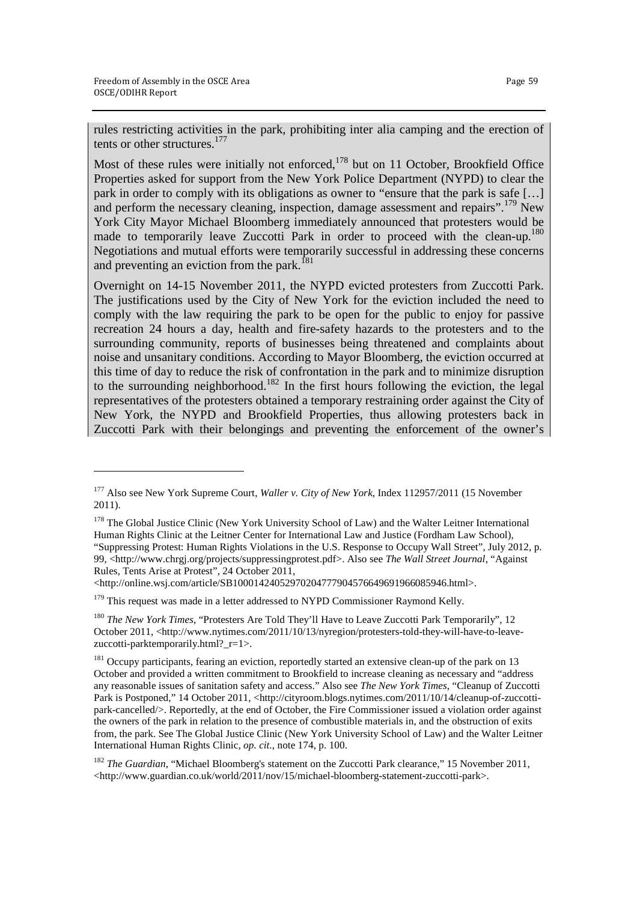rules restricting activities in the park, prohibiting inter alia camping and the erection of tents or other structures.[177]

Most of these rules were initially not enforced,[178] but on 11 October, Brookfield Office Properties asked for support from the New York Police Department (NYPD) to clear the park in order to comply with its obligations as owner to "ensure that the park is safe […] and perform the necessary cleaning, inspection, damage assessment and repairs".[179] New York City Mayor Michael Bloomberg immediately announced that protesters would be made to temporarily leave Zuccotti Park in order to proceed with the clean-up.[180] Negotiations and mutual efforts were temporarily successful in addressing these concerns and preventing an eviction from the park.[181]

Overnight on 14-15 November 2011, the NYPD evicted protesters from Zuccotti Park. The justifications used by the City of New York for the eviction included the need to comply with the law requiring the park to be open for the public to enjoy for passive recreation 24 hours a day, health and fire-safety hazards to the protesters and to the surrounding community, reports of businesses being threatened and complaints about noise and unsanitary conditions. According to Mayor Bloomberg, the eviction occurred at this time of day to reduce the risk of confrontation in the park and to minimize disruption to the surrounding neighborhood.[182] In the first hours following the eviction, the legal representatives of the protesters obtained a temporary restraining order against the City of New York, the NYPD and Brookfield Properties, thus allowing protesters back in Zuccotti Park with their belongings and preventing the enforcement of the owner's

---

[177] Also see New York Supreme Court, *Waller v. City of New York*, Index 112957/2011 (15 November 2011).

[178] The Global Justice Clinic (New York University School of Law) and the Walter Leitner International Human Rights Clinic at the Leitner Center for International Law and Justice (Fordham Law School), "Suppressing Protest: Human Rights Violations in the U.S. Response to Occupy Wall Street", July 2012, p. 99, <http://www.chrgj.org/projects/suppressingprotest.pdf>. Also see *The Wall Street Journal*, "Against Rules, Tents Arise at Protest", 24 October 2011, <http://online.wsj.com/article/SB10001424052970204777904576649691966085946.html>.

[179] This request was made in a letter addressed to NYPD Commissioner Raymond Kelly.

[180] *The New York Times*, "Protesters Are Told They'll Have to Leave Zuccotti Park Temporarily", 12 October 2011, <http://www.nytimes.com/2011/10/13/nyregion/protesters-told-they-will-have-to-leave-zuccotti-parktemporarily.html?_r=1>.

[181] Occupy participants, fearing an eviction, reportedly started an extensive clean-up of the park on 13 October and provided a written commitment to Brookfield to increase cleaning as necessary and "address any reasonable issues of sanitation safety and access." Also see *The New York Times*, "Cleanup of Zuccotti Park is Postponed," 14 October 2011, <http://cityroom.blogs.nytimes.com/2011/10/14/cleanup-of-zuccotti-park-cancelled/>. Reportedly, at the end of October, the Fire Commissioner issued a violation order against the owners of the park in relation to the presence of combustible materials in, and the obstruction of exits from, the park. See The Global Justice Clinic (New York University School of Law) and the Walter Leitner International Human Rights Clinic, *op. cit.*, note 174, p. 100.

[182] *The Guardian*, "Michael Bloomberg's statement on the Zuccotti Park clearance," 15 November 2011, <http://www.guardian.co.uk/world/2011/nov/15/michael-bloomberg-statement-zuccotti-park>.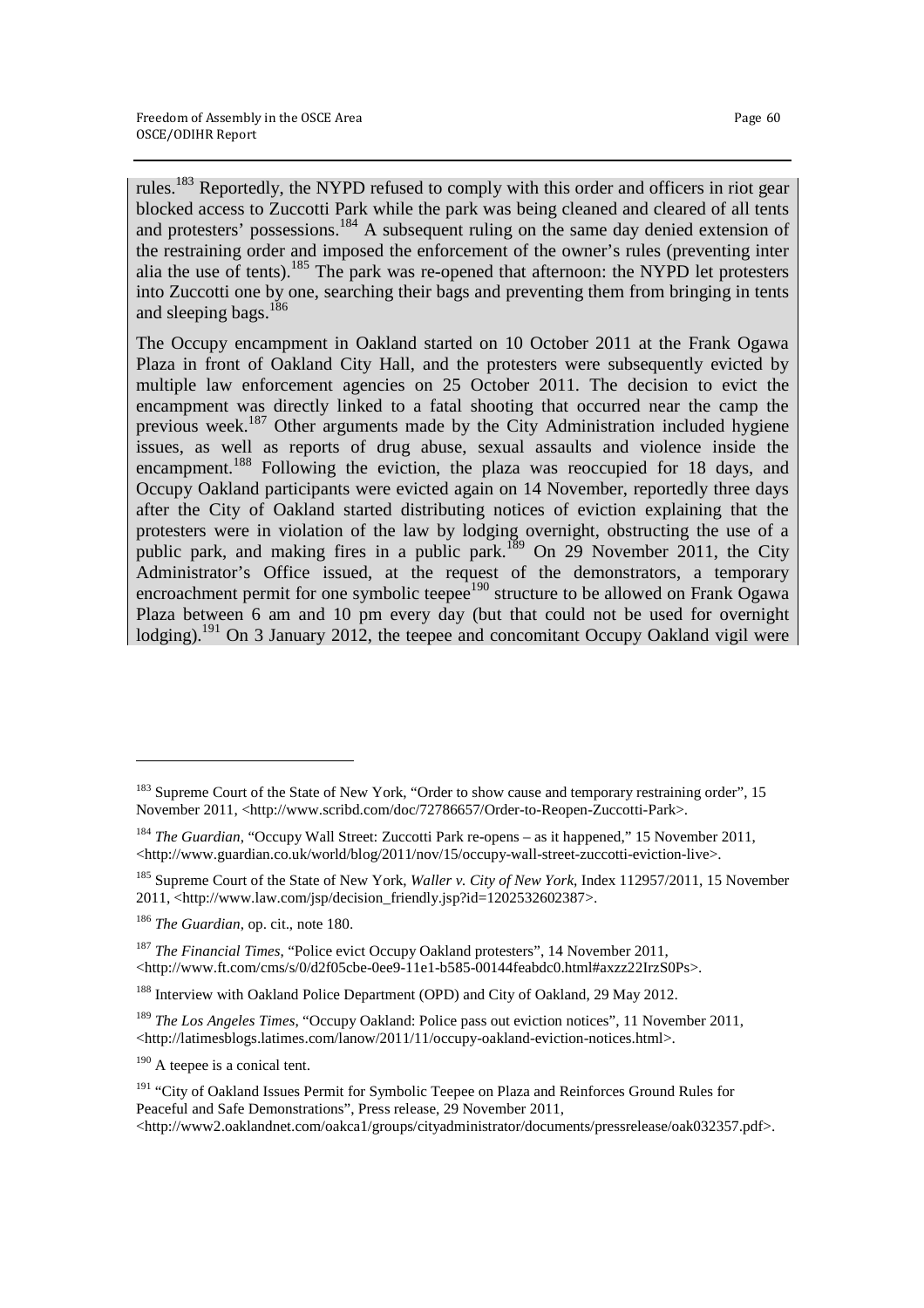rules.[183] Reportedly, the NYPD refused to comply with this order and officers in riot gear blocked access to Zuccotti Park while the park was being cleaned and cleared of all tents and protesters' possessions.[184] A subsequent ruling on the same day denied extension of the restraining order and imposed the enforcement of the owner's rules (preventing inter alia the use of tents).[185] The park was re-opened that afternoon: the NYPD let protesters into Zuccotti one by one, searching their bags and preventing them from bringing in tents and sleeping bags.[186]

The Occupy encampment in Oakland started on 10 October 2011 at the Frank Ogawa Plaza in front of Oakland City Hall, and the protesters were subsequently evicted by multiple law enforcement agencies on 25 October 2011. The decision to evict the encampment was directly linked to a fatal shooting that occurred near the camp the previous week.[187] Other arguments made by the City Administration included hygiene issues, as well as reports of drug abuse, sexual assaults and violence inside the encampment.[188] Following the eviction, the plaza was reoccupied for 18 days, and Occupy Oakland participants were evicted again on 14 November, reportedly three days after the City of Oakland started distributing notices of eviction explaining that the protesters were in violation of the law by lodging overnight, obstructing the use of a public park, and making fires in a public park.[189] On 29 November 2011, the City Administrator's Office issued, at the request of the demonstrators, a temporary encroachment permit for one symbolic teepee[190] structure to be allowed on Frank Ogawa Plaza between 6 am and 10 pm every day (but that could not be used for overnight lodging).[191] On 3 January 2012, the teepee and concomitant Occupy Oakland vigil were

---

[183] Supreme Court of the State of New York, "Order to show cause and temporary restraining order", 15 November 2011, <http://www.scribd.com/doc/72786657/Order-to-Reopen-Zuccotti-Park>.

[184] *The Guardian*, "Occupy Wall Street: Zuccotti Park re-opens – as it happened," 15 November 2011, <http://www.guardian.co.uk/world/blog/2011/nov/15/occupy-wall-street-zuccotti-eviction-live>.

[185] Supreme Court of the State of New York, *Waller v. City of New York*, Index 112957/2011, 15 November 2011, <http://www.law.com/jsp/decision_friendly.jsp?id=1202532602387>.

[186] *The Guardian*, op. cit., note 180.

[187] *The Financial Times*, "Police evict Occupy Oakland protesters", 14 November 2011, <http://www.ft.com/cms/s/0/d2f05cbe-0ee9-11e1-b585-00144feabdc0.html#axzz22IrzS0Ps>.

[188] Interview with Oakland Police Department (OPD) and City of Oakland, 29 May 2012.

[189] *The Los Angeles Times*, "Occupy Oakland: Police pass out eviction notices", 11 November 2011, <http://latimesblogs.latimes.com/lanow/2011/11/occupy-oakland-eviction-notices.html>.

[190] A teepee is a conical tent.

[191] "City of Oakland Issues Permit for Symbolic Teepee on Plaza and Reinforces Ground Rules for Peaceful and Safe Demonstrations", Press release, 29 November 2011, <http://www2.oaklandnet.com/oakca1/groups/cityadministrator/documents/pressrelease/oak032357.pdf>.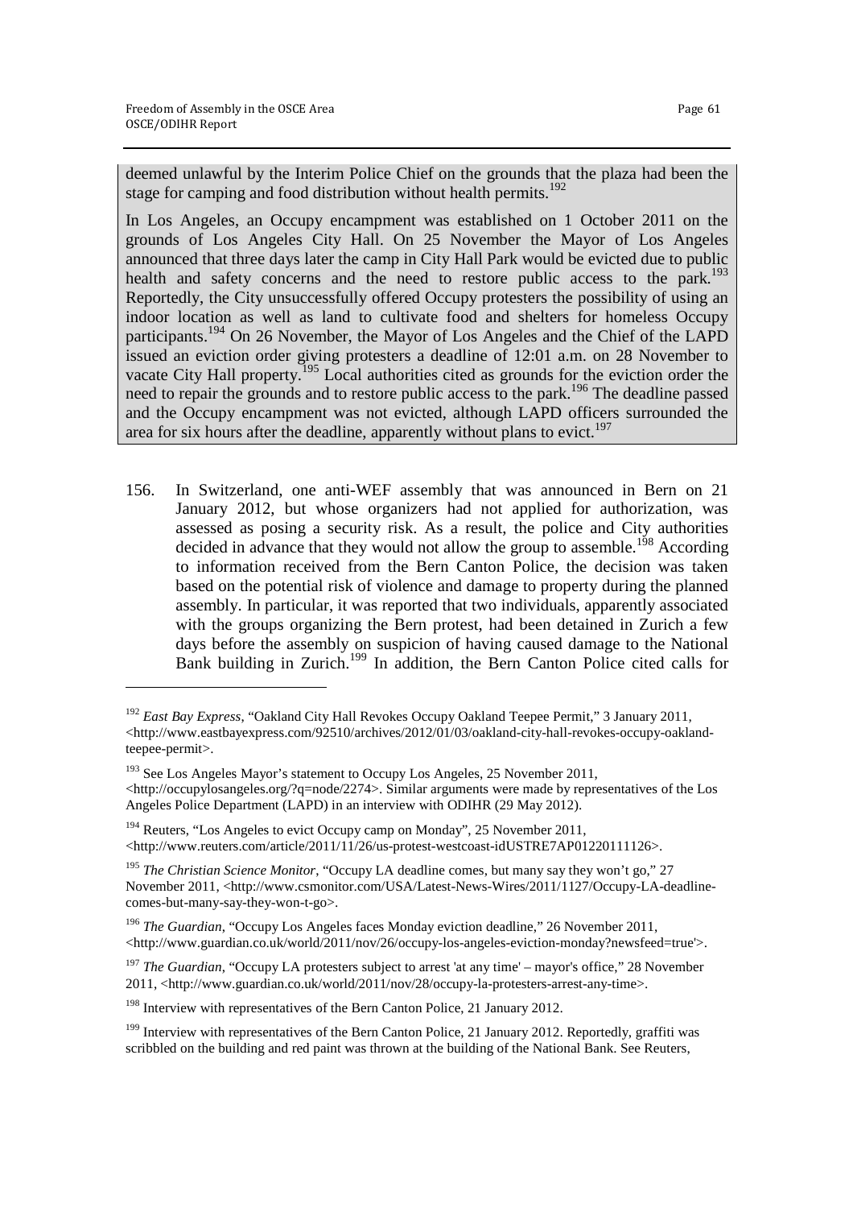deemed unlawful by the Interim Police Chief on the grounds that the plaza had been the stage for camping and food distribution without health permits.[192]

In Los Angeles, an Occupy encampment was established on 1 October 2011 on the grounds of Los Angeles City Hall. On 25 November the Mayor of Los Angeles announced that three days later the camp in City Hall Park would be evicted due to public health and safety concerns and the need to restore public access to the park.[193] Reportedly, the City unsuccessfully offered Occupy protesters the possibility of using an indoor location as well as land to cultivate food and shelters for homeless Occupy participants.[194] On 26 November, the Mayor of Los Angeles and the Chief of the LAPD issued an eviction order giving protesters a deadline of 12:01 a.m. on 28 November to vacate City Hall property.[195] Local authorities cited as grounds for the eviction order the need to repair the grounds and to restore public access to the park.[196] The deadline passed and the Occupy encampment was not evicted, although LAPD officers surrounded the area for six hours after the deadline, apparently without plans to evict.[197]

156. In Switzerland, one anti-WEF assembly that was announced in Bern on 21 January 2012, but whose organizers had not applied for authorization, was assessed as posing a security risk. As a result, the police and City authorities decided in advance that they would not allow the group to assemble.[198] According to information received from the Bern Canton Police, the decision was taken based on the potential risk of violence and damage to property during the planned assembly. In particular, it was reported that two individuals, apparently associated with the groups organizing the Bern protest, had been detained in Zurich a few days before the assembly on suspicion of having caused damage to the National Bank building in Zurich.[199] In addition, the Bern Canton Police cited calls for

---

[192] *East Bay Express*, "Oakland City Hall Revokes Occupy Oakland Teepee Permit," 3 January 2011, <http://www.eastbayexpress.com/92510/archives/2012/01/03/oakland-city-hall-revokes-occupy-oakland-teepee-permit>.

[193] See Los Angeles Mayor's statement to Occupy Los Angeles, 25 November 2011, <http://occupylosangeles.org/?q=node/2274>. Similar arguments were made by representatives of the Los Angeles Police Department (LAPD) in an interview with ODIHR (29 May 2012).

[194] Reuters, "Los Angeles to evict Occupy camp on Monday", 25 November 2011, <http://www.reuters.com/article/2011/11/26/us-protest-westcoast-idUSTRE7AP01220111126>.

[195] *The Christian Science Monitor*, "Occupy LA deadline comes, but many say they won't go," 27 November 2011, <http://www.csmonitor.com/USA/Latest-News-Wires/2011/1127/Occupy-LA-deadline-comes-but-many-say-they-won-t-go>.

[196] *The Guardian*, "Occupy Los Angeles faces Monday eviction deadline," 26 November 2011, <http://www.guardian.co.uk/world/2011/nov/26/occupy-los-angeles-eviction-monday?newsfeed=true'>.

[197] *The Guardian*, "Occupy LA protesters subject to arrest 'at any time' – mayor's office," 28 November 2011, <http://www.guardian.co.uk/world/2011/nov/28/occupy-la-protesters-arrest-any-time>.

[198] Interview with representatives of the Bern Canton Police, 21 January 2012.

[199] Interview with representatives of the Bern Canton Police, 21 January 2012. Reportedly, graffiti was scribbled on the building and red paint was thrown at the building of the National Bank. See Reuters,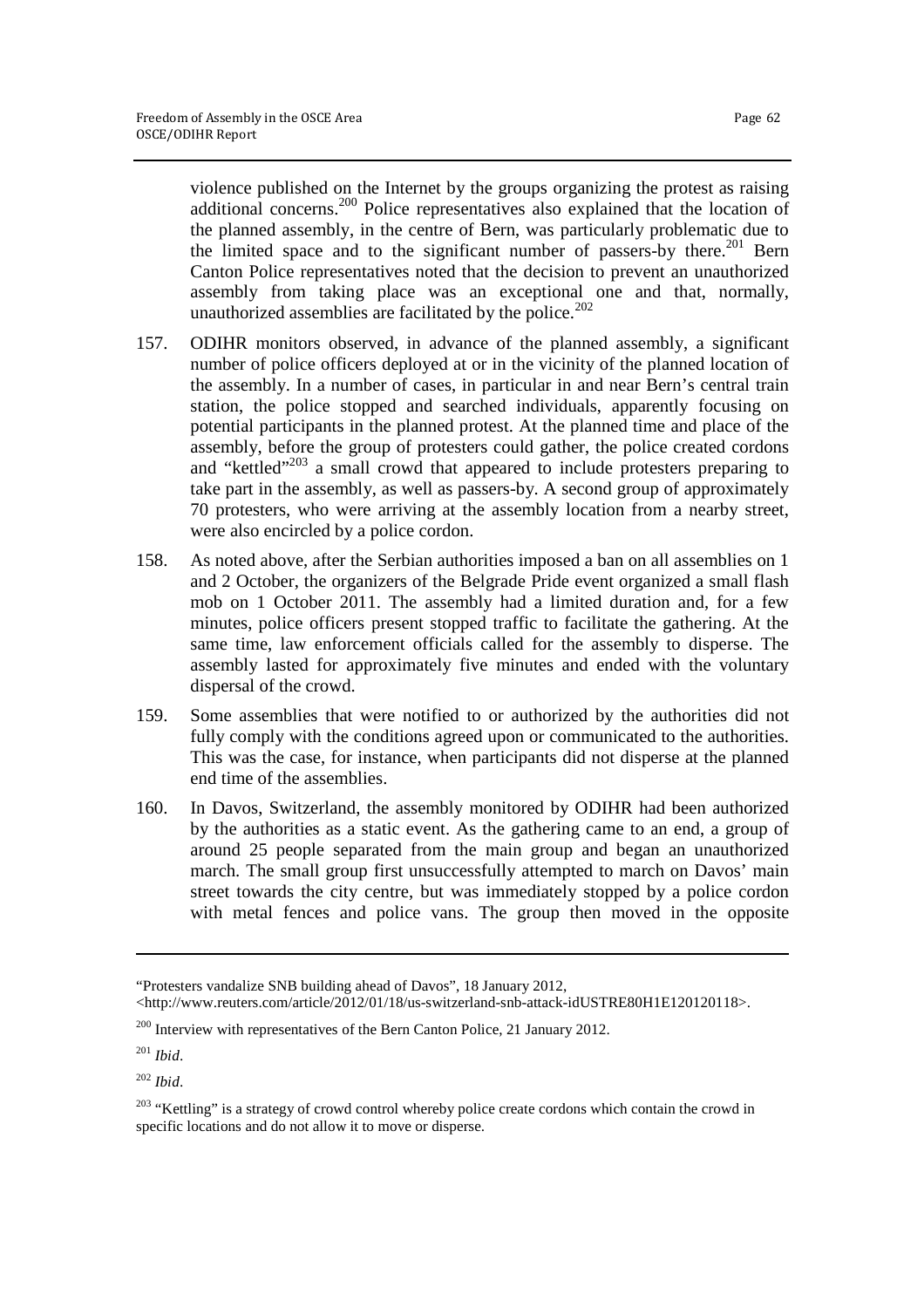violence published on the Internet by the groups organizing the protest as raising additional concerns.[200] Police representatives also explained that the location of the planned assembly, in the centre of Bern, was particularly problematic due to the limited space and to the significant number of passers-by there.[201] Bern Canton Police representatives noted that the decision to prevent an unauthorized assembly from taking place was an exceptional one and that, normally, unauthorized assemblies are facilitated by the police.[202]

157. ODIHR monitors observed, in advance of the planned assembly, a significant number of police officers deployed at or in the vicinity of the planned location of the assembly. In a number of cases, in particular in and near Bern's central train station, the police stopped and searched individuals, apparently focusing on potential participants in the planned protest. At the planned time and place of the assembly, before the group of protesters could gather, the police created cordons and "kettled"[203] a small crowd that appeared to include protesters preparing to take part in the assembly, as well as passers-by. A second group of approximately 70 protesters, who were arriving at the assembly location from a nearby street, were also encircled by a police cordon.

158. As noted above, after the Serbian authorities imposed a ban on all assemblies on 1 and 2 October, the organizers of the Belgrade Pride event organized a small flash mob on 1 October 2011. The assembly had a limited duration and, for a few minutes, police officers present stopped traffic to facilitate the gathering. At the same time, law enforcement officials called for the assembly to disperse. The assembly lasted for approximately five minutes and ended with the voluntary dispersal of the crowd.

159. Some assemblies that were notified to or authorized by the authorities did not fully comply with the conditions agreed upon or communicated to the authorities. This was the case, for instance, when participants did not disperse at the planned end time of the assemblies.

160. In Davos, Switzerland, the assembly monitored by ODIHR had been authorized by the authorities as a static event. As the gathering came to an end, a group of around 25 people separated from the main group and began an unauthorized march. The small group first unsuccessfully attempted to march on Davos' main street towards the city centre, but was immediately stopped by a police cordon with metal fences and police vans. The group then moved in the opposite

---

"Protesters vandalize SNB building ahead of Davos", 18 January 2012, <http://www.reuters.com/article/2012/01/18/us-switzerland-snb-attack-idUSTRE80H1E120120118>.

[200] Interview with representatives of the Bern Canton Police, 21 January 2012.

[201] *Ibid*.

[202] *Ibid*.

[203] "Kettling" is a strategy of crowd control whereby police create cordons which contain the crowd in specific locations and do not allow it to move or disperse.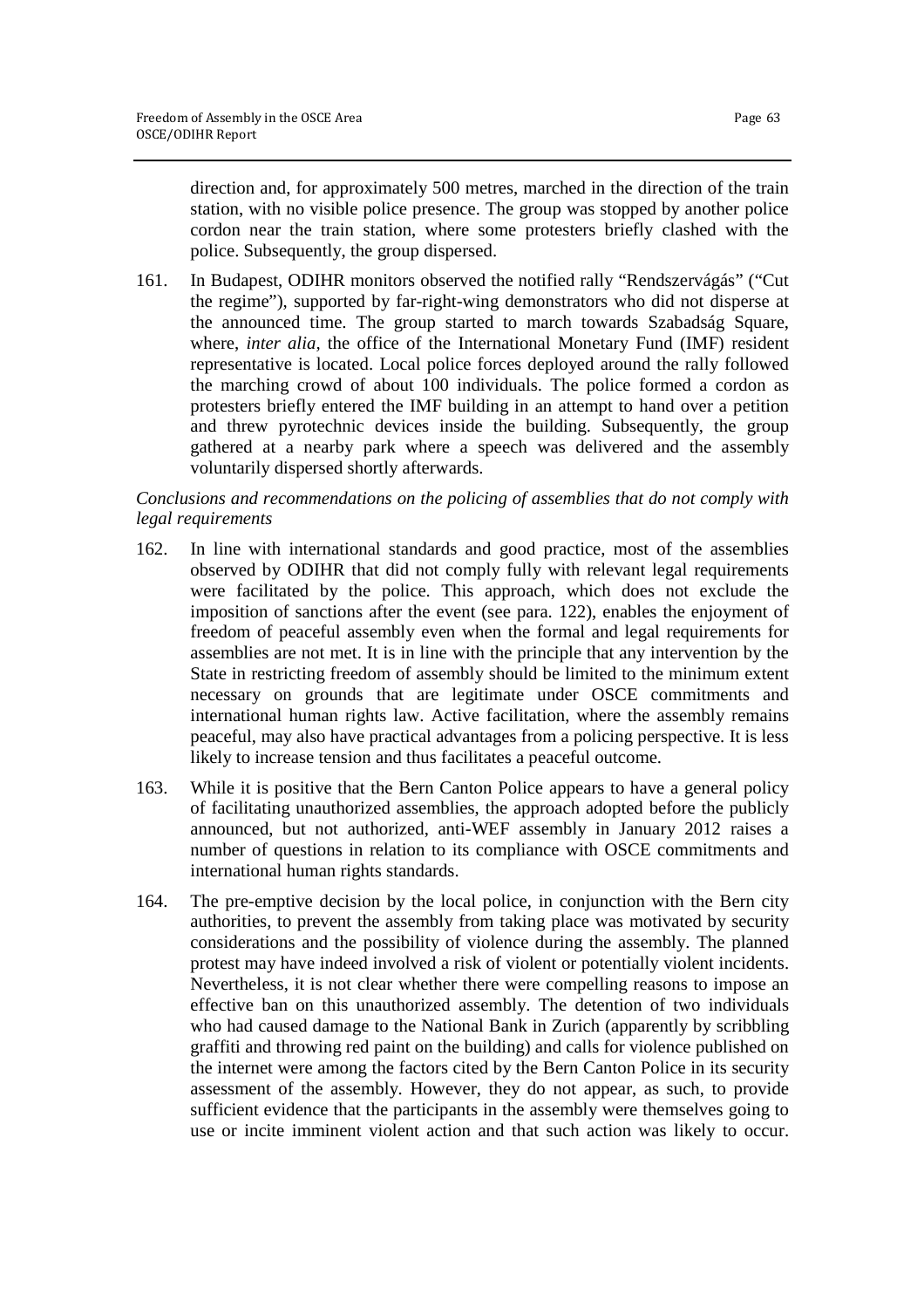direction and, for approximately 500 metres, marched in the direction of the train station, with no visible police presence. The group was stopped by another police cordon near the train station, where some protesters briefly clashed with the police. Subsequently, the group dispersed.

161. In Budapest, ODIHR monitors observed the notified rally "Rendszervágás" ("Cut the regime"), supported by far-right-wing demonstrators who did not disperse at the announced time. The group started to march towards Szabadság Square, where, *inter alia*, the office of the International Monetary Fund (IMF) resident representative is located. Local police forces deployed around the rally followed the marching crowd of about 100 individuals. The police formed a cordon as protesters briefly entered the IMF building in an attempt to hand over a petition and threw pyrotechnic devices inside the building. Subsequently, the group gathered at a nearby park where a speech was delivered and the assembly voluntarily dispersed shortly afterwards.

*Conclusions and recommendations on the policing of assemblies that do not comply with legal requirements*

162. In line with international standards and good practice, most of the assemblies observed by ODIHR that did not comply fully with relevant legal requirements were facilitated by the police. This approach, which does not exclude the imposition of sanctions after the event (see para. 122), enables the enjoyment of freedom of peaceful assembly even when the formal and legal requirements for assemblies are not met. It is in line with the principle that any intervention by the State in restricting freedom of assembly should be limited to the minimum extent necessary on grounds that are legitimate under OSCE commitments and international human rights law. Active facilitation, where the assembly remains peaceful, may also have practical advantages from a policing perspective. It is less likely to increase tension and thus facilitates a peaceful outcome.

163. While it is positive that the Bern Canton Police appears to have a general policy of facilitating unauthorized assemblies, the approach adopted before the publicly announced, but not authorized, anti-WEF assembly in January 2012 raises a number of questions in relation to its compliance with OSCE commitments and international human rights standards.

164. The pre-emptive decision by the local police, in conjunction with the Bern city authorities, to prevent the assembly from taking place was motivated by security considerations and the possibility of violence during the assembly. The planned protest may have indeed involved a risk of violent or potentially violent incidents. Nevertheless, it is not clear whether there were compelling reasons to impose an effective ban on this unauthorized assembly. The detention of two individuals who had caused damage to the National Bank in Zurich (apparently by scribbling graffiti and throwing red paint on the building) and calls for violence published on the internet were among the factors cited by the Bern Canton Police in its security assessment of the assembly. However, they do not appear, as such, to provide sufficient evidence that the participants in the assembly were themselves going to use or incite imminent violent action and that such action was likely to occur.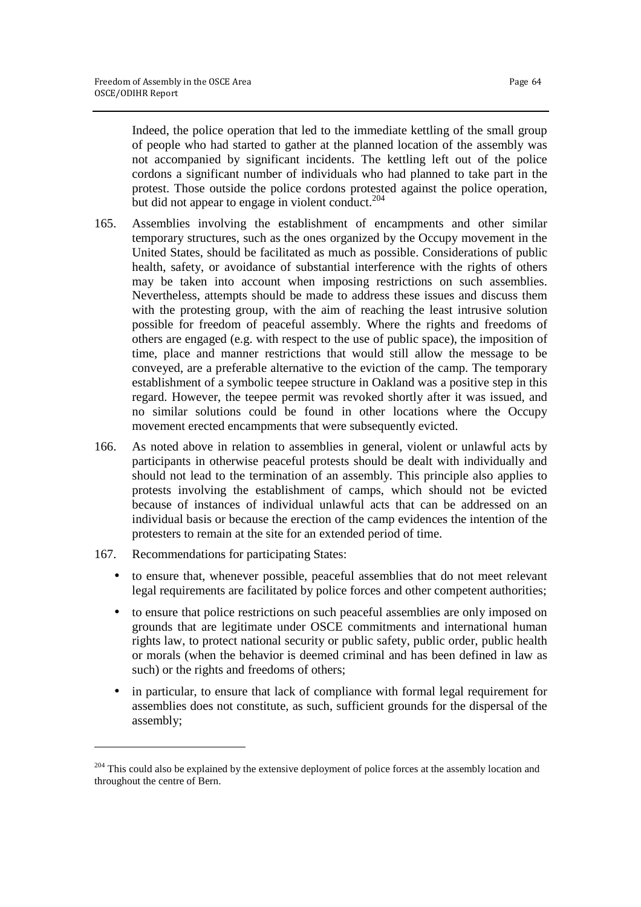Indeed, the police operation that led to the immediate kettling of the small group of people who had started to gather at the planned location of the assembly was not accompanied by significant incidents. The kettling left out of the police cordons a significant number of individuals who had planned to take part in the protest. Those outside the police cordons protested against the police operation, but did not appear to engage in violent conduct.[204]

165. Assemblies involving the establishment of encampments and other similar temporary structures, such as the ones organized by the Occupy movement in the United States, should be facilitated as much as possible. Considerations of public health, safety, or avoidance of substantial interference with the rights of others may be taken into account when imposing restrictions on such assemblies. Nevertheless, attempts should be made to address these issues and discuss them with the protesting group, with the aim of reaching the least intrusive solution possible for freedom of peaceful assembly. Where the rights and freedoms of others are engaged (e.g. with respect to the use of public space), the imposition of time, place and manner restrictions that would still allow the message to be conveyed, are a preferable alternative to the eviction of the camp. The temporary establishment of a symbolic teepee structure in Oakland was a positive step in this regard. However, the teepee permit was revoked shortly after it was issued, and no similar solutions could be found in other locations where the Occupy movement erected encampments that were subsequently evicted.

166. As noted above in relation to assemblies in general, violent or unlawful acts by participants in otherwise peaceful protests should be dealt with individually and should not lead to the termination of an assembly. This principle also applies to protests involving the establishment of camps, which should not be evicted because of instances of individual unlawful acts that can be addressed on an individual basis or because the erection of the camp evidences the intention of the protesters to remain at the site for an extended period of time.

167. Recommendations for participating States:

- to ensure that, whenever possible, peaceful assemblies that do not meet relevant legal requirements are facilitated by police forces and other competent authorities;
- to ensure that police restrictions on such peaceful assemblies are only imposed on grounds that are legitimate under OSCE commitments and international human rights law, to protect national security or public safety, public order, public health or morals (when the behavior is deemed criminal and has been defined in law as such) or the rights and freedoms of others;
- in particular, to ensure that lack of compliance with formal legal requirement for assemblies does not constitute, as such, sufficient grounds for the dispersal of the assembly;

---

[204] This could also be explained by the extensive deployment of police forces at the assembly location and throughout the centre of Bern.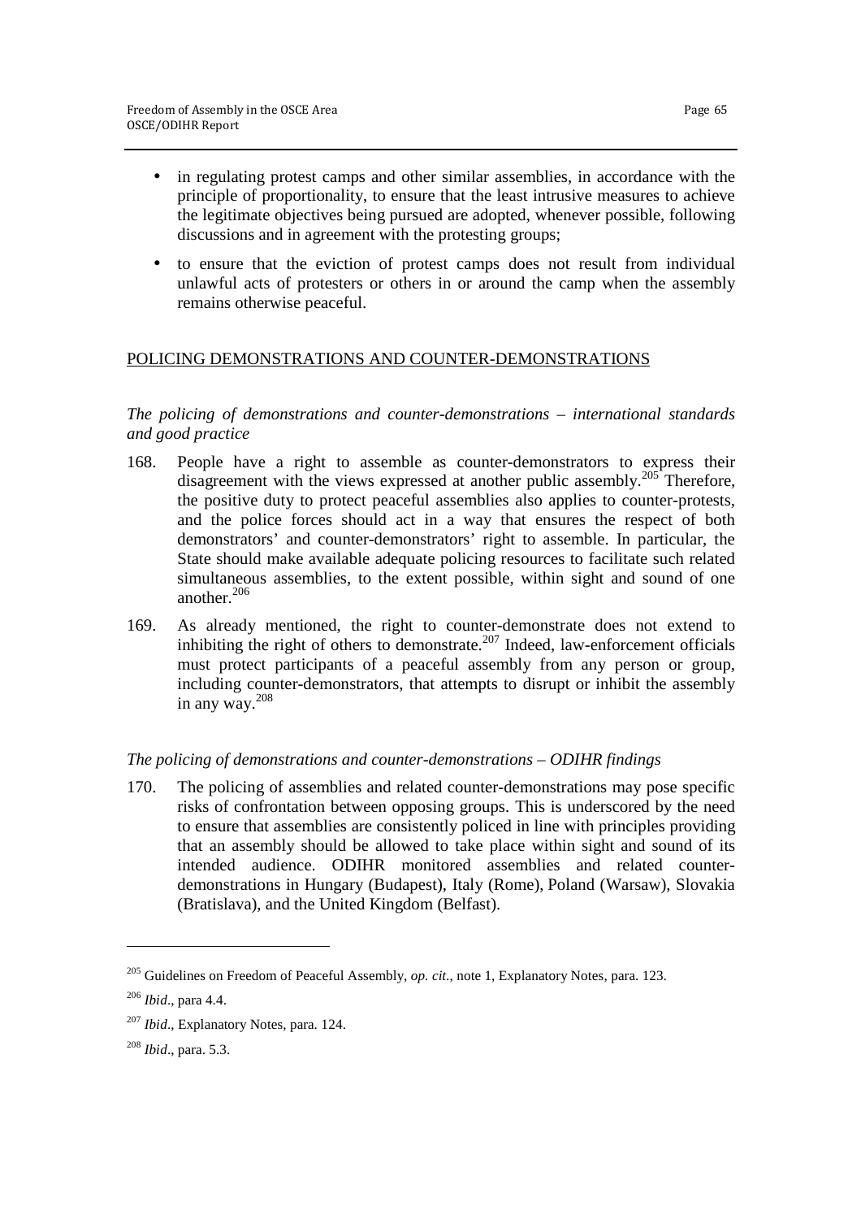- in regulating protest camps and other similar assemblies, in accordance with the principle of proportionality, to ensure that the least intrusive measures to achieve the legitimate objectives being pursued are adopted, whenever possible, following discussions and in agreement with the protesting groups;
- to ensure that the eviction of protest camps does not result from individual unlawful acts of protesters or others in or around the camp when the assembly remains otherwise peaceful.

## POLICING DEMONSTRATIONS AND COUNTER-DEMONSTRATIONS

*The policing of demonstrations and counter-demonstrations – international standards and good practice*

168. People have a right to assemble as counter-demonstrators to express their disagreement with the views expressed at another public assembly.[205] Therefore, the positive duty to protect peaceful assemblies also applies to counter-protests, and the police forces should act in a way that ensures the respect of both demonstrators' and counter-demonstrators' right to assemble. In particular, the State should make available adequate policing resources to facilitate such related simultaneous assemblies, to the extent possible, within sight and sound of one another.[206]

169. As already mentioned, the right to counter-demonstrate does not extend to inhibiting the right of others to demonstrate.[207] Indeed, law-enforcement officials must protect participants of a peaceful assembly from any person or group, including counter-demonstrators, that attempts to disrupt or inhibit the assembly in any way.[208]

*The policing of demonstrations and counter-demonstrations – ODIHR findings*

170. The policing of assemblies and related counter-demonstrations may pose specific risks of confrontation between opposing groups. This is underscored by the need to ensure that assemblies are consistently policed in line with principles providing that an assembly should be allowed to take place within sight and sound of its intended audience. ODIHR monitored assemblies and related counter-demonstrations in Hungary (Budapest), Italy (Rome), Poland (Warsaw), Slovakia (Bratislava), and the United Kingdom (Belfast).

---

[205] Guidelines on Freedom of Peaceful Assembly, *op. cit.*, note 1, Explanatory Notes, para. 123.

[206] *Ibid*., para 4.4.

[207] *Ibid*., Explanatory Notes, para. 124.

[208] *Ibid*., para. 5.3.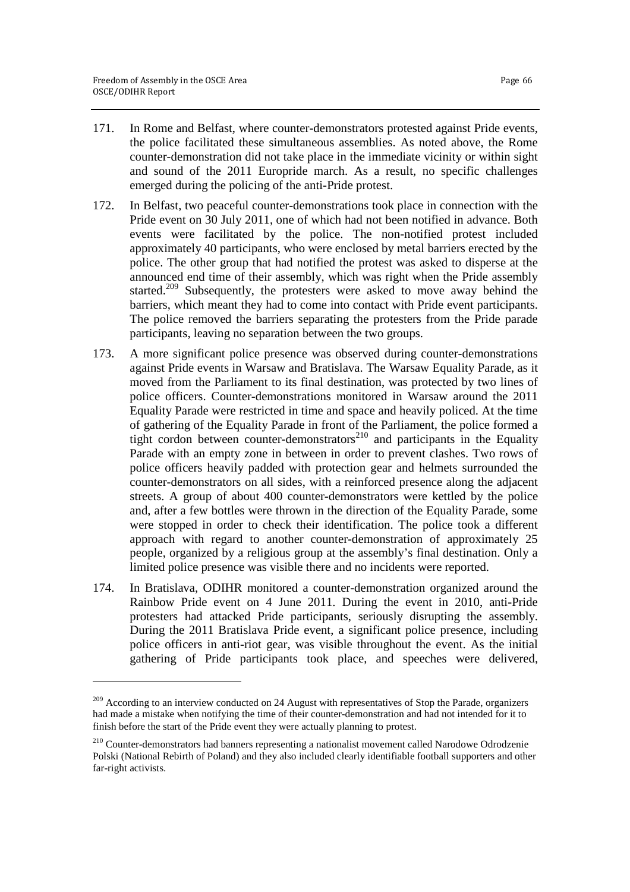171. In Rome and Belfast, where counter-demonstrators protested against Pride events, the police facilitated these simultaneous assemblies. As noted above, the Rome counter-demonstration did not take place in the immediate vicinity or within sight and sound of the 2011 Europride march. As a result, no specific challenges emerged during the policing of the anti-Pride protest.

172. In Belfast, two peaceful counter-demonstrations took place in connection with the Pride event on 30 July 2011, one of which had not been notified in advance. Both events were facilitated by the police. The non-notified protest included approximately 40 participants, who were enclosed by metal barriers erected by the police. The other group that had notified the protest was asked to disperse at the announced end time of their assembly, which was right when the Pride assembly started.[209] Subsequently, the protesters were asked to move away behind the barriers, which meant they had to come into contact with Pride event participants. The police removed the barriers separating the protesters from the Pride parade participants, leaving no separation between the two groups.

173. A more significant police presence was observed during counter-demonstrations against Pride events in Warsaw and Bratislava. The Warsaw Equality Parade, as it moved from the Parliament to its final destination, was protected by two lines of police officers. Counter-demonstrations monitored in Warsaw around the 2011 Equality Parade were restricted in time and space and heavily policed. At the time of gathering of the Equality Parade in front of the Parliament, the police formed a tight cordon between counter-demonstrators[210] and participants in the Equality Parade with an empty zone in between in order to prevent clashes. Two rows of police officers heavily padded with protection gear and helmets surrounded the counter-demonstrators on all sides, with a reinforced presence along the adjacent streets. A group of about 400 counter-demonstrators were kettled by the police and, after a few bottles were thrown in the direction of the Equality Parade, some were stopped in order to check their identification. The police took a different approach with regard to another counter-demonstration of approximately 25 people, organized by a religious group at the assembly's final destination. Only a limited police presence was visible there and no incidents were reported.

174. In Bratislava, ODIHR monitored a counter-demonstration organized around the Rainbow Pride event on 4 June 2011. During the event in 2010, anti-Pride protesters had attacked Pride participants, seriously disrupting the assembly. During the 2011 Bratislava Pride event, a significant police presence, including police officers in anti-riot gear, was visible throughout the event. As the initial gathering of Pride participants took place, and speeches were delivered,

---

[209] According to an interview conducted on 24 August with representatives of Stop the Parade, organizers had made a mistake when notifying the time of their counter-demonstration and had not intended for it to finish before the start of the Pride event they were actually planning to protest.

[210] Counter-demonstrators had banners representing a nationalist movement called Narodowe Odrodzenie Polski (National Rebirth of Poland) and they also included clearly identifiable football supporters and other far-right activists.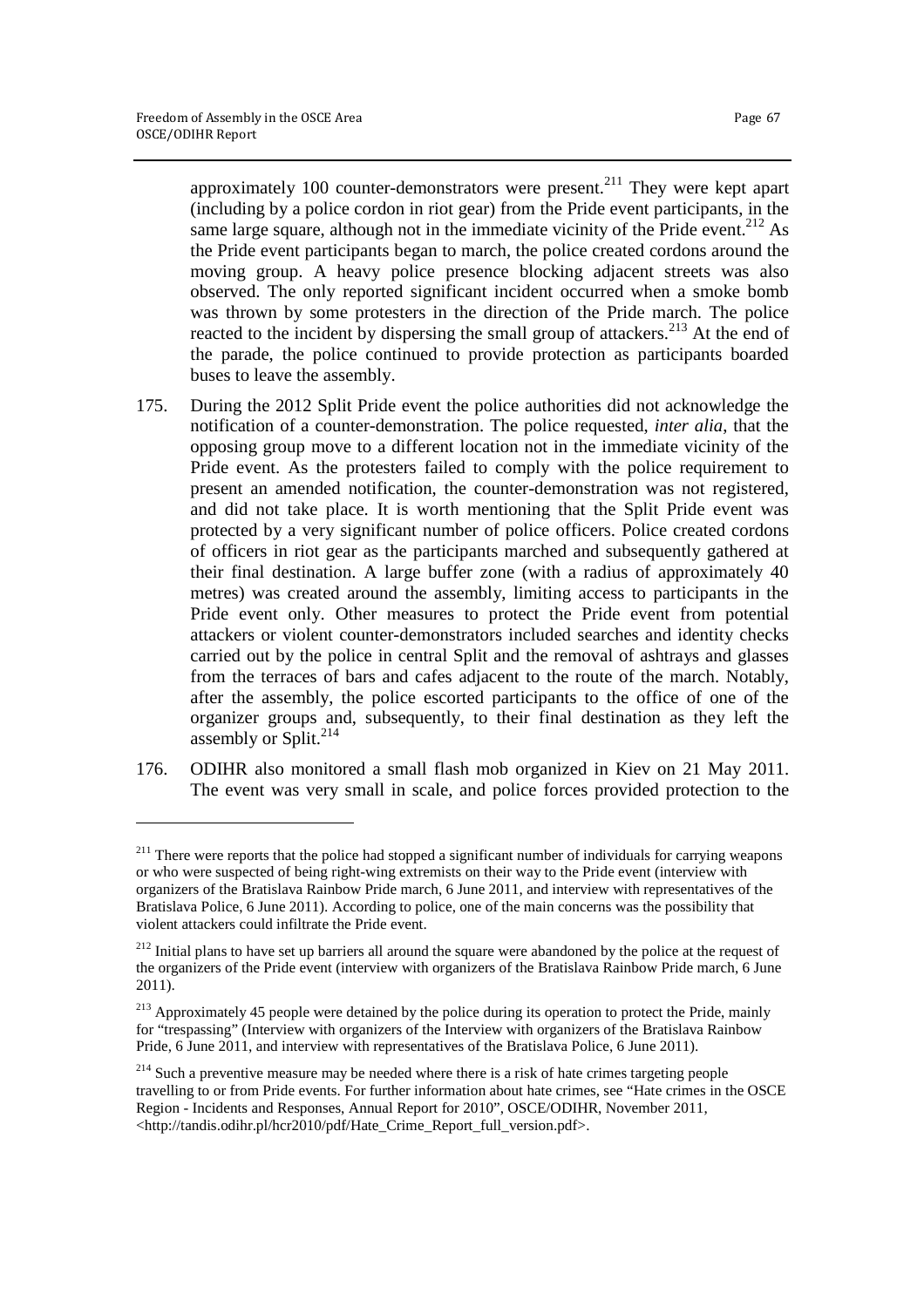approximately 100 counter-demonstrators were present.[211] They were kept apart (including by a police cordon in riot gear) from the Pride event participants, in the same large square, although not in the immediate vicinity of the Pride event.[212] As the Pride event participants began to march, the police created cordons around the moving group. A heavy police presence blocking adjacent streets was also observed. The only reported significant incident occurred when a smoke bomb was thrown by some protesters in the direction of the Pride march. The police reacted to the incident by dispersing the small group of attackers.[213] At the end of the parade, the police continued to provide protection as participants boarded buses to leave the assembly.

175. During the 2012 Split Pride event the police authorities did not acknowledge the notification of a counter-demonstration. The police requested, *inter alia*, that the opposing group move to a different location not in the immediate vicinity of the Pride event. As the protesters failed to comply with the police requirement to present an amended notification, the counter-demonstration was not registered, and did not take place. It is worth mentioning that the Split Pride event was protected by a very significant number of police officers. Police created cordons of officers in riot gear as the participants marched and subsequently gathered at their final destination. A large buffer zone (with a radius of approximately 40 metres) was created around the assembly, limiting access to participants in the Pride event only. Other measures to protect the Pride event from potential attackers or violent counter-demonstrators included searches and identity checks carried out by the police in central Split and the removal of ashtrays and glasses from the terraces of bars and cafes adjacent to the route of the march. Notably, after the assembly, the police escorted participants to the office of one of the organizer groups and, subsequently, to their final destination as they left the assembly or Split.[214]

176. ODIHR also monitored a small flash mob organized in Kiev on 21 May 2011. The event was very small in scale, and police forces provided protection to the

---

[211] There were reports that the police had stopped a significant number of individuals for carrying weapons or who were suspected of being right-wing extremists on their way to the Pride event (interview with organizers of the Bratislava Rainbow Pride march, 6 June 2011, and interview with representatives of the Bratislava Police, 6 June 2011). According to police, one of the main concerns was the possibility that violent attackers could infiltrate the Pride event.

[212] Initial plans to have set up barriers all around the square were abandoned by the police at the request of the organizers of the Pride event (interview with organizers of the Bratislava Rainbow Pride march, 6 June 2011).

[213] Approximately 45 people were detained by the police during its operation to protect the Pride, mainly for "trespassing" (Interview with organizers of the Interview with organizers of the Bratislava Rainbow Pride, 6 June 2011, and interview with representatives of the Bratislava Police, 6 June 2011).

[214] Such a preventive measure may be needed where there is a risk of hate crimes targeting people travelling to or from Pride events. For further information about hate crimes, see "Hate crimes in the OSCE Region - Incidents and Responses, Annual Report for 2010", OSCE/ODIHR, November 2011, <http://tandis.odihr.pl/hcr2010/pdf/Hate_Crime_Report_full_version.pdf>.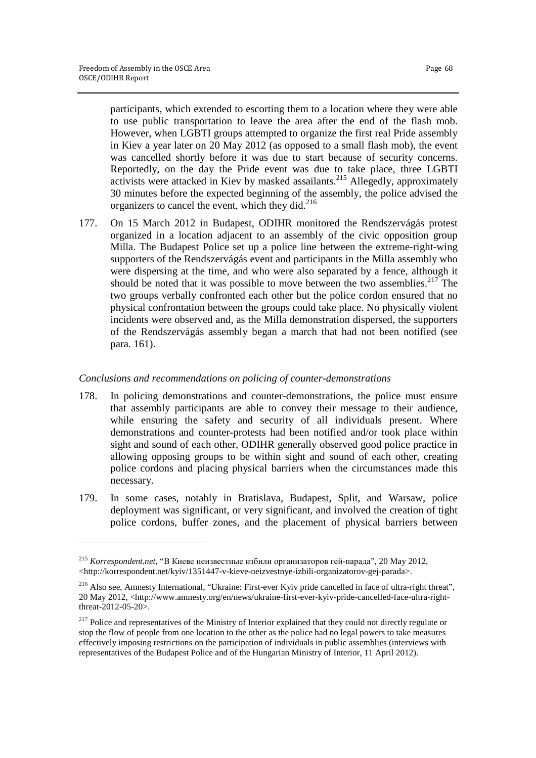participants, which extended to escorting them to a location where they were able to use public transportation to leave the area after the end of the flash mob. However, when LGBTI groups attempted to organize the first real Pride assembly in Kiev a year later on 20 May 2012 (as opposed to a small flash mob), the event was cancelled shortly before it was due to start because of security concerns. Reportedly, on the day the Pride event was due to take place, three LGBTI activists were attacked in Kiev by masked assailants.[215] Allegedly, approximately 30 minutes before the expected beginning of the assembly, the police advised the organizers to cancel the event, which they did.[216]

177. On 15 March 2012 in Budapest, ODIHR monitored the Rendszervágás protest organized in a location adjacent to an assembly of the civic opposition group Milla. The Budapest Police set up a police line between the extreme-right-wing supporters of the Rendszervágás event and participants in the Milla assembly who were dispersing at the time, and who were also separated by a fence, although it should be noted that it was possible to move between the two assemblies.[217] The two groups verbally confronted each other but the police cordon ensured that no physical confrontation between the groups could take place. No physically violent incidents were observed and, as the Milla demonstration dispersed, the supporters of the Rendszervágás assembly began a march that had not been notified (see para. 161).

*Conclusions and recommendations on policing of counter-demonstrations*

178. In policing demonstrations and counter-demonstrations, the police must ensure that assembly participants are able to convey their message to their audience, while ensuring the safety and security of all individuals present. Where demonstrations and counter-protests had been notified and/or took place within sight and sound of each other, ODIHR generally observed good police practice in allowing opposing groups to be within sight and sound of each other, creating police cordons and placing physical barriers when the circumstances made this necessary.

179. In some cases, notably in Bratislava, Budapest, Split, and Warsaw, police deployment was significant, or very significant, and involved the creation of tight police cordons, buffer zones, and the placement of physical barriers between

---

[215] *Korrespondent.net*, "В Киеве неизвестные избили организаторов гей-парада", 20 May 2012, <http://korrespondent.net/kyiv/1351447-v-kieve-neizvestnye-izbili-organizatorov-gej-parada>.

[216] Also see, Amnesty International, "Ukraine: First-ever Kyiv pride cancelled in face of ultra-right threat", 20 May 2012, <http://www.amnesty.org/en/news/ukraine-first-ever-kyiv-pride-cancelled-face-ultra-right-threat-2012-05-20>.

[217] Police and representatives of the Ministry of Interior explained that they could not directly regulate or stop the flow of people from one location to the other as the police had no legal powers to take measures effectively imposing restrictions on the participation of individuals in public assemblies (interviews with representatives of the Budapest Police and of the Hungarian Ministry of Interior, 11 April 2012).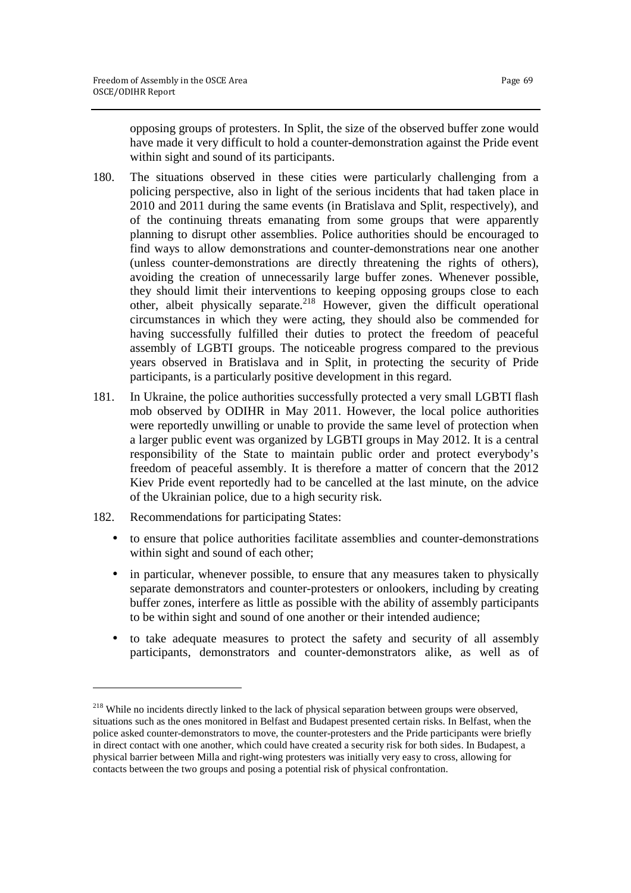opposing groups of protesters. In Split, the size of the observed buffer zone would have made it very difficult to hold a counter-demonstration against the Pride event within sight and sound of its participants.

180. The situations observed in these cities were particularly challenging from a policing perspective, also in light of the serious incidents that had taken place in 2010 and 2011 during the same events (in Bratislava and Split, respectively), and of the continuing threats emanating from some groups that were apparently planning to disrupt other assemblies. Police authorities should be encouraged to find ways to allow demonstrations and counter-demonstrations near one another (unless counter-demonstrations are directly threatening the rights of others), avoiding the creation of unnecessarily large buffer zones. Whenever possible, they should limit their interventions to keeping opposing groups close to each other, albeit physically separate.[218] However, given the difficult operational circumstances in which they were acting, they should also be commended for having successfully fulfilled their duties to protect the freedom of peaceful assembly of LGBTI groups. The noticeable progress compared to the previous years observed in Bratislava and in Split, in protecting the security of Pride participants, is a particularly positive development in this regard.

181. In Ukraine, the police authorities successfully protected a very small LGBTI flash mob observed by ODIHR in May 2011. However, the local police authorities were reportedly unwilling or unable to provide the same level of protection when a larger public event was organized by LGBTI groups in May 2012. It is a central responsibility of the State to maintain public order and protect everybody's freedom of peaceful assembly. It is therefore a matter of concern that the 2012 Kiev Pride event reportedly had to be cancelled at the last minute, on the advice of the Ukrainian police, due to a high security risk.

182. Recommendations for participating States:

- to ensure that police authorities facilitate assemblies and counter-demonstrations within sight and sound of each other;
- in particular, whenever possible, to ensure that any measures taken to physically separate demonstrators and counter-protesters or onlookers, including by creating buffer zones, interfere as little as possible with the ability of assembly participants to be within sight and sound of one another or their intended audience;
- to take adequate measures to protect the safety and security of all assembly participants, demonstrators and counter-demonstrators alike, as well as of

[218] While no incidents directly linked to the lack of physical separation between groups were observed, situations such as the ones monitored in Belfast and Budapest presented certain risks. In Belfast, when the police asked counter-demonstrators to move, the counter-protesters and the Pride participants were briefly in direct contact with one another, which could have created a security risk for both sides. In Budapest, a physical barrier between Milla and right-wing protesters was initially very easy to cross, allowing for contacts between the two groups and posing a potential risk of physical confrontation.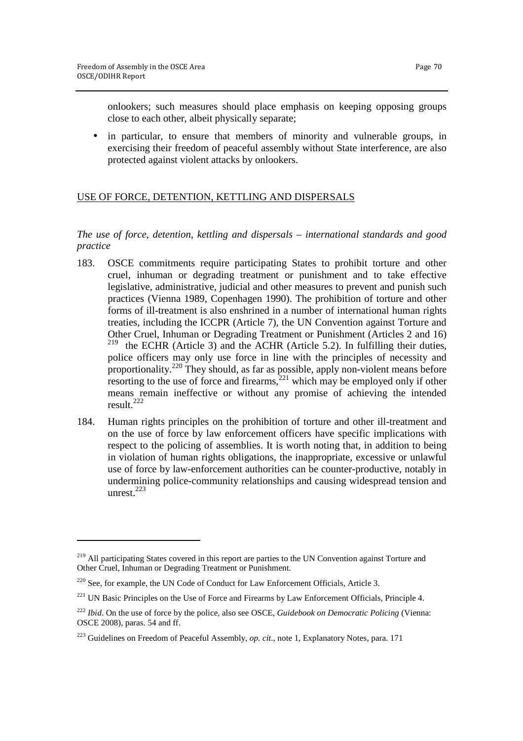onlookers; such measures should place emphasis on keeping opposing groups close to each other, albeit physically separate;

- in particular, to ensure that members of minority and vulnerable groups, in exercising their freedom of peaceful assembly without State interference, are also protected against violent attacks by onlookers.

## USE OF FORCE, DETENTION, KETTLING AND DISPERSALS

*The use of force, detention, kettling and dispersals – international standards and good practice*

183. OSCE commitments require participating States to prohibit torture and other cruel, inhuman or degrading treatment or punishment and to take effective legislative, administrative, judicial and other measures to prevent and punish such practices (Vienna 1989, Copenhagen 1990). The prohibition of torture and other forms of ill-treatment is also enshrined in a number of international human rights treaties, including the ICCPR (Article 7), the UN Convention against Torture and Other Cruel, Inhuman or Degrading Treatment or Punishment (Articles 2 and 16) [219] the ECHR (Article 3) and the ACHR (Article 5.2). In fulfilling their duties, police officers may only use force in line with the principles of necessity and proportionality.[220] They should, as far as possible, apply non-violent means before resorting to the use of force and firearms,[221] which may be employed only if other means remain ineffective or without any promise of achieving the intended result.[222]

184. Human rights principles on the prohibition of torture and other ill-treatment and on the use of force by law enforcement officers have specific implications with respect to the policing of assemblies. It is worth noting that, in addition to being in violation of human rights obligations, the inappropriate, excessive or unlawful use of force by law-enforcement authorities can be counter-productive, notably in undermining police-community relationships and causing widespread tension and unrest.[223]

---

[219] All participating States covered in this report are parties to the UN Convention against Torture and Other Cruel, Inhuman or Degrading Treatment or Punishment.

[220] See, for example, the UN Code of Conduct for Law Enforcement Officials, Article 3.

[221] UN Basic Principles on the Use of Force and Firearms by Law Enforcement Officials, Principle 4.

[222] *Ibid*. On the use of force by the police, also see OSCE, *Guidebook on Democratic Policing* (Vienna: OSCE 2008), paras. 54 and ff.

[223] Guidelines on Freedom of Peaceful Assembly, *op. cit*., note 1, Explanatory Notes, para. 171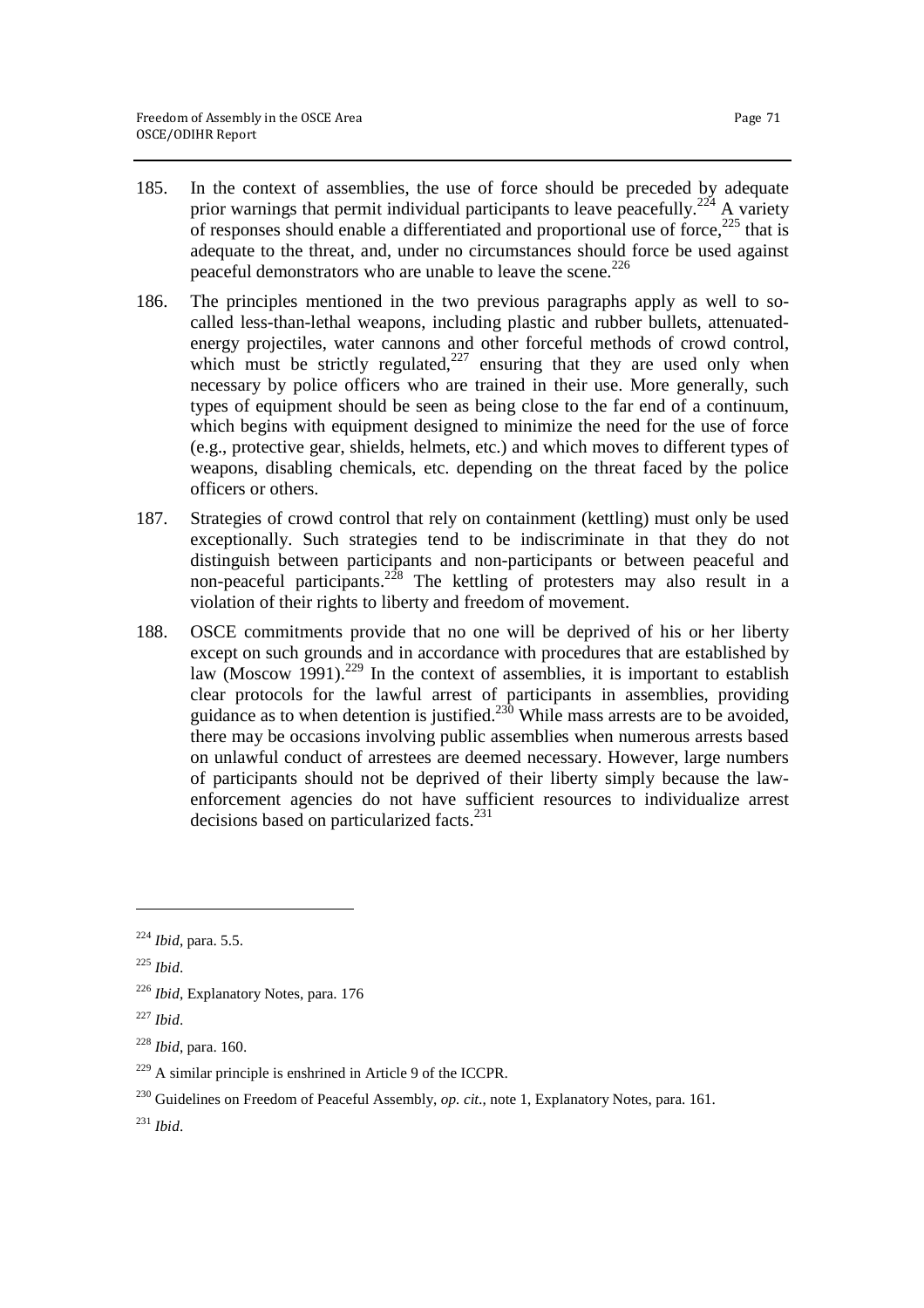185. In the context of assemblies, the use of force should be preceded by adequate prior warnings that permit individual participants to leave peacefully.[224] A variety of responses should enable a differentiated and proportional use of force,[225] that is adequate to the threat, and, under no circumstances should force be used against peaceful demonstrators who are unable to leave the scene.[226]

186. The principles mentioned in the two previous paragraphs apply as well to so-called less-than-lethal weapons, including plastic and rubber bullets, attenuated-energy projectiles, water cannons and other forceful methods of crowd control, which must be strictly regulated,[227] ensuring that they are used only when necessary by police officers who are trained in their use. More generally, such types of equipment should be seen as being close to the far end of a continuum, which begins with equipment designed to minimize the need for the use of force (e.g., protective gear, shields, helmets, etc.) and which moves to different types of weapons, disabling chemicals, etc. depending on the threat faced by the police officers or others.

187. Strategies of crowd control that rely on containment (kettling) must only be used exceptionally. Such strategies tend to be indiscriminate in that they do not distinguish between participants and non-participants or between peaceful and non-peaceful participants.[228] The kettling of protesters may also result in a violation of their rights to liberty and freedom of movement.

188. OSCE commitments provide that no one will be deprived of his or her liberty except on such grounds and in accordance with procedures that are established by law (Moscow 1991).[229] In the context of assemblies, it is important to establish clear protocols for the lawful arrest of participants in assemblies, providing guidance as to when detention is justified.[230] While mass arrests are to be avoided, there may be occasions involving public assemblies when numerous arrests based on unlawful conduct of arrestees are deemed necessary. However, large numbers of participants should not be deprived of their liberty simply because the law-enforcement agencies do not have sufficient resources to individualize arrest decisions based on particularized facts.[231]

---

[224] *Ibid*, para. 5.5.

[225] *Ibid*.

[226] *Ibid*, Explanatory Notes, para. 176

[227] *Ibid*.

[228] *Ibid*, para. 160.

[229] A similar principle is enshrined in Article 9 of the ICCPR.

[230] Guidelines on Freedom of Peaceful Assembly, *op. cit.*, note 1, Explanatory Notes, para. 161.

[231] *Ibid*.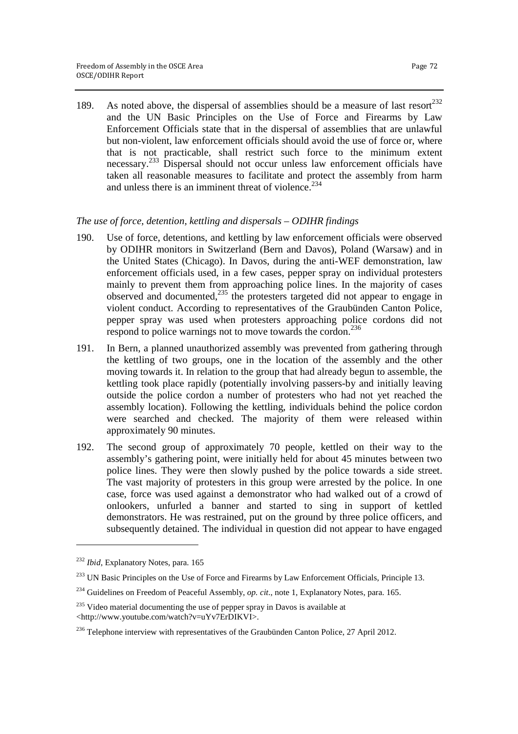189. As noted above, the dispersal of assemblies should be a measure of last resort[232] and the UN Basic Principles on the Use of Force and Firearms by Law Enforcement Officials state that in the dispersal of assemblies that are unlawful but non-violent, law enforcement officials should avoid the use of force or, where that is not practicable, shall restrict such force to the minimum extent necessary.[233] Dispersal should not occur unless law enforcement officials have taken all reasonable measures to facilitate and protect the assembly from harm and unless there is an imminent threat of violence.[234]

*The use of force, detention, kettling and dispersals – ODIHR findings*

190. Use of force, detentions, and kettling by law enforcement officials were observed by ODIHR monitors in Switzerland (Bern and Davos), Poland (Warsaw) and in the United States (Chicago). In Davos, during the anti-WEF demonstration, law enforcement officials used, in a few cases, pepper spray on individual protesters mainly to prevent them from approaching police lines. In the majority of cases observed and documented,[235] the protesters targeted did not appear to engage in violent conduct. According to representatives of the Graubünden Canton Police, pepper spray was used when protesters approaching police cordons did not respond to police warnings not to move towards the cordon.[236]

191. In Bern, a planned unauthorized assembly was prevented from gathering through the kettling of two groups, one in the location of the assembly and the other moving towards it. In relation to the group that had already begun to assemble, the kettling took place rapidly (potentially involving passers-by and initially leaving outside the police cordon a number of protesters who had not yet reached the assembly location). Following the kettling, individuals behind the police cordon were searched and checked. The majority of them were released within approximately 90 minutes.

192. The second group of approximately 70 people, kettled on their way to the assembly's gathering point, were initially held for about 45 minutes between two police lines. They were then slowly pushed by the police towards a side street. The vast majority of protesters in this group were arrested by the police. In one case, force was used against a demonstrator who had walked out of a crowd of onlookers, unfurled a banner and started to sing in support of kettled demonstrators. He was restrained, put on the ground by three police officers, and subsequently detained. The individual in question did not appear to have engaged

---

[232] *Ibid*, Explanatory Notes, para. 165

[233] UN Basic Principles on the Use of Force and Firearms by Law Enforcement Officials, Principle 13.

[234] Guidelines on Freedom of Peaceful Assembly, *op. cit.*, note 1, Explanatory Notes, para. 165.

[235] Video material documenting the use of pepper spray in Davos is available at <http://www.youtube.com/watch?v=uYv7ErDIKVI>.

[236] Telephone interview with representatives of the Graubünden Canton Police, 27 April 2012.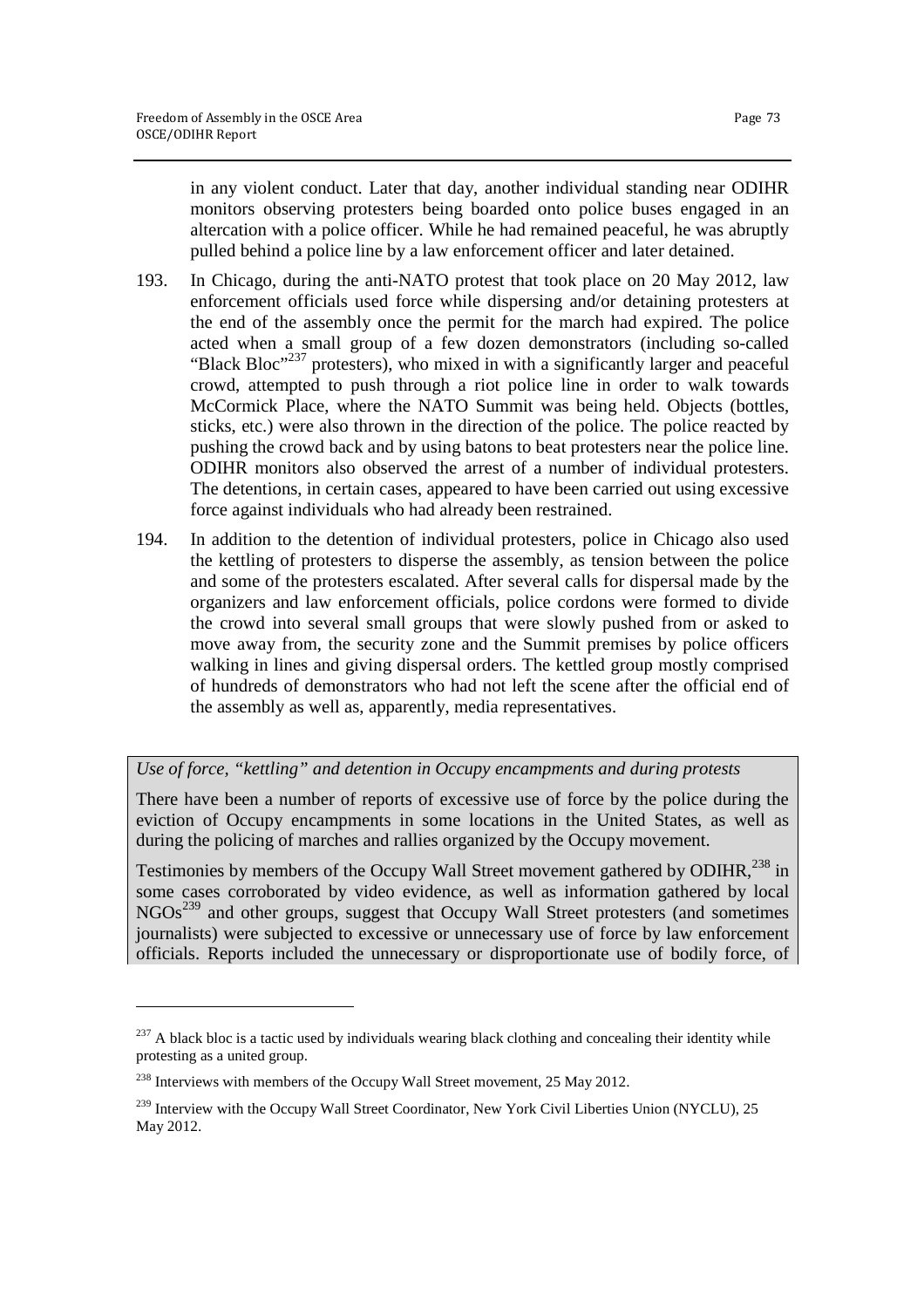in any violent conduct. Later that day, another individual standing near ODIHR monitors observing protesters being boarded onto police buses engaged in an altercation with a police officer. While he had remained peaceful, he was abruptly pulled behind a police line by a law enforcement officer and later detained.

193. In Chicago, during the anti-NATO protest that took place on 20 May 2012, law enforcement officials used force while dispersing and/or detaining protesters at the end of the assembly once the permit for the march had expired. The police acted when a small group of a few dozen demonstrators (including so-called "Black Bloc"[237] protesters), who mixed in with a significantly larger and peaceful crowd, attempted to push through a riot police line in order to walk towards McCormick Place, where the NATO Summit was being held. Objects (bottles, sticks, etc.) were also thrown in the direction of the police. The police reacted by pushing the crowd back and by using batons to beat protesters near the police line. ODIHR monitors also observed the arrest of a number of individual protesters. The detentions, in certain cases, appeared to have been carried out using excessive force against individuals who had already been restrained.

194. In addition to the detention of individual protesters, police in Chicago also used the kettling of protesters to disperse the assembly, as tension between the police and some of the protesters escalated. After several calls for dispersal made by the organizers and law enforcement officials, police cordons were formed to divide the crowd into several small groups that were slowly pushed from or asked to move away from, the security zone and the Summit premises by police officers walking in lines and giving dispersal orders. The kettled group mostly comprised of hundreds of demonstrators who had not left the scene after the official end of the assembly as well as, apparently, media representatives.

*Use of force, "kettling" and detention in Occupy encampments and during protests*

There have been a number of reports of excessive use of force by the police during the eviction of Occupy encampments in some locations in the United States, as well as during the policing of marches and rallies organized by the Occupy movement.

Testimonies by members of the Occupy Wall Street movement gathered by ODIHR,[238] in some cases corroborated by video evidence, as well as information gathered by local NGOs[239] and other groups, suggest that Occupy Wall Street protesters (and sometimes journalists) were subjected to excessive or unnecessary use of force by law enforcement officials. Reports included the unnecessary or disproportionate use of bodily force, of

---

[237] A black bloc is a tactic used by individuals wearing black clothing and concealing their identity while protesting as a united group.

[238] Interviews with members of the Occupy Wall Street movement, 25 May 2012.

[239] Interview with the Occupy Wall Street Coordinator, New York Civil Liberties Union (NYCLU), 25 May 2012.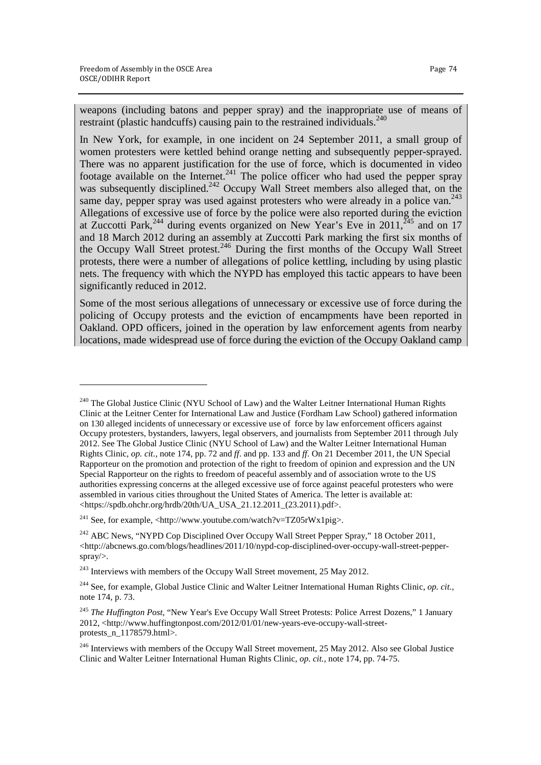weapons (including batons and pepper spray) and the inappropriate use of means of restraint (plastic handcuffs) causing pain to the restrained individuals.[240]

In New York, for example, in one incident on 24 September 2011, a small group of women protesters were kettled behind orange netting and subsequently pepper-sprayed. There was no apparent justification for the use of force, which is documented in video footage available on the Internet.[241] The police officer who had used the pepper spray was subsequently disciplined.[242] Occupy Wall Street members also alleged that, on the same day, pepper spray was used against protesters who were already in a police van.[243] Allegations of excessive use of force by the police were also reported during the eviction at Zuccotti Park,[244] during events organized on New Year's Eve in 2011,[245] and on 17 and 18 March 2012 during an assembly at Zuccotti Park marking the first six months of the Occupy Wall Street protest.[246] During the first months of the Occupy Wall Street protests, there were a number of allegations of police kettling, including by using plastic nets. The frequency with which the NYPD has employed this tactic appears to have been significantly reduced in 2012.

Some of the most serious allegations of unnecessary or excessive use of force during the policing of Occupy protests and the eviction of encampments have been reported in Oakland. OPD officers, joined in the operation by law enforcement agents from nearby locations, made widespread use of force during the eviction of the Occupy Oakland camp

---

[240] The Global Justice Clinic (NYU School of Law) and the Walter Leitner International Human Rights Clinic at the Leitner Center for International Law and Justice (Fordham Law School) gathered information on 130 alleged incidents of unnecessary or excessive use of force by law enforcement officers against Occupy protesters, bystanders, lawyers, legal observers, and journalists from September 2011 through July 2012. See The Global Justice Clinic (NYU School of Law) and the Walter Leitner International Human Rights Clinic, *op. cit.*, note 174, pp. 72 and *ff*. and pp. 133 and *ff*. On 21 December 2011, the UN Special Rapporteur on the promotion and protection of the right to freedom of opinion and expression and the UN Special Rapporteur on the rights to freedom of peaceful assembly and of association wrote to the US authorities expressing concerns at the alleged excessive use of force against peaceful protesters who were assembled in various cities throughout the United States of America. The letter is available at: <https://spdb.ohchr.org/hrdb/20th/UA_USA_21.12.2011_(23.2011).pdf>.

[241] See, for example, <http://www.youtube.com/watch?v=TZ05rWx1pig>.

[242] ABC News, "NYPD Cop Disciplined Over Occupy Wall Street Pepper Spray," 18 October 2011, <http://abcnews.go.com/blogs/headlines/2011/10/nypd-cop-disciplined-over-occupy-wall-street-pepper-spray/>.

[243] Interviews with members of the Occupy Wall Street movement, 25 May 2012.

[244] See, for example, Global Justice Clinic and Walter Leitner International Human Rights Clinic, *op. cit.*, note 174, p. 73.

[245] *The Huffington Post*, "New Year's Eve Occupy Wall Street Protests: Police Arrest Dozens," 1 January 2012, <http://www.huffingtonpost.com/2012/01/01/new-years-eve-occupy-wall-street-protests_n_1178579.html>.

[246] Interviews with members of the Occupy Wall Street movement, 25 May 2012. Also see Global Justice Clinic and Walter Leitner International Human Rights Clinic, *op. cit.*, note 174, pp. 74-75.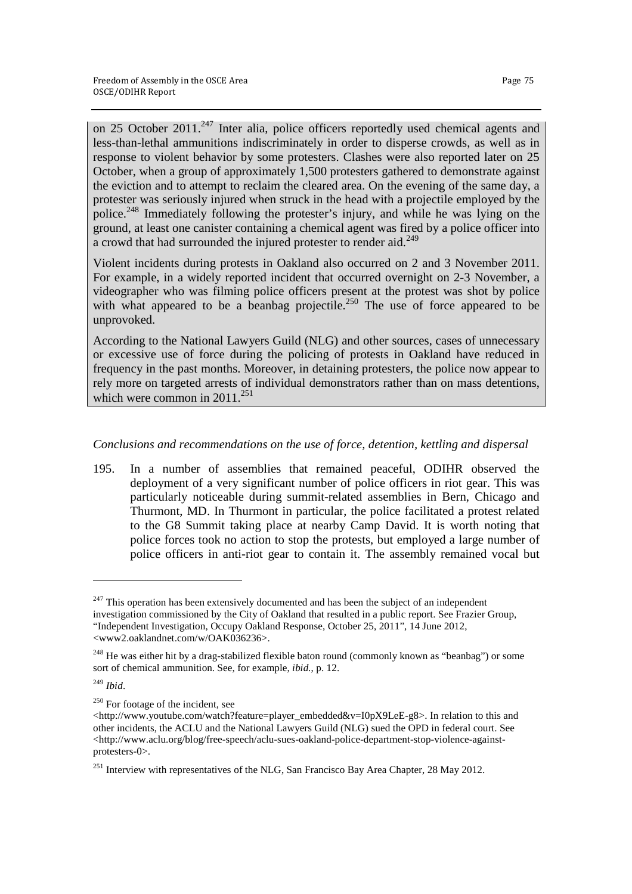on 25 October 2011.[247] Inter alia, police officers reportedly used chemical agents and less-than-lethal ammunitions indiscriminately in order to disperse crowds, as well as in response to violent behavior by some protesters. Clashes were also reported later on 25 October, when a group of approximately 1,500 protesters gathered to demonstrate against the eviction and to attempt to reclaim the cleared area. On the evening of the same day, a protester was seriously injured when struck in the head with a projectile employed by the police.[248] Immediately following the protester's injury, and while he was lying on the ground, at least one canister containing a chemical agent was fired by a police officer into a crowd that had surrounded the injured protester to render aid.[249]

Violent incidents during protests in Oakland also occurred on 2 and 3 November 2011. For example, in a widely reported incident that occurred overnight on 2-3 November, a videographer who was filming police officers present at the protest was shot by police with what appeared to be a beanbag projectile.[250] The use of force appeared to be unprovoked.

According to the National Lawyers Guild (NLG) and other sources, cases of unnecessary or excessive use of force during the policing of protests in Oakland have reduced in frequency in the past months. Moreover, in detaining protesters, the police now appear to rely more on targeted arrests of individual demonstrators rather than on mass detentions, which were common in 2011.[251]

*Conclusions and recommendations on the use of force, detention, kettling and dispersal*

195. In a number of assemblies that remained peaceful, ODIHR observed the deployment of a very significant number of police officers in riot gear. This was particularly noticeable during summit-related assemblies in Bern, Chicago and Thurmont, MD. In Thurmont in particular, the police facilitated a protest related to the G8 Summit taking place at nearby Camp David. It is worth noting that police forces took no action to stop the protests, but employed a large number of police officers in anti-riot gear to contain it. The assembly remained vocal but

---

[247] This operation has been extensively documented and has been the subject of an independent investigation commissioned by the City of Oakland that resulted in a public report. See Frazier Group, "Independent Investigation, Occupy Oakland Response, October 25, 2011", 14 June 2012, <www2.oaklandnet.com/w/OAK036236>.

[248] He was either hit by a drag-stabilized flexible baton round (commonly known as "beanbag") or some sort of chemical ammunition. See, for example, *ibid.*, p. 12.

[249] *Ibid*.

[250] For footage of the incident, see <http://www.youtube.com/watch?feature=player_embedded&v=I0pX9LeE-g8>. In relation to this and other incidents, the ACLU and the National Lawyers Guild (NLG) sued the OPD in federal court. See <http://www.aclu.org/blog/free-speech/aclu-sues-oakland-police-department-stop-violence-against-protesters-0>.

[251] Interview with representatives of the NLG, San Francisco Bay Area Chapter, 28 May 2012.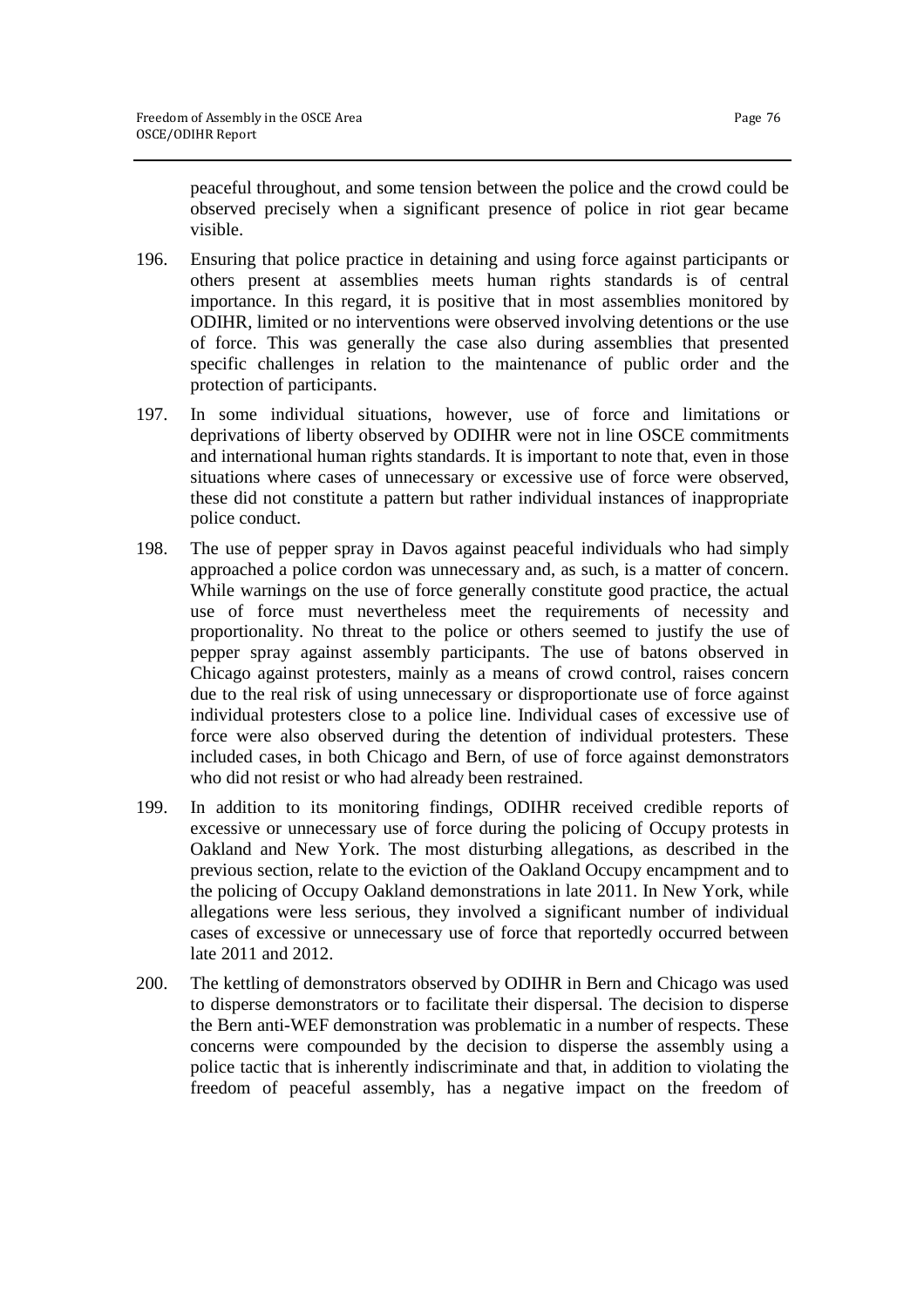peaceful throughout, and some tension between the police and the crowd could be observed precisely when a significant presence of police in riot gear became visible.

196. Ensuring that police practice in detaining and using force against participants or others present at assemblies meets human rights standards is of central importance. In this regard, it is positive that in most assemblies monitored by ODIHR, limited or no interventions were observed involving detentions or the use of force. This was generally the case also during assemblies that presented specific challenges in relation to the maintenance of public order and the protection of participants.

197. In some individual situations, however, use of force and limitations or deprivations of liberty observed by ODIHR were not in line OSCE commitments and international human rights standards. It is important to note that, even in those situations where cases of unnecessary or excessive use of force were observed, these did not constitute a pattern but rather individual instances of inappropriate police conduct.

198. The use of pepper spray in Davos against peaceful individuals who had simply approached a police cordon was unnecessary and, as such, is a matter of concern. While warnings on the use of force generally constitute good practice, the actual use of force must nevertheless meet the requirements of necessity and proportionality. No threat to the police or others seemed to justify the use of pepper spray against assembly participants. The use of batons observed in Chicago against protesters, mainly as a means of crowd control, raises concern due to the real risk of using unnecessary or disproportionate use of force against individual protesters close to a police line. Individual cases of excessive use of force were also observed during the detention of individual protesters. These included cases, in both Chicago and Bern, of use of force against demonstrators who did not resist or who had already been restrained.

199. In addition to its monitoring findings, ODIHR received credible reports of excessive or unnecessary use of force during the policing of Occupy protests in Oakland and New York. The most disturbing allegations, as described in the previous section, relate to the eviction of the Oakland Occupy encampment and to the policing of Occupy Oakland demonstrations in late 2011. In New York, while allegations were less serious, they involved a significant number of individual cases of excessive or unnecessary use of force that reportedly occurred between late 2011 and 2012.

200. The kettling of demonstrators observed by ODIHR in Bern and Chicago was used to disperse demonstrators or to facilitate their dispersal. The decision to disperse the Bern anti-WEF demonstration was problematic in a number of respects. These concerns were compounded by the decision to disperse the assembly using a police tactic that is inherently indiscriminate and that, in addition to violating the freedom of peaceful assembly, has a negative impact on the freedom of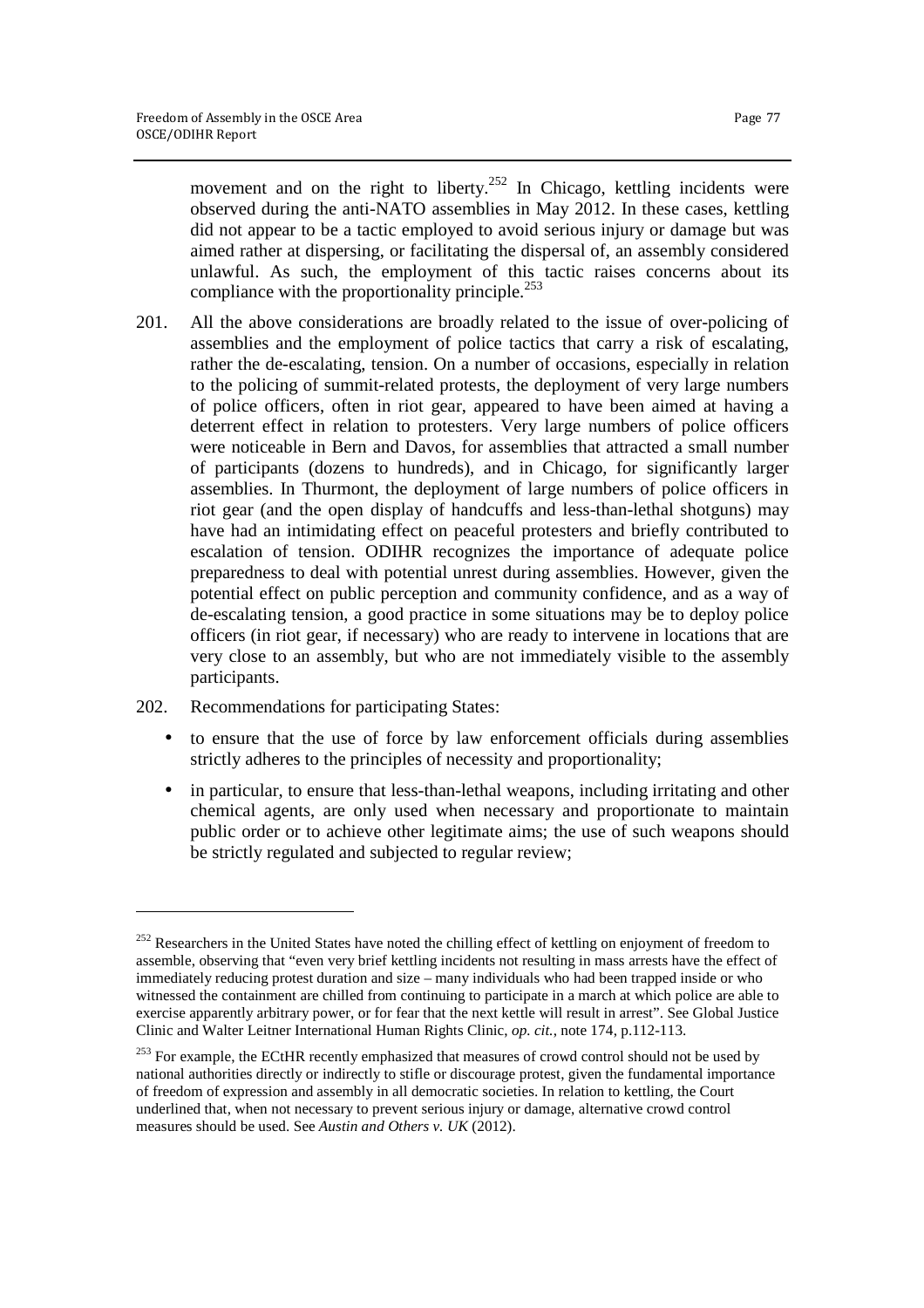movement and on the right to liberty.[252] In Chicago, kettling incidents were observed during the anti-NATO assemblies in May 2012. In these cases, kettling did not appear to be a tactic employed to avoid serious injury or damage but was aimed rather at dispersing, or facilitating the dispersal of, an assembly considered unlawful. As such, the employment of this tactic raises concerns about its compliance with the proportionality principle.[253]

201. All the above considerations are broadly related to the issue of over-policing of assemblies and the employment of police tactics that carry a risk of escalating, rather the de-escalating, tension. On a number of occasions, especially in relation to the policing of summit-related protests, the deployment of very large numbers of police officers, often in riot gear, appeared to have been aimed at having a deterrent effect in relation to protesters. Very large numbers of police officers were noticeable in Bern and Davos, for assemblies that attracted a small number of participants (dozens to hundreds), and in Chicago, for significantly larger assemblies. In Thurmont, the deployment of large numbers of police officers in riot gear (and the open display of handcuffs and less-than-lethal shotguns) may have had an intimidating effect on peaceful protesters and briefly contributed to escalation of tension. ODIHR recognizes the importance of adequate police preparedness to deal with potential unrest during assemblies. However, given the potential effect on public perception and community confidence, and as a way of de-escalating tension, a good practice in some situations may be to deploy police officers (in riot gear, if necessary) who are ready to intervene in locations that are very close to an assembly, but who are not immediately visible to the assembly participants.

202. Recommendations for participating States:

- to ensure that the use of force by law enforcement officials during assemblies strictly adheres to the principles of necessity and proportionality;
- in particular, to ensure that less-than-lethal weapons, including irritating and other chemical agents, are only used when necessary and proportionate to maintain public order or to achieve other legitimate aims; the use of such weapons should be strictly regulated and subjected to regular review;

---

[252] Researchers in the United States have noted the chilling effect of kettling on enjoyment of freedom to assemble, observing that "even very brief kettling incidents not resulting in mass arrests have the effect of immediately reducing protest duration and size – many individuals who had been trapped inside or who witnessed the containment are chilled from continuing to participate in a march at which police are able to exercise apparently arbitrary power, or for fear that the next kettle will result in arrest". See Global Justice Clinic and Walter Leitner International Human Rights Clinic, *op. cit.*, note 174, p.112-113.

[253] For example, the ECtHR recently emphasized that measures of crowd control should not be used by national authorities directly or indirectly to stifle or discourage protest, given the fundamental importance of freedom of expression and assembly in all democratic societies. In relation to kettling, the Court underlined that, when not necessary to prevent serious injury or damage, alternative crowd control measures should be used. See *Austin and Others v. UK* (2012).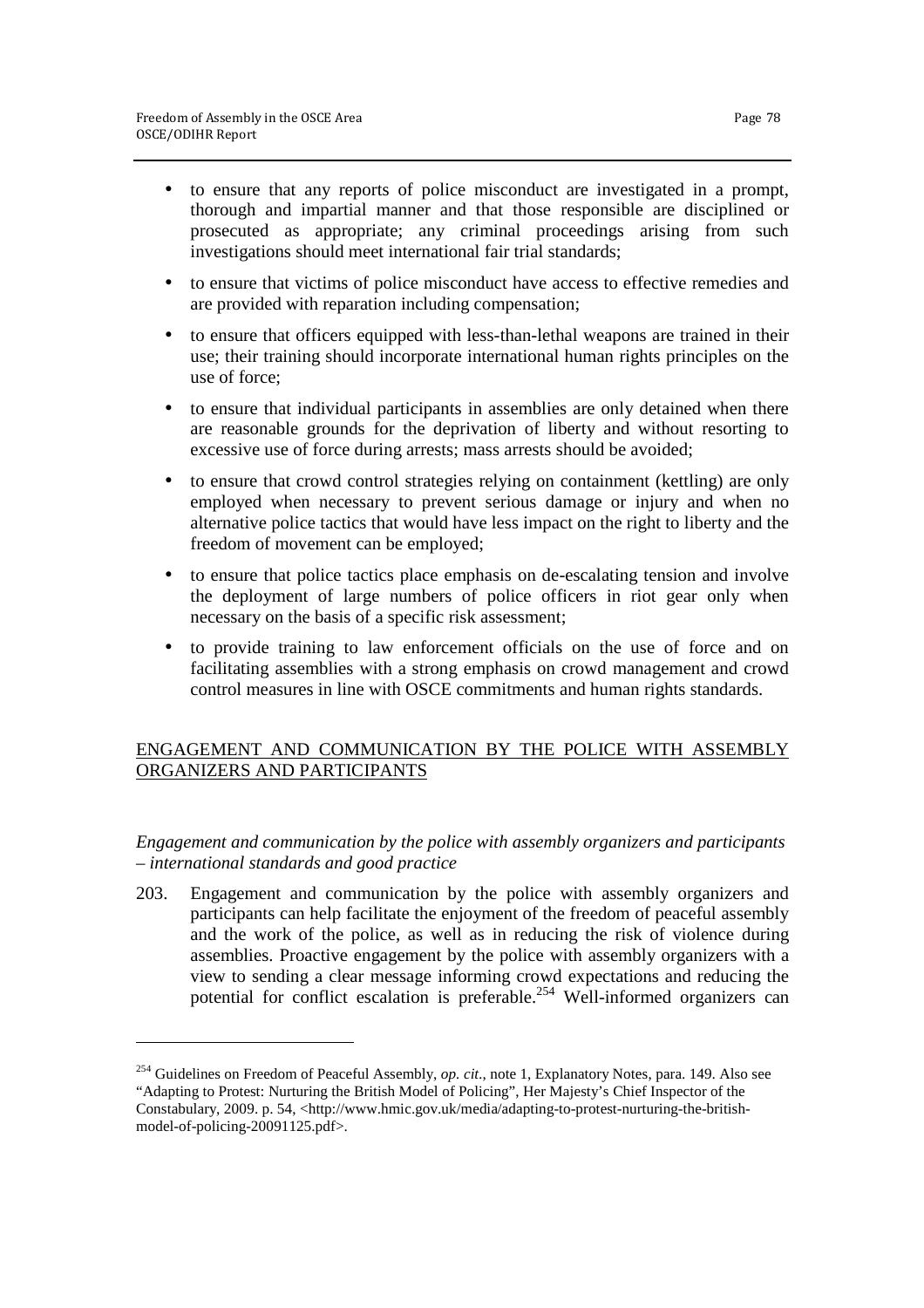- to ensure that any reports of police misconduct are investigated in a prompt, thorough and impartial manner and that those responsible are disciplined or prosecuted as appropriate; any criminal proceedings arising from such investigations should meet international fair trial standards;
- to ensure that victims of police misconduct have access to effective remedies and are provided with reparation including compensation;
- to ensure that officers equipped with less-than-lethal weapons are trained in their use; their training should incorporate international human rights principles on the use of force;
- to ensure that individual participants in assemblies are only detained when there are reasonable grounds for the deprivation of liberty and without resorting to excessive use of force during arrests; mass arrests should be avoided;
- to ensure that crowd control strategies relying on containment (kettling) are only employed when necessary to prevent serious damage or injury and when no alternative police tactics that would have less impact on the right to liberty and the freedom of movement can be employed;
- to ensure that police tactics place emphasis on de-escalating tension and involve the deployment of large numbers of police officers in riot gear only when necessary on the basis of a specific risk assessment;
- to provide training to law enforcement officials on the use of force and on facilitating assemblies with a strong emphasis on crowd management and crowd control measures in line with OSCE commitments and human rights standards.

## ENGAGEMENT AND COMMUNICATION BY THE POLICE WITH ASSEMBLY ORGANIZERS AND PARTICIPANTS

*Engagement and communication by the police with assembly organizers and participants – international standards and good practice*

203. Engagement and communication by the police with assembly organizers and participants can help facilitate the enjoyment of the freedom of peaceful assembly and the work of the police, as well as in reducing the risk of violence during assemblies. Proactive engagement by the police with assembly organizers with a view to sending a clear message informing crowd expectations and reducing the potential for conflict escalation is preferable.[254] Well-informed organizers can

---

[254] Guidelines on Freedom of Peaceful Assembly, *op. cit.*, note 1, Explanatory Notes, para. 149. Also see "Adapting to Protest: Nurturing the British Model of Policing", Her Majesty's Chief Inspector of the Constabulary, 2009. p. 54, <http://www.hmic.gov.uk/media/adapting-to-protest-nurturing-the-british-model-of-policing-20091125.pdf>.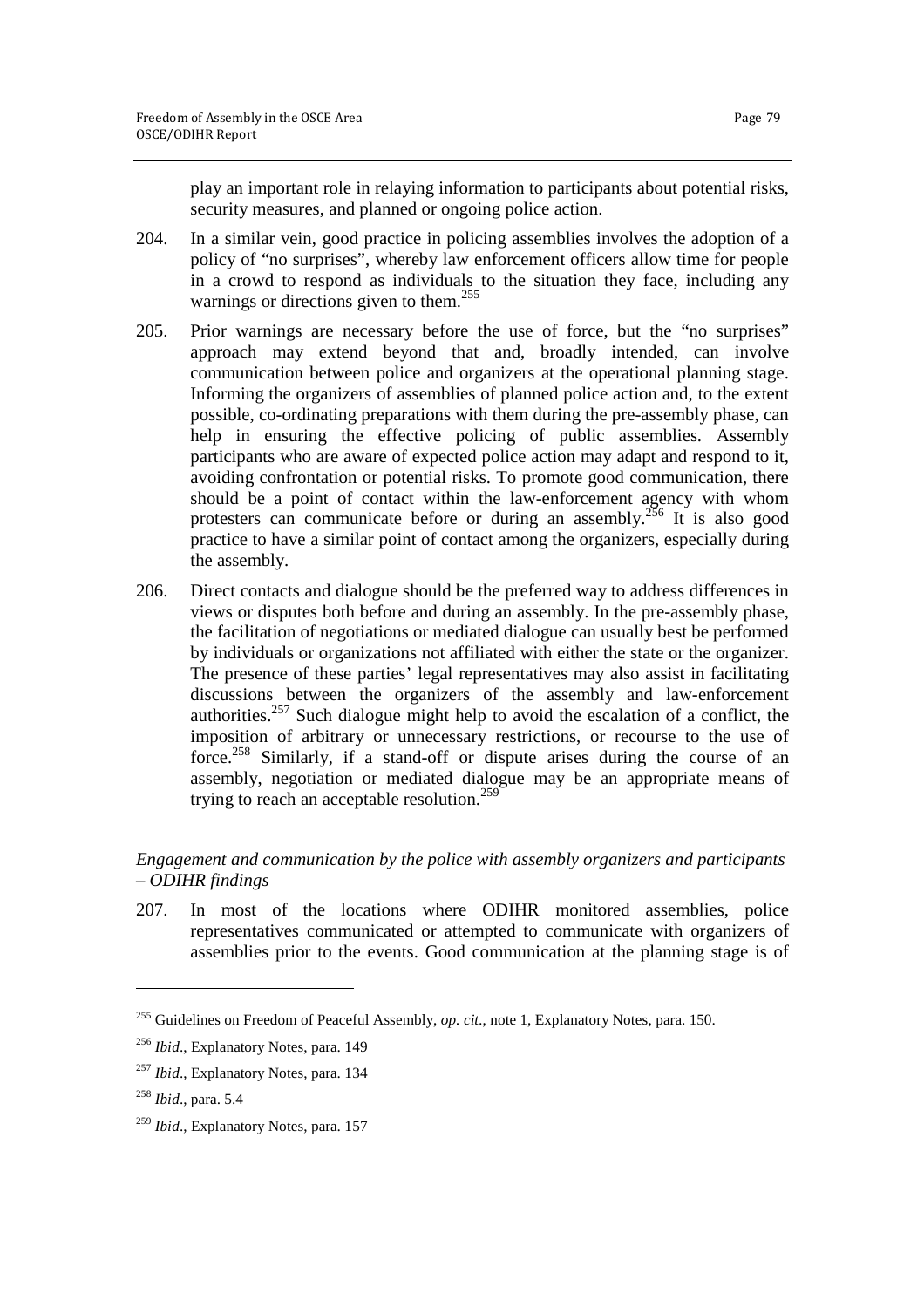play an important role in relaying information to participants about potential risks, security measures, and planned or ongoing police action.

204. In a similar vein, good practice in policing assemblies involves the adoption of a policy of "no surprises", whereby law enforcement officers allow time for people in a crowd to respond as individuals to the situation they face, including any warnings or directions given to them.[255]

205. Prior warnings are necessary before the use of force, but the "no surprises" approach may extend beyond that and, broadly intended, can involve communication between police and organizers at the operational planning stage. Informing the organizers of assemblies of planned police action and, to the extent possible, co-ordinating preparations with them during the pre-assembly phase, can help in ensuring the effective policing of public assemblies. Assembly participants who are aware of expected police action may adapt and respond to it, avoiding confrontation or potential risks. To promote good communication, there should be a point of contact within the law-enforcement agency with whom protesters can communicate before or during an assembly.[256] It is also good practice to have a similar point of contact among the organizers, especially during the assembly.

206. Direct contacts and dialogue should be the preferred way to address differences in views or disputes both before and during an assembly. In the pre-assembly phase, the facilitation of negotiations or mediated dialogue can usually best be performed by individuals or organizations not affiliated with either the state or the organizer. The presence of these parties' legal representatives may also assist in facilitating discussions between the organizers of the assembly and law-enforcement authorities.[257] Such dialogue might help to avoid the escalation of a conflict, the imposition of arbitrary or unnecessary restrictions, or recourse to the use of force.[258] Similarly, if a stand-off or dispute arises during the course of an assembly, negotiation or mediated dialogue may be an appropriate means of trying to reach an acceptable resolution.[259]

*Engagement and communication by the police with assembly organizers and participants – ODIHR findings*

207. In most of the locations where ODIHR monitored assemblies, police representatives communicated or attempted to communicate with organizers of assemblies prior to the events. Good communication at the planning stage is of

---

[255] Guidelines on Freedom of Peaceful Assembly, *op. cit.*, note 1, Explanatory Notes, para. 150.

[256] *Ibid*., Explanatory Notes, para. 149

[257] *Ibid*., Explanatory Notes, para. 134

[258] *Ibid*., para. 5.4

[259] *Ibid*., Explanatory Notes, para. 157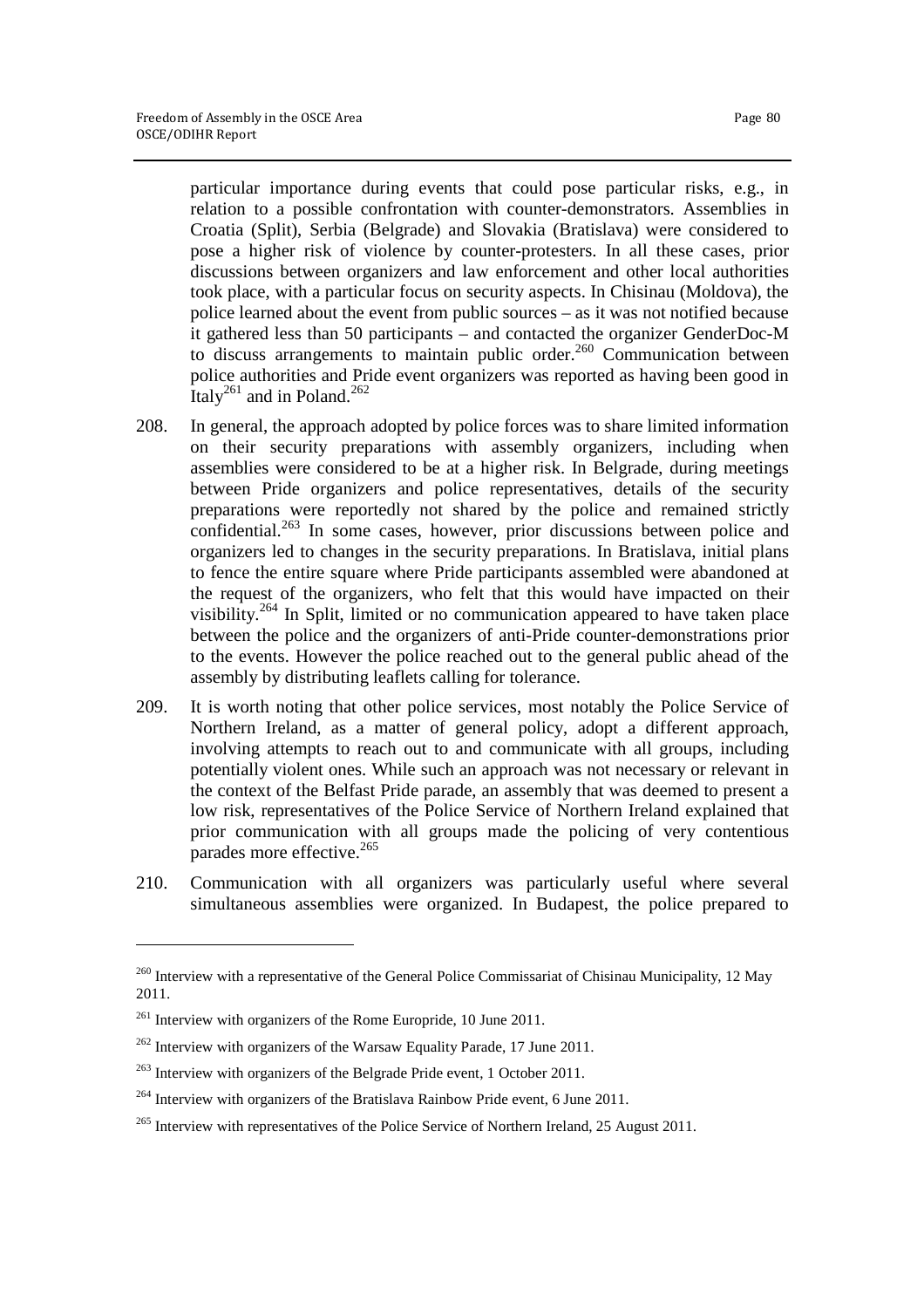particular importance during events that could pose particular risks, e.g., in relation to a possible confrontation with counter-demonstrators. Assemblies in Croatia (Split), Serbia (Belgrade) and Slovakia (Bratislava) were considered to pose a higher risk of violence by counter-protesters. In all these cases, prior discussions between organizers and law enforcement and other local authorities took place, with a particular focus on security aspects. In Chisinau (Moldova), the police learned about the event from public sources – as it was not notified because it gathered less than 50 participants – and contacted the organizer GenderDoc-M to discuss arrangements to maintain public order.[260] Communication between police authorities and Pride event organizers was reported as having been good in Italy[261] and in Poland.[262]

208. In general, the approach adopted by police forces was to share limited information on their security preparations with assembly organizers, including when assemblies were considered to be at a higher risk. In Belgrade, during meetings between Pride organizers and police representatives, details of the security preparations were reportedly not shared by the police and remained strictly confidential.[263] In some cases, however, prior discussions between police and organizers led to changes in the security preparations. In Bratislava, initial plans to fence the entire square where Pride participants assembled were abandoned at the request of the organizers, who felt that this would have impacted on their visibility.[264] In Split, limited or no communication appeared to have taken place between the police and the organizers of anti-Pride counter-demonstrations prior to the events. However the police reached out to the general public ahead of the assembly by distributing leaflets calling for tolerance.

209. It is worth noting that other police services, most notably the Police Service of Northern Ireland, as a matter of general policy, adopt a different approach, involving attempts to reach out to and communicate with all groups, including potentially violent ones. While such an approach was not necessary or relevant in the context of the Belfast Pride parade, an assembly that was deemed to present a low risk, representatives of the Police Service of Northern Ireland explained that prior communication with all groups made the policing of very contentious parades more effective.[265]

210. Communication with all organizers was particularly useful where several simultaneous assemblies were organized. In Budapest, the police prepared to

---

[260] Interview with a representative of the General Police Commissariat of Chisinau Municipality, 12 May 2011.

[261] Interview with organizers of the Rome Europride, 10 June 2011.

[262] Interview with organizers of the Warsaw Equality Parade, 17 June 2011.

[263] Interview with organizers of the Belgrade Pride event, 1 October 2011.

[264] Interview with organizers of the Bratislava Rainbow Pride event, 6 June 2011.

[265] Interview with representatives of the Police Service of Northern Ireland, 25 August 2011.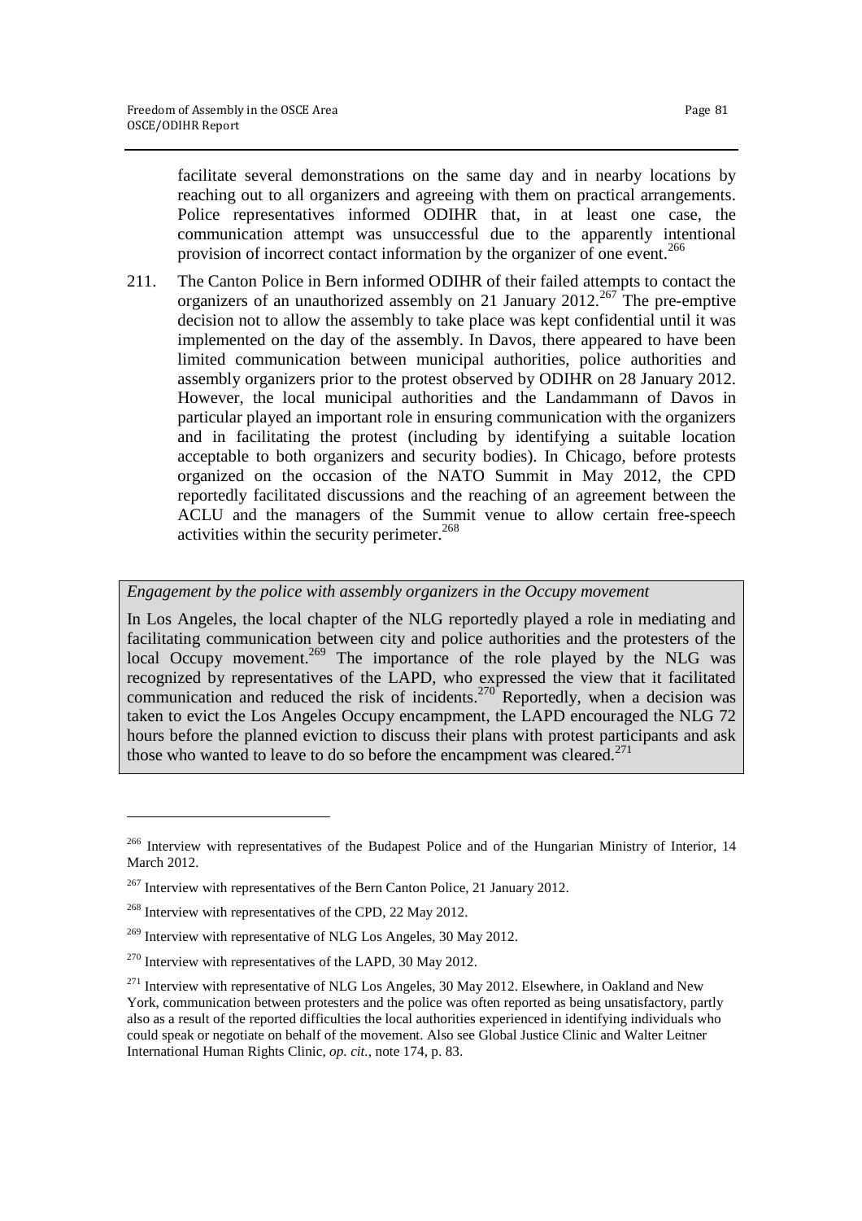facilitate several demonstrations on the same day and in nearby locations by reaching out to all organizers and agreeing with them on practical arrangements. Police representatives informed ODIHR that, in at least one case, the communication attempt was unsuccessful due to the apparently intentional provision of incorrect contact information by the organizer of one event.[266]

211. The Canton Police in Bern informed ODIHR of their failed attempts to contact the organizers of an unauthorized assembly on 21 January 2012.[267] The pre-emptive decision not to allow the assembly to take place was kept confidential until it was implemented on the day of the assembly. In Davos, there appeared to have been limited communication between municipal authorities, police authorities and assembly organizers prior to the protest observed by ODIHR on 28 January 2012. However, the local municipal authorities and the Landammann of Davos in particular played an important role in ensuring communication with the organizers and in facilitating the protest (including by identifying a suitable location acceptable to both organizers and security bodies). In Chicago, before protests organized on the occasion of the NATO Summit in May 2012, the CPD reportedly facilitated discussions and the reaching of an agreement between the ACLU and the managers of the Summit venue to allow certain free-speech activities within the security perimeter.[268]

*Engagement by the police with assembly organizers in the Occupy movement*

In Los Angeles, the local chapter of the NLG reportedly played a role in mediating and facilitating communication between city and police authorities and the protesters of the local Occupy movement.[269] The importance of the role played by the NLG was recognized by representatives of the LAPD, who expressed the view that it facilitated communication and reduced the risk of incidents.[270] Reportedly, when a decision was taken to evict the Los Angeles Occupy encampment, the LAPD encouraged the NLG 72 hours before the planned eviction to discuss their plans with protest participants and ask those who wanted to leave to do so before the encampment was cleared.[271]

---

[266] Interview with representatives of the Budapest Police and of the Hungarian Ministry of Interior, 14 March 2012.

[267] Interview with representatives of the Bern Canton Police, 21 January 2012.

[268] Interview with representatives of the CPD, 22 May 2012.

[269] Interview with representative of NLG Los Angeles, 30 May 2012.

[270] Interview with representatives of the LAPD, 30 May 2012.

[271] Interview with representative of NLG Los Angeles, 30 May 2012. Elsewhere, in Oakland and New York, communication between protesters and the police was often reported as being unsatisfactory, partly also as a result of the reported difficulties the local authorities experienced in identifying individuals who could speak or negotiate on behalf of the movement. Also see Global Justice Clinic and Walter Leitner International Human Rights Clinic, *op. cit.*, note 174, p. 83.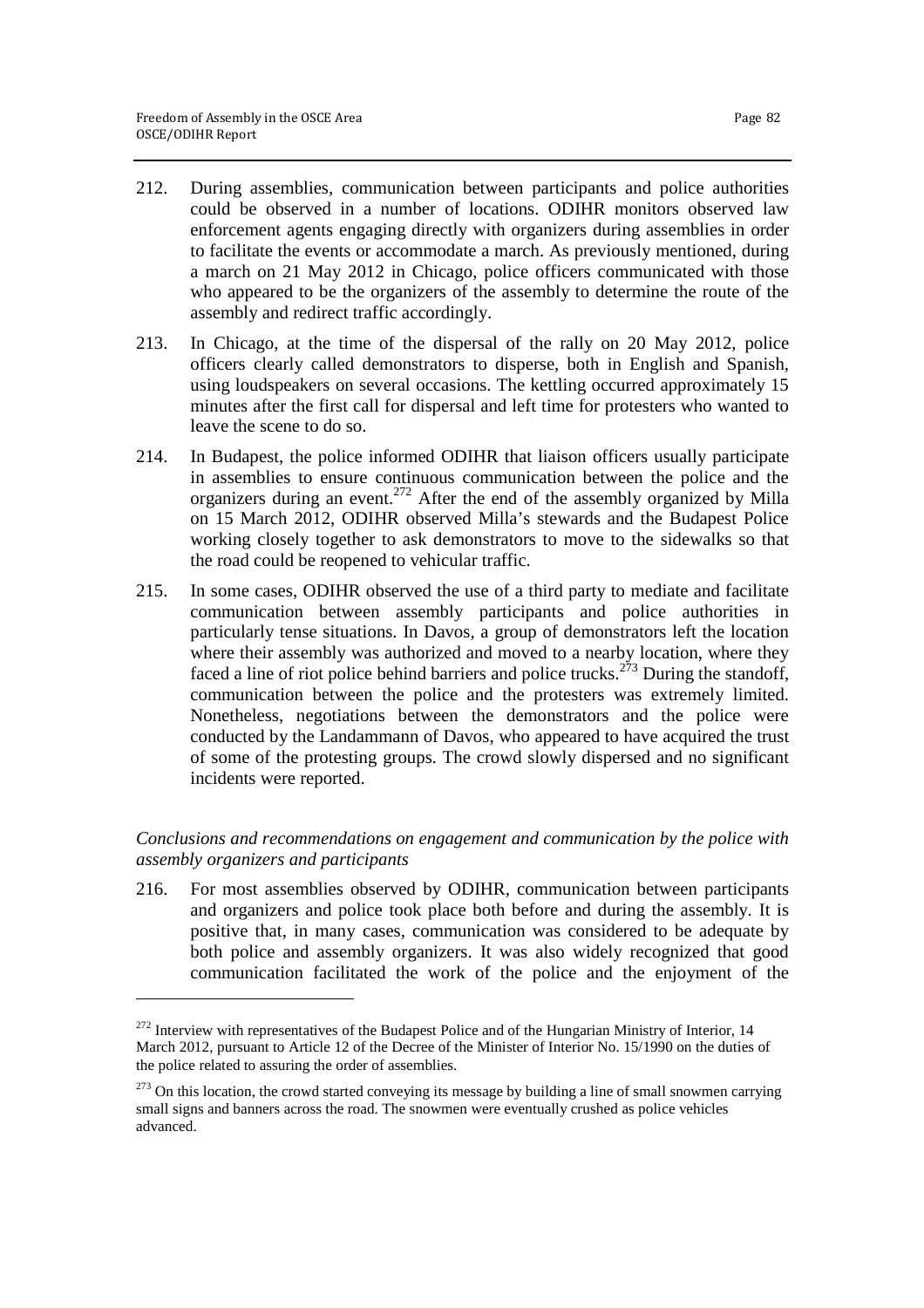212. During assemblies, communication between participants and police authorities could be observed in a number of locations. ODIHR monitors observed law enforcement agents engaging directly with organizers during assemblies in order to facilitate the events or accommodate a march. As previously mentioned, during a march on 21 May 2012 in Chicago, police officers communicated with those who appeared to be the organizers of the assembly to determine the route of the assembly and redirect traffic accordingly.

213. In Chicago, at the time of the dispersal of the rally on 20 May 2012, police officers clearly called demonstrators to disperse, both in English and Spanish, using loudspeakers on several occasions. The kettling occurred approximately 15 minutes after the first call for dispersal and left time for protesters who wanted to leave the scene to do so.

214. In Budapest, the police informed ODIHR that liaison officers usually participate in assemblies to ensure continuous communication between the police and the organizers during an event.[272] After the end of the assembly organized by Milla on 15 March 2012, ODIHR observed Milla's stewards and the Budapest Police working closely together to ask demonstrators to move to the sidewalks so that the road could be reopened to vehicular traffic.

215. In some cases, ODIHR observed the use of a third party to mediate and facilitate communication between assembly participants and police authorities in particularly tense situations. In Davos, a group of demonstrators left the location where their assembly was authorized and moved to a nearby location, where they faced a line of riot police behind barriers and police trucks.[273] During the standoff, communication between the police and the protesters was extremely limited. Nonetheless, negotiations between the demonstrators and the police were conducted by the Landammann of Davos, who appeared to have acquired the trust of some of the protesting groups. The crowd slowly dispersed and no significant incidents were reported.

*Conclusions and recommendations on engagement and communication by the police with assembly organizers and participants*

216. For most assemblies observed by ODIHR, communication between participants and organizers and police took place both before and during the assembly. It is positive that, in many cases, communication was considered to be adequate by both police and assembly organizers. It was also widely recognized that good communication facilitated the work of the police and the enjoyment of the

[272] Interview with representatives of the Budapest Police and of the Hungarian Ministry of Interior, 14 March 2012, pursuant to Article 12 of the Decree of the Minister of Interior No. 15/1990 on the duties of the police related to assuring the order of assemblies.

[273] On this location, the crowd started conveying its message by building a line of small snowmen carrying small signs and banners across the road. The snowmen were eventually crushed as police vehicles advanced.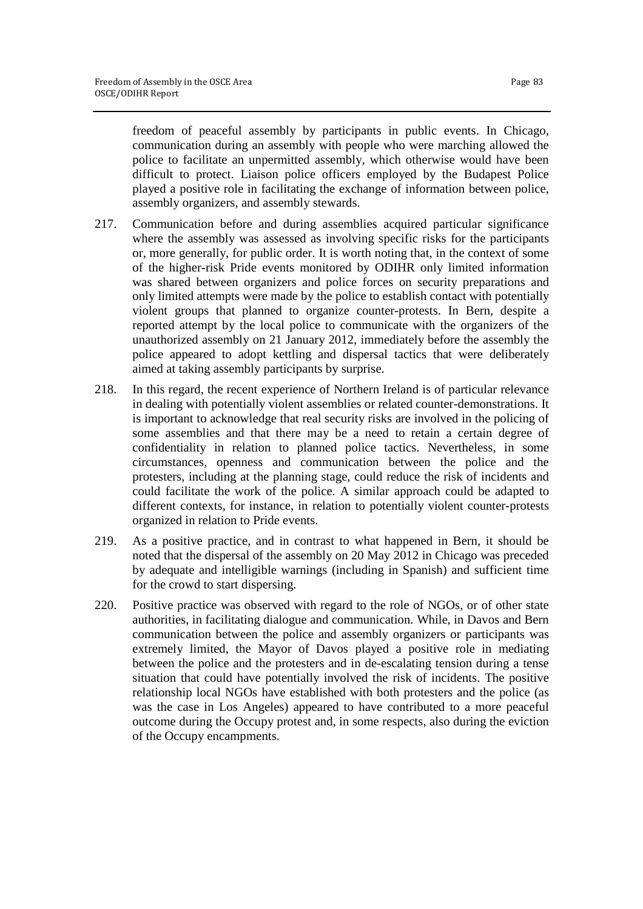freedom of peaceful assembly by participants in public events. In Chicago, communication during an assembly with people who were marching allowed the police to facilitate an unpermitted assembly, which otherwise would have been difficult to protect. Liaison police officers employed by the Budapest Police played a positive role in facilitating the exchange of information between police, assembly organizers, and assembly stewards.

217. Communication before and during assemblies acquired particular significance where the assembly was assessed as involving specific risks for the participants or, more generally, for public order. It is worth noting that, in the context of some of the higher-risk Pride events monitored by ODIHR only limited information was shared between organizers and police forces on security preparations and only limited attempts were made by the police to establish contact with potentially violent groups that planned to organize counter-protests. In Bern, despite a reported attempt by the local police to communicate with the organizers of the unauthorized assembly on 21 January 2012, immediately before the assembly the police appeared to adopt kettling and dispersal tactics that were deliberately aimed at taking assembly participants by surprise.

218. In this regard, the recent experience of Northern Ireland is of particular relevance in dealing with potentially violent assemblies or related counter-demonstrations. It is important to acknowledge that real security risks are involved in the policing of some assemblies and that there may be a need to retain a certain degree of confidentiality in relation to planned police tactics. Nevertheless, in some circumstances, openness and communication between the police and the protesters, including at the planning stage, could reduce the risk of incidents and could facilitate the work of the police. A similar approach could be adapted to different contexts, for instance, in relation to potentially violent counter-protests organized in relation to Pride events.

219. As a positive practice, and in contrast to what happened in Bern, it should be noted that the dispersal of the assembly on 20 May 2012 in Chicago was preceded by adequate and intelligible warnings (including in Spanish) and sufficient time for the crowd to start dispersing.

220. Positive practice was observed with regard to the role of NGOs, or of other state authorities, in facilitating dialogue and communication. While, in Davos and Bern communication between the police and assembly organizers or participants was extremely limited, the Mayor of Davos played a positive role in mediating between the police and the protesters and in de-escalating tension during a tense situation that could have potentially involved the risk of incidents. The positive relationship local NGOs have established with both protesters and the police (as was the case in Los Angeles) appeared to have contributed to a more peaceful outcome during the Occupy protest and, in some respects, also during the eviction of the Occupy encampments.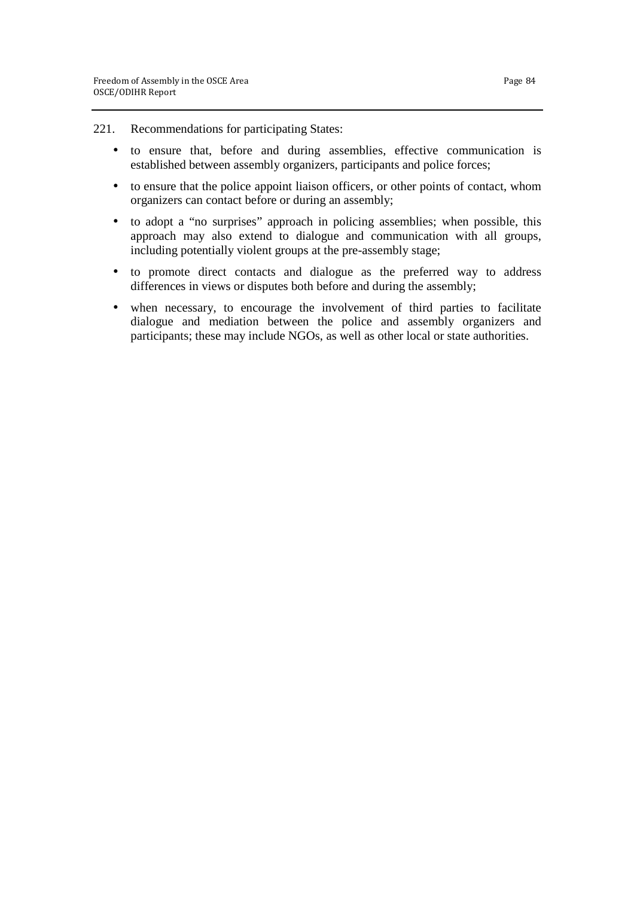221. Recommendations for participating States:

- to ensure that, before and during assemblies, effective communication is established between assembly organizers, participants and police forces;
- to ensure that the police appoint liaison officers, or other points of contact, whom organizers can contact before or during an assembly;
- to adopt a "no surprises" approach in policing assemblies; when possible, this approach may also extend to dialogue and communication with all groups, including potentially violent groups at the pre-assembly stage;
- to promote direct contacts and dialogue as the preferred way to address differences in views or disputes both before and during the assembly;
- when necessary, to encourage the involvement of third parties to facilitate dialogue and mediation between the police and assembly organizers and participants; these may include NGOs, as well as other local or state authorities.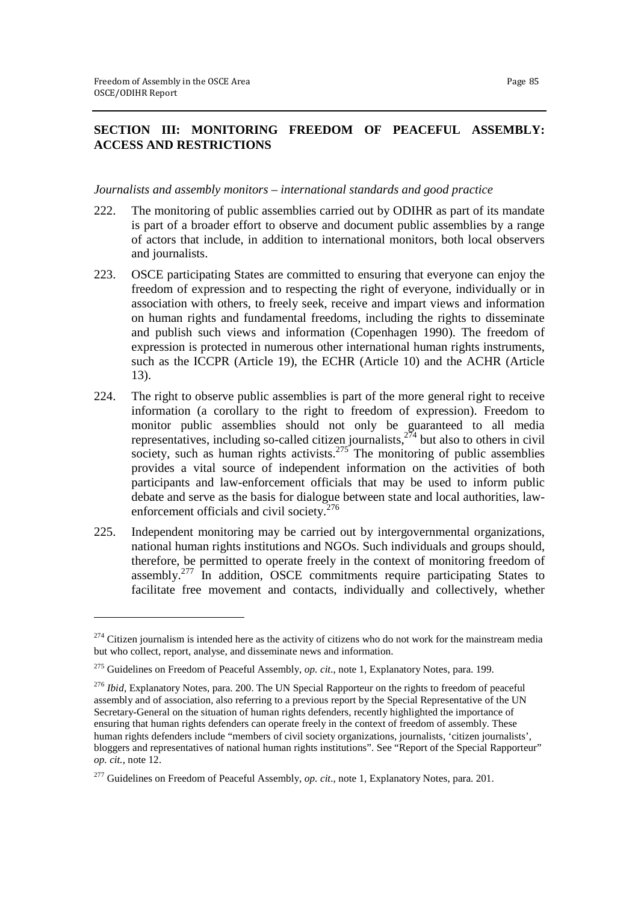## SECTION III: MONITORING FREEDOM OF PEACEFUL ASSEMBLY: ACCESS AND RESTRICTIONS

*Journalists and assembly monitors – international standards and good practice*

222. The monitoring of public assemblies carried out by ODIHR as part of its mandate is part of a broader effort to observe and document public assemblies by a range of actors that include, in addition to international monitors, both local observers and journalists.

223. OSCE participating States are committed to ensuring that everyone can enjoy the freedom of expression and to respecting the right of everyone, individually or in association with others, to freely seek, receive and impart views and information on human rights and fundamental freedoms, including the rights to disseminate and publish such views and information (Copenhagen 1990). The freedom of expression is protected in numerous other international human rights instruments, such as the ICCPR (Article 19), the ECHR (Article 10) and the ACHR (Article 13).

224. The right to observe public assemblies is part of the more general right to receive information (a corollary to the right to freedom of expression). Freedom to monitor public assemblies should not only be guaranteed to all media representatives, including so-called citizen journalists,[274] but also to others in civil society, such as human rights activists.[275] The monitoring of public assemblies provides a vital source of independent information on the activities of both participants and law-enforcement officials that may be used to inform public debate and serve as the basis for dialogue between state and local authorities, law-enforcement officials and civil society.[276]

225. Independent monitoring may be carried out by intergovernmental organizations, national human rights institutions and NGOs. Such individuals and groups should, therefore, be permitted to operate freely in the context of monitoring freedom of assembly.[277] In addition, OSCE commitments require participating States to facilitate free movement and contacts, individually and collectively, whether

---

[274] Citizen journalism is intended here as the activity of citizens who do not work for the mainstream media but who collect, report, analyse, and disseminate news and information.

[275] Guidelines on Freedom of Peaceful Assembly, *op. cit*., note 1, Explanatory Notes, para. 199.

[276] *Ibid*, Explanatory Notes, para. 200. The UN Special Rapporteur on the rights to freedom of peaceful assembly and of association, also referring to a previous report by the Special Representative of the UN Secretary-General on the situation of human rights defenders, recently highlighted the importance of ensuring that human rights defenders can operate freely in the context of freedom of assembly. These human rights defenders include "members of civil society organizations, journalists, 'citizen journalists', bloggers and representatives of national human rights institutions". See "Report of the Special Rapporteur" *op. cit.*, note 12.

[277] Guidelines on Freedom of Peaceful Assembly, *op. cit*., note 1, Explanatory Notes, para. 201.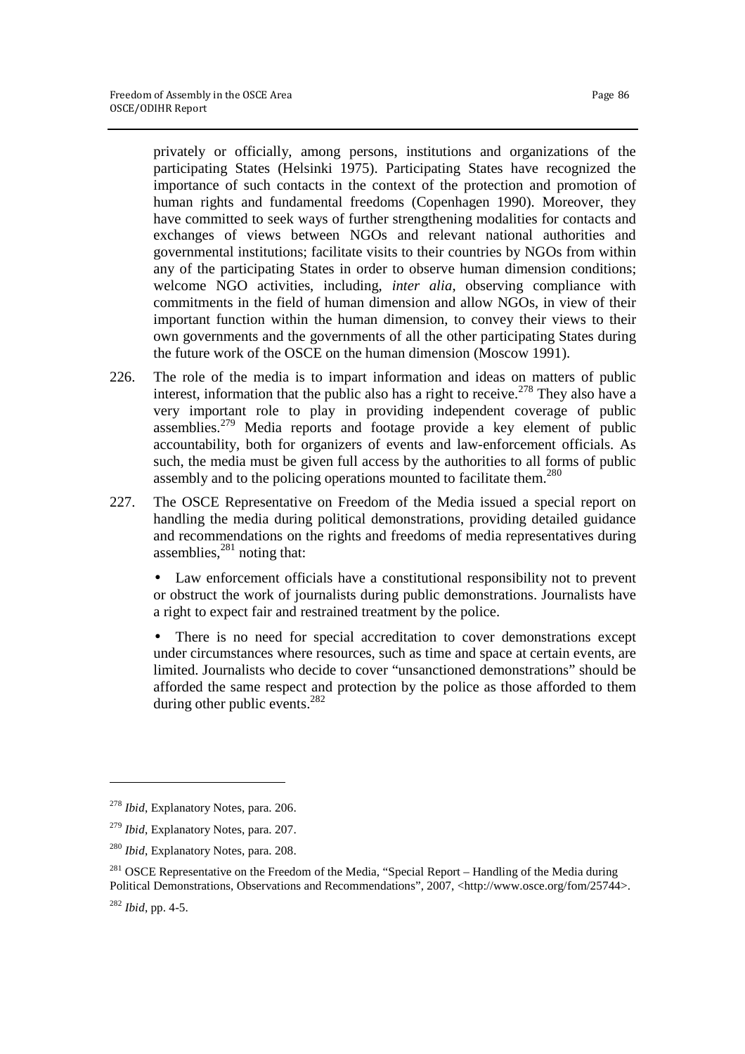privately or officially, among persons, institutions and organizations of the participating States (Helsinki 1975). Participating States have recognized the importance of such contacts in the context of the protection and promotion of human rights and fundamental freedoms (Copenhagen 1990). Moreover, they have committed to seek ways of further strengthening modalities for contacts and exchanges of views between NGOs and relevant national authorities and governmental institutions; facilitate visits to their countries by NGOs from within any of the participating States in order to observe human dimension conditions; welcome NGO activities, including, *inter alia*, observing compliance with commitments in the field of human dimension and allow NGOs, in view of their important function within the human dimension, to convey their views to their own governments and the governments of all the other participating States during the future work of the OSCE on the human dimension (Moscow 1991).

226. The role of the media is to impart information and ideas on matters of public interest, information that the public also has a right to receive.[278] They also have a very important role to play in providing independent coverage of public assemblies.[279] Media reports and footage provide a key element of public accountability, both for organizers of events and law-enforcement officials. As such, the media must be given full access by the authorities to all forms of public assembly and to the policing operations mounted to facilitate them.[280]

227. The OSCE Representative on Freedom of the Media issued a special report on handling the media during political demonstrations, providing detailed guidance and recommendations on the rights and freedoms of media representatives during assemblies,[281] noting that:

- Law enforcement officials have a constitutional responsibility not to prevent or obstruct the work of journalists during public demonstrations. Journalists have a right to expect fair and restrained treatment by the police.

- There is no need for special accreditation to cover demonstrations except under circumstances where resources, such as time and space at certain events, are limited. Journalists who decide to cover "unsanctioned demonstrations" should be afforded the same respect and protection by the police as those afforded to them during other public events.[282]

---

[278] *Ibid*, Explanatory Notes, para. 206.

[279] *Ibid*, Explanatory Notes, para. 207.

[280] *Ibid*, Explanatory Notes, para. 208.

[281] OSCE Representative on the Freedom of the Media, "Special Report – Handling of the Media during Political Demonstrations, Observations and Recommendations", 2007, <http://www.osce.org/fom/25744>.

[282] *Ibid*, pp. 4-5.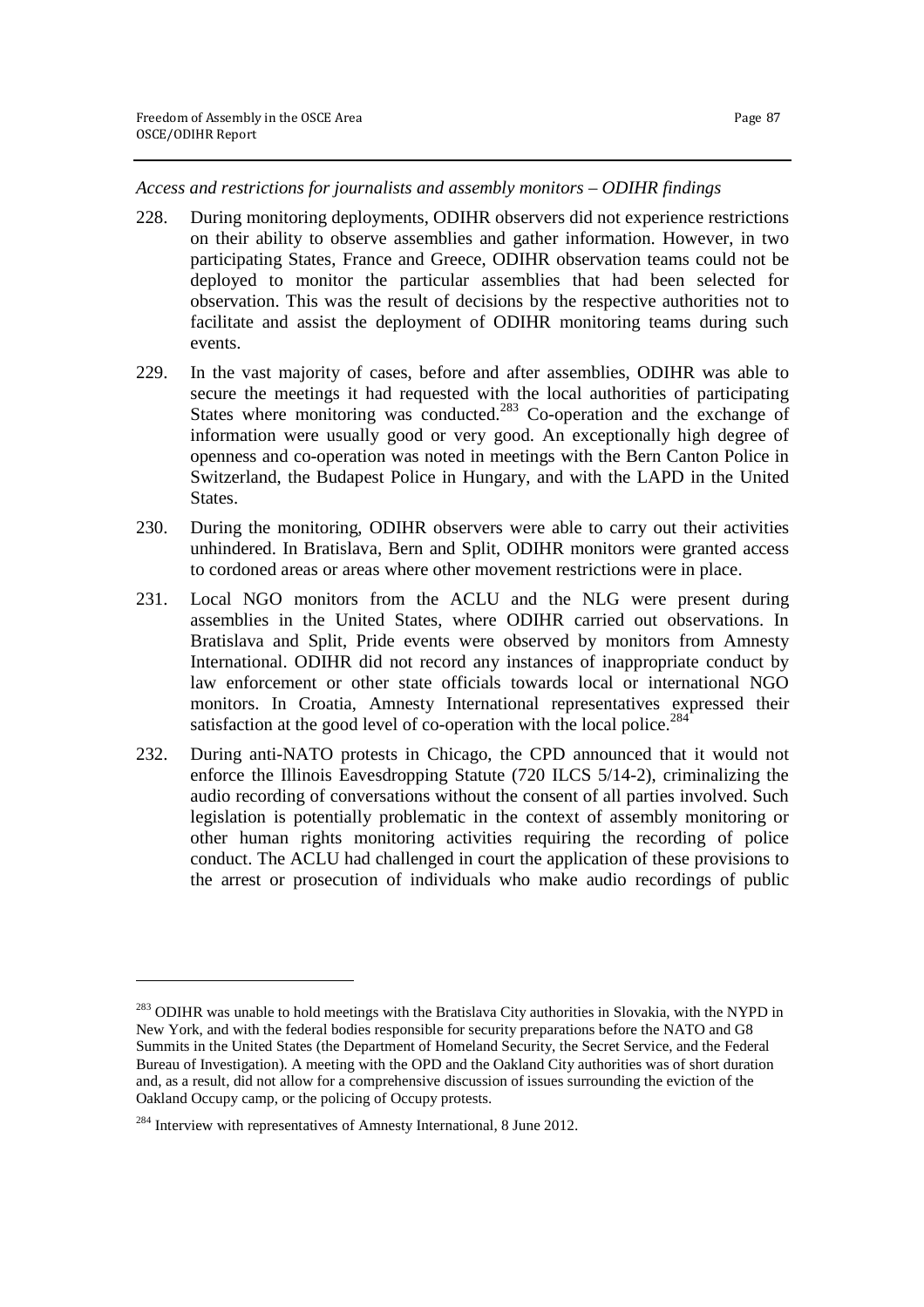*Access and restrictions for journalists and assembly monitors – ODIHR findings*

228. During monitoring deployments, ODIHR observers did not experience restrictions on their ability to observe assemblies and gather information. However, in two participating States, France and Greece, ODIHR observation teams could not be deployed to monitor the particular assemblies that had been selected for observation. This was the result of decisions by the respective authorities not to facilitate and assist the deployment of ODIHR monitoring teams during such events.

229. In the vast majority of cases, before and after assemblies, ODIHR was able to secure the meetings it had requested with the local authorities of participating States where monitoring was conducted.[283] Co-operation and the exchange of information were usually good or very good. An exceptionally high degree of openness and co-operation was noted in meetings with the Bern Canton Police in Switzerland, the Budapest Police in Hungary, and with the LAPD in the United States.

230. During the monitoring, ODIHR observers were able to carry out their activities unhindered. In Bratislava, Bern and Split, ODIHR monitors were granted access to cordoned areas or areas where other movement restrictions were in place.

231. Local NGO monitors from the ACLU and the NLG were present during assemblies in the United States, where ODIHR carried out observations. In Bratislava and Split, Pride events were observed by monitors from Amnesty International. ODIHR did not record any instances of inappropriate conduct by law enforcement or other state officials towards local or international NGO monitors. In Croatia, Amnesty International representatives expressed their satisfaction at the good level of co-operation with the local police.[284]

232. During anti-NATO protests in Chicago, the CPD announced that it would not enforce the Illinois Eavesdropping Statute (720 ILCS 5/14-2), criminalizing the audio recording of conversations without the consent of all parties involved. Such legislation is potentially problematic in the context of assembly monitoring or other human rights monitoring activities requiring the recording of police conduct. The ACLU had challenged in court the application of these provisions to the arrest or prosecution of individuals who make audio recordings of public

---

[283] ODIHR was unable to hold meetings with the Bratislava City authorities in Slovakia, with the NYPD in New York, and with the federal bodies responsible for security preparations before the NATO and G8 Summits in the United States (the Department of Homeland Security, the Secret Service, and the Federal Bureau of Investigation). A meeting with the OPD and the Oakland City authorities was of short duration and, as a result, did not allow for a comprehensive discussion of issues surrounding the eviction of the Oakland Occupy camp, or the policing of Occupy protests.

[284] Interview with representatives of Amnesty International, 8 June 2012.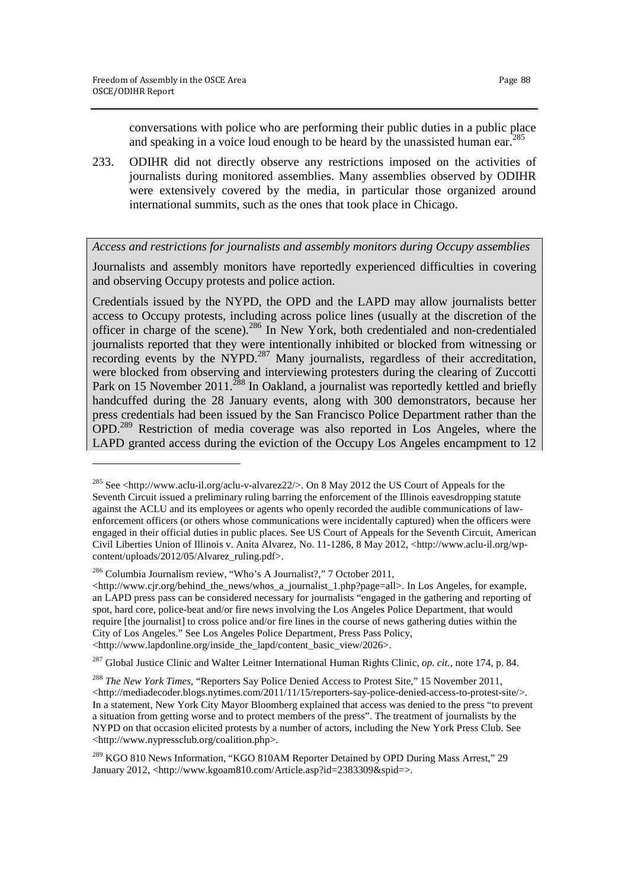conversations with police who are performing their public duties in a public place and speaking in a voice loud enough to be heard by the unassisted human ear.[285]

233. ODIHR did not directly observe any restrictions imposed on the activities of journalists during monitored assemblies. Many assemblies observed by ODIHR were extensively covered by the media, in particular those organized around international summits, such as the ones that took place in Chicago.

*Access and restrictions for journalists and assembly monitors during Occupy assemblies*

Journalists and assembly monitors have reportedly experienced difficulties in covering and observing Occupy protests and police action.

Credentials issued by the NYPD, the OPD and the LAPD may allow journalists better access to Occupy protests, including across police lines (usually at the discretion of the officer in charge of the scene).[286] In New York, both credentialed and non-credentialed journalists reported that they were intentionally inhibited or blocked from witnessing or recording events by the NYPD.[287] Many journalists, regardless of their accreditation, were blocked from observing and interviewing protesters during the clearing of Zuccotti Park on 15 November 2011.[288] In Oakland, a journalist was reportedly kettled and briefly handcuffed during the 28 January events, along with 300 demonstrators, because her press credentials had been issued by the San Francisco Police Department rather than the OPD.[289] Restriction of media coverage was also reported in Los Angeles, where the LAPD granted access during the eviction of the Occupy Los Angeles encampment to 12

---

[285] See <http://www.aclu-il.org/aclu-v-alvarez22/>. On 8 May 2012 the US Court of Appeals for the Seventh Circuit issued a preliminary ruling barring the enforcement of the Illinois eavesdropping statute against the ACLU and its employees or agents who openly recorded the audible communications of law-enforcement officers (or others whose communications were incidentally captured) when the officers were engaged in their official duties in public places. See US Court of Appeals for the Seventh Circuit, American Civil Liberties Union of Illinois v. Anita Alvarez, No. 11-1286, 8 May 2012, <http://www.aclu-il.org/wp-content/uploads/2012/05/Alvarez_ruling.pdf>.

[286] Columbia Journalism review, "Who's A Journalist?," 7 October 2011, <http://www.cjr.org/behind_the_news/whos_a_journalist_1.php?page=all>. In Los Angeles, for example, an LAPD press pass can be considered necessary for journalists "engaged in the gathering and reporting of spot, hard core, police-beat and/or fire news involving the Los Angeles Police Department, that would require [the journalist] to cross police and/or fire lines in the course of news gathering duties within the City of Los Angeles." See Los Angeles Police Department, Press Pass Policy, <http://www.lapdonline.org/inside_the_lapd/content_basic_view/2026>.

[287] Global Justice Clinic and Walter Leitner International Human Rights Clinic, *op. cit.*, note 174, p. 84.

[288] *The New York Times*, "Reporters Say Police Denied Access to Protest Site," 15 November 2011, <http://mediadecoder.blogs.nytimes.com/2011/11/15/reporters-say-police-denied-access-to-protest-site/>. In a statement, New York City Mayor Bloomberg explained that access was denied to the press "to prevent a situation from getting worse and to protect members of the press". The treatment of journalists by the NYPD on that occasion elicited protests by a number of actors, including the New York Press Club. See <http://www.nypressclub.org/coalition.php>.

[289] KGO 810 News Information, "KGO 810AM Reporter Detained by OPD During Mass Arrest," 29 January 2012, <http://www.kgoam810.com/Article.asp?id=2383309&spid=>.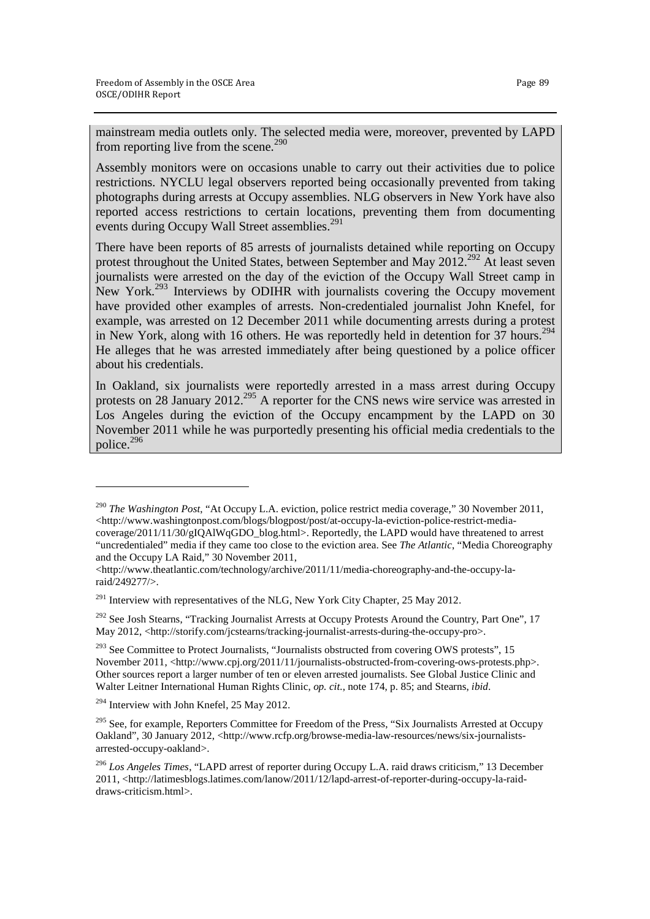mainstream media outlets only. The selected media were, moreover, prevented by LAPD from reporting live from the scene.[290]

Assembly monitors were on occasions unable to carry out their activities due to police restrictions. NYCLU legal observers reported being occasionally prevented from taking photographs during arrests at Occupy assemblies. NLG observers in New York have also reported access restrictions to certain locations, preventing them from documenting events during Occupy Wall Street assemblies.[291]

There have been reports of 85 arrests of journalists detained while reporting on Occupy protest throughout the United States, between September and May 2012.[292] At least seven journalists were arrested on the day of the eviction of the Occupy Wall Street camp in New York.[293] Interviews by ODIHR with journalists covering the Occupy movement have provided other examples of arrests. Non-credentialed journalist John Knefel, for example, was arrested on 12 December 2011 while documenting arrests during a protest in New York, along with 16 others. He was reportedly held in detention for 37 hours.[294] He alleges that he was arrested immediately after being questioned by a police officer about his credentials.

In Oakland, six journalists were reportedly arrested in a mass arrest during Occupy protests on 28 January 2012.[295] A reporter for the CNS news wire service was arrested in Los Angeles during the eviction of the Occupy encampment by the LAPD on 30 November 2011 while he was purportedly presenting his official media credentials to the police.[296]

---

[290] *The Washington Post*, "At Occupy L.A. eviction, police restrict media coverage," 30 November 2011, <http://www.washingtonpost.com/blogs/blogpost/post/at-occupy-la-eviction-police-restrict-media-coverage/2011/11/30/gIQAlWqGDO_blog.html>. Reportedly, the LAPD would have threatened to arrest "uncredentialed" media if they came too close to the eviction area. See *The Atlantic*, "Media Choreography and the Occupy LA Raid," 30 November 2011, <http://www.theatlantic.com/technology/archive/2011/11/media-choreography-and-the-occupy-la-raid/249277/>.

[291] Interview with representatives of the NLG, New York City Chapter, 25 May 2012.

[292] See Josh Stearns, "Tracking Journalist Arrests at Occupy Protests Around the Country, Part One", 17 May 2012, <http://storify.com/jcstearns/tracking-journalist-arrests-during-the-occupy-pro>.

[293] See Committee to Protect Journalists, "Journalists obstructed from covering OWS protests", 15 November 2011, <http://www.cpj.org/2011/11/journalists-obstructed-from-covering-ows-protests.php>. Other sources report a larger number of ten or eleven arrested journalists. See Global Justice Clinic and Walter Leitner International Human Rights Clinic, *op. cit.*, note 174, p. 85; and Stearns, *ibid*.

[294] Interview with John Knefel, 25 May 2012.

[295] See, for example, Reporters Committee for Freedom of the Press, "Six Journalists Arrested at Occupy Oakland", 30 January 2012, <http://www.rcfp.org/browse-media-law-resources/news/six-journalists-arrested-occupy-oakland>.

[296] *Los Angeles Times*, "LAPD arrest of reporter during Occupy L.A. raid draws criticism," 13 December 2011, <http://latimesblogs.latimes.com/lanow/2011/12/lapd-arrest-of-reporter-during-occupy-la-raid-draws-criticism.html>.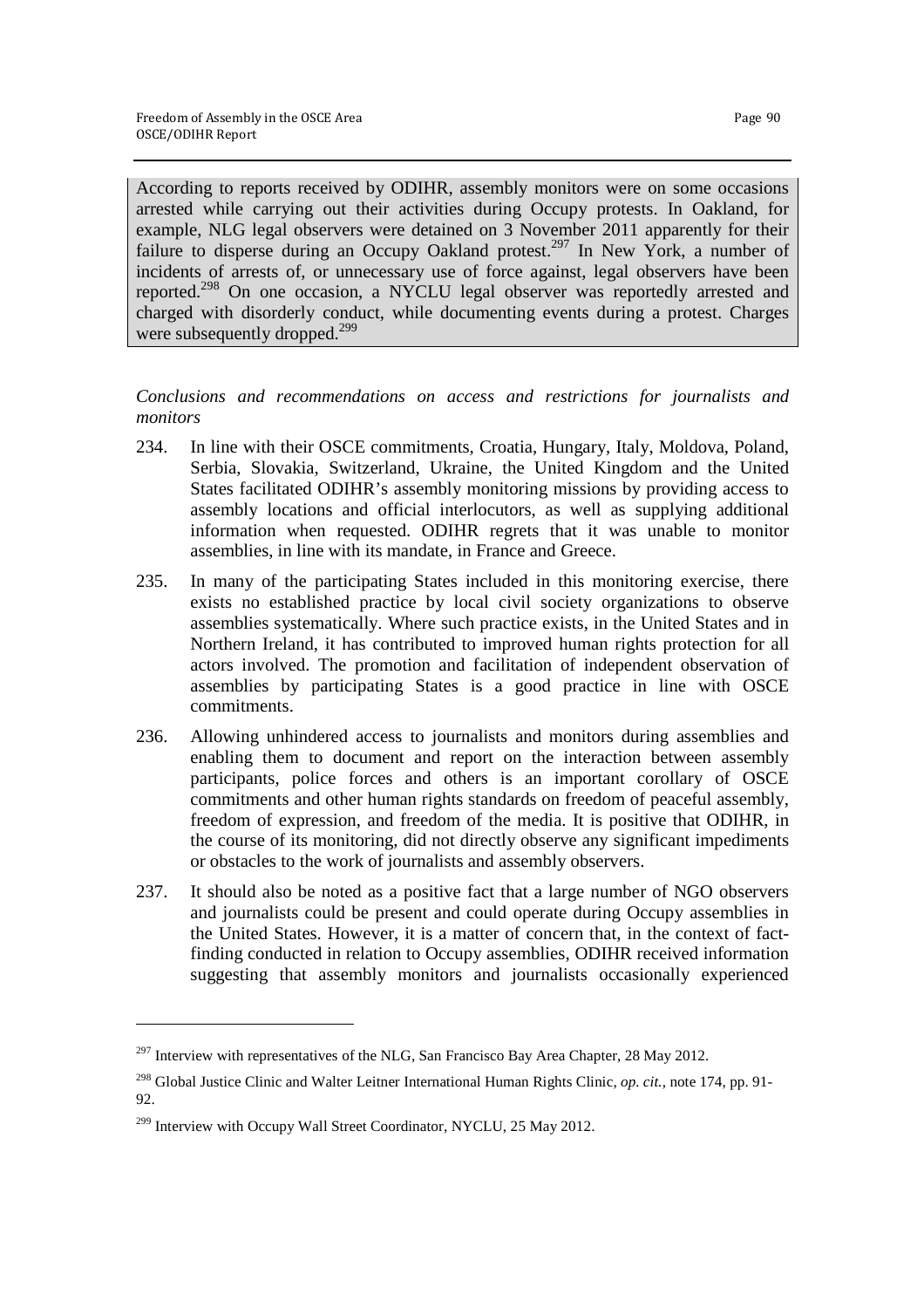According to reports received by ODIHR, assembly monitors were on some occasions arrested while carrying out their activities during Occupy protests. In Oakland, for example, NLG legal observers were detained on 3 November 2011 apparently for their failure to disperse during an Occupy Oakland protest.[297] In New York, a number of incidents of arrests of, or unnecessary use of force against, legal observers have been reported.[298] On one occasion, a NYCLU legal observer was reportedly arrested and charged with disorderly conduct, while documenting events during a protest. Charges were subsequently dropped.[299]

*Conclusions and recommendations on access and restrictions for journalists and monitors*

234. In line with their OSCE commitments, Croatia, Hungary, Italy, Moldova, Poland, Serbia, Slovakia, Switzerland, Ukraine, the United Kingdom and the United States facilitated ODIHR's assembly monitoring missions by providing access to assembly locations and official interlocutors, as well as supplying additional information when requested. ODIHR regrets that it was unable to monitor assemblies, in line with its mandate, in France and Greece.

235. In many of the participating States included in this monitoring exercise, there exists no established practice by local civil society organizations to observe assemblies systematically. Where such practice exists, in the United States and in Northern Ireland, it has contributed to improved human rights protection for all actors involved. The promotion and facilitation of independent observation of assemblies by participating States is a good practice in line with OSCE commitments.

236. Allowing unhindered access to journalists and monitors during assemblies and enabling them to document and report on the interaction between assembly participants, police forces and others is an important corollary of OSCE commitments and other human rights standards on freedom of peaceful assembly, freedom of expression, and freedom of the media. It is positive that ODIHR, in the course of its monitoring, did not directly observe any significant impediments or obstacles to the work of journalists and assembly observers.

237. It should also be noted as a positive fact that a large number of NGO observers and journalists could be present and could operate during Occupy assemblies in the United States. However, it is a matter of concern that, in the context of fact-finding conducted in relation to Occupy assemblies, ODIHR received information suggesting that assembly monitors and journalists occasionally experienced

---

[297] Interview with representatives of the NLG, San Francisco Bay Area Chapter, 28 May 2012.

[298] Global Justice Clinic and Walter Leitner International Human Rights Clinic, *op. cit.*, note 174, pp. 91-92.

[299] Interview with Occupy Wall Street Coordinator, NYCLU, 25 May 2012.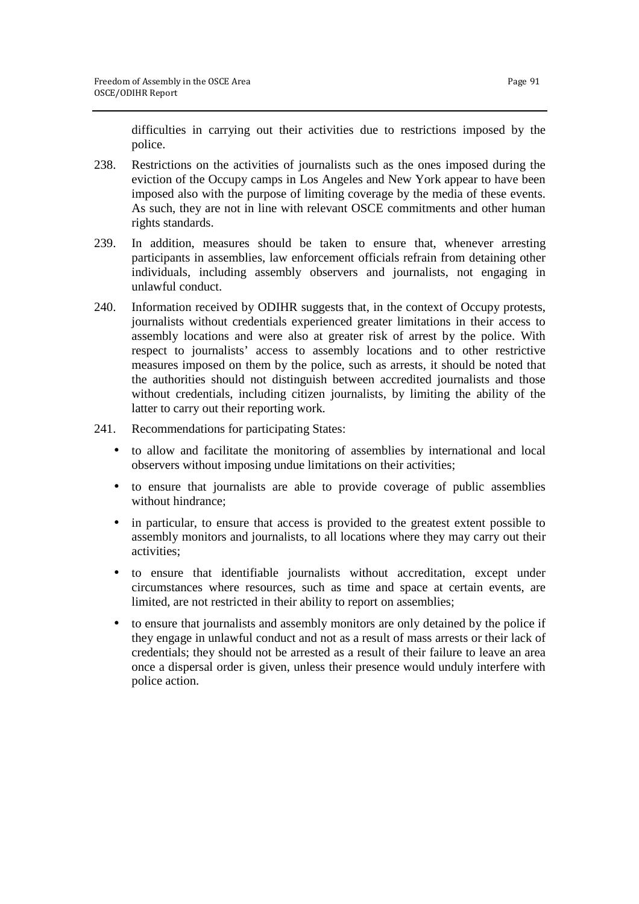difficulties in carrying out their activities due to restrictions imposed by the police.

238. Restrictions on the activities of journalists such as the ones imposed during the eviction of the Occupy camps in Los Angeles and New York appear to have been imposed also with the purpose of limiting coverage by the media of these events. As such, they are not in line with relevant OSCE commitments and other human rights standards.

239. In addition, measures should be taken to ensure that, whenever arresting participants in assemblies, law enforcement officials refrain from detaining other individuals, including assembly observers and journalists, not engaging in unlawful conduct.

240. Information received by ODIHR suggests that, in the context of Occupy protests, journalists without credentials experienced greater limitations in their access to assembly locations and were also at greater risk of arrest by the police. With respect to journalists' access to assembly locations and to other restrictive measures imposed on them by the police, such as arrests, it should be noted that the authorities should not distinguish between accredited journalists and those without credentials, including citizen journalists, by limiting the ability of the latter to carry out their reporting work.

241. Recommendations for participating States:

- to allow and facilitate the monitoring of assemblies by international and local observers without imposing undue limitations on their activities;
- to ensure that journalists are able to provide coverage of public assemblies without hindrance;
- in particular, to ensure that access is provided to the greatest extent possible to assembly monitors and journalists, to all locations where they may carry out their activities;
- to ensure that identifiable journalists without accreditation, except under circumstances where resources, such as time and space at certain events, are limited, are not restricted in their ability to report on assemblies;
- to ensure that journalists and assembly monitors are only detained by the police if they engage in unlawful conduct and not as a result of mass arrests or their lack of credentials; they should not be arrested as a result of their failure to leave an area once a dispersal order is given, unless their presence would unduly interfere with police action.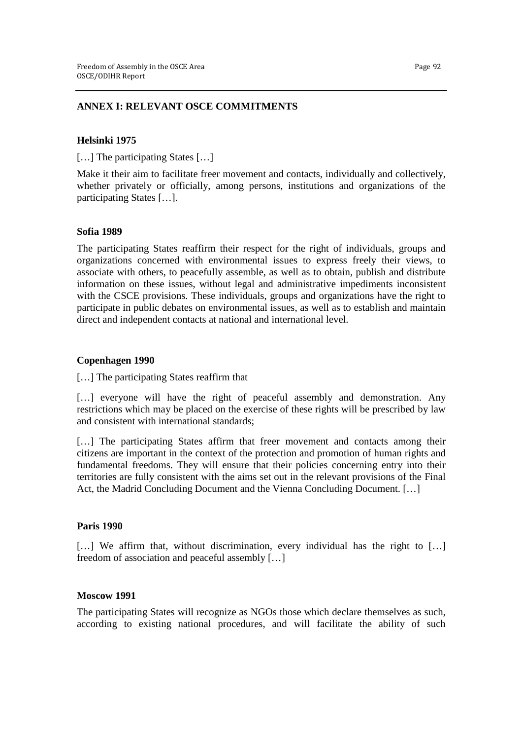## ANNEX I: RELEVANT OSCE COMMITMENTS

### Helsinki 1975

[…] The participating States […]

Make it their aim to facilitate freer movement and contacts, individually and collectively, whether privately or officially, among persons, institutions and organizations of the participating States […].

### Sofia 1989

The participating States reaffirm their respect for the right of individuals, groups and organizations concerned with environmental issues to express freely their views, to associate with others, to peacefully assemble, as well as to obtain, publish and distribute information on these issues, without legal and administrative impediments inconsistent with the CSCE provisions. These individuals, groups and organizations have the right to participate in public debates on environmental issues, as well as to establish and maintain direct and independent contacts at national and international level.

### Copenhagen 1990

[…] The participating States reaffirm that

[…] everyone will have the right of peaceful assembly and demonstration. Any restrictions which may be placed on the exercise of these rights will be prescribed by law and consistent with international standards;

[…] The participating States affirm that freer movement and contacts among their citizens are important in the context of the protection and promotion of human rights and fundamental freedoms. They will ensure that their policies concerning entry into their territories are fully consistent with the aims set out in the relevant provisions of the Final Act, the Madrid Concluding Document and the Vienna Concluding Document. […]

### Paris 1990

[…] We affirm that, without discrimination, every individual has the right to […] freedom of association and peaceful assembly […]

### Moscow 1991

The participating States will recognize as NGOs those which declare themselves as such, according to existing national procedures, and will facilitate the ability of such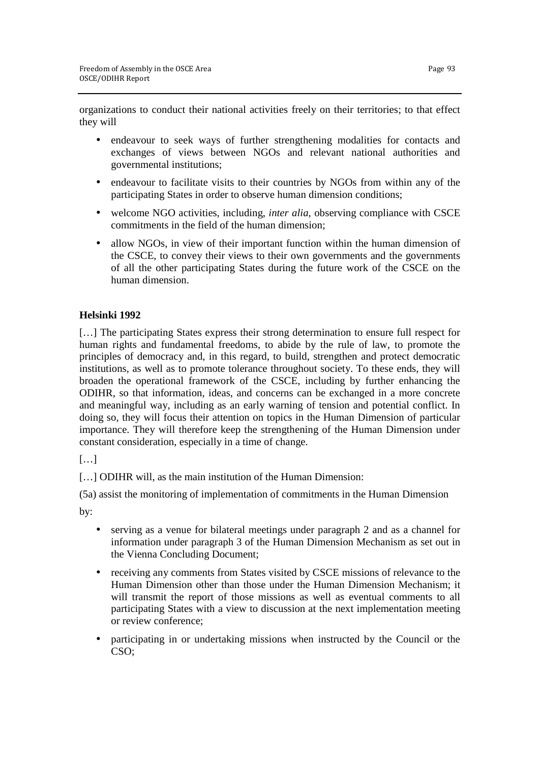organizations to conduct their national activities freely on their territories; to that effect they will

- endeavour to seek ways of further strengthening modalities for contacts and exchanges of views between NGOs and relevant national authorities and governmental institutions;
- endeavour to facilitate visits to their countries by NGOs from within any of the participating States in order to observe human dimension conditions;
- welcome NGO activities, including, *inter alia*, observing compliance with CSCE commitments in the field of the human dimension;
- allow NGOs, in view of their important function within the human dimension of the CSCE, to convey their views to their own governments and the governments of all the other participating States during the future work of the CSCE on the human dimension.

**Helsinki 1992**

[…] The participating States express their strong determination to ensure full respect for human rights and fundamental freedoms, to abide by the rule of law, to promote the principles of democracy and, in this regard, to build, strengthen and protect democratic institutions, as well as to promote tolerance throughout society. To these ends, they will broaden the operational framework of the CSCE, including by further enhancing the ODIHR, so that information, ideas, and concerns can be exchanged in a more concrete and meaningful way, including as an early warning of tension and potential conflict. In doing so, they will focus their attention on topics in the Human Dimension of particular importance. They will therefore keep the strengthening of the Human Dimension under constant consideration, especially in a time of change.

[…]

[…] ODIHR will, as the main institution of the Human Dimension:

(5a) assist the monitoring of implementation of commitments in the Human Dimension

by:

- serving as a venue for bilateral meetings under paragraph 2 and as a channel for information under paragraph 3 of the Human Dimension Mechanism as set out in the Vienna Concluding Document;
- receiving any comments from States visited by CSCE missions of relevance to the Human Dimension other than those under the Human Dimension Mechanism; it will transmit the report of those missions as well as eventual comments to all participating States with a view to discussion at the next implementation meeting or review conference;
- participating in or undertaking missions when instructed by the Council or the CSO;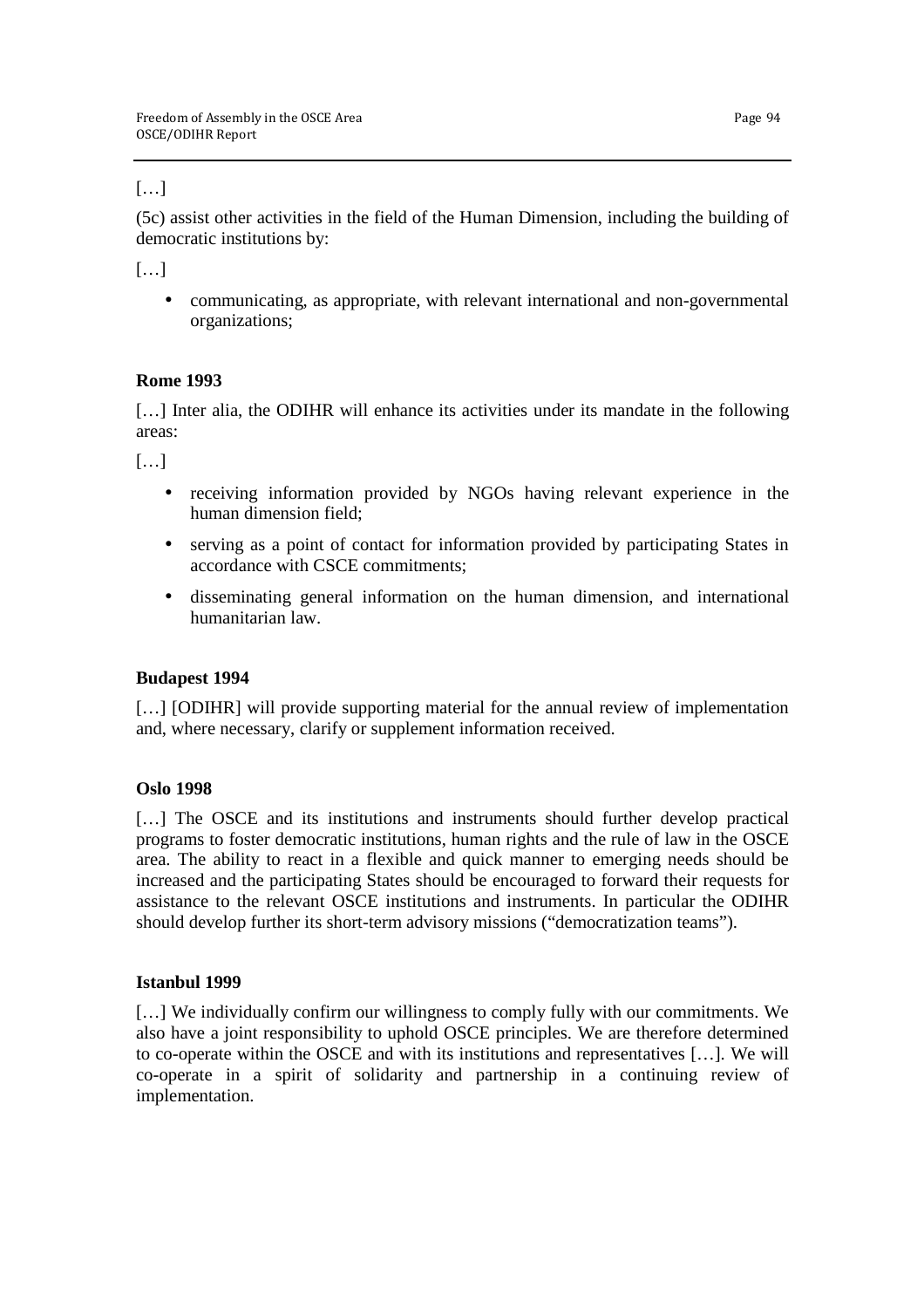[…]

(5c) assist other activities in the field of the Human Dimension, including the building of democratic institutions by:

[…]

- communicating, as appropriate, with relevant international and non-governmental organizations;

**Rome 1993**

[…] Inter alia, the ODIHR will enhance its activities under its mandate in the following areas:

[…]

- receiving information provided by NGOs having relevant experience in the human dimension field;
- serving as a point of contact for information provided by participating States in accordance with CSCE commitments;
- disseminating general information on the human dimension, and international humanitarian law.

**Budapest 1994**

[…] [ODIHR] will provide supporting material for the annual review of implementation and, where necessary, clarify or supplement information received.

**Oslo 1998**

[…] The OSCE and its institutions and instruments should further develop practical programs to foster democratic institutions, human rights and the rule of law in the OSCE area. The ability to react in a flexible and quick manner to emerging needs should be increased and the participating States should be encouraged to forward their requests for assistance to the relevant OSCE institutions and instruments. In particular the ODIHR should develop further its short-term advisory missions ("democratization teams").

**Istanbul 1999**

[…] We individually confirm our willingness to comply fully with our commitments. We also have a joint responsibility to uphold OSCE principles. We are therefore determined to co-operate within the OSCE and with its institutions and representatives […]. We will co-operate in a spirit of solidarity and partnership in a continuing review of implementation.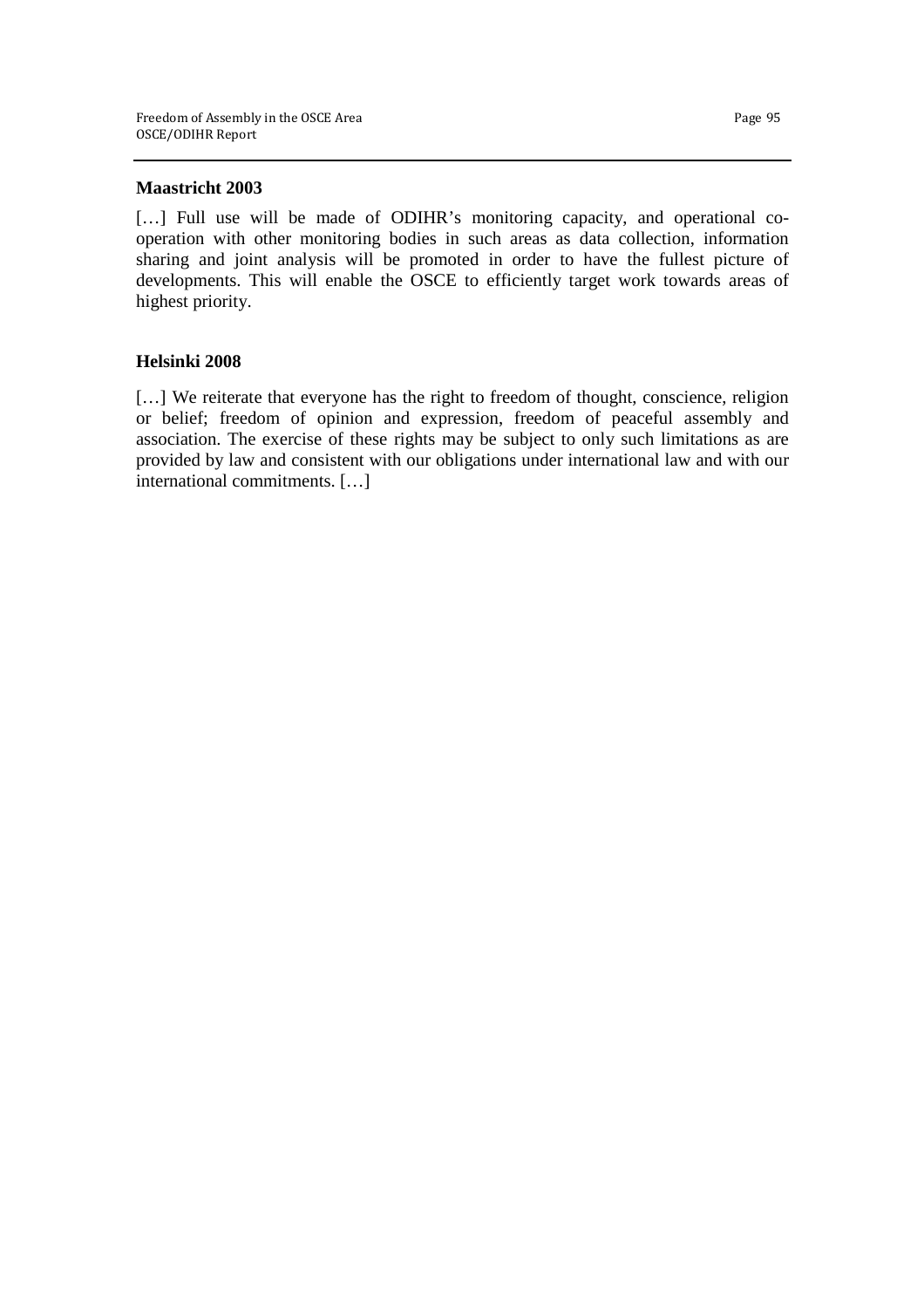**Maastricht 2003**

[…] Full use will be made of ODIHR's monitoring capacity, and operational co-operation with other monitoring bodies in such areas as data collection, information sharing and joint analysis will be promoted in order to have the fullest picture of developments. This will enable the OSCE to efficiently target work towards areas of highest priority.

**Helsinki 2008**

[…] We reiterate that everyone has the right to freedom of thought, conscience, religion or belief; freedom of opinion and expression, freedom of peaceful assembly and association. The exercise of these rights may be subject to only such limitations as are provided by law and consistent with our obligations under international law and with our international commitments. […]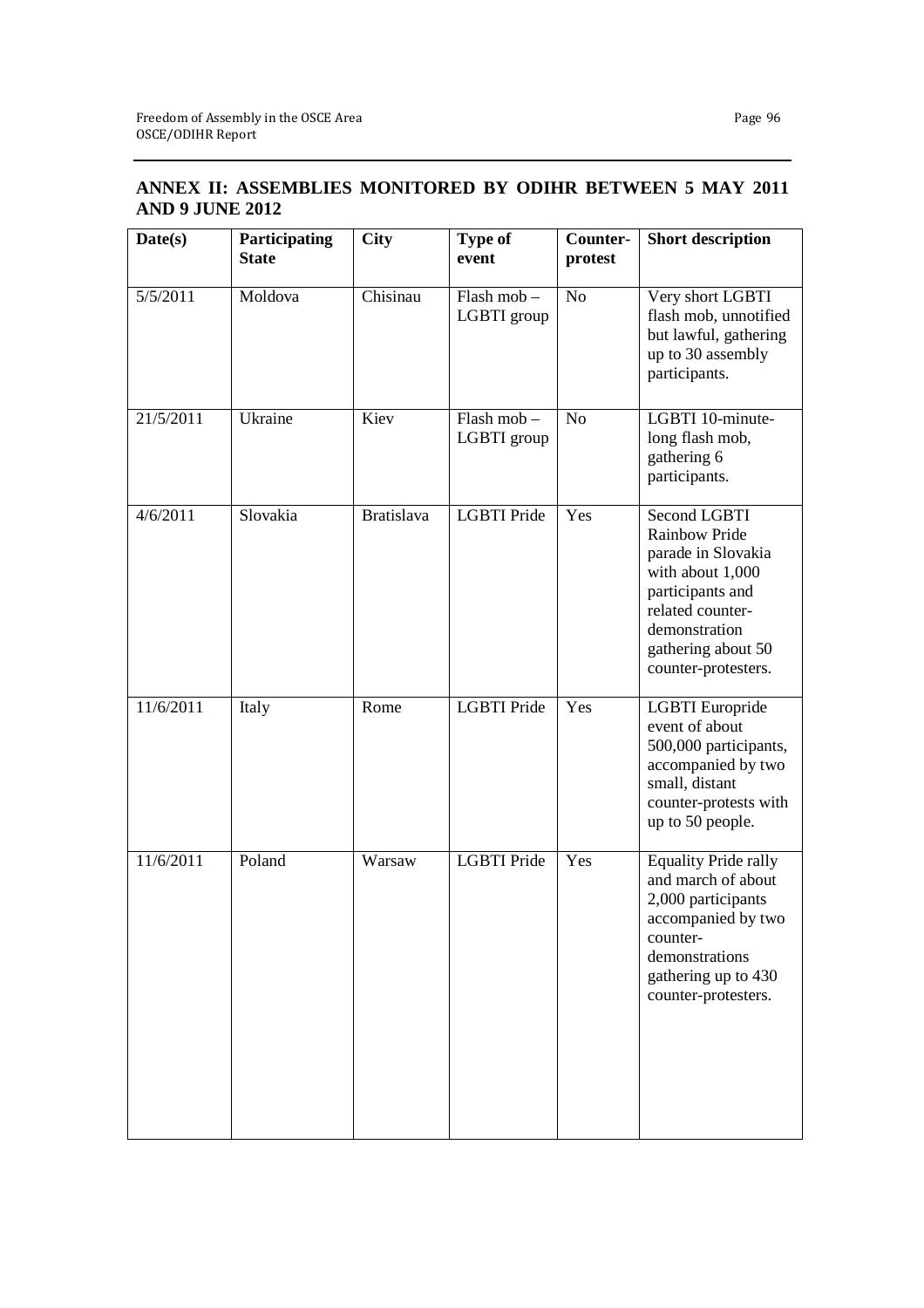## ANNEX II: ASSEMBLIES MONITORED BY ODIHR BETWEEN 5 MAY 2011 AND 9 JUNE 2012

| Date(s) | Participating State | City | Type of event | Counter-protest | Short description |
|---|---|---|---|---|---|
| 5/5/2011 | Moldova | Chisinau | Flash mob – LGBTI group | No | Very short LGBTI flash mob, unnotified but lawful, gathering up to 30 assembly participants. |
| 21/5/2011 | Ukraine | Kiev | Flash mob – LGBTI group | No | LGBTI 10-minute-long flash mob, gathering 6 participants. |
| 4/6/2011 | Slovakia | Bratislava | LGBTI Pride | Yes | Second LGBTI Rainbow Pride parade in Slovakia with about 1,000 participants and related counter-demonstration gathering about 50 counter-protesters. |
| 11/6/2011 | Italy | Rome | LGBTI Pride | Yes | LGBTI Europride event of about 500,000 participants, accompanied by two small, distant counter-protests with up to 50 people. |
| 11/6/2011 | Poland | Warsaw | LGBTI Pride | Yes | Equality Pride rally and march of about 2,000 participants accompanied by two counter-demonstrations gathering up to 430 counter-protesters. |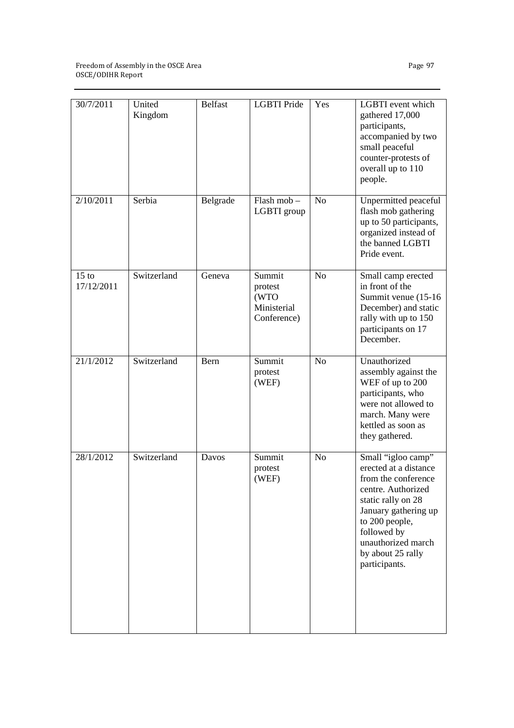| | | | | | |
|---|---|---|---|---|---|
| 30/7/2011 | United Kingdom | Belfast | LGBTI Pride | Yes | LGBTI event which gathered 17,000 participants, accompanied by two small peaceful counter-protests of overall up to 110 people. |
| 2/10/2011 | Serbia | Belgrade | Flash mob – LGBTI group | No | Unpermitted peaceful flash mob gathering up to 50 participants, organized instead of the banned LGBTI Pride event. |
| 15 to 17/12/2011 | Switzerland | Geneva | Summit protest (WTO Ministerial Conference) | No | Small camp erected in front of the Summit venue (15-16 December) and static rally with up to 150 participants on 17 December. |
| 21/1/2012 | Switzerland | Bern | Summit protest (WEF) | No | Unauthorized assembly against the WEF of up to 200 participants, who were not allowed to march. Many were kettled as soon as they gathered. |
| 28/1/2012 | Switzerland | Davos | Summit protest (WEF) | No | Small "igloo camp" erected at a distance from the conference centre. Authorized static rally on 28 January gathering up to 200 people, followed by unauthorized march by about 25 rally participants. |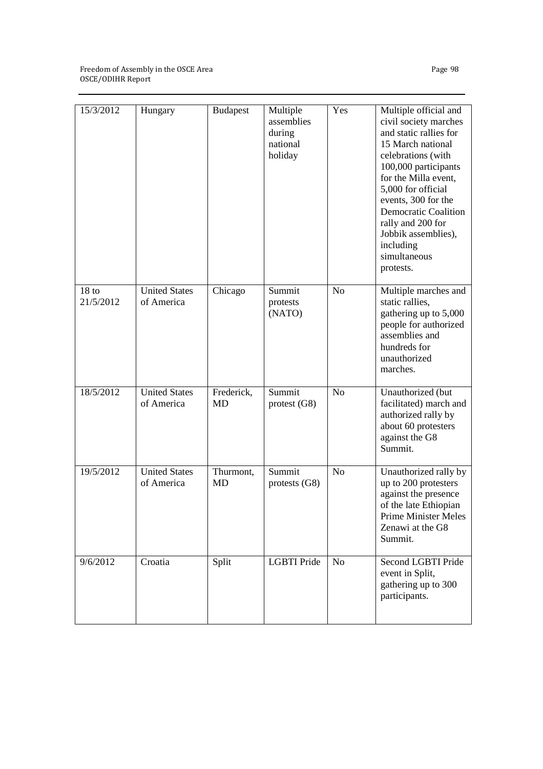| 15/3/2012 | Hungary | Budapest | Multiple assemblies during national holiday | Yes | Multiple official and civil society marches and static rallies for 15 March national celebrations (with 100,000 participants for the Milla event, 5,000 for official events, 300 for the Democratic Coalition rally and 200 for Jobbik assemblies), including simultaneous protests. |
|---|---|---|---|---|---|
| 18 to 21/5/2012 | United States of America | Chicago | Summit protests (NATO) | No | Multiple marches and static rallies, gathering up to 5,000 people for authorized assemblies and hundreds for unauthorized marches. |
| 18/5/2012 | United States of America | Frederick, MD | Summit protest (G8) | No | Unauthorized (but facilitated) march and authorized rally by about 60 protesters against the G8 Summit. |
| 19/5/2012 | United States of America | Thurmont, MD | Summit protests (G8) | No | Unauthorized rally by up to 200 protesters against the presence of the late Ethiopian Prime Minister Meles Zenawi at the G8 Summit. |
| 9/6/2012 | Croatia | Split | LGBTI Pride | No | Second LGBTI Pride event in Split, gathering up to 300 participants. |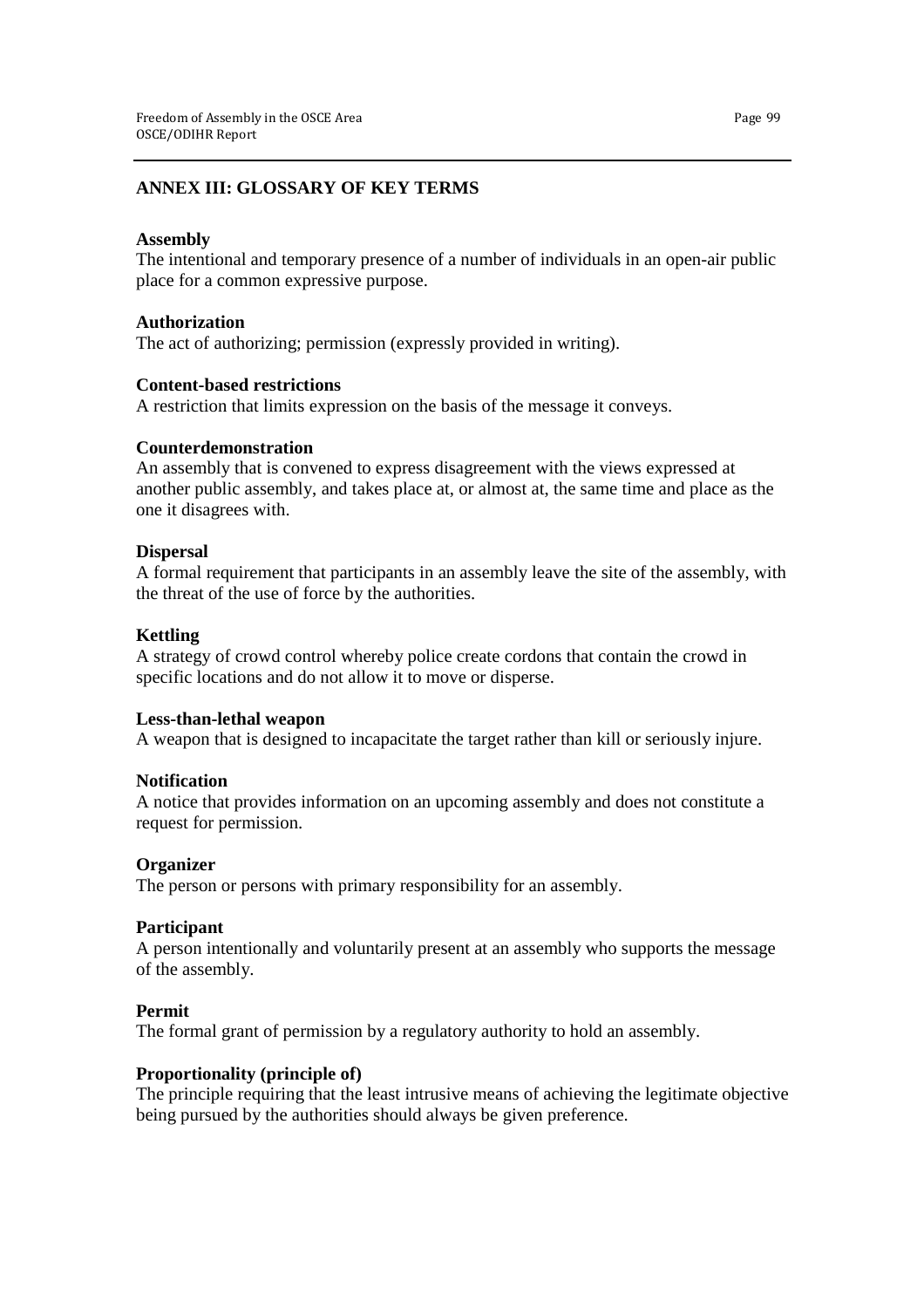## ANNEX III: GLOSSARY OF KEY TERMS

**Assembly**
The intentional and temporary presence of a number of individuals in an open-air public place for a common expressive purpose.

**Authorization**
The act of authorizing; permission (expressly provided in writing).

**Content-based restrictions**
A restriction that limits expression on the basis of the message it conveys.

**Counterdemonstration**
An assembly that is convened to express disagreement with the views expressed at another public assembly, and takes place at, or almost at, the same time and place as the one it disagrees with.

**Dispersal**
A formal requirement that participants in an assembly leave the site of the assembly, with the threat of the use of force by the authorities.

**Kettling**
A strategy of crowd control whereby police create cordons that contain the crowd in specific locations and do not allow it to move or disperse.

**Less-than-lethal weapon**
A weapon that is designed to incapacitate the target rather than kill or seriously injure.

**Notification**
A notice that provides information on an upcoming assembly and does not constitute a request for permission.

**Organizer**
The person or persons with primary responsibility for an assembly.

**Participant**
A person intentionally and voluntarily present at an assembly who supports the message of the assembly.

**Permit**
The formal grant of permission by a regulatory authority to hold an assembly.

**Proportionality (principle of)**
The principle requiring that the least intrusive means of achieving the legitimate objective being pursued by the authorities should always be given preference.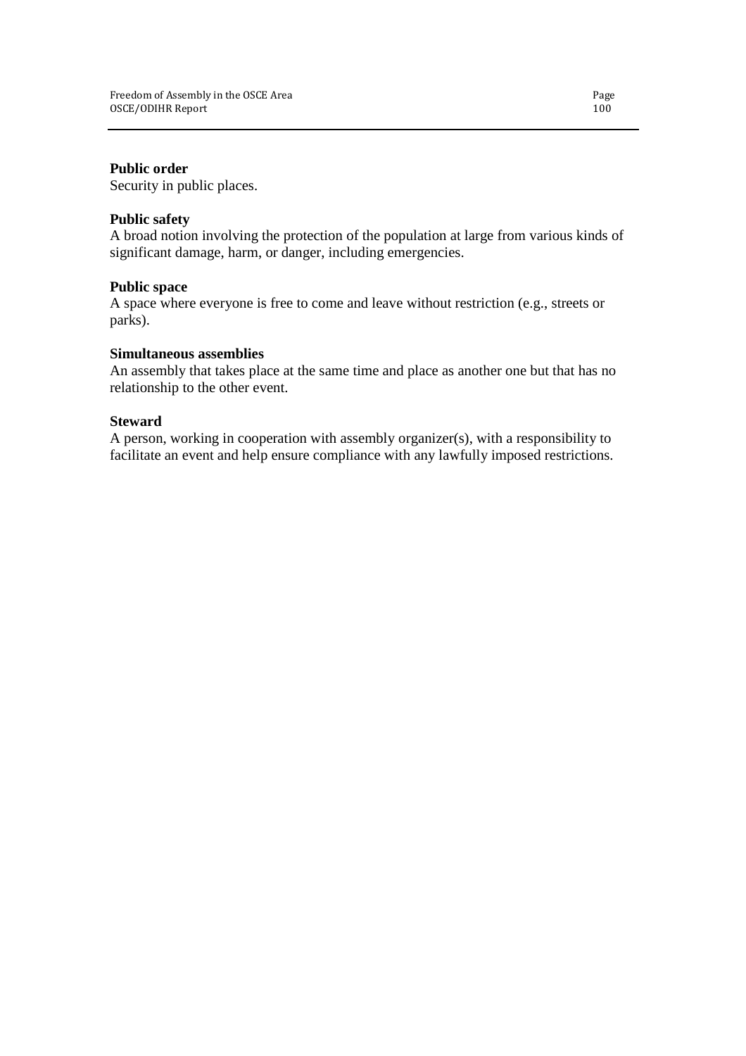**Public order**
Security in public places.

**Public safety**
A broad notion involving the protection of the population at large from various kinds of significant damage, harm, or danger, including emergencies.

**Public space**
A space where everyone is free to come and leave without restriction (e.g., streets or parks).

**Simultaneous assemblies**
An assembly that takes place at the same time and place as another one but that has no relationship to the other event.

**Steward**
A person, working in cooperation with assembly organizer(s), with a responsibility to facilitate an event and help ensure compliance with any lawfully imposed restrictions.